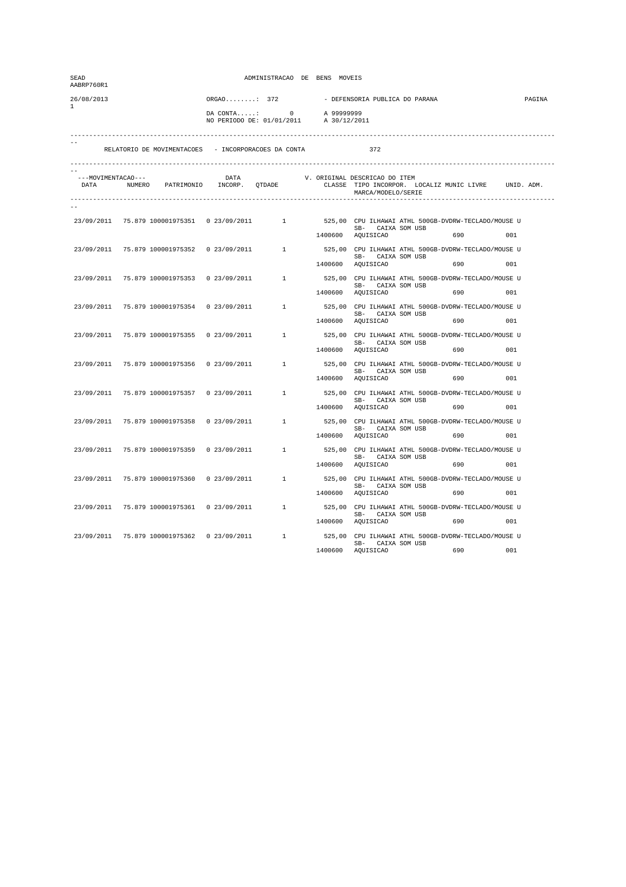SEAD
AABRP760R1

ADMINISTRACAO DE BENS MOVEIS

26/08/2013 ORGAO........: 372 - DEFENSORIA PUBLICA DO PARANA PAGINA 1

DA CONTA.....: 0 A 99999999
NO PERIODO DE: 01/01/2011 A 30/12/2011

RELATORIO DE MOVIMENTACOES - INCORPORACOES DA CONTA 372

| ---MOVIMENTACAO--- DATA | NUMERO | PATRIMONIO | DATA INCORP. | QTDADE | V. ORIGINAL CLASSE | DESCRICAO DO ITEM TIPO INCORPOR. MARCA/MODELO/SERIE | LOCALIZ MUNIC LIVRE | UNID. ADM. |
|---|---|---|---|---|---|---|---|---|
| 23/09/2011 | 75.879 | 100001975351 | 0 23/09/2011 | 1 | 525,00 1400600 | CPU ILHAWAI ATHL 500GB-DVDRW-TECLADO/MOUSE U SB- CAIXA SOM USB AQUISICAO | 690 | 001 |
| 23/09/2011 | 75.879 | 100001975352 | 0 23/09/2011 | 1 | 525,00 1400600 | CPU ILHAWAI ATHL 500GB-DVDRW-TECLADO/MOUSE U SB- CAIXA SOM USB AQUISICAO | 690 | 001 |
| 23/09/2011 | 75.879 | 100001975353 | 0 23/09/2011 | 1 | 525,00 1400600 | CPU ILHAWAI ATHL 500GB-DVDRW-TECLADO/MOUSE U SB- CAIXA SOM USB AQUISICAO | 690 | 001 |
| 23/09/2011 | 75.879 | 100001975354 | 0 23/09/2011 | 1 | 525,00 1400600 | CPU ILHAWAI ATHL 500GB-DVDRW-TECLADO/MOUSE U SB- CAIXA SOM USB AQUISICAO | 690 | 001 |
| 23/09/2011 | 75.879 | 100001975355 | 0 23/09/2011 | 1 | 525,00 1400600 | CPU ILHAWAI ATHL 500GB-DVDRW-TECLADO/MOUSE U SB- CAIXA SOM USB AQUISICAO | 690 | 001 |
| 23/09/2011 | 75.879 | 100001975356 | 0 23/09/2011 | 1 | 525,00 1400600 | CPU ILHAWAI ATHL 500GB-DVDRW-TECLADO/MOUSE U SB- CAIXA SOM USB AQUISICAO | 690 | 001 |
| 23/09/2011 | 75.879 | 100001975357 | 0 23/09/2011 | 1 | 525,00 1400600 | CPU ILHAWAI ATHL 500GB-DVDRW-TECLADO/MOUSE U SB- CAIXA SOM USB AQUISICAO | 690 | 001 |
| 23/09/2011 | 75.879 | 100001975358 | 0 23/09/2011 | 1 | 525,00 1400600 | CPU ILHAWAI ATHL 500GB-DVDRW-TECLADO/MOUSE U SB- CAIXA SOM USB AQUISICAO | 690 | 001 |
| 23/09/2011 | 75.879 | 100001975359 | 0 23/09/2011 | 1 | 525,00 1400600 | CPU ILHAWAI ATHL 500GB-DVDRW-TECLADO/MOUSE U SB- CAIXA SOM USB AQUISICAO | 690 | 001 |
| 23/09/2011 | 75.879 | 100001975360 | 0 23/09/2011 | 1 | 525,00 1400600 | CPU ILHAWAI ATHL 500GB-DVDRW-TECLADO/MOUSE U SB- CAIXA SOM USB AQUISICAO | 690 | 001 |
| 23/09/2011 | 75.879 | 100001975361 | 0 23/09/2011 | 1 | 525,00 1400600 | CPU ILHAWAI ATHL 500GB-DVDRW-TECLADO/MOUSE U SB- CAIXA SOM USB AQUISICAO | 690 | 001 |
| 23/09/2011 | 75.879 | 100001975362 | 0 23/09/2011 | 1 | 525,00 1400600 | CPU ILHAWAI ATHL 500GB-DVDRW-TECLADO/MOUSE U SB- CAIXA SOM USB AQUISICAO | 690 | 001 |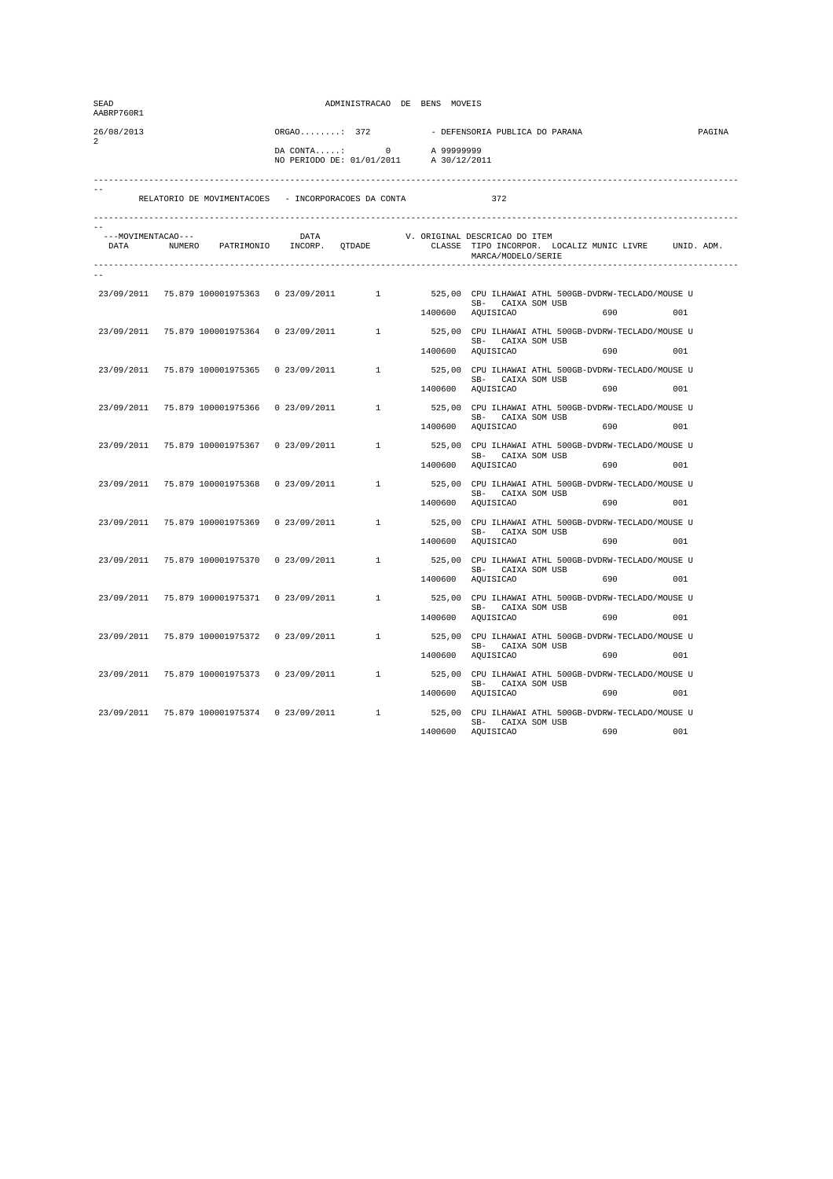SEAD
AABRP760R1

ADMINISTRACAO DE BENS MOVEIS

26/08/2013 ORGAO........: 372 - DEFENSORIA PUBLICA DO PARANA

DA CONTA.....: 0 A 99999999
NO PERIODO DE: 01/01/2011 A 30/12/2011

RELATORIO DE MOVIMENTACOES - INCORPORACOES DA CONTA 372

| ---MOVIMENTACAO--- DATA | NUMERO | PATRIMONIO | DATA INCORP. | QTDADE | V. ORIGINAL CLASSE | DESCRICAO DO ITEM TIPO INCORPOR. MARCA/MODELO/SERIE | LOCALIZ MUNIC LIVRE | UNID. ADM. |
|---|---|---|---|---|---|---|---|---|
| 23/09/2011 | 75.879 | 100001975363 | 0 23/09/2011 | 1 | 525,00 1400600 | CPU ILHAWAI ATHL 500GB-DVDRW-TECLADO/MOUSE U SB- CAIXA SOM USB AQUISICAO | 690 | 001 |
| 23/09/2011 | 75.879 | 100001975364 | 0 23/09/2011 | 1 | 525,00 1400600 | CPU ILHAWAI ATHL 500GB-DVDRW-TECLADO/MOUSE U SB- CAIXA SOM USB AQUISICAO | 690 | 001 |
| 23/09/2011 | 75.879 | 100001975365 | 0 23/09/2011 | 1 | 525,00 1400600 | CPU ILHAWAI ATHL 500GB-DVDRW-TECLADO/MOUSE U SB- CAIXA SOM USB AQUISICAO | 690 | 001 |
| 23/09/2011 | 75.879 | 100001975366 | 0 23/09/2011 | 1 | 525,00 1400600 | CPU ILHAWAI ATHL 500GB-DVDRW-TECLADO/MOUSE U SB- CAIXA SOM USB AQUISICAO | 690 | 001 |
| 23/09/2011 | 75.879 | 100001975367 | 0 23/09/2011 | 1 | 525,00 1400600 | CPU ILHAWAI ATHL 500GB-DVDRW-TECLADO/MOUSE U SB- CAIXA SOM USB AQUISICAO | 690 | 001 |
| 23/09/2011 | 75.879 | 100001975368 | 0 23/09/2011 | 1 | 525,00 1400600 | CPU ILHAWAI ATHL 500GB-DVDRW-TECLADO/MOUSE U SB- CAIXA SOM USB AQUISICAO | 690 | 001 |
| 23/09/2011 | 75.879 | 100001975369 | 0 23/09/2011 | 1 | 525,00 1400600 | CPU ILHAWAI ATHL 500GB-DVDRW-TECLADO/MOUSE U SB- CAIXA SOM USB AQUISICAO | 690 | 001 |
| 23/09/2011 | 75.879 | 100001975370 | 0 23/09/2011 | 1 | 525,00 1400600 | CPU ILHAWAI ATHL 500GB-DVDRW-TECLADO/MOUSE U SB- CAIXA SOM USB AQUISICAO | 690 | 001 |
| 23/09/2011 | 75.879 | 100001975371 | 0 23/09/2011 | 1 | 525,00 1400600 | CPU ILHAWAI ATHL 500GB-DVDRW-TECLADO/MOUSE U SB- CAIXA SOM USB AQUISICAO | 690 | 001 |
| 23/09/2011 | 75.879 | 100001975372 | 0 23/09/2011 | 1 | 525,00 1400600 | CPU ILHAWAI ATHL 500GB-DVDRW-TECLADO/MOUSE U SB- CAIXA SOM USB AQUISICAO | 690 | 001 |
| 23/09/2011 | 75.879 | 100001975373 | 0 23/09/2011 | 1 | 525,00 1400600 | CPU ILHAWAI ATHL 500GB-DVDRW-TECLADO/MOUSE U SB- CAIXA SOM USB AQUISICAO | 690 | 001 |
| 23/09/2011 | 75.879 | 100001975374 | 0 23/09/2011 | 1 | 525,00 1400600 | CPU ILHAWAI ATHL 500GB-DVDRW-TECLADO/MOUSE U SB- CAIXA SOM USB AQUISICAO | 690 | 001 |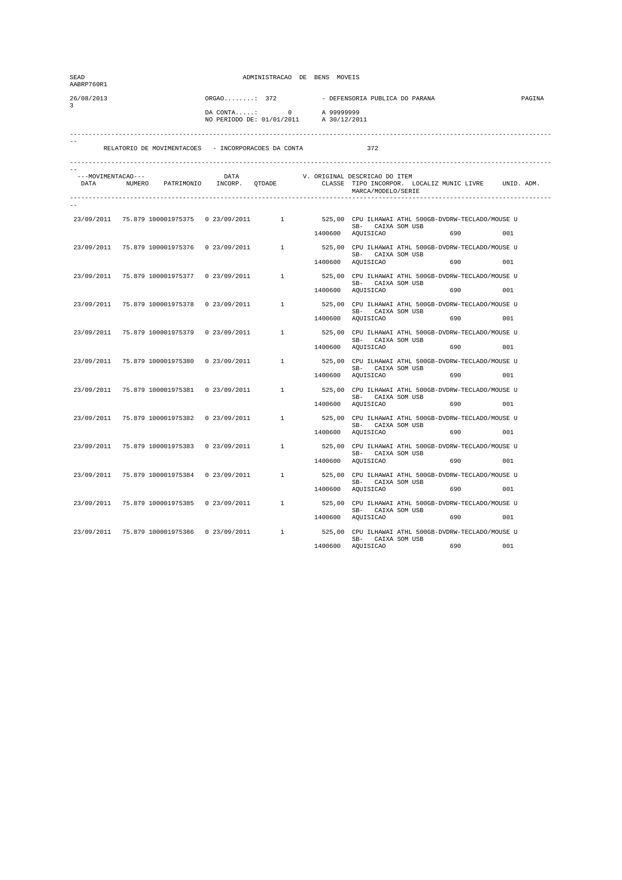SEAD
AABRP760R1

ADMINISTRACAO DE BENS MOVEIS

26/08/2013 ORGAO........: 372 - DEFENSORIA PUBLICA DO PARANA PAGINA 3

DA CONTA.....: 0 A 99999999
NO PERIODO DE: 01/01/2011 A 30/12/2011

RELATORIO DE MOVIMENTACOES - INCORPORACOES DA CONTA 372

| ---MOVIMENTACAO--- DATA | NUMERO | PATRIMONIO | DATA INCORP. | QTDADE | V. ORIGINAL CLASSE | DESCRICAO DO ITEM TIPO INCORPOR. MARCA/MODELO/SERIE | LOCALIZ MUNIC LIVRE | UNID. ADM. |
|---|---|---|---|---|---|---|---|---|
| 23/09/2011 | 75.879 | 100001975375 | 0 23/09/2011 | 1 | 525,00 1400600 | CPU ILHAWAI ATHL 500GB-DVDRW-TECLADO/MOUSE U SB- CAIXA SOM USB AQUISICAO | 690 | 001 |
| 23/09/2011 | 75.879 | 100001975376 | 0 23/09/2011 | 1 | 525,00 1400600 | CPU ILHAWAI ATHL 500GB-DVDRW-TECLADO/MOUSE U SB- CAIXA SOM USB AQUISICAO | 690 | 001 |
| 23/09/2011 | 75.879 | 100001975377 | 0 23/09/2011 | 1 | 525,00 1400600 | CPU ILHAWAI ATHL 500GB-DVDRW-TECLADO/MOUSE U SB- CAIXA SOM USB AQUISICAO | 690 | 001 |
| 23/09/2011 | 75.879 | 100001975378 | 0 23/09/2011 | 1 | 525,00 1400600 | CPU ILHAWAI ATHL 500GB-DVDRW-TECLADO/MOUSE U SB- CAIXA SOM USB AQUISICAO | 690 | 001 |
| 23/09/2011 | 75.879 | 100001975379 | 0 23/09/2011 | 1 | 525,00 1400600 | CPU ILHAWAI ATHL 500GB-DVDRW-TECLADO/MOUSE U SB- CAIXA SOM USB AQUISICAO | 690 | 001 |
| 23/09/2011 | 75.879 | 100001975380 | 0 23/09/2011 | 1 | 525,00 1400600 | CPU ILHAWAI ATHL 500GB-DVDRW-TECLADO/MOUSE U SB- CAIXA SOM USB AQUISICAO | 690 | 001 |
| 23/09/2011 | 75.879 | 100001975381 | 0 23/09/2011 | 1 | 525,00 1400600 | CPU ILHAWAI ATHL 500GB-DVDRW-TECLADO/MOUSE U SB- CAIXA SOM USB AQUISICAO | 690 | 001 |
| 23/09/2011 | 75.879 | 100001975382 | 0 23/09/2011 | 1 | 525,00 1400600 | CPU ILHAWAI ATHL 500GB-DVDRW-TECLADO/MOUSE U SB- CAIXA SOM USB AQUISICAO | 690 | 001 |
| 23/09/2011 | 75.879 | 100001975383 | 0 23/09/2011 | 1 | 525,00 1400600 | CPU ILHAWAI ATHL 500GB-DVDRW-TECLADO/MOUSE U SB- CAIXA SOM USB AQUISICAO | 690 | 001 |
| 23/09/2011 | 75.879 | 100001975384 | 0 23/09/2011 | 1 | 525,00 1400600 | CPU ILHAWAI ATHL 500GB-DVDRW-TECLADO/MOUSE U SB- CAIXA SOM USB AQUISICAO | 690 | 001 |
| 23/09/2011 | 75.879 | 100001975385 | 0 23/09/2011 | 1 | 525,00 1400600 | CPU ILHAWAI ATHL 500GB-DVDRW-TECLADO/MOUSE U SB- CAIXA SOM USB AQUISICAO | 690 | 001 |
| 23/09/2011 | 75.879 | 100001975386 | 0 23/09/2011 | 1 | 525,00 1400600 | CPU ILHAWAI ATHL 500GB-DVDRW-TECLADO/MOUSE U SB- CAIXA SOM USB AQUISICAO | 690 | 001 |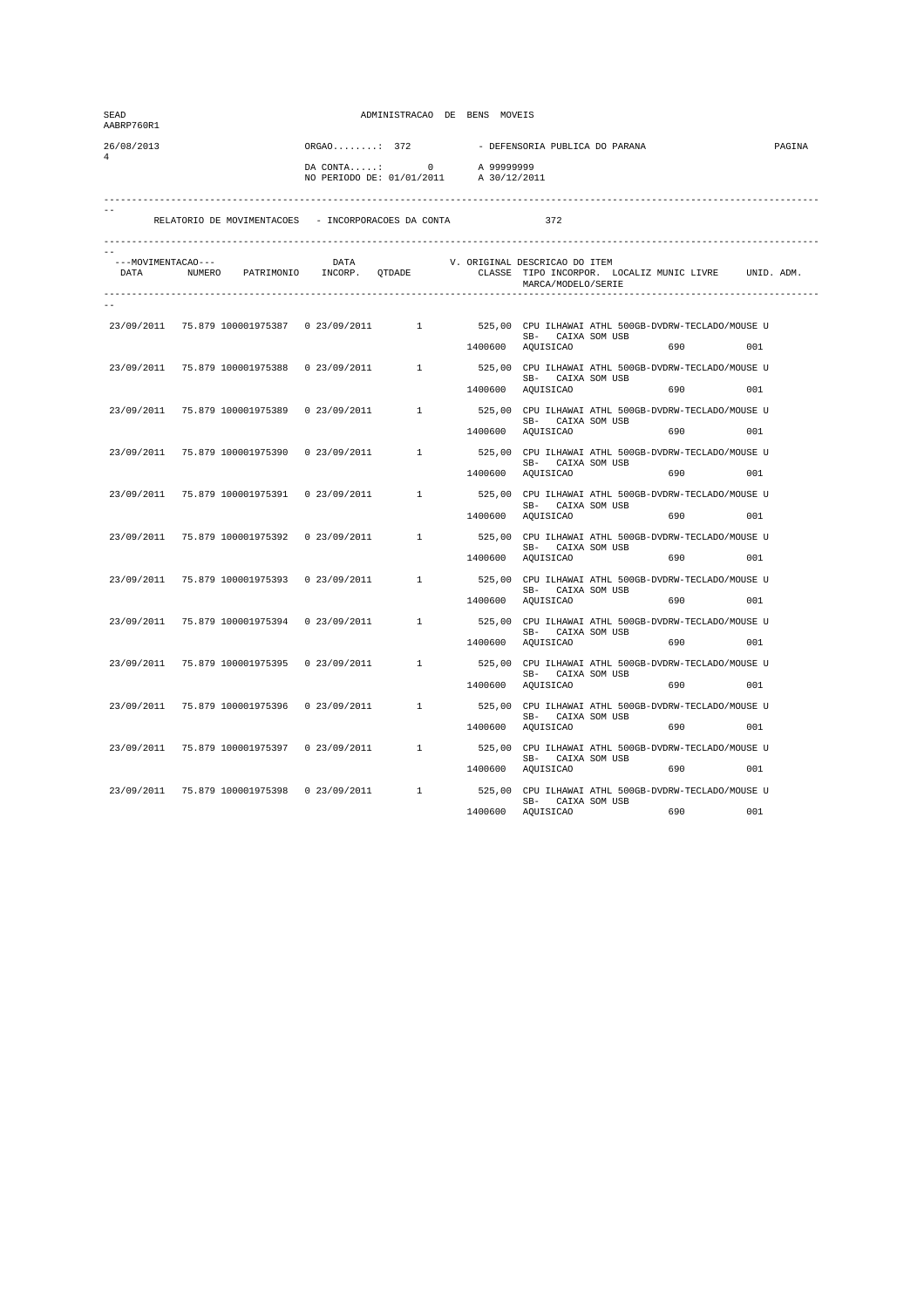SEAD
AABRP760R1

ADMINISTRACAO DE BENS MOVEIS

26/08/2013 ORGAO........: 372 - DEFENSORIA PUBLICA DO PARANA PAGINA 4

DA CONTA.....: 0 A 99999999
NO PERIODO DE: 01/01/2011 A 30/12/2011

RELATORIO DE MOVIMENTACOES - INCORPORACOES DA CONTA 372

| ---MOVIMENTACAO--- DATA | NUMERO | PATRIMONIO | DATA INCORP. | QTDADE | V. ORIGINAL CLASSE | DESCRICAO DO ITEM TIPO INCORPOR. MARCA/MODELO/SERIE | LOCALIZ MUNIC | LIVRE | UNID. ADM. |
|---|---|---|---|---|---|---|---|---|---|
| 23/09/2011 | 75.879 | 100001975387 | 0 23/09/2011 | 1 | 525,00 1400600 | CPU ILHAWAI ATHL 500GB-DVDRW-TECLADO/MOUSE U SB- CAIXA SOM USB AQUISICAO | 690 | | 001 |
| 23/09/2011 | 75.879 | 100001975388 | 0 23/09/2011 | 1 | 525,00 1400600 | CPU ILHAWAI ATHL 500GB-DVDRW-TECLADO/MOUSE U SB- CAIXA SOM USB AQUISICAO | 690 | | 001 |
| 23/09/2011 | 75.879 | 100001975389 | 0 23/09/2011 | 1 | 525,00 1400600 | CPU ILHAWAI ATHL 500GB-DVDRW-TECLADO/MOUSE U SB- CAIXA SOM USB AQUISICAO | 690 | | 001 |
| 23/09/2011 | 75.879 | 100001975390 | 0 23/09/2011 | 1 | 525,00 1400600 | CPU ILHAWAI ATHL 500GB-DVDRW-TECLADO/MOUSE U SB- CAIXA SOM USB AQUISICAO | 690 | | 001 |
| 23/09/2011 | 75.879 | 100001975391 | 0 23/09/2011 | 1 | 525,00 1400600 | CPU ILHAWAI ATHL 500GB-DVDRW-TECLADO/MOUSE U SB- CAIXA SOM USB AQUISICAO | 690 | | 001 |
| 23/09/2011 | 75.879 | 100001975392 | 0 23/09/2011 | 1 | 525,00 1400600 | CPU ILHAWAI ATHL 500GB-DVDRW-TECLADO/MOUSE U SB- CAIXA SOM USB AQUISICAO | 690 | | 001 |
| 23/09/2011 | 75.879 | 100001975393 | 0 23/09/2011 | 1 | 525,00 1400600 | CPU ILHAWAI ATHL 500GB-DVDRW-TECLADO/MOUSE U SB- CAIXA SOM USB AQUISICAO | 690 | | 001 |
| 23/09/2011 | 75.879 | 100001975394 | 0 23/09/2011 | 1 | 525,00 1400600 | CPU ILHAWAI ATHL 500GB-DVDRW-TECLADO/MOUSE U SB- CAIXA SOM USB AQUISICAO | 690 | | 001 |
| 23/09/2011 | 75.879 | 100001975395 | 0 23/09/2011 | 1 | 525,00 1400600 | CPU ILHAWAI ATHL 500GB-DVDRW-TECLADO/MOUSE U SB- CAIXA SOM USB AQUISICAO | 690 | | 001 |
| 23/09/2011 | 75.879 | 100001975396 | 0 23/09/2011 | 1 | 525,00 1400600 | CPU ILHAWAI ATHL 500GB-DVDRW-TECLADO/MOUSE U SB- CAIXA SOM USB AQUISICAO | 690 | | 001 |
| 23/09/2011 | 75.879 | 100001975397 | 0 23/09/2011 | 1 | 525,00 1400600 | CPU ILHAWAI ATHL 500GB-DVDRW-TECLADO/MOUSE U SB- CAIXA SOM USB AQUISICAO | 690 | | 001 |
| 23/09/2011 | 75.879 | 100001975398 | 0 23/09/2011 | 1 | 525,00 1400600 | CPU ILHAWAI ATHL 500GB-DVDRW-TECLADO/MOUSE U SB- CAIXA SOM USB AQUISICAO | 690 | | 001 |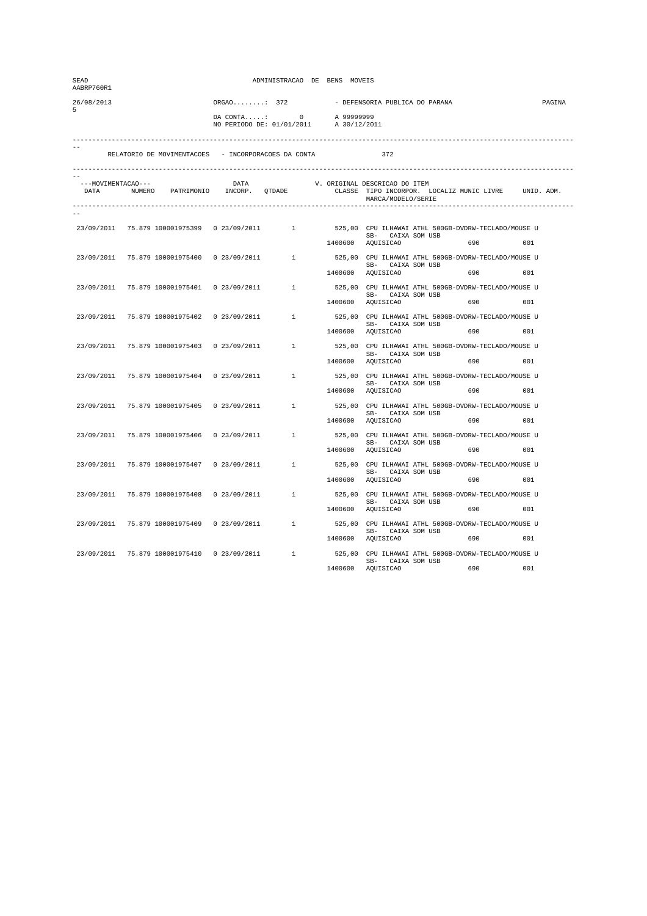SEAD
AABRP760R1

ADMINISTRACAO DE BENS MOVEIS

26/08/2013 ORGAO........: 372 - DEFENSORIA PUBLICA DO PARANA PAGINA 5

DA CONTA.....: 0 A 99999999
NO PERIODO DE: 01/01/2011 A 30/12/2011

RELATORIO DE MOVIMENTACOES - INCORPORACOES DA CONTA 372

| ---MOVIMENTACAO--- DATA | NUMERO | PATRIMONIO | DATA INCORP. | QTDADE | V. ORIGINAL CLASSE | DESCRICAO DO ITEM TIPO INCORPOR. MARCA/MODELO/SERIE | LOCALIZ MUNIC LIVRE | UNID. ADM. |
|---|---|---|---|---|---|---|---|---|
| 23/09/2011 | 75.879 | 100001975399 | 0 23/09/2011 | 1 | 525,00 1400600 | CPU ILHAWAI ATHL 500GB-DVDRW-TECLADO/MOUSE U SB- CAIXA SOM USB AQUISICAO | 690 | 001 |
| 23/09/2011 | 75.879 | 100001975400 | 0 23/09/2011 | 1 | 525,00 1400600 | CPU ILHAWAI ATHL 500GB-DVDRW-TECLADO/MOUSE U SB- CAIXA SOM USB AQUISICAO | 690 | 001 |
| 23/09/2011 | 75.879 | 100001975401 | 0 23/09/2011 | 1 | 525,00 1400600 | CPU ILHAWAI ATHL 500GB-DVDRW-TECLADO/MOUSE U SB- CAIXA SOM USB AQUISICAO | 690 | 001 |
| 23/09/2011 | 75.879 | 100001975402 | 0 23/09/2011 | 1 | 525,00 1400600 | CPU ILHAWAI ATHL 500GB-DVDRW-TECLADO/MOUSE U SB- CAIXA SOM USB AQUISICAO | 690 | 001 |
| 23/09/2011 | 75.879 | 100001975403 | 0 23/09/2011 | 1 | 525,00 1400600 | CPU ILHAWAI ATHL 500GB-DVDRW-TECLADO/MOUSE U SB- CAIXA SOM USB AQUISICAO | 690 | 001 |
| 23/09/2011 | 75.879 | 100001975404 | 0 23/09/2011 | 1 | 525,00 1400600 | CPU ILHAWAI ATHL 500GB-DVDRW-TECLADO/MOUSE U SB- CAIXA SOM USB AQUISICAO | 690 | 001 |
| 23/09/2011 | 75.879 | 100001975405 | 0 23/09/2011 | 1 | 525,00 1400600 | CPU ILHAWAI ATHL 500GB-DVDRW-TECLADO/MOUSE U SB- CAIXA SOM USB AQUISICAO | 690 | 001 |
| 23/09/2011 | 75.879 | 100001975406 | 0 23/09/2011 | 1 | 525,00 1400600 | CPU ILHAWAI ATHL 500GB-DVDRW-TECLADO/MOUSE U SB- CAIXA SOM USB AQUISICAO | 690 | 001 |
| 23/09/2011 | 75.879 | 100001975407 | 0 23/09/2011 | 1 | 525,00 1400600 | CPU ILHAWAI ATHL 500GB-DVDRW-TECLADO/MOUSE U SB- CAIXA SOM USB AQUISICAO | 690 | 001 |
| 23/09/2011 | 75.879 | 100001975408 | 0 23/09/2011 | 1 | 525,00 1400600 | CPU ILHAWAI ATHL 500GB-DVDRW-TECLADO/MOUSE U SB- CAIXA SOM USB AQUISICAO | 690 | 001 |
| 23/09/2011 | 75.879 | 100001975409 | 0 23/09/2011 | 1 | 525,00 1400600 | CPU ILHAWAI ATHL 500GB-DVDRW-TECLADO/MOUSE U SB- CAIXA SOM USB AQUISICAO | 690 | 001 |
| 23/09/2011 | 75.879 | 100001975410 | 0 23/09/2011 | 1 | 525,00 1400600 | CPU ILHAWAI ATHL 500GB-DVDRW-TECLADO/MOUSE U SB- CAIXA SOM USB AQUISICAO | 690 | 001 |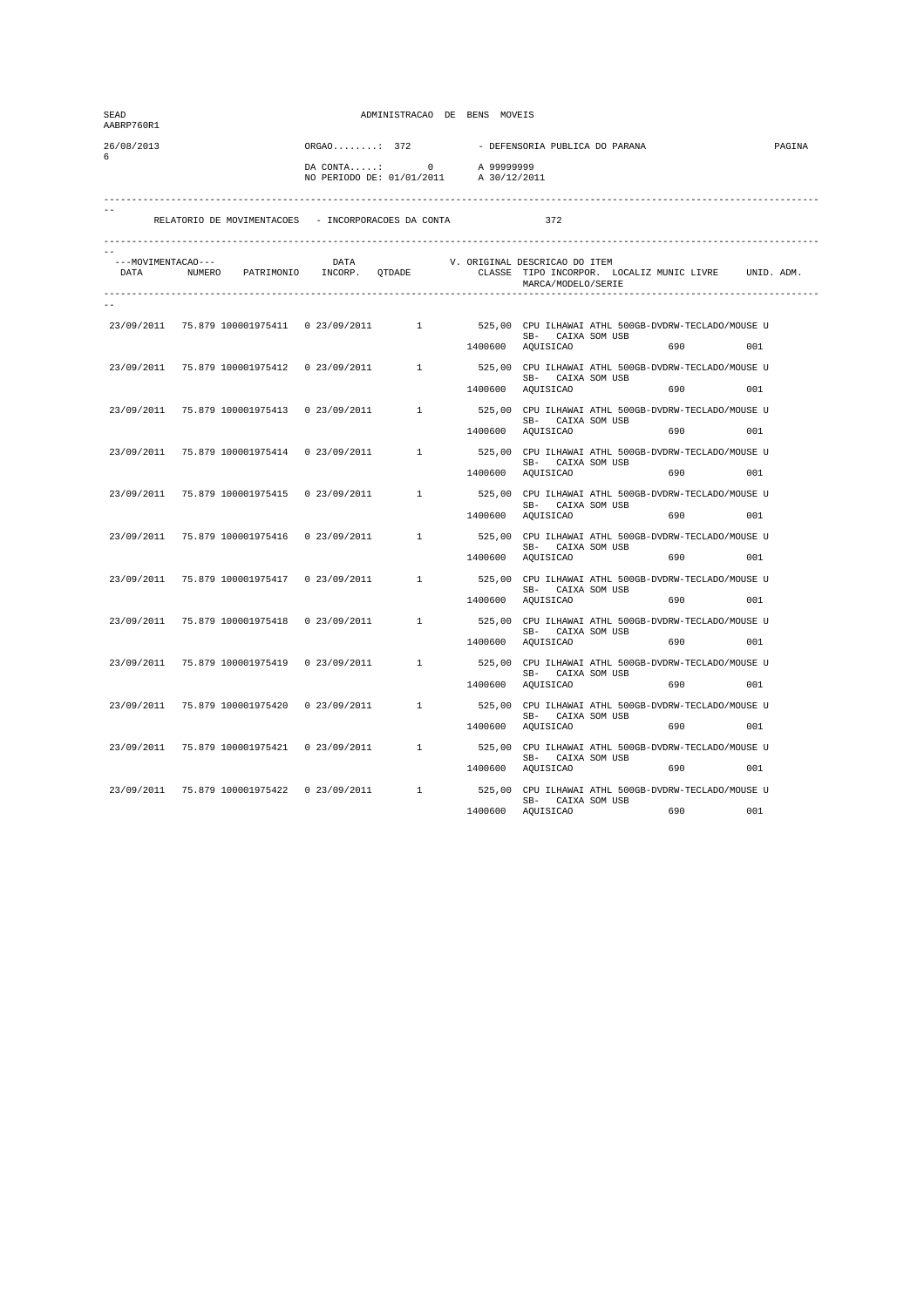SEAD
AABRP760R1

ADMINISTRACAO DE BENS MOVEIS

26/08/2013 ORGAO........: 372 - DEFENSORIA PUBLICA DO PARANA PAGINA 6

DA CONTA.....: 0 A 99999999
NO PERIODO DE: 01/01/2011 A 30/12/2011

RELATORIO DE MOVIMENTACOES - INCORPORACOES DA CONTA 372

| ---MOVIMENTACAO--- DATA | NUMERO | PATRIMONIO | DATA INCORP. | QTDADE | V. ORIGINAL CLASSE | DESCRICAO DO ITEM TIPO INCORPOR. MARCA/MODELO/SERIE | LOCALIZ MUNIC LIVRE | UNID. ADM. |
|---|---|---|---|---|---|---|---|---|
| 23/09/2011 | 75.879 | 100001975411 | 0 23/09/2011 | 1 | 525,00 1400600 | CPU ILHAWAI ATHL 500GB-DVDRW-TECLADO/MOUSE U SB- CAIXA SOM USB AQUISICAO | 690 | 001 |
| 23/09/2011 | 75.879 | 100001975412 | 0 23/09/2011 | 1 | 525,00 1400600 | CPU ILHAWAI ATHL 500GB-DVDRW-TECLADO/MOUSE U SB- CAIXA SOM USB AQUISICAO | 690 | 001 |
| 23/09/2011 | 75.879 | 100001975413 | 0 23/09/2011 | 1 | 525,00 1400600 | CPU ILHAWAI ATHL 500GB-DVDRW-TECLADO/MOUSE U SB- CAIXA SOM USB AQUISICAO | 690 | 001 |
| 23/09/2011 | 75.879 | 100001975414 | 0 23/09/2011 | 1 | 525,00 1400600 | CPU ILHAWAI ATHL 500GB-DVDRW-TECLADO/MOUSE U SB- CAIXA SOM USB AQUISICAO | 690 | 001 |
| 23/09/2011 | 75.879 | 100001975415 | 0 23/09/2011 | 1 | 525,00 1400600 | CPU ILHAWAI ATHL 500GB-DVDRW-TECLADO/MOUSE U SB- CAIXA SOM USB AQUISICAO | 690 | 001 |
| 23/09/2011 | 75.879 | 100001975416 | 0 23/09/2011 | 1 | 525,00 1400600 | CPU ILHAWAI ATHL 500GB-DVDRW-TECLADO/MOUSE U SB- CAIXA SOM USB AQUISICAO | 690 | 001 |
| 23/09/2011 | 75.879 | 100001975417 | 0 23/09/2011 | 1 | 525,00 1400600 | CPU ILHAWAI ATHL 500GB-DVDRW-TECLADO/MOUSE U SB- CAIXA SOM USB AQUISICAO | 690 | 001 |
| 23/09/2011 | 75.879 | 100001975418 | 0 23/09/2011 | 1 | 525,00 1400600 | CPU ILHAWAI ATHL 500GB-DVDRW-TECLADO/MOUSE U SB- CAIXA SOM USB AQUISICAO | 690 | 001 |
| 23/09/2011 | 75.879 | 100001975419 | 0 23/09/2011 | 1 | 525,00 1400600 | CPU ILHAWAI ATHL 500GB-DVDRW-TECLADO/MOUSE U SB- CAIXA SOM USB AQUISICAO | 690 | 001 |
| 23/09/2011 | 75.879 | 100001975420 | 0 23/09/2011 | 1 | 525,00 1400600 | CPU ILHAWAI ATHL 500GB-DVDRW-TECLADO/MOUSE U SB- CAIXA SOM USB AQUISICAO | 690 | 001 |
| 23/09/2011 | 75.879 | 100001975421 | 0 23/09/2011 | 1 | 525,00 1400600 | CPU ILHAWAI ATHL 500GB-DVDRW-TECLADO/MOUSE U SB- CAIXA SOM USB AQUISICAO | 690 | 001 |
| 23/09/2011 | 75.879 | 100001975422 | 0 23/09/2011 | 1 | 525,00 1400600 | CPU ILHAWAI ATHL 500GB-DVDRW-TECLADO/MOUSE U SB- CAIXA SOM USB AQUISICAO | 690 | 001 |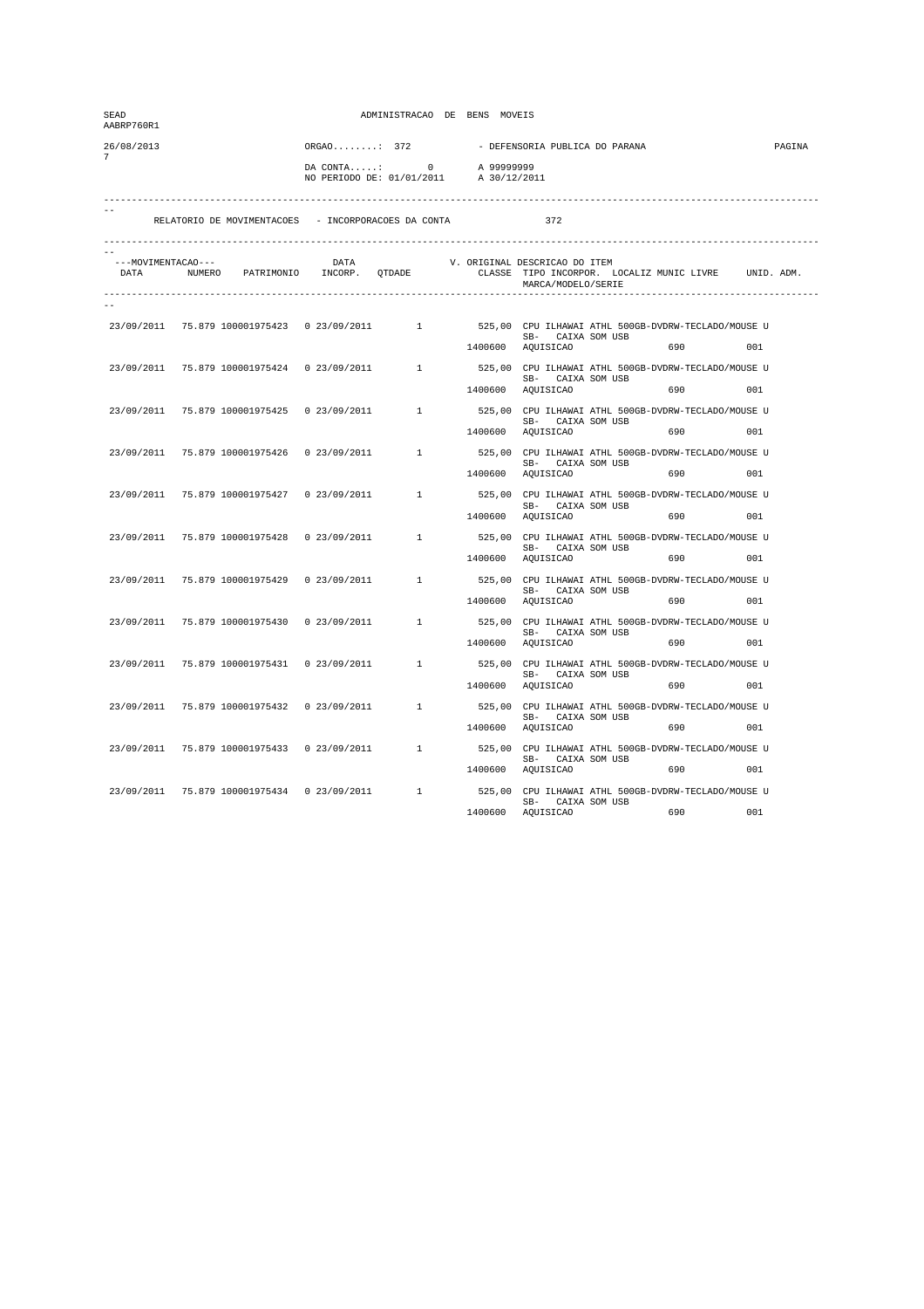SEAD
AABRP760R1

ADMINISTRACAO DE BENS MOVEIS

26/08/2013 ORGAO........: 372 - DEFENSORIA PUBLICA DO PARANA PAGINA 7

DA CONTA.....: 0 A 99999999
NO PERIODO DE: 01/01/2011 A 30/12/2011

RELATORIO DE MOVIMENTACOES - INCORPORACOES DA CONTA 372

| ---MOVIMENTACAO--- DATA | NUMERO | PATRIMONIO | DATA INCORP. | QTDADE | V. ORIGINAL CLASSE | DESCRICAO DO ITEM TIPO INCORPOR. MARCA/MODELO/SERIE | LOCALIZ MUNIC LIVRE | UNID. ADM. |
|---|---|---|---|---|---|---|---|---|
| 23/09/2011 | 75.879 | 100001975423 | 0 23/09/2011 | 1 | 525,00 1400600 | CPU ILHAWAI ATHL 500GB-DVDRW-TECLADO/MOUSE U SB- CAIXA SOM USB AQUISICAO | 690 | 001 |
| 23/09/2011 | 75.879 | 100001975424 | 0 23/09/2011 | 1 | 525,00 1400600 | CPU ILHAWAI ATHL 500GB-DVDRW-TECLADO/MOUSE U SB- CAIXA SOM USB AQUISICAO | 690 | 001 |
| 23/09/2011 | 75.879 | 100001975425 | 0 23/09/2011 | 1 | 525,00 1400600 | CPU ILHAWAI ATHL 500GB-DVDRW-TECLADO/MOUSE U SB- CAIXA SOM USB AQUISICAO | 690 | 001 |
| 23/09/2011 | 75.879 | 100001975426 | 0 23/09/2011 | 1 | 525,00 1400600 | CPU ILHAWAI ATHL 500GB-DVDRW-TECLADO/MOUSE U SB- CAIXA SOM USB AQUISICAO | 690 | 001 |
| 23/09/2011 | 75.879 | 100001975427 | 0 23/09/2011 | 1 | 525,00 1400600 | CPU ILHAWAI ATHL 500GB-DVDRW-TECLADO/MOUSE U SB- CAIXA SOM USB AQUISICAO | 690 | 001 |
| 23/09/2011 | 75.879 | 100001975428 | 0 23/09/2011 | 1 | 525,00 1400600 | CPU ILHAWAI ATHL 500GB-DVDRW-TECLADO/MOUSE U SB- CAIXA SOM USB AQUISICAO | 690 | 001 |
| 23/09/2011 | 75.879 | 100001975429 | 0 23/09/2011 | 1 | 525,00 1400600 | CPU ILHAWAI ATHL 500GB-DVDRW-TECLADO/MOUSE U SB- CAIXA SOM USB AQUISICAO | 690 | 001 |
| 23/09/2011 | 75.879 | 100001975430 | 0 23/09/2011 | 1 | 525,00 1400600 | CPU ILHAWAI ATHL 500GB-DVDRW-TECLADO/MOUSE U SB- CAIXA SOM USB AQUISICAO | 690 | 001 |
| 23/09/2011 | 75.879 | 100001975431 | 0 23/09/2011 | 1 | 525,00 1400600 | CPU ILHAWAI ATHL 500GB-DVDRW-TECLADO/MOUSE U SB- CAIXA SOM USB AQUISICAO | 690 | 001 |
| 23/09/2011 | 75.879 | 100001975432 | 0 23/09/2011 | 1 | 525,00 1400600 | CPU ILHAWAI ATHL 500GB-DVDRW-TECLADO/MOUSE U SB- CAIXA SOM USB AQUISICAO | 690 | 001 |
| 23/09/2011 | 75.879 | 100001975433 | 0 23/09/2011 | 1 | 525,00 1400600 | CPU ILHAWAI ATHL 500GB-DVDRW-TECLADO/MOUSE U SB- CAIXA SOM USB AQUISICAO | 690 | 001 |
| 23/09/2011 | 75.879 | 100001975434 | 0 23/09/2011 | 1 | 525,00 1400600 | CPU ILHAWAI ATHL 500GB-DVDRW-TECLADO/MOUSE U SB- CAIXA SOM USB AQUISICAO | 690 | 001 |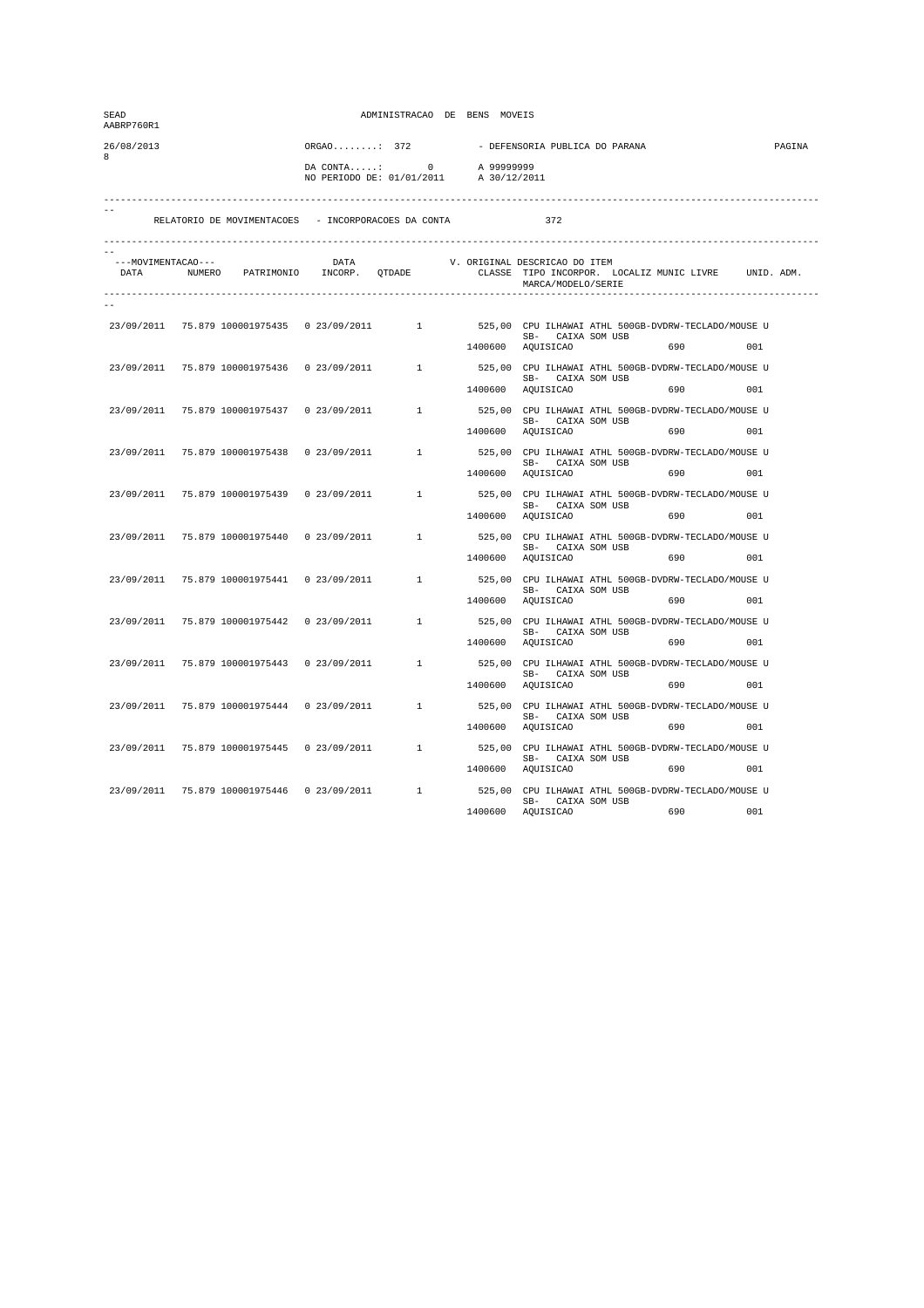SEAD
AABRP760R1

ADMINISTRACAO DE BENS MOVEIS

26/08/2013 ORGAO........: 372 - DEFENSORIA PUBLICA DO PARANA PAGINA 8

DA CONTA.....: 0 A 99999999
NO PERIODO DE: 01/01/2011 A 30/12/2011

RELATORIO DE MOVIMENTACOES - INCORPORACOES DA CONTA 372

| ---MOVIMENTACAO--- DATA | NUMERO | PATRIMONIO | DATA INCORP. | QTDADE | V. ORIGINAL CLASSE | DESCRICAO DO ITEM TIPO INCORPOR. MARCA/MODELO/SERIE | LOCALIZ MUNIC LIVRE | UNID. ADM. |
|---|---|---|---|---|---|---|---|---|
| 23/09/2011 | 75.879 | 100001975435 | 0 23/09/2011 | 1 | 525,00 1400600 | CPU ILHAWAI ATHL 500GB-DVDRW-TECLADO/MOUSE U SB- CAIXA SOM USB AQUISICAO | 690 | 001 |
| 23/09/2011 | 75.879 | 100001975436 | 0 23/09/2011 | 1 | 525,00 1400600 | CPU ILHAWAI ATHL 500GB-DVDRW-TECLADO/MOUSE U SB- CAIXA SOM USB AQUISICAO | 690 | 001 |
| 23/09/2011 | 75.879 | 100001975437 | 0 23/09/2011 | 1 | 525,00 1400600 | CPU ILHAWAI ATHL 500GB-DVDRW-TECLADO/MOUSE U SB- CAIXA SOM USB AQUISICAO | 690 | 001 |
| 23/09/2011 | 75.879 | 100001975438 | 0 23/09/2011 | 1 | 525,00 1400600 | CPU ILHAWAI ATHL 500GB-DVDRW-TECLADO/MOUSE U SB- CAIXA SOM USB AQUISICAO | 690 | 001 |
| 23/09/2011 | 75.879 | 100001975439 | 0 23/09/2011 | 1 | 525,00 1400600 | CPU ILHAWAI ATHL 500GB-DVDRW-TECLADO/MOUSE U SB- CAIXA SOM USB AQUISICAO | 690 | 001 |
| 23/09/2011 | 75.879 | 100001975440 | 0 23/09/2011 | 1 | 525,00 1400600 | CPU ILHAWAI ATHL 500GB-DVDRW-TECLADO/MOUSE U SB- CAIXA SOM USB AQUISICAO | 690 | 001 |
| 23/09/2011 | 75.879 | 100001975441 | 0 23/09/2011 | 1 | 525,00 1400600 | CPU ILHAWAI ATHL 500GB-DVDRW-TECLADO/MOUSE U SB- CAIXA SOM USB AQUISICAO | 690 | 001 |
| 23/09/2011 | 75.879 | 100001975442 | 0 23/09/2011 | 1 | 525,00 1400600 | CPU ILHAWAI ATHL 500GB-DVDRW-TECLADO/MOUSE U SB- CAIXA SOM USB AQUISICAO | 690 | 001 |
| 23/09/2011 | 75.879 | 100001975443 | 0 23/09/2011 | 1 | 525,00 1400600 | CPU ILHAWAI ATHL 500GB-DVDRW-TECLADO/MOUSE U SB- CAIXA SOM USB AQUISICAO | 690 | 001 |
| 23/09/2011 | 75.879 | 100001975444 | 0 23/09/2011 | 1 | 525,00 1400600 | CPU ILHAWAI ATHL 500GB-DVDRW-TECLADO/MOUSE U SB- CAIXA SOM USB AQUISICAO | 690 | 001 |
| 23/09/2011 | 75.879 | 100001975445 | 0 23/09/2011 | 1 | 525,00 1400600 | CPU ILHAWAI ATHL 500GB-DVDRW-TECLADO/MOUSE U SB- CAIXA SOM USB AQUISICAO | 690 | 001 |
| 23/09/2011 | 75.879 | 100001975446 | 0 23/09/2011 | 1 | 525,00 1400600 | CPU ILHAWAI ATHL 500GB-DVDRW-TECLADO/MOUSE U SB- CAIXA SOM USB AQUISICAO | 690 | 001 |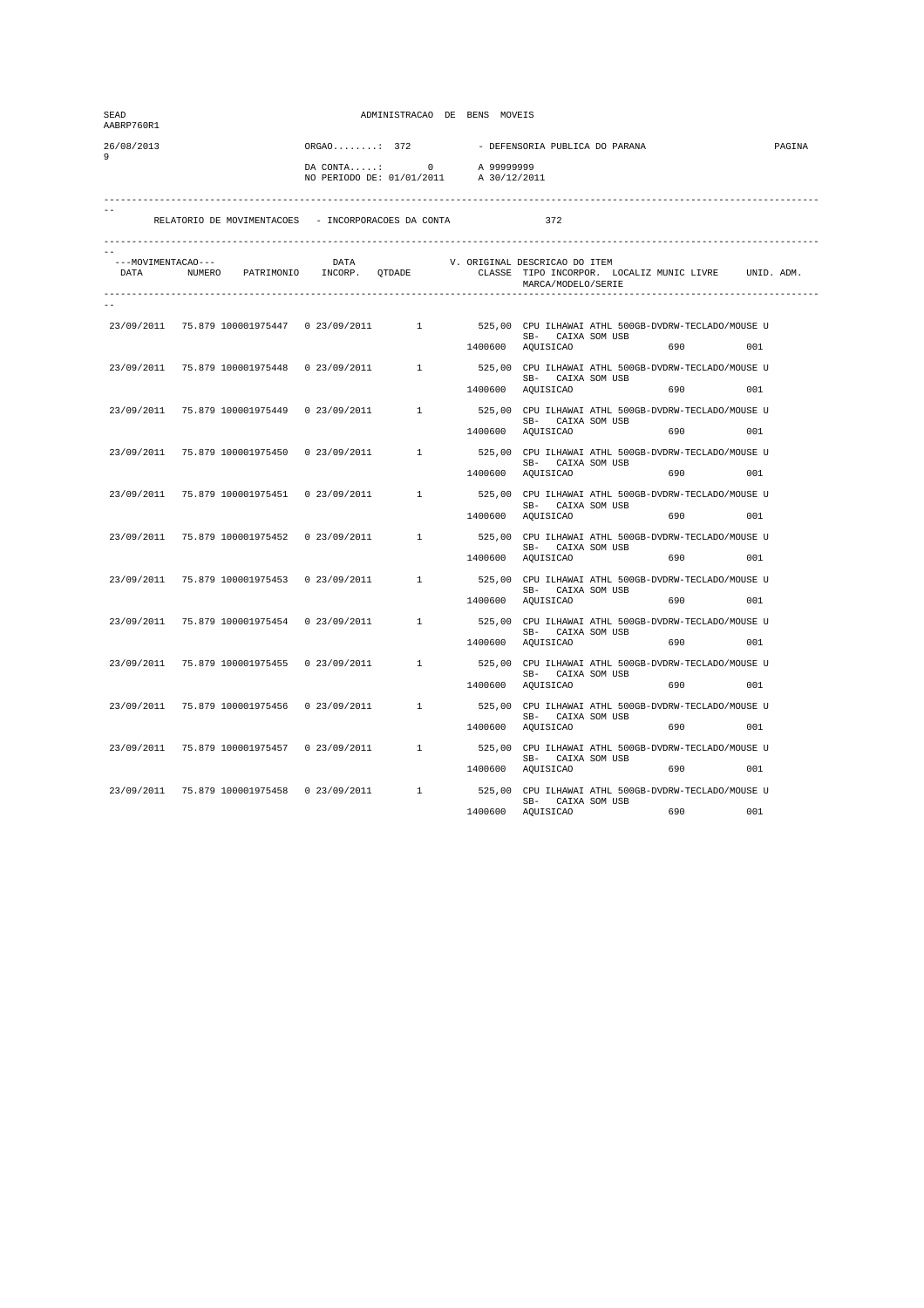ADMINISTRACAO DE BENS MOVEIS

ORGAO........: 372 - DEFENSORIA PUBLICA DO PARANA

DA CONTA.....: 0 A 99999999
NO PERIODO DE: 01/01/2011 A 30/12/2011

RELATORIO DE MOVIMENTACOES - INCORPORACOES DA CONTA 372

| ---MOVIMENTACAO--- DATA | NUMERO | PATRIMONIO | DATA INCORP. | QTDADE | V. ORIGINAL CLASSE | DESCRICAO DO ITEM TIPO INCORPOR. MARCA/MODELO/SERIE | LOCALIZ MUNIC LIVRE | UNID. ADM. |
|---|---|---|---|---|---|---|---|---|
| 23/09/2011 | 75.879 | 100001975447 | 0 23/09/2011 | 1 | 525,00 1400600 | CPU ILHAWAI ATHL 500GB-DVDRW-TECLADO/MOUSE U SB- CAIXA SOM USB AQUISICAO | 690 | 001 |
| 23/09/2011 | 75.879 | 100001975448 | 0 23/09/2011 | 1 | 525,00 1400600 | CPU ILHAWAI ATHL 500GB-DVDRW-TECLADO/MOUSE U SB- CAIXA SOM USB AQUISICAO | 690 | 001 |
| 23/09/2011 | 75.879 | 100001975449 | 0 23/09/2011 | 1 | 525,00 1400600 | CPU ILHAWAI ATHL 500GB-DVDRW-TECLADO/MOUSE U SB- CAIXA SOM USB AQUISICAO | 690 | 001 |
| 23/09/2011 | 75.879 | 100001975450 | 0 23/09/2011 | 1 | 525,00 1400600 | CPU ILHAWAI ATHL 500GB-DVDRW-TECLADO/MOUSE U SB- CAIXA SOM USB AQUISICAO | 690 | 001 |
| 23/09/2011 | 75.879 | 100001975451 | 0 23/09/2011 | 1 | 525,00 1400600 | CPU ILHAWAI ATHL 500GB-DVDRW-TECLADO/MOUSE U SB- CAIXA SOM USB AQUISICAO | 690 | 001 |
| 23/09/2011 | 75.879 | 100001975452 | 0 23/09/2011 | 1 | 525,00 1400600 | CPU ILHAWAI ATHL 500GB-DVDRW-TECLADO/MOUSE U SB- CAIXA SOM USB AQUISICAO | 690 | 001 |
| 23/09/2011 | 75.879 | 100001975453 | 0 23/09/2011 | 1 | 525,00 1400600 | CPU ILHAWAI ATHL 500GB-DVDRW-TECLADO/MOUSE U SB- CAIXA SOM USB AQUISICAO | 690 | 001 |
| 23/09/2011 | 75.879 | 100001975454 | 0 23/09/2011 | 1 | 525,00 1400600 | CPU ILHAWAI ATHL 500GB-DVDRW-TECLADO/MOUSE U SB- CAIXA SOM USB AQUISICAO | 690 | 001 |
| 23/09/2011 | 75.879 | 100001975455 | 0 23/09/2011 | 1 | 525,00 1400600 | CPU ILHAWAI ATHL 500GB-DVDRW-TECLADO/MOUSE U SB- CAIXA SOM USB AQUISICAO | 690 | 001 |
| 23/09/2011 | 75.879 | 100001975456 | 0 23/09/2011 | 1 | 525,00 1400600 | CPU ILHAWAI ATHL 500GB-DVDRW-TECLADO/MOUSE U SB- CAIXA SOM USB AQUISICAO | 690 | 001 |
| 23/09/2011 | 75.879 | 100001975457 | 0 23/09/2011 | 1 | 525,00 1400600 | CPU ILHAWAI ATHL 500GB-DVDRW-TECLADO/MOUSE U SB- CAIXA SOM USB AQUISICAO | 690 | 001 |
| 23/09/2011 | 75.879 | 100001975458 | 0 23/09/2011 | 1 | 525,00 1400600 | CPU ILHAWAI ATHL 500GB-DVDRW-TECLADO/MOUSE U SB- CAIXA SOM USB AQUISICAO | 690 | 001 |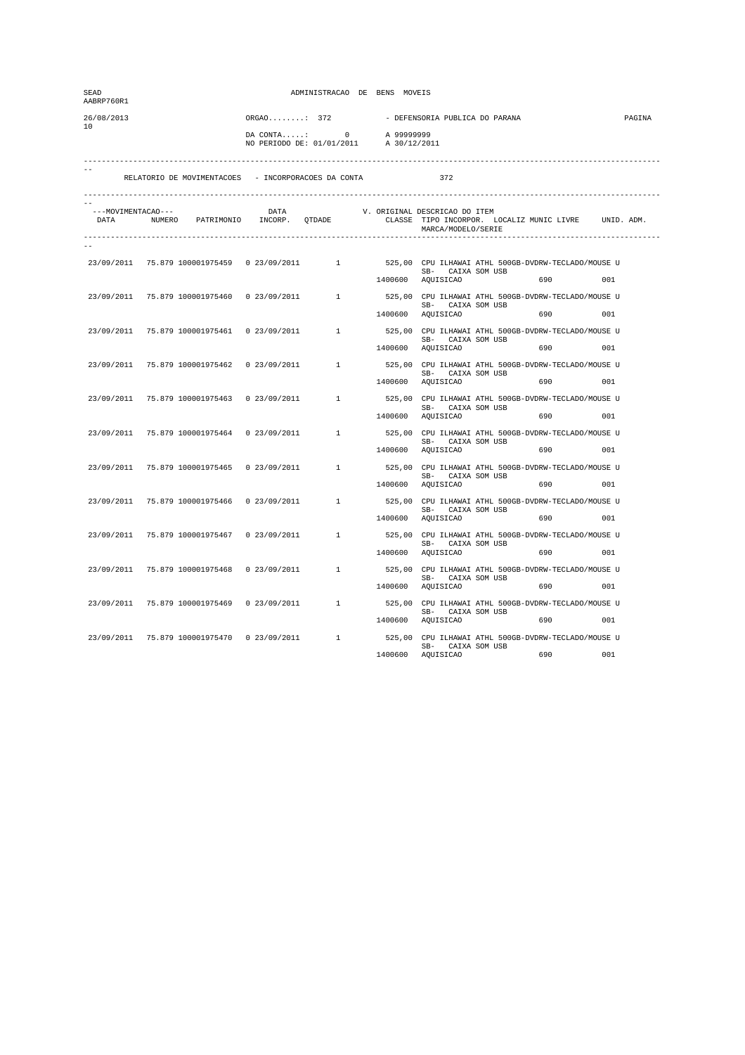SEAD
AABRP760R1

ADMINISTRACAO DE BENS MOVEIS

26/08/2013 ORGAO........: 372 - DEFENSORIA PUBLICA DO PARANA

DA CONTA.....: 0 A 99999999
NO PERIODO DE: 01/01/2011 A 30/12/2011

RELATORIO DE MOVIMENTACOES - INCORPORACOES DA CONTA 372

| ---MOVIMENTACAO--- DATA | NUMERO | PATRIMONIO | DATA INCORP. | QTDADE | V. ORIGINAL CLASSE | DESCRICAO DO ITEM TIPO INCORPOR. MARCA/MODELO/SERIE | LOCALIZ MUNIC | LIVRE | UNID. ADM. |
|---|---|---|---|---|---|---|---|---|---|
| 23/09/2011 | 75.879 | 100001975459 | 0 23/09/2011 | 1 | 525,00 1400600 | CPU ILHAWAI ATHL 500GB-DVDRW-TECLADO/MOUSE U SB- CAIXA SOM USB AQUISICAO | 690 | | 001 |
| 23/09/2011 | 75.879 | 100001975460 | 0 23/09/2011 | 1 | 525,00 1400600 | CPU ILHAWAI ATHL 500GB-DVDRW-TECLADO/MOUSE U SB- CAIXA SOM USB AQUISICAO | 690 | | 001 |
| 23/09/2011 | 75.879 | 100001975461 | 0 23/09/2011 | 1 | 525,00 1400600 | CPU ILHAWAI ATHL 500GB-DVDRW-TECLADO/MOUSE U SB- CAIXA SOM USB AQUISICAO | 690 | | 001 |
| 23/09/2011 | 75.879 | 100001975462 | 0 23/09/2011 | 1 | 525,00 1400600 | CPU ILHAWAI ATHL 500GB-DVDRW-TECLADO/MOUSE U SB- CAIXA SOM USB AQUISICAO | 690 | | 001 |
| 23/09/2011 | 75.879 | 100001975463 | 0 23/09/2011 | 1 | 525,00 1400600 | CPU ILHAWAI ATHL 500GB-DVDRW-TECLADO/MOUSE U SB- CAIXA SOM USB AQUISICAO | 690 | | 001 |
| 23/09/2011 | 75.879 | 100001975464 | 0 23/09/2011 | 1 | 525,00 1400600 | CPU ILHAWAI ATHL 500GB-DVDRW-TECLADO/MOUSE U SB- CAIXA SOM USB AQUISICAO | 690 | | 001 |
| 23/09/2011 | 75.879 | 100001975465 | 0 23/09/2011 | 1 | 525,00 1400600 | CPU ILHAWAI ATHL 500GB-DVDRW-TECLADO/MOUSE U SB- CAIXA SOM USB AQUISICAO | 690 | | 001 |
| 23/09/2011 | 75.879 | 100001975466 | 0 23/09/2011 | 1 | 525,00 1400600 | CPU ILHAWAI ATHL 500GB-DVDRW-TECLADO/MOUSE U SB- CAIXA SOM USB AQUISICAO | 690 | | 001 |
| 23/09/2011 | 75.879 | 100001975467 | 0 23/09/2011 | 1 | 525,00 1400600 | CPU ILHAWAI ATHL 500GB-DVDRW-TECLADO/MOUSE U SB- CAIXA SOM USB AQUISICAO | 690 | | 001 |
| 23/09/2011 | 75.879 | 100001975468 | 0 23/09/2011 | 1 | 525,00 1400600 | CPU ILHAWAI ATHL 500GB-DVDRW-TECLADO/MOUSE U SB- CAIXA SOM USB AQUISICAO | 690 | | 001 |
| 23/09/2011 | 75.879 | 100001975469 | 0 23/09/2011 | 1 | 525,00 1400600 | CPU ILHAWAI ATHL 500GB-DVDRW-TECLADO/MOUSE U SB- CAIXA SOM USB AQUISICAO | 690 | | 001 |
| 23/09/2011 | 75.879 | 100001975470 | 0 23/09/2011 | 1 | 525,00 1400600 | CPU ILHAWAI ATHL 500GB-DVDRW-TECLADO/MOUSE U SB- CAIXA SOM USB AQUISICAO | 690 | | 001 |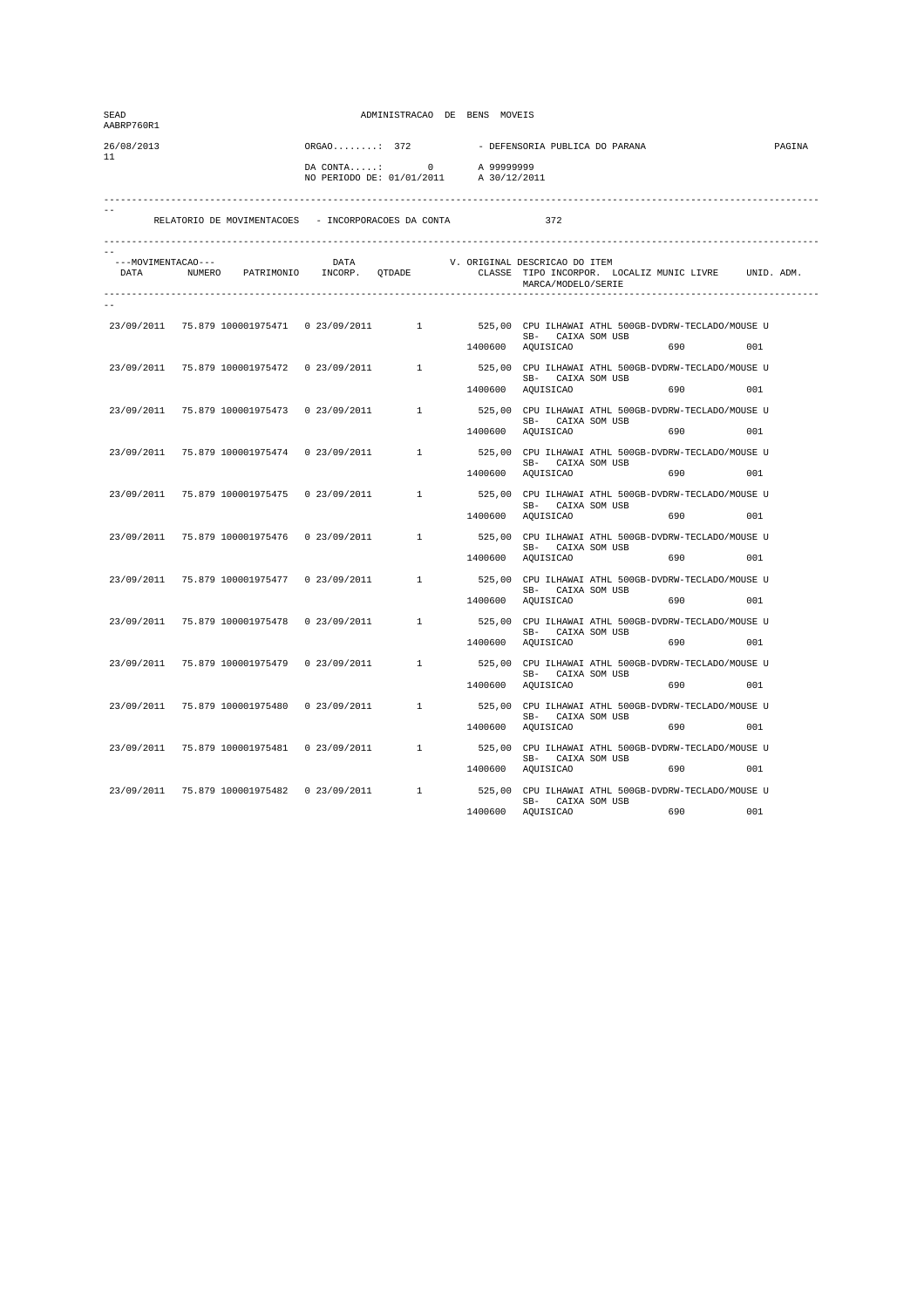SEAD
AABRP760R1

ADMINISTRACAO DE BENS MOVEIS

26/08/2013 — ORGAO........: 372 — DEFENSORIA PUBLICA DO PARANA — PAGINA 11

DA CONTA.....: 0 A 99999999
NO PERIODO DE: 01/01/2011 A 30/12/2011

RELATORIO DE MOVIMENTACOES - INCORPORACOES DA CONTA 372

| ---MOVIMENTACAO--- DATA | NUMERO | PATRIMONIO | DATA INCORP. | QTDADE | V. ORIGINAL CLASSE | DESCRICAO DO ITEM TIPO INCORPOR. MARCA/MODELO/SERIE | LOCALIZ MUNIC LIVRE | UNID. ADM. |
|---|---|---|---|---|---|---|---|---|
| 23/09/2011 | 75.879 | 100001975471 | 0 23/09/2011 | 1 | 525,00 1400600 | CPU ILHAWAI ATHL 500GB-DVDRW-TECLADO/MOUSE U SB- CAIXA SOM USB AQUISICAO | 690 | 001 |
| 23/09/2011 | 75.879 | 100001975472 | 0 23/09/2011 | 1 | 525,00 1400600 | CPU ILHAWAI ATHL 500GB-DVDRW-TECLADO/MOUSE U SB- CAIXA SOM USB AQUISICAO | 690 | 001 |
| 23/09/2011 | 75.879 | 100001975473 | 0 23/09/2011 | 1 | 525,00 1400600 | CPU ILHAWAI ATHL 500GB-DVDRW-TECLADO/MOUSE U SB- CAIXA SOM USB AQUISICAO | 690 | 001 |
| 23/09/2011 | 75.879 | 100001975474 | 0 23/09/2011 | 1 | 525,00 1400600 | CPU ILHAWAI ATHL 500GB-DVDRW-TECLADO/MOUSE U SB- CAIXA SOM USB AQUISICAO | 690 | 001 |
| 23/09/2011 | 75.879 | 100001975475 | 0 23/09/2011 | 1 | 525,00 1400600 | CPU ILHAWAI ATHL 500GB-DVDRW-TECLADO/MOUSE U SB- CAIXA SOM USB AQUISICAO | 690 | 001 |
| 23/09/2011 | 75.879 | 100001975476 | 0 23/09/2011 | 1 | 525,00 1400600 | CPU ILHAWAI ATHL 500GB-DVDRW-TECLADO/MOUSE U SB- CAIXA SOM USB AQUISICAO | 690 | 001 |
| 23/09/2011 | 75.879 | 100001975477 | 0 23/09/2011 | 1 | 525,00 1400600 | CPU ILHAWAI ATHL 500GB-DVDRW-TECLADO/MOUSE U SB- CAIXA SOM USB AQUISICAO | 690 | 001 |
| 23/09/2011 | 75.879 | 100001975478 | 0 23/09/2011 | 1 | 525,00 1400600 | CPU ILHAWAI ATHL 500GB-DVDRW-TECLADO/MOUSE U SB- CAIXA SOM USB AQUISICAO | 690 | 001 |
| 23/09/2011 | 75.879 | 100001975479 | 0 23/09/2011 | 1 | 525,00 1400600 | CPU ILHAWAI ATHL 500GB-DVDRW-TECLADO/MOUSE U SB- CAIXA SOM USB AQUISICAO | 690 | 001 |
| 23/09/2011 | 75.879 | 100001975480 | 0 23/09/2011 | 1 | 525,00 1400600 | CPU ILHAWAI ATHL 500GB-DVDRW-TECLADO/MOUSE U SB- CAIXA SOM USB AQUISICAO | 690 | 001 |
| 23/09/2011 | 75.879 | 100001975481 | 0 23/09/2011 | 1 | 525,00 1400600 | CPU ILHAWAI ATHL 500GB-DVDRW-TECLADO/MOUSE U SB- CAIXA SOM USB AQUISICAO | 690 | 001 |
| 23/09/2011 | 75.879 | 100001975482 | 0 23/09/2011 | 1 | 525,00 1400600 | CPU ILHAWAI ATHL 500GB-DVDRW-TECLADO/MOUSE U SB- CAIXA SOM USB AQUISICAO | 690 | 001 |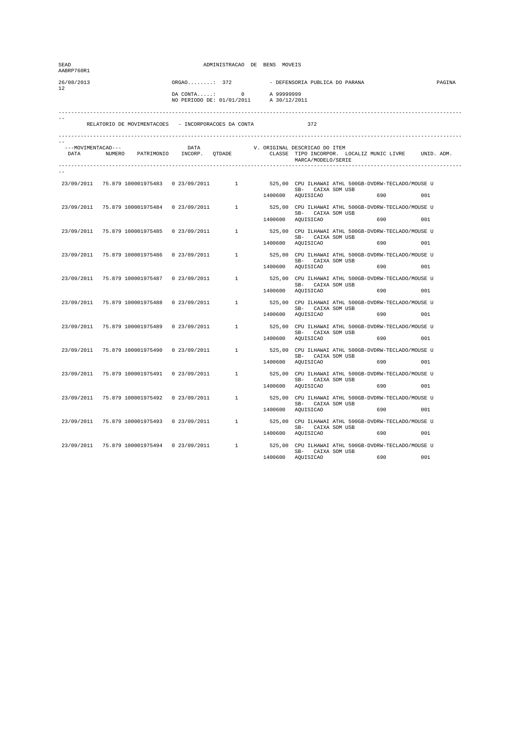SEAD
AABRP760R1

ADMINISTRACAO DE BENS MOVEIS

26/08/2013 ORGAO........: 372 - DEFENSORIA PUBLICA DO PARANA PAGINA 12

DA CONTA.....: 0 A 99999999
NO PERIODO DE: 01/01/2011 A 30/12/2011

RELATORIO DE MOVIMENTACOES - INCORPORACOES DA CONTA 372

| ---MOVIMENTACAO--- DATA | NUMERO | PATRIMONIO | DATA INCORP. | QTDADE | V. ORIGINAL CLASSE | DESCRICAO DO ITEM TIPO INCORPOR. MARCA/MODELO/SERIE | LOCALIZ MUNIC LIVRE | UNID. ADM. |
|---|---|---|---|---|---|---|---|---|
| 23/09/2011 | 75.879 | 100001975483 | 0 23/09/2011 | 1 | 525,00 1400600 | CPU ILHAWAI ATHL 500GB-DVDRW-TECLADO/MOUSE U SB- CAIXA SOM USB AQUISICAO | 690 | 001 |
| 23/09/2011 | 75.879 | 100001975484 | 0 23/09/2011 | 1 | 525,00 1400600 | CPU ILHAWAI ATHL 500GB-DVDRW-TECLADO/MOUSE U SB- CAIXA SOM USB AQUISICAO | 690 | 001 |
| 23/09/2011 | 75.879 | 100001975485 | 0 23/09/2011 | 1 | 525,00 1400600 | CPU ILHAWAI ATHL 500GB-DVDRW-TECLADO/MOUSE U SB- CAIXA SOM USB AQUISICAO | 690 | 001 |
| 23/09/2011 | 75.879 | 100001975486 | 0 23/09/2011 | 1 | 525,00 1400600 | CPU ILHAWAI ATHL 500GB-DVDRW-TECLADO/MOUSE U SB- CAIXA SOM USB AQUISICAO | 690 | 001 |
| 23/09/2011 | 75.879 | 100001975487 | 0 23/09/2011 | 1 | 525,00 1400600 | CPU ILHAWAI ATHL 500GB-DVDRW-TECLADO/MOUSE U SB- CAIXA SOM USB AQUISICAO | 690 | 001 |
| 23/09/2011 | 75.879 | 100001975488 | 0 23/09/2011 | 1 | 525,00 1400600 | CPU ILHAWAI ATHL 500GB-DVDRW-TECLADO/MOUSE U SB- CAIXA SOM USB AQUISICAO | 690 | 001 |
| 23/09/2011 | 75.879 | 100001975489 | 0 23/09/2011 | 1 | 525,00 1400600 | CPU ILHAWAI ATHL 500GB-DVDRW-TECLADO/MOUSE U SB- CAIXA SOM USB AQUISICAO | 690 | 001 |
| 23/09/2011 | 75.879 | 100001975490 | 0 23/09/2011 | 1 | 525,00 1400600 | CPU ILHAWAI ATHL 500GB-DVDRW-TECLADO/MOUSE U SB- CAIXA SOM USB AQUISICAO | 690 | 001 |
| 23/09/2011 | 75.879 | 100001975491 | 0 23/09/2011 | 1 | 525,00 1400600 | CPU ILHAWAI ATHL 500GB-DVDRW-TECLADO/MOUSE U SB- CAIXA SOM USB AQUISICAO | 690 | 001 |
| 23/09/2011 | 75.879 | 100001975492 | 0 23/09/2011 | 1 | 525,00 1400600 | CPU ILHAWAI ATHL 500GB-DVDRW-TECLADO/MOUSE U SB- CAIXA SOM USB AQUISICAO | 690 | 001 |
| 23/09/2011 | 75.879 | 100001975493 | 0 23/09/2011 | 1 | 525,00 1400600 | CPU ILHAWAI ATHL 500GB-DVDRW-TECLADO/MOUSE U SB- CAIXA SOM USB AQUISICAO | 690 | 001 |
| 23/09/2011 | 75.879 | 100001975494 | 0 23/09/2011 | 1 | 525,00 1400600 | CPU ILHAWAI ATHL 500GB-DVDRW-TECLADO/MOUSE U SB- CAIXA SOM USB AQUISICAO | 690 | 001 |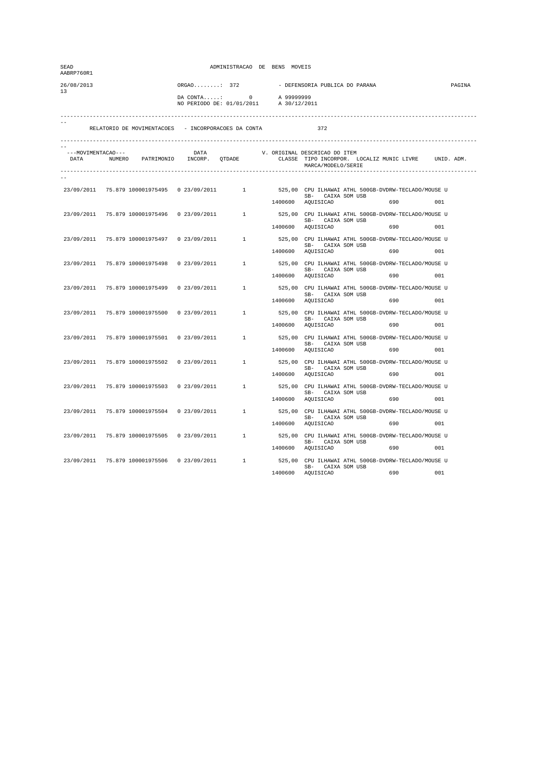SEAD
AABRP760R1

ADMINISTRACAO DE BENS MOVEIS

26/08/2013

ORGAO........: 372 - DEFENSORIA PUBLICA DO PARANA

DA CONTA.....: 0 A 99999999
NO PERIODO DE: 01/01/2011 A 30/12/2011

RELATORIO DE MOVIMENTACOES - INCORPORACOES DA CONTA 372

| ---MOVIMENTACAO--- DATA | NUMERO | PATRIMONIO | DATA INCORP. | QTDADE | V. ORIGINAL CLASSE | DESCRICAO DO ITEM TIPO INCORPOR. MARCA/MODELO/SERIE | LOCALIZ MUNIC | LIVRE | UNID. ADM. |
|---|---|---|---|---|---|---|---|---|---|
| 23/09/2011 | 75.879 | 100001975495 | 0 23/09/2011 | 1 | 525,00 1400600 | CPU ILHAWAI ATHL 500GB-DVDRW-TECLADO/MOUSE U SB- CAIXA SOM USB AQUISICAO | 690 | | 001 |
| 23/09/2011 | 75.879 | 100001975496 | 0 23/09/2011 | 1 | 525,00 1400600 | CPU ILHAWAI ATHL 500GB-DVDRW-TECLADO/MOUSE U SB- CAIXA SOM USB AQUISICAO | 690 | | 001 |
| 23/09/2011 | 75.879 | 100001975497 | 0 23/09/2011 | 1 | 525,00 1400600 | CPU ILHAWAI ATHL 500GB-DVDRW-TECLADO/MOUSE U SB- CAIXA SOM USB AQUISICAO | 690 | | 001 |
| 23/09/2011 | 75.879 | 100001975498 | 0 23/09/2011 | 1 | 525,00 1400600 | CPU ILHAWAI ATHL 500GB-DVDRW-TECLADO/MOUSE U SB- CAIXA SOM USB AQUISICAO | 690 | | 001 |
| 23/09/2011 | 75.879 | 100001975499 | 0 23/09/2011 | 1 | 525,00 1400600 | CPU ILHAWAI ATHL 500GB-DVDRW-TECLADO/MOUSE U SB- CAIXA SOM USB AQUISICAO | 690 | | 001 |
| 23/09/2011 | 75.879 | 100001975500 | 0 23/09/2011 | 1 | 525,00 1400600 | CPU ILHAWAI ATHL 500GB-DVDRW-TECLADO/MOUSE U SB- CAIXA SOM USB AQUISICAO | 690 | | 001 |
| 23/09/2011 | 75.879 | 100001975501 | 0 23/09/2011 | 1 | 525,00 1400600 | CPU ILHAWAI ATHL 500GB-DVDRW-TECLADO/MOUSE U SB- CAIXA SOM USB AQUISICAO | 690 | | 001 |
| 23/09/2011 | 75.879 | 100001975502 | 0 23/09/2011 | 1 | 525,00 1400600 | CPU ILHAWAI ATHL 500GB-DVDRW-TECLADO/MOUSE U SB- CAIXA SOM USB AQUISICAO | 690 | | 001 |
| 23/09/2011 | 75.879 | 100001975503 | 0 23/09/2011 | 1 | 525,00 1400600 | CPU ILHAWAI ATHL 500GB-DVDRW-TECLADO/MOUSE U SB- CAIXA SOM USB AQUISICAO | 690 | | 001 |
| 23/09/2011 | 75.879 | 100001975504 | 0 23/09/2011 | 1 | 525,00 1400600 | CPU ILHAWAI ATHL 500GB-DVDRW-TECLADO/MOUSE U SB- CAIXA SOM USB AQUISICAO | 690 | | 001 |
| 23/09/2011 | 75.879 | 100001975505 | 0 23/09/2011 | 1 | 525,00 1400600 | CPU ILHAWAI ATHL 500GB-DVDRW-TECLADO/MOUSE U SB- CAIXA SOM USB AQUISICAO | 690 | | 001 |
| 23/09/2011 | 75.879 | 100001975506 | 0 23/09/2011 | 1 | 525,00 1400600 | CPU ILHAWAI ATHL 500GB-DVDRW-TECLADO/MOUSE U SB- CAIXA SOM USB AQUISICAO | 690 | | 001 |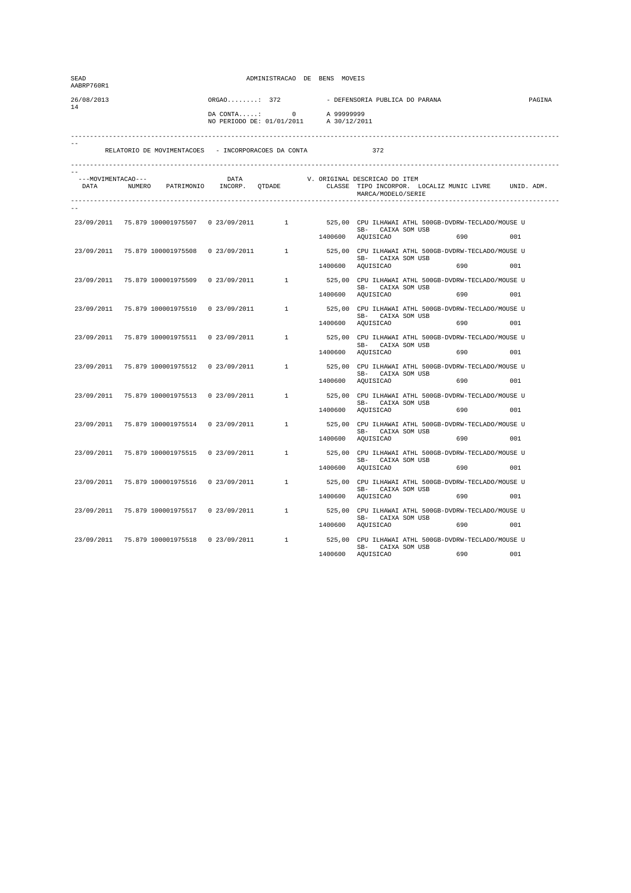SEAD
AABRP760R1

ADMINISTRACAO DE BENS MOVEIS

26/08/2013 ORGAO........: 372 - DEFENSORIA PUBLICA DO PARANA PAGINA 14

DA CONTA.....: 0 A 99999999
NO PERIODO DE: 01/01/2011 A 30/12/2011

RELATORIO DE MOVIMENTACOES - INCORPORACOES DA CONTA 372

| ---MOVIMENTACAO--- DATA | NUMERO | PATRIMONIO | DATA INCORP. | QTDADE | V. ORIGINAL CLASSE | DESCRICAO DO ITEM TIPO INCORPOR. MARCA/MODELO/SERIE | LOCALIZ MUNIC LIVRE | UNID. ADM. |
|---|---|---|---|---|---|---|---|---|
| 23/09/2011 | 75.879 | 100001975507 | 0 23/09/2011 | 1 | 525,00 1400600 | CPU ILHAWAI ATHL 500GB-DVDRW-TECLADO/MOUSE U SB- CAIXA SOM USB AQUISICAO | 690 | 001 |
| 23/09/2011 | 75.879 | 100001975508 | 0 23/09/2011 | 1 | 525,00 1400600 | CPU ILHAWAI ATHL 500GB-DVDRW-TECLADO/MOUSE U SB- CAIXA SOM USB AQUISICAO | 690 | 001 |
| 23/09/2011 | 75.879 | 100001975509 | 0 23/09/2011 | 1 | 525,00 1400600 | CPU ILHAWAI ATHL 500GB-DVDRW-TECLADO/MOUSE U SB- CAIXA SOM USB AQUISICAO | 690 | 001 |
| 23/09/2011 | 75.879 | 100001975510 | 0 23/09/2011 | 1 | 525,00 1400600 | CPU ILHAWAI ATHL 500GB-DVDRW-TECLADO/MOUSE U SB- CAIXA SOM USB AQUISICAO | 690 | 001 |
| 23/09/2011 | 75.879 | 100001975511 | 0 23/09/2011 | 1 | 525,00 1400600 | CPU ILHAWAI ATHL 500GB-DVDRW-TECLADO/MOUSE U SB- CAIXA SOM USB AQUISICAO | 690 | 001 |
| 23/09/2011 | 75.879 | 100001975512 | 0 23/09/2011 | 1 | 525,00 1400600 | CPU ILHAWAI ATHL 500GB-DVDRW-TECLADO/MOUSE U SB- CAIXA SOM USB AQUISICAO | 690 | 001 |
| 23/09/2011 | 75.879 | 100001975513 | 0 23/09/2011 | 1 | 525,00 1400600 | CPU ILHAWAI ATHL 500GB-DVDRW-TECLADO/MOUSE U SB- CAIXA SOM USB AQUISICAO | 690 | 001 |
| 23/09/2011 | 75.879 | 100001975514 | 0 23/09/2011 | 1 | 525,00 1400600 | CPU ILHAWAI ATHL 500GB-DVDRW-TECLADO/MOUSE U SB- CAIXA SOM USB AQUISICAO | 690 | 001 |
| 23/09/2011 | 75.879 | 100001975515 | 0 23/09/2011 | 1 | 525,00 1400600 | CPU ILHAWAI ATHL 500GB-DVDRW-TECLADO/MOUSE U SB- CAIXA SOM USB AQUISICAO | 690 | 001 |
| 23/09/2011 | 75.879 | 100001975516 | 0 23/09/2011 | 1 | 525,00 1400600 | CPU ILHAWAI ATHL 500GB-DVDRW-TECLADO/MOUSE U SB- CAIXA SOM USB AQUISICAO | 690 | 001 |
| 23/09/2011 | 75.879 | 100001975517 | 0 23/09/2011 | 1 | 525,00 1400600 | CPU ILHAWAI ATHL 500GB-DVDRW-TECLADO/MOUSE U SB- CAIXA SOM USB AQUISICAO | 690 | 001 |
| 23/09/2011 | 75.879 | 100001975518 | 0 23/09/2011 | 1 | 525,00 1400600 | CPU ILHAWAI ATHL 500GB-DVDRW-TECLADO/MOUSE U SB- CAIXA SOM USB AQUISICAO | 690 | 001 |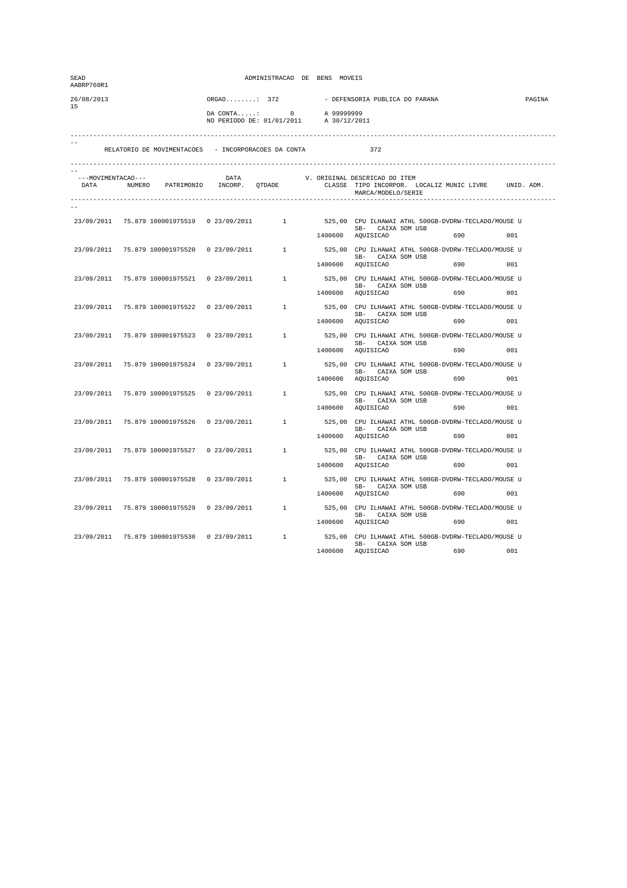SEAD ADMINISTRACAO DE BENS MOVEIS
AABRP760R1

26/08/2013 ORGAO........: 372 - DEFENSORIA PUBLICA DO PARANA PAGINA 15

DA CONTA.....: 0 A 99999999
NO PERIODO DE: 01/01/2011 A 30/12/2011

RELATORIO DE MOVIMENTACOES - INCORPORACOES DA CONTA 372

| ---MOVIMENTACAO--- DATA | NUMERO | PATRIMONIO | DATA INCORP. | QTDADE | V. ORIGINAL CLASSE | DESCRICAO DO ITEM TIPO INCORPOR. MARCA/MODELO/SERIE | LOCALIZ MUNIC LIVRE | UNID. ADM. |
|---|---|---|---|---|---|---|---|---|
| 23/09/2011 | 75.879 | 100001975519 | 0 23/09/2011 | 1 | 525,00 | CPU ILHAWAI ATHL 500GB-DVDRW-TECLADO/MOUSE U SB- CAIXA SOM USB | | |
| | | | | | 1400600 | AQUISICAO | 690 | 001 |
| 23/09/2011 | 75.879 | 100001975520 | 0 23/09/2011 | 1 | 525,00 | CPU ILHAWAI ATHL 500GB-DVDRW-TECLADO/MOUSE U SB- CAIXA SOM USB | | |
| | | | | | 1400600 | AQUISICAO | 690 | 001 |
| 23/09/2011 | 75.879 | 100001975521 | 0 23/09/2011 | 1 | 525,00 | CPU ILHAWAI ATHL 500GB-DVDRW-TECLADO/MOUSE U SB- CAIXA SOM USB | | |
| | | | | | 1400600 | AQUISICAO | 690 | 001 |
| 23/09/2011 | 75.879 | 100001975522 | 0 23/09/2011 | 1 | 525,00 | CPU ILHAWAI ATHL 500GB-DVDRW-TECLADO/MOUSE U SB- CAIXA SOM USB | | |
| | | | | | 1400600 | AQUISICAO | 690 | 001 |
| 23/09/2011 | 75.879 | 100001975523 | 0 23/09/2011 | 1 | 525,00 | CPU ILHAWAI ATHL 500GB-DVDRW-TECLADO/MOUSE U SB- CAIXA SOM USB | | |
| | | | | | 1400600 | AQUISICAO | 690 | 001 |
| 23/09/2011 | 75.879 | 100001975524 | 0 23/09/2011 | 1 | 525,00 | CPU ILHAWAI ATHL 500GB-DVDRW-TECLADO/MOUSE U SB- CAIXA SOM USB | | |
| | | | | | 1400600 | AQUISICAO | 690 | 001 |
| 23/09/2011 | 75.879 | 100001975525 | 0 23/09/2011 | 1 | 525,00 | CPU ILHAWAI ATHL 500GB-DVDRW-TECLADO/MOUSE U SB- CAIXA SOM USB | | |
| | | | | | 1400600 | AQUISICAO | 690 | 001 |
| 23/09/2011 | 75.879 | 100001975526 | 0 23/09/2011 | 1 | 525,00 | CPU ILHAWAI ATHL 500GB-DVDRW-TECLADO/MOUSE U SB- CAIXA SOM USB | | |
| | | | | | 1400600 | AQUISICAO | 690 | 001 |
| 23/09/2011 | 75.879 | 100001975527 | 0 23/09/2011 | 1 | 525,00 | CPU ILHAWAI ATHL 500GB-DVDRW-TECLADO/MOUSE U SB- CAIXA SOM USB | | |
| | | | | | 1400600 | AQUISICAO | 690 | 001 |
| 23/09/2011 | 75.879 | 100001975528 | 0 23/09/2011 | 1 | 525,00 | CPU ILHAWAI ATHL 500GB-DVDRW-TECLADO/MOUSE U SB- CAIXA SOM USB | | |
| | | | | | 1400600 | AQUISICAO | 690 | 001 |
| 23/09/2011 | 75.879 | 100001975529 | 0 23/09/2011 | 1 | 525,00 | CPU ILHAWAI ATHL 500GB-DVDRW-TECLADO/MOUSE U SB- CAIXA SOM USB | | |
| | | | | | 1400600 | AQUISICAO | 690 | 001 |
| 23/09/2011 | 75.879 | 100001975530 | 0 23/09/2011 | 1 | 525,00 | CPU ILHAWAI ATHL 500GB-DVDRW-TECLADO/MOUSE U SB- CAIXA SOM USB | | |
| | | | | | 1400600 | AQUISICAO | 690 | 001 |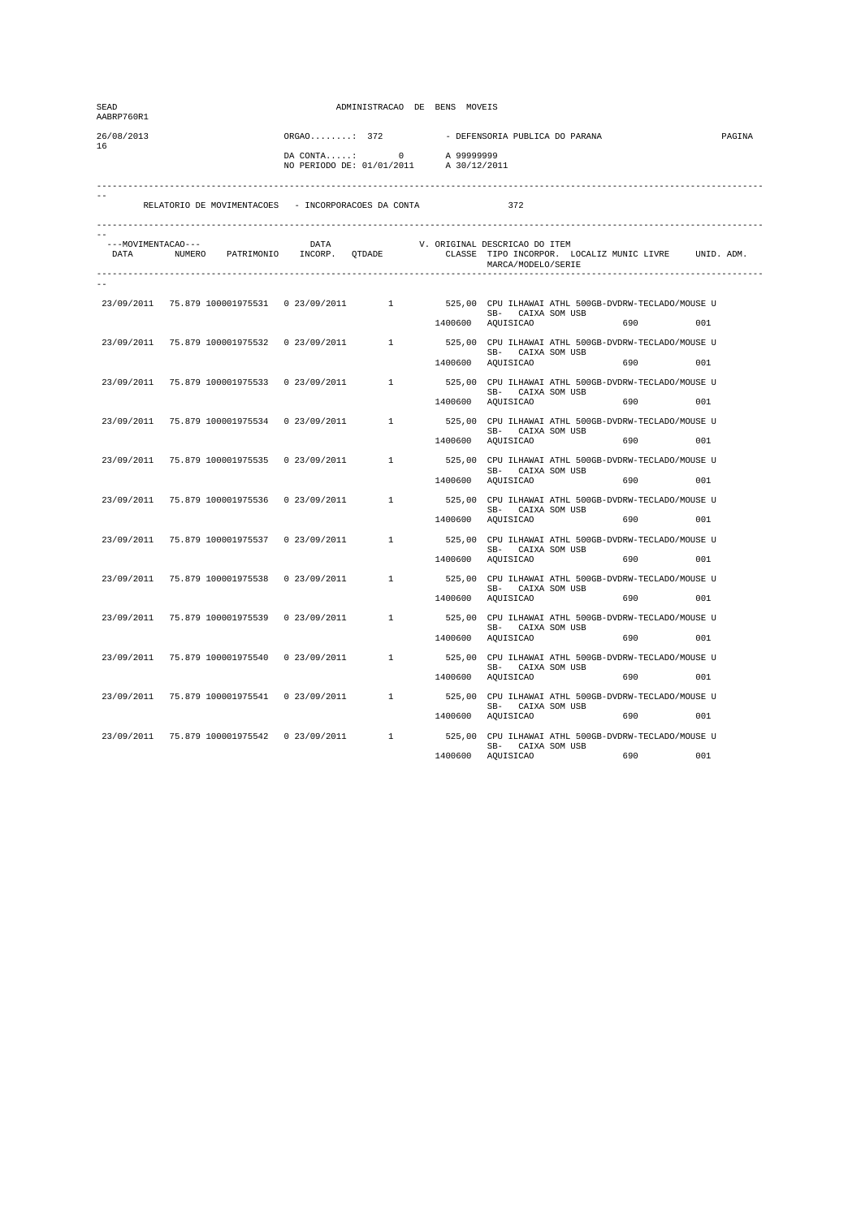SEAD
AABRP760R1

ADMINISTRACAO DE BENS MOVEIS

26/08/2013

ORGAO........: 372 - DEFENSORIA PUBLICA DO PARANA

DA CONTA.....: 0 A 99999999
NO PERIODO DE: 01/01/2011 A 30/12/2011

RELATORIO DE MOVIMENTACOES - INCORPORACOES DA CONTA 372

| ---MOVIMENTACAO--- DATA | NUMERO | PATRIMONIO | DATA INCORP. | QTDADE | V. ORIGINAL CLASSE | DESCRICAO DO ITEM TIPO INCORPOR. MARCA/MODELO/SERIE | LOCALIZ MUNIC LIVRE | UNID. ADM. |
|---|---|---|---|---|---|---|---|---|
| 23/09/2011 | 75.879 | 100001975531 | 0 23/09/2011 | 1 | 525,00 | CPU ILHAWAI ATHL 500GB-DVDRW-TECLADO/MOUSE U SB- CAIXA SOM USB | | |
| | | | | | 1400600 | AQUISICAO | 690 | 001 |
| 23/09/2011 | 75.879 | 100001975532 | 0 23/09/2011 | 1 | 525,00 | CPU ILHAWAI ATHL 500GB-DVDRW-TECLADO/MOUSE U SB- CAIXA SOM USB | | |
| | | | | | 1400600 | AQUISICAO | 690 | 001 |
| 23/09/2011 | 75.879 | 100001975533 | 0 23/09/2011 | 1 | 525,00 | CPU ILHAWAI ATHL 500GB-DVDRW-TECLADO/MOUSE U SB- CAIXA SOM USB | | |
| | | | | | 1400600 | AQUISICAO | 690 | 001 |
| 23/09/2011 | 75.879 | 100001975534 | 0 23/09/2011 | 1 | 525,00 | CPU ILHAWAI ATHL 500GB-DVDRW-TECLADO/MOUSE U SB- CAIXA SOM USB | | |
| | | | | | 1400600 | AQUISICAO | 690 | 001 |
| 23/09/2011 | 75.879 | 100001975535 | 0 23/09/2011 | 1 | 525,00 | CPU ILHAWAI ATHL 500GB-DVDRW-TECLADO/MOUSE U SB- CAIXA SOM USB | | |
| | | | | | 1400600 | AQUISICAO | 690 | 001 |
| 23/09/2011 | 75.879 | 100001975536 | 0 23/09/2011 | 1 | 525,00 | CPU ILHAWAI ATHL 500GB-DVDRW-TECLADO/MOUSE U SB- CAIXA SOM USB | | |
| | | | | | 1400600 | AQUISICAO | 690 | 001 |
| 23/09/2011 | 75.879 | 100001975537 | 0 23/09/2011 | 1 | 525,00 | CPU ILHAWAI ATHL 500GB-DVDRW-TECLADO/MOUSE U SB- CAIXA SOM USB | | |
| | | | | | 1400600 | AQUISICAO | 690 | 001 |
| 23/09/2011 | 75.879 | 100001975538 | 0 23/09/2011 | 1 | 525,00 | CPU ILHAWAI ATHL 500GB-DVDRW-TECLADO/MOUSE U SB- CAIXA SOM USB | | |
| | | | | | 1400600 | AQUISICAO | 690 | 001 |
| 23/09/2011 | 75.879 | 100001975539 | 0 23/09/2011 | 1 | 525,00 | CPU ILHAWAI ATHL 500GB-DVDRW-TECLADO/MOUSE U SB- CAIXA SOM USB | | |
| | | | | | 1400600 | AQUISICAO | 690 | 001 |
| 23/09/2011 | 75.879 | 100001975540 | 0 23/09/2011 | 1 | 525,00 | CPU ILHAWAI ATHL 500GB-DVDRW-TECLADO/MOUSE U SB- CAIXA SOM USB | | |
| | | | | | 1400600 | AQUISICAO | 690 | 001 |
| 23/09/2011 | 75.879 | 100001975541 | 0 23/09/2011 | 1 | 525,00 | CPU ILHAWAI ATHL 500GB-DVDRW-TECLADO/MOUSE U SB- CAIXA SOM USB | | |
| | | | | | 1400600 | AQUISICAO | 690 | 001 |
| 23/09/2011 | 75.879 | 100001975542 | 0 23/09/2011 | 1 | 525,00 | CPU ILHAWAI ATHL 500GB-DVDRW-TECLADO/MOUSE U SB- CAIXA SOM USB | | |
| | | | | | 1400600 | AQUISICAO | 690 | 001 |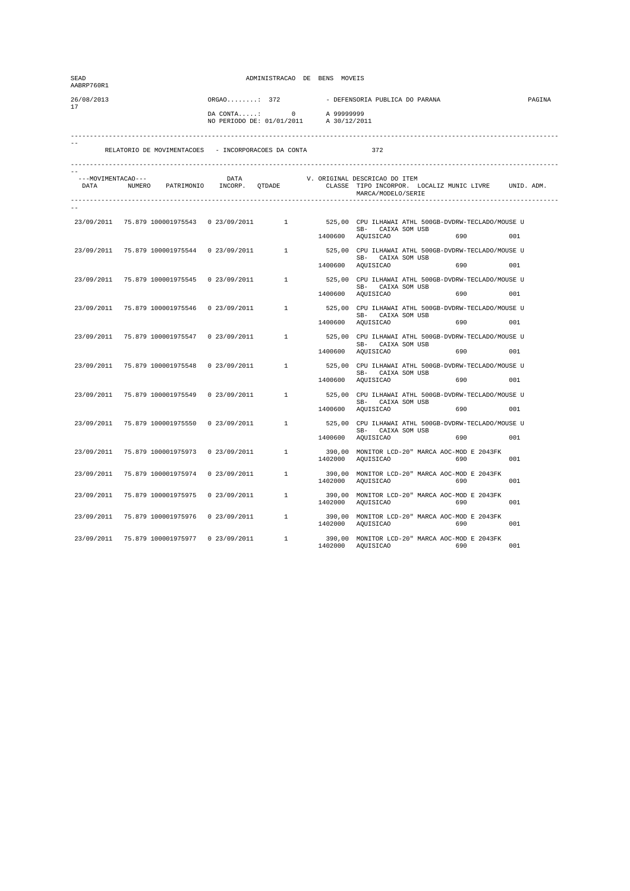SEAD
AABRP760R1

ADMINISTRACAO DE BENS MOVEIS

26/08/2013 ORGAO........: 372 - DEFENSORIA PUBLICA DO PARANA PAGINA 17

DA CONTA.....: 0 A 99999999
NO PERIODO DE: 01/01/2011 A 30/12/2011

RELATORIO DE MOVIMENTACOES - INCORPORACOES DA CONTA 372

| ---MOVIMENTACAO--- DATA | NUMERO | PATRIMONIO | DATA INCORP. | QTDADE | V. ORIGINAL CLASSE | DESCRICAO DO ITEM TIPO INCORPOR. MARCA/MODELO/SERIE | LOCALIZ MUNIC | LIVRE | UNID. ADM. |
|---|---|---|---|---|---|---|---|---|---|
| 23/09/2011 | 75.879 | 100001975543 | 0 23/09/2011 | 1 | 525,00 1400600 | CPU ILHAWAI ATHL 500GB-DVDRW-TECLADO/MOUSE U SB- CAIXA SOM USB AQUISICAO | 690 | | 001 |
| 23/09/2011 | 75.879 | 100001975544 | 0 23/09/2011 | 1 | 525,00 1400600 | CPU ILHAWAI ATHL 500GB-DVDRW-TECLADO/MOUSE U SB- CAIXA SOM USB AQUISICAO | 690 | | 001 |
| 23/09/2011 | 75.879 | 100001975545 | 0 23/09/2011 | 1 | 525,00 1400600 | CPU ILHAWAI ATHL 500GB-DVDRW-TECLADO/MOUSE U SB- CAIXA SOM USB AQUISICAO | 690 | | 001 |
| 23/09/2011 | 75.879 | 100001975546 | 0 23/09/2011 | 1 | 525,00 1400600 | CPU ILHAWAI ATHL 500GB-DVDRW-TECLADO/MOUSE U SB- CAIXA SOM USB AQUISICAO | 690 | | 001 |
| 23/09/2011 | 75.879 | 100001975547 | 0 23/09/2011 | 1 | 525,00 1400600 | CPU ILHAWAI ATHL 500GB-DVDRW-TECLADO/MOUSE U SB- CAIXA SOM USB AQUISICAO | 690 | | 001 |
| 23/09/2011 | 75.879 | 100001975548 | 0 23/09/2011 | 1 | 525,00 1400600 | CPU ILHAWAI ATHL 500GB-DVDRW-TECLADO/MOUSE U SB- CAIXA SOM USB AQUISICAO | 690 | | 001 |
| 23/09/2011 | 75.879 | 100001975549 | 0 23/09/2011 | 1 | 525,00 1400600 | CPU ILHAWAI ATHL 500GB-DVDRW-TECLADO/MOUSE U SB- CAIXA SOM USB AQUISICAO | 690 | | 001 |
| 23/09/2011 | 75.879 | 100001975550 | 0 23/09/2011 | 1 | 525,00 1400600 | CPU ILHAWAI ATHL 500GB-DVDRW-TECLADO/MOUSE U SB- CAIXA SOM USB AQUISICAO | 690 | | 001 |
| 23/09/2011 | 75.879 | 100001975973 | 0 23/09/2011 | 1 | 390,00 1402000 | MONITOR LCD-20" MARCA AOC-MOD E 2043FK AQUISICAO | 690 | | 001 |
| 23/09/2011 | 75.879 | 100001975974 | 0 23/09/2011 | 1 | 390,00 1402000 | MONITOR LCD-20" MARCA AOC-MOD E 2043FK AQUISICAO | 690 | | 001 |
| 23/09/2011 | 75.879 | 100001975975 | 0 23/09/2011 | 1 | 390,00 1402000 | MONITOR LCD-20" MARCA AOC-MOD E 2043FK AQUISICAO | 690 | | 001 |
| 23/09/2011 | 75.879 | 100001975976 | 0 23/09/2011 | 1 | 390,00 1402000 | MONITOR LCD-20" MARCA AOC-MOD E 2043FK AQUISICAO | 690 | | 001 |
| 23/09/2011 | 75.879 | 100001975977 | 0 23/09/2011 | 1 | 390,00 1402000 | MONITOR LCD-20" MARCA AOC-MOD E 2043FK AQUISICAO | 690 | | 001 |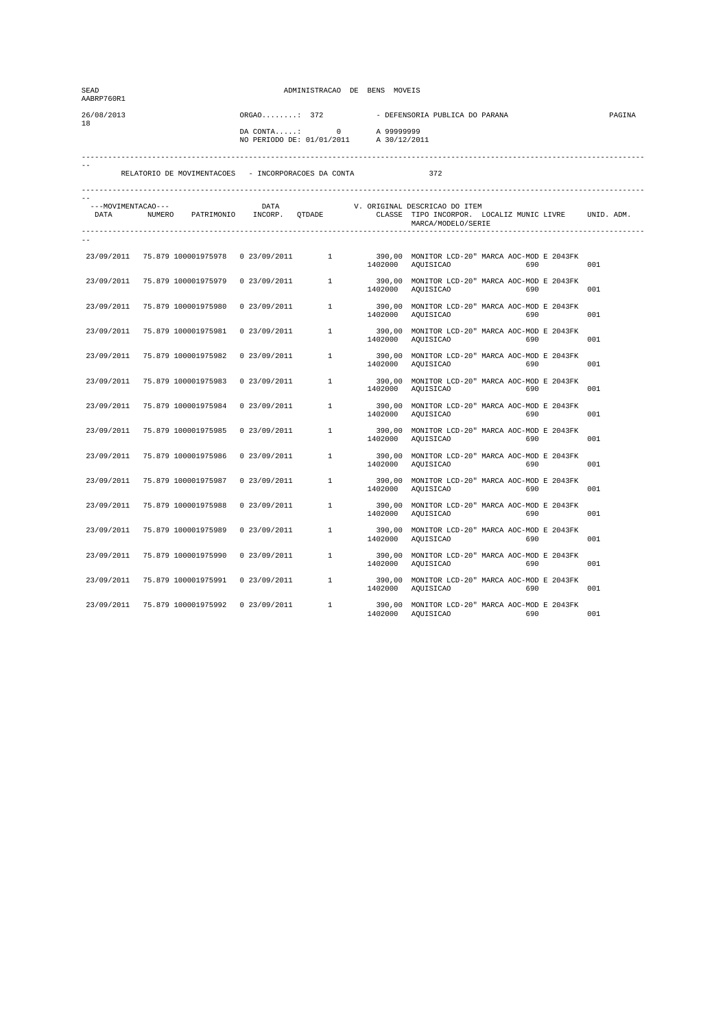SEAD
AABRP760R1

ADMINISTRACAO DE BENS MOVEIS

26/08/2013 ORGAO........: 372 - DEFENSORIA PUBLICA DO PARANA PAGINA 18

DA CONTA.....: 0 A 99999999
NO PERIODO DE: 01/01/2011 A 30/12/2011

RELATORIO DE MOVIMENTACOES - INCORPORACOES DA CONTA 372

| ---MOVIMENTACAO--- DATA | NUMERO | PATRIMONIO | DATA INCORP. | QTDADE | V. ORIGINAL CLASSE | DESCRICAO DO ITEM TIPO INCORPOR. MARCA/MODELO/SERIE | LOCALIZ MUNIC LIVRE | UNID. ADM. |
|---|---|---|---|---|---|---|---|---|
| 23/09/2011 | 75.879 | 100001975978 | 0 23/09/2011 | 1 | 390,00 1402000 | MONITOR LCD-20" MARCA AOC-MOD E 2043FK AQUISICAO | 690 | 001 |
| 23/09/2011 | 75.879 | 100001975979 | 0 23/09/2011 | 1 | 390,00 1402000 | MONITOR LCD-20" MARCA AOC-MOD E 2043FK AQUISICAO | 690 | 001 |
| 23/09/2011 | 75.879 | 100001975980 | 0 23/09/2011 | 1 | 390,00 1402000 | MONITOR LCD-20" MARCA AOC-MOD E 2043FK AQUISICAO | 690 | 001 |
| 23/09/2011 | 75.879 | 100001975981 | 0 23/09/2011 | 1 | 390,00 1402000 | MONITOR LCD-20" MARCA AOC-MOD E 2043FK AQUISICAO | 690 | 001 |
| 23/09/2011 | 75.879 | 100001975982 | 0 23/09/2011 | 1 | 390,00 1402000 | MONITOR LCD-20" MARCA AOC-MOD E 2043FK AQUISICAO | 690 | 001 |
| 23/09/2011 | 75.879 | 100001975983 | 0 23/09/2011 | 1 | 390,00 1402000 | MONITOR LCD-20" MARCA AOC-MOD E 2043FK AQUISICAO | 690 | 001 |
| 23/09/2011 | 75.879 | 100001975984 | 0 23/09/2011 | 1 | 390,00 1402000 | MONITOR LCD-20" MARCA AOC-MOD E 2043FK AQUISICAO | 690 | 001 |
| 23/09/2011 | 75.879 | 100001975985 | 0 23/09/2011 | 1 | 390,00 1402000 | MONITOR LCD-20" MARCA AOC-MOD E 2043FK AQUISICAO | 690 | 001 |
| 23/09/2011 | 75.879 | 100001975986 | 0 23/09/2011 | 1 | 390,00 1402000 | MONITOR LCD-20" MARCA AOC-MOD E 2043FK AQUISICAO | 690 | 001 |
| 23/09/2011 | 75.879 | 100001975987 | 0 23/09/2011 | 1 | 390,00 1402000 | MONITOR LCD-20" MARCA AOC-MOD E 2043FK AQUISICAO | 690 | 001 |
| 23/09/2011 | 75.879 | 100001975988 | 0 23/09/2011 | 1 | 390,00 1402000 | MONITOR LCD-20" MARCA AOC-MOD E 2043FK AQUISICAO | 690 | 001 |
| 23/09/2011 | 75.879 | 100001975989 | 0 23/09/2011 | 1 | 390,00 1402000 | MONITOR LCD-20" MARCA AOC-MOD E 2043FK AQUISICAO | 690 | 001 |
| 23/09/2011 | 75.879 | 100001975990 | 0 23/09/2011 | 1 | 390,00 1402000 | MONITOR LCD-20" MARCA AOC-MOD E 2043FK AQUISICAO | 690 | 001 |
| 23/09/2011 | 75.879 | 100001975991 | 0 23/09/2011 | 1 | 390,00 1402000 | MONITOR LCD-20" MARCA AOC-MOD E 2043FK AQUISICAO | 690 | 001 |
| 23/09/2011 | 75.879 | 100001975992 | 0 23/09/2011 | 1 | 390,00 1402000 | MONITOR LCD-20" MARCA AOC-MOD E 2043FK AQUISICAO | 690 | 001 |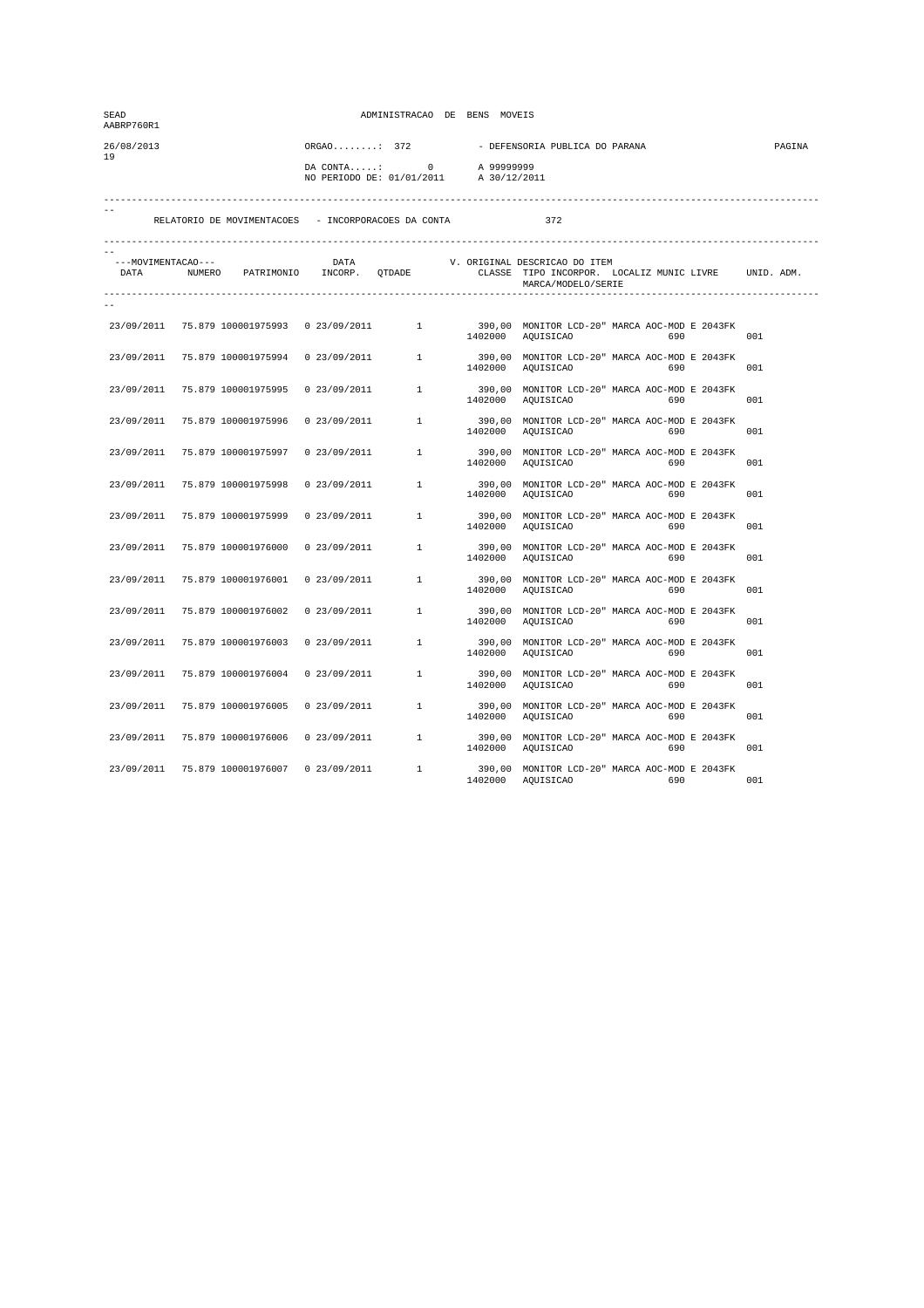SEAD ADMINISTRACAO DE BENS MOVEIS
AABRP760R1

26/08/2013 ORGAO........: 372 - DEFENSORIA PUBLICA DO PARANA PAGINA 19

DA CONTA.....: 0 A 99999999
NO PERIODO DE: 01/01/2011 A 30/12/2011

RELATORIO DE MOVIMENTACOES - INCORPORACOES DA CONTA 372

| ---MOVIMENTACAO--- DATA | NUMERO | PATRIMONIO | DATA INCORP. | QTDADE | V. ORIGINAL CLASSE | DESCRICAO DO ITEM TIPO INCORPOR. MARCA/MODELO/SERIE | LOCALIZ MUNIC | LIVRE | UNID. ADM. |
|---|---|---|---|---|---|---|---|---|---|
| 23/09/2011 | 75.879 | 100001975993 | 0 23/09/2011 | 1 | 390,00 1402000 | MONITOR LCD-20" MARCA AOC-MOD E 2043FK AQUISICAO | 690 | | 001 |
| 23/09/2011 | 75.879 | 100001975994 | 0 23/09/2011 | 1 | 390,00 1402000 | MONITOR LCD-20" MARCA AOC-MOD E 2043FK AQUISICAO | 690 | | 001 |
| 23/09/2011 | 75.879 | 100001975995 | 0 23/09/2011 | 1 | 390,00 1402000 | MONITOR LCD-20" MARCA AOC-MOD E 2043FK AQUISICAO | 690 | | 001 |
| 23/09/2011 | 75.879 | 100001975996 | 0 23/09/2011 | 1 | 390,00 1402000 | MONITOR LCD-20" MARCA AOC-MOD E 2043FK AQUISICAO | 690 | | 001 |
| 23/09/2011 | 75.879 | 100001975997 | 0 23/09/2011 | 1 | 390,00 1402000 | MONITOR LCD-20" MARCA AOC-MOD E 2043FK AQUISICAO | 690 | | 001 |
| 23/09/2011 | 75.879 | 100001975998 | 0 23/09/2011 | 1 | 390,00 1402000 | MONITOR LCD-20" MARCA AOC-MOD E 2043FK AQUISICAO | 690 | | 001 |
| 23/09/2011 | 75.879 | 100001975999 | 0 23/09/2011 | 1 | 390,00 1402000 | MONITOR LCD-20" MARCA AOC-MOD E 2043FK AQUISICAO | 690 | | 001 |
| 23/09/2011 | 75.879 | 100001976000 | 0 23/09/2011 | 1 | 390,00 1402000 | MONITOR LCD-20" MARCA AOC-MOD E 2043FK AQUISICAO | 690 | | 001 |
| 23/09/2011 | 75.879 | 100001976001 | 0 23/09/2011 | 1 | 390,00 1402000 | MONITOR LCD-20" MARCA AOC-MOD E 2043FK AQUISICAO | 690 | | 001 |
| 23/09/2011 | 75.879 | 100001976002 | 0 23/09/2011 | 1 | 390,00 1402000 | MONITOR LCD-20" MARCA AOC-MOD E 2043FK AQUISICAO | 690 | | 001 |
| 23/09/2011 | 75.879 | 100001976003 | 0 23/09/2011 | 1 | 390,00 1402000 | MONITOR LCD-20" MARCA AOC-MOD E 2043FK AQUISICAO | 690 | | 001 |
| 23/09/2011 | 75.879 | 100001976004 | 0 23/09/2011 | 1 | 390,00 1402000 | MONITOR LCD-20" MARCA AOC-MOD E 2043FK AQUISICAO | 690 | | 001 |
| 23/09/2011 | 75.879 | 100001976005 | 0 23/09/2011 | 1 | 390,00 1402000 | MONITOR LCD-20" MARCA AOC-MOD E 2043FK AQUISICAO | 690 | | 001 |
| 23/09/2011 | 75.879 | 100001976006 | 0 23/09/2011 | 1 | 390,00 1402000 | MONITOR LCD-20" MARCA AOC-MOD E 2043FK AQUISICAO | 690 | | 001 |
| 23/09/2011 | 75.879 | 100001976007 | 0 23/09/2011 | 1 | 390,00 1402000 | MONITOR LCD-20" MARCA AOC-MOD E 2043FK AQUISICAO | 690 | | 001 |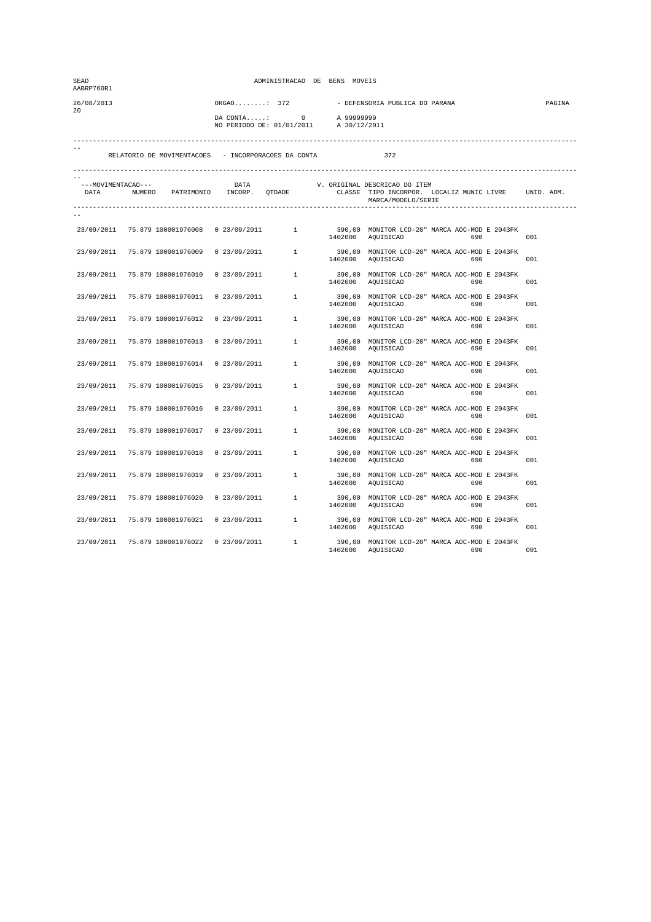SEAD
AABRP760R1

ADMINISTRACAO DE BENS MOVEIS

26/08/2013 ORGAO........: 372 - DEFENSORIA PUBLICA DO PARANA PAGINA 20

DA CONTA.....: 0 A 99999999
NO PERIODO DE: 01/01/2011 A 30/12/2011

RELATORIO DE MOVIMENTACOES - INCORPORACOES DA CONTA 372

| ---MOVIMENTACAO--- DATA | NUMERO | PATRIMONIO | DATA INCORP. | QTDADE | V. ORIGINAL CLASSE | DESCRICAO DO ITEM TIPO INCORPOR. MARCA/MODELO/SERIE | LOCALIZ | MUNIC | LIVRE | UNID. ADM. |
|---|---|---|---|---|---|---|---|---|---|---|
| 23/09/2011 | 75.879 | 100001976008 | 0 23/09/2011 | 1 | 390,00 1402000 | MONITOR LCD-20" MARCA AOC-MOD E 2043FK AQUISICAO | | 690 | | 001 |
| 23/09/2011 | 75.879 | 100001976009 | 0 23/09/2011 | 1 | 390,00 1402000 | MONITOR LCD-20" MARCA AOC-MOD E 2043FK AQUISICAO | | 690 | | 001 |
| 23/09/2011 | 75.879 | 100001976010 | 0 23/09/2011 | 1 | 390,00 1402000 | MONITOR LCD-20" MARCA AOC-MOD E 2043FK AQUISICAO | | 690 | | 001 |
| 23/09/2011 | 75.879 | 100001976011 | 0 23/09/2011 | 1 | 390,00 1402000 | MONITOR LCD-20" MARCA AOC-MOD E 2043FK AQUISICAO | | 690 | | 001 |
| 23/09/2011 | 75.879 | 100001976012 | 0 23/09/2011 | 1 | 390,00 1402000 | MONITOR LCD-20" MARCA AOC-MOD E 2043FK AQUISICAO | | 690 | | 001 |
| 23/09/2011 | 75.879 | 100001976013 | 0 23/09/2011 | 1 | 390,00 1402000 | MONITOR LCD-20" MARCA AOC-MOD E 2043FK AQUISICAO | | 690 | | 001 |
| 23/09/2011 | 75.879 | 100001976014 | 0 23/09/2011 | 1 | 390,00 1402000 | MONITOR LCD-20" MARCA AOC-MOD E 2043FK AQUISICAO | | 690 | | 001 |
| 23/09/2011 | 75.879 | 100001976015 | 0 23/09/2011 | 1 | 390,00 1402000 | MONITOR LCD-20" MARCA AOC-MOD E 2043FK AQUISICAO | | 690 | | 001 |
| 23/09/2011 | 75.879 | 100001976016 | 0 23/09/2011 | 1 | 390,00 1402000 | MONITOR LCD-20" MARCA AOC-MOD E 2043FK AQUISICAO | | 690 | | 001 |
| 23/09/2011 | 75.879 | 100001976017 | 0 23/09/2011 | 1 | 390,00 1402000 | MONITOR LCD-20" MARCA AOC-MOD E 2043FK AQUISICAO | | 690 | | 001 |
| 23/09/2011 | 75.879 | 100001976018 | 0 23/09/2011 | 1 | 390,00 1402000 | MONITOR LCD-20" MARCA AOC-MOD E 2043FK AQUISICAO | | 690 | | 001 |
| 23/09/2011 | 75.879 | 100001976019 | 0 23/09/2011 | 1 | 390,00 1402000 | MONITOR LCD-20" MARCA AOC-MOD E 2043FK AQUISICAO | | 690 | | 001 |
| 23/09/2011 | 75.879 | 100001976020 | 0 23/09/2011 | 1 | 390,00 1402000 | MONITOR LCD-20" MARCA AOC-MOD E 2043FK AQUISICAO | | 690 | | 001 |
| 23/09/2011 | 75.879 | 100001976021 | 0 23/09/2011 | 1 | 390,00 1402000 | MONITOR LCD-20" MARCA AOC-MOD E 2043FK AQUISICAO | | 690 | | 001 |
| 23/09/2011 | 75.879 | 100001976022 | 0 23/09/2011 | 1 | 390,00 1402000 | MONITOR LCD-20" MARCA AOC-MOD E 2043FK AQUISICAO | | 690 | | 001 |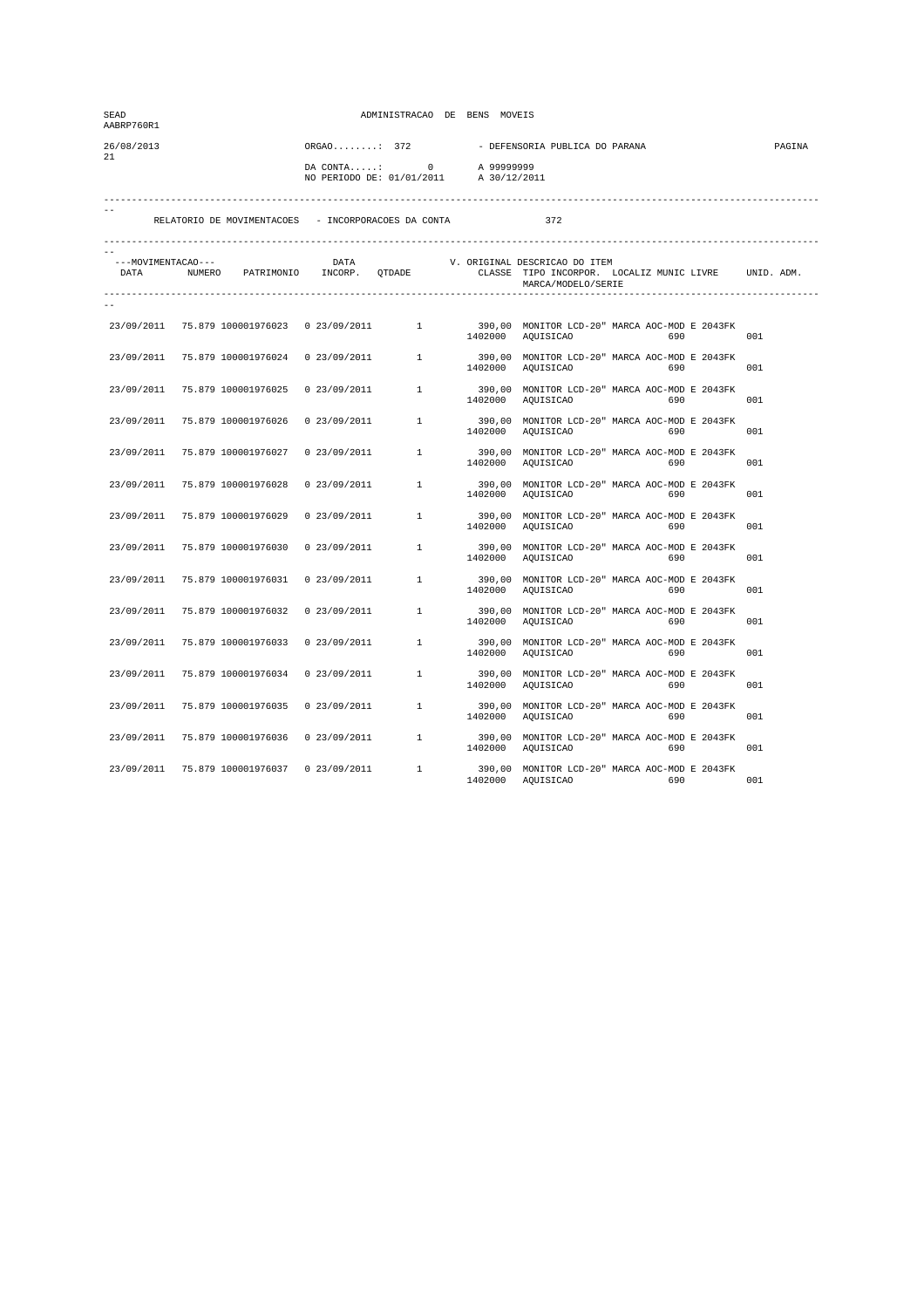SEAD
AABRP760R1

ADMINISTRACAO DE BENS MOVEIS

26/08/2013 ORGAO........: 372 - DEFENSORIA PUBLICA DO PARANA PAGINA 21

DA CONTA.....: 0 A 99999999
NO PERIODO DE: 01/01/2011 A 30/12/2011

RELATORIO DE MOVIMENTACOES - INCORPORACOES DA CONTA 372

| ---MOVIMENTACAO--- DATA | NUMERO | PATRIMONIO | DATA INCORP. | QTDADE | V. ORIGINAL CLASSE | DESCRICAO DO ITEM TIPO INCORPOR. MARCA/MODELO/SERIE | LOCALIZ MUNIC | LIVRE | UNID. ADM. |
|---|---|---|---|---|---|---|---|---|---|
| 23/09/2011 | 75.879 | 100001976023 | 0 23/09/2011 | 1 | 390,00 1402000 | MONITOR LCD-20" MARCA AOC-MOD E 2043FK AQUISICAO | 690 | | 001 |
| 23/09/2011 | 75.879 | 100001976024 | 0 23/09/2011 | 1 | 390,00 1402000 | MONITOR LCD-20" MARCA AOC-MOD E 2043FK AQUISICAO | 690 | | 001 |
| 23/09/2011 | 75.879 | 100001976025 | 0 23/09/2011 | 1 | 390,00 1402000 | MONITOR LCD-20" MARCA AOC-MOD E 2043FK AQUISICAO | 690 | | 001 |
| 23/09/2011 | 75.879 | 100001976026 | 0 23/09/2011 | 1 | 390,00 1402000 | MONITOR LCD-20" MARCA AOC-MOD E 2043FK AQUISICAO | 690 | | 001 |
| 23/09/2011 | 75.879 | 100001976027 | 0 23/09/2011 | 1 | 390,00 1402000 | MONITOR LCD-20" MARCA AOC-MOD E 2043FK AQUISICAO | 690 | | 001 |
| 23/09/2011 | 75.879 | 100001976028 | 0 23/09/2011 | 1 | 390,00 1402000 | MONITOR LCD-20" MARCA AOC-MOD E 2043FK AQUISICAO | 690 | | 001 |
| 23/09/2011 | 75.879 | 100001976029 | 0 23/09/2011 | 1 | 390,00 1402000 | MONITOR LCD-20" MARCA AOC-MOD E 2043FK AQUISICAO | 690 | | 001 |
| 23/09/2011 | 75.879 | 100001976030 | 0 23/09/2011 | 1 | 390,00 1402000 | MONITOR LCD-20" MARCA AOC-MOD E 2043FK AQUISICAO | 690 | | 001 |
| 23/09/2011 | 75.879 | 100001976031 | 0 23/09/2011 | 1 | 390,00 1402000 | MONITOR LCD-20" MARCA AOC-MOD E 2043FK AQUISICAO | 690 | | 001 |
| 23/09/2011 | 75.879 | 100001976032 | 0 23/09/2011 | 1 | 390,00 1402000 | MONITOR LCD-20" MARCA AOC-MOD E 2043FK AQUISICAO | 690 | | 001 |
| 23/09/2011 | 75.879 | 100001976033 | 0 23/09/2011 | 1 | 390,00 1402000 | MONITOR LCD-20" MARCA AOC-MOD E 2043FK AQUISICAO | 690 | | 001 |
| 23/09/2011 | 75.879 | 100001976034 | 0 23/09/2011 | 1 | 390,00 1402000 | MONITOR LCD-20" MARCA AOC-MOD E 2043FK AQUISICAO | 690 | | 001 |
| 23/09/2011 | 75.879 | 100001976035 | 0 23/09/2011 | 1 | 390,00 1402000 | MONITOR LCD-20" MARCA AOC-MOD E 2043FK AQUISICAO | 690 | | 001 |
| 23/09/2011 | 75.879 | 100001976036 | 0 23/09/2011 | 1 | 390,00 1402000 | MONITOR LCD-20" MARCA AOC-MOD E 2043FK AQUISICAO | 690 | | 001 |
| 23/09/2011 | 75.879 | 100001976037 | 0 23/09/2011 | 1 | 390,00 1402000 | MONITOR LCD-20" MARCA AOC-MOD E 2043FK AQUISICAO | 690 | | 001 |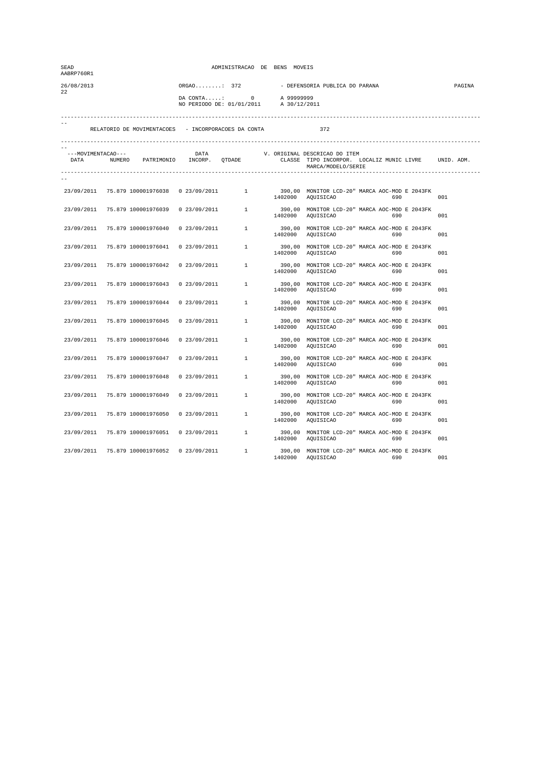SEAD
AABRP760R1

ADMINISTRACAO DE BENS MOVEIS

26/08/2013 ORGAO........: 372 - DEFENSORIA PUBLICA DO PARANA PAGINA 22

DA CONTA.....: 0 A 99999999
NO PERIODO DE: 01/01/2011 A 30/12/2011

RELATORIO DE MOVIMENTACOES - INCORPORACOES DA CONTA 372

| ---MOVIMENTACAO--- DATA | NUMERO | PATRIMONIO | DATA INCORP. | QTDADE | V. ORIGINAL CLASSE | DESCRICAO DO ITEM TIPO INCORPOR. MARCA/MODELO/SERIE | LOCALIZ MUNIC LIVRE | UNID. ADM. |
|---|---|---|---|---|---|---|---|---|
| 23/09/2011 | 75.879 | 100001976038 | 0 23/09/2011 | 1 | 390,00 1402000 | MONITOR LCD-20" MARCA AOC-MOD E 2043FK AQUISICAO | 690 | 001 |
| 23/09/2011 | 75.879 | 100001976039 | 0 23/09/2011 | 1 | 390,00 1402000 | MONITOR LCD-20" MARCA AOC-MOD E 2043FK AQUISICAO | 690 | 001 |
| 23/09/2011 | 75.879 | 100001976040 | 0 23/09/2011 | 1 | 390,00 1402000 | MONITOR LCD-20" MARCA AOC-MOD E 2043FK AQUISICAO | 690 | 001 |
| 23/09/2011 | 75.879 | 100001976041 | 0 23/09/2011 | 1 | 390,00 1402000 | MONITOR LCD-20" MARCA AOC-MOD E 2043FK AQUISICAO | 690 | 001 |
| 23/09/2011 | 75.879 | 100001976042 | 0 23/09/2011 | 1 | 390,00 1402000 | MONITOR LCD-20" MARCA AOC-MOD E 2043FK AQUISICAO | 690 | 001 |
| 23/09/2011 | 75.879 | 100001976043 | 0 23/09/2011 | 1 | 390,00 1402000 | MONITOR LCD-20" MARCA AOC-MOD E 2043FK AQUISICAO | 690 | 001 |
| 23/09/2011 | 75.879 | 100001976044 | 0 23/09/2011 | 1 | 390,00 1402000 | MONITOR LCD-20" MARCA AOC-MOD E 2043FK AQUISICAO | 690 | 001 |
| 23/09/2011 | 75.879 | 100001976045 | 0 23/09/2011 | 1 | 390,00 1402000 | MONITOR LCD-20" MARCA AOC-MOD E 2043FK AQUISICAO | 690 | 001 |
| 23/09/2011 | 75.879 | 100001976046 | 0 23/09/2011 | 1 | 390,00 1402000 | MONITOR LCD-20" MARCA AOC-MOD E 2043FK AQUISICAO | 690 | 001 |
| 23/09/2011 | 75.879 | 100001976047 | 0 23/09/2011 | 1 | 390,00 1402000 | MONITOR LCD-20" MARCA AOC-MOD E 2043FK AQUISICAO | 690 | 001 |
| 23/09/2011 | 75.879 | 100001976048 | 0 23/09/2011 | 1 | 390,00 1402000 | MONITOR LCD-20" MARCA AOC-MOD E 2043FK AQUISICAO | 690 | 001 |
| 23/09/2011 | 75.879 | 100001976049 | 0 23/09/2011 | 1 | 390,00 1402000 | MONITOR LCD-20" MARCA AOC-MOD E 2043FK AQUISICAO | 690 | 001 |
| 23/09/2011 | 75.879 | 100001976050 | 0 23/09/2011 | 1 | 390,00 1402000 | MONITOR LCD-20" MARCA AOC-MOD E 2043FK AQUISICAO | 690 | 001 |
| 23/09/2011 | 75.879 | 100001976051 | 0 23/09/2011 | 1 | 390,00 1402000 | MONITOR LCD-20" MARCA AOC-MOD E 2043FK AQUISICAO | 690 | 001 |
| 23/09/2011 | 75.879 | 100001976052 | 0 23/09/2011 | 1 | 390,00 1402000 | MONITOR LCD-20" MARCA AOC-MOD E 2043FK AQUISICAO | 690 | 001 |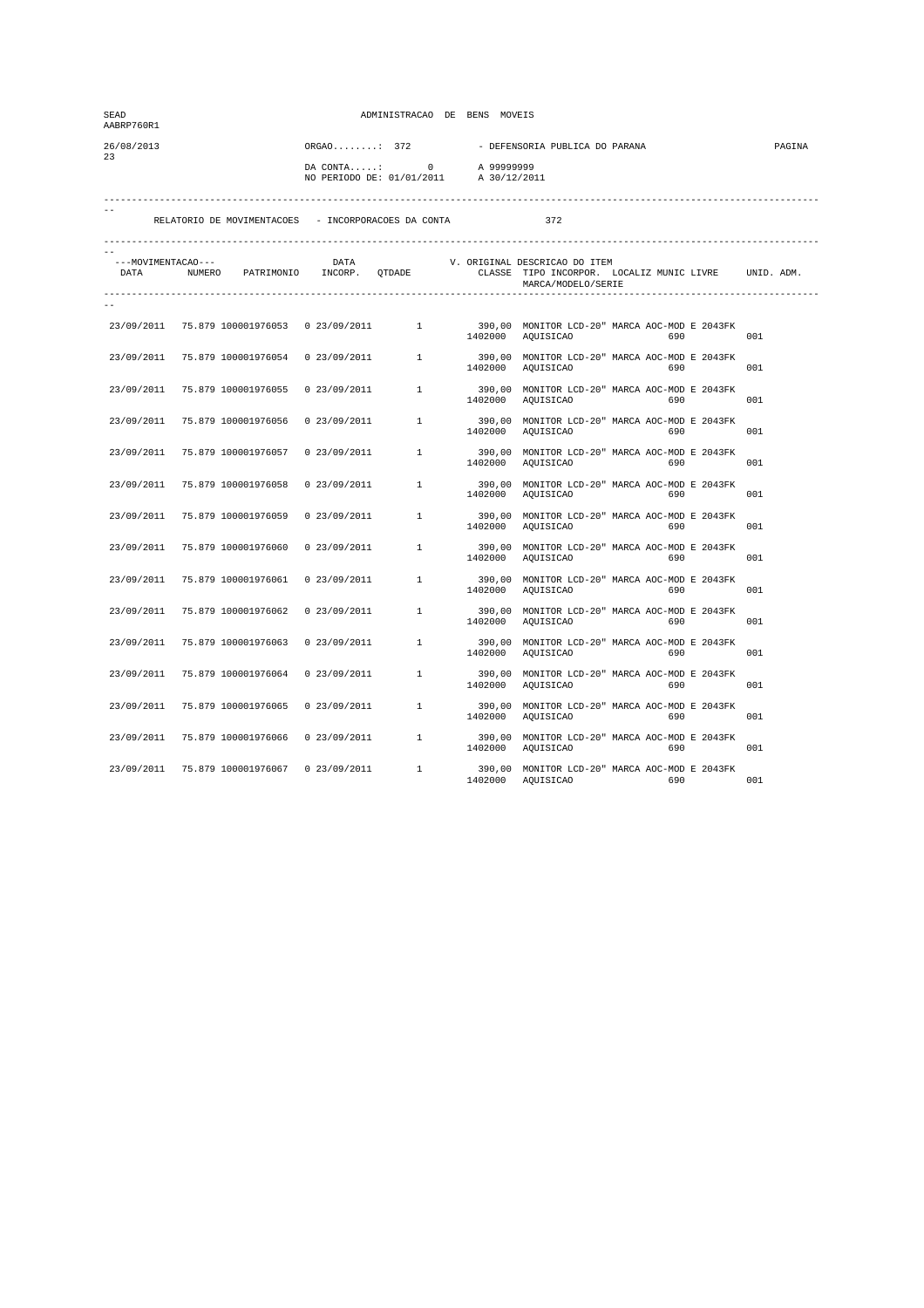SEAD
AABRP760R1

ADMINISTRACAO DE BENS MOVEIS

26/08/2013 ORGAO........: 372 - DEFENSORIA PUBLICA DO PARANA PAGINA 23

DA CONTA.....: 0 A 99999999
NO PERIODO DE: 01/01/2011 A 30/12/2011

RELATORIO DE MOVIMENTACOES - INCORPORACOES DA CONTA 372

| ---MOVIMENTACAO--- DATA | NUMERO | PATRIMONIO | DATA INCORP. | QTDADE | V. ORIGINAL CLASSE | DESCRICAO DO ITEM TIPO INCORPOR. MARCA/MODELO/SERIE | LOCALIZ | MUNIC | LIVRE | UNID. ADM. |
|---|---|---|---|---|---|---|---|---|---|---|
| 23/09/2011 | 75.879 | 100001976053 | 0 23/09/2011 | 1 | 390,00 1402000 | MONITOR LCD-20" MARCA AOC-MOD E 2043FK AQUISICAO | | 690 | | 001 |
| 23/09/2011 | 75.879 | 100001976054 | 0 23/09/2011 | 1 | 390,00 1402000 | MONITOR LCD-20" MARCA AOC-MOD E 2043FK AQUISICAO | | 690 | | 001 |
| 23/09/2011 | 75.879 | 100001976055 | 0 23/09/2011 | 1 | 390,00 1402000 | MONITOR LCD-20" MARCA AOC-MOD E 2043FK AQUISICAO | | 690 | | 001 |
| 23/09/2011 | 75.879 | 100001976056 | 0 23/09/2011 | 1 | 390,00 1402000 | MONITOR LCD-20" MARCA AOC-MOD E 2043FK AQUISICAO | | 690 | | 001 |
| 23/09/2011 | 75.879 | 100001976057 | 0 23/09/2011 | 1 | 390,00 1402000 | MONITOR LCD-20" MARCA AOC-MOD E 2043FK AQUISICAO | | 690 | | 001 |
| 23/09/2011 | 75.879 | 100001976058 | 0 23/09/2011 | 1 | 390,00 1402000 | MONITOR LCD-20" MARCA AOC-MOD E 2043FK AQUISICAO | | 690 | | 001 |
| 23/09/2011 | 75.879 | 100001976059 | 0 23/09/2011 | 1 | 390,00 1402000 | MONITOR LCD-20" MARCA AOC-MOD E 2043FK AQUISICAO | | 690 | | 001 |
| 23/09/2011 | 75.879 | 100001976060 | 0 23/09/2011 | 1 | 390,00 1402000 | MONITOR LCD-20" MARCA AOC-MOD E 2043FK AQUISICAO | | 690 | | 001 |
| 23/09/2011 | 75.879 | 100001976061 | 0 23/09/2011 | 1 | 390,00 1402000 | MONITOR LCD-20" MARCA AOC-MOD E 2043FK AQUISICAO | | 690 | | 001 |
| 23/09/2011 | 75.879 | 100001976062 | 0 23/09/2011 | 1 | 390,00 1402000 | MONITOR LCD-20" MARCA AOC-MOD E 2043FK AQUISICAO | | 690 | | 001 |
| 23/09/2011 | 75.879 | 100001976063 | 0 23/09/2011 | 1 | 390,00 1402000 | MONITOR LCD-20" MARCA AOC-MOD E 2043FK AQUISICAO | | 690 | | 001 |
| 23/09/2011 | 75.879 | 100001976064 | 0 23/09/2011 | 1 | 390,00 1402000 | MONITOR LCD-20" MARCA AOC-MOD E 2043FK AQUISICAO | | 690 | | 001 |
| 23/09/2011 | 75.879 | 100001976065 | 0 23/09/2011 | 1 | 390,00 1402000 | MONITOR LCD-20" MARCA AOC-MOD E 2043FK AQUISICAO | | 690 | | 001 |
| 23/09/2011 | 75.879 | 100001976066 | 0 23/09/2011 | 1 | 390,00 1402000 | MONITOR LCD-20" MARCA AOC-MOD E 2043FK AQUISICAO | | 690 | | 001 |
| 23/09/2011 | 75.879 | 100001976067 | 0 23/09/2011 | 1 | 390,00 1402000 | MONITOR LCD-20" MARCA AOC-MOD E 2043FK AQUISICAO | | 690 | | 001 |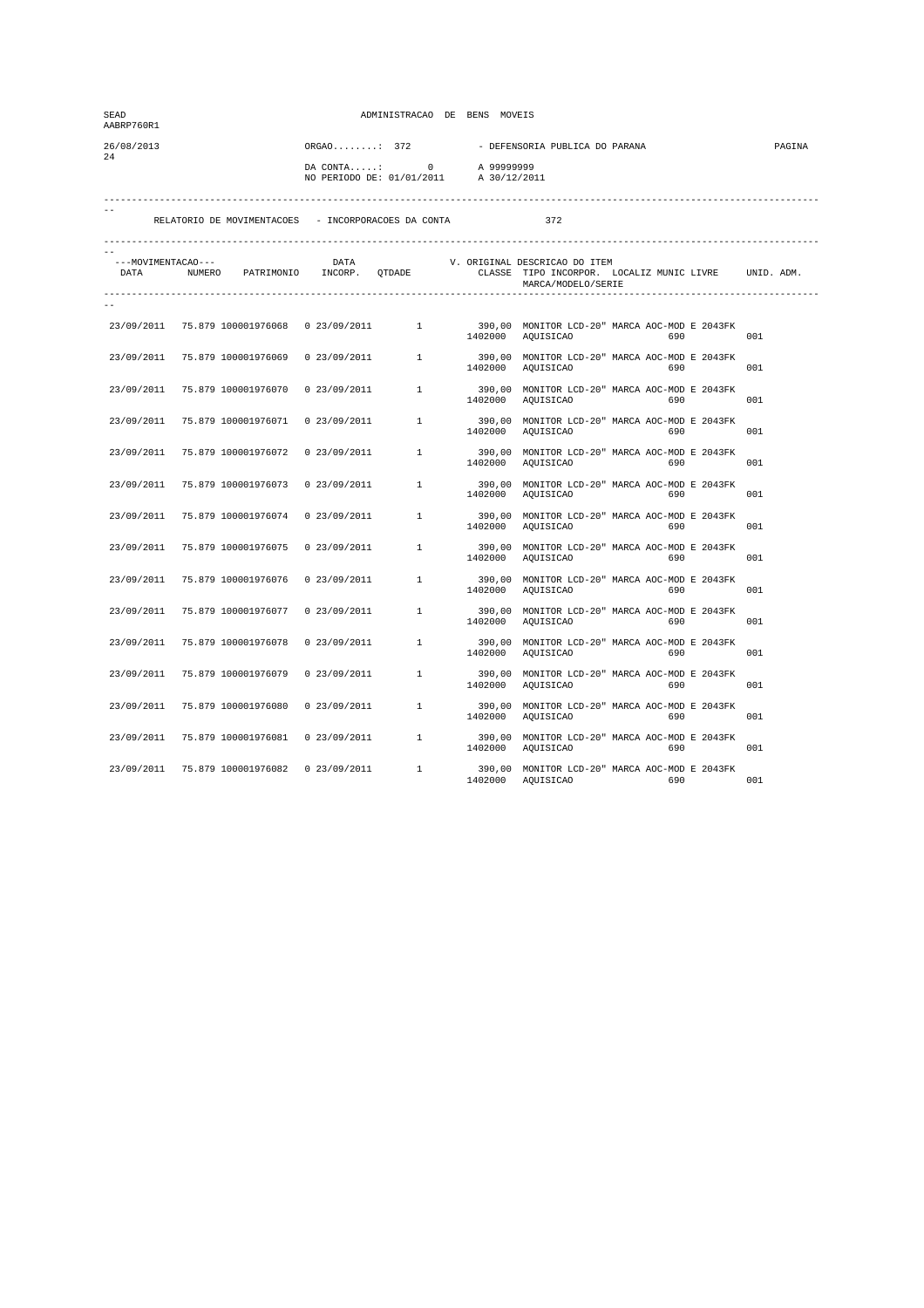SEAD
AABRP760R1

ADMINISTRACAO DE BENS MOVEIS

26/08/2013 ORGAO........: 372 - DEFENSORIA PUBLICA DO PARANA PAGINA 24

DA CONTA.....: 0 A 99999999
NO PERIODO DE: 01/01/2011 A 30/12/2011

RELATORIO DE MOVIMENTACOES - INCORPORACOES DA CONTA 372

| ---MOVIMENTACAO--- DATA | NUMERO | PATRIMONIO | DATA INCORP. | QTDADE | V. ORIGINAL CLASSE | DESCRICAO DO ITEM TIPO INCORPOR. MARCA/MODELO/SERIE | LOCALIZ MUNIC | LIVRE | UNID. ADM. |
|---|---|---|---|---|---|---|---|---|---|
| 23/09/2011 | 75.879 | 100001976068 | 0 23/09/2011 | 1 | 390,00 1402000 | MONITOR LCD-20" MARCA AOC-MOD E 2043FK AQUISICAO | 690 | | 001 |
| 23/09/2011 | 75.879 | 100001976069 | 0 23/09/2011 | 1 | 390,00 1402000 | MONITOR LCD-20" MARCA AOC-MOD E 2043FK AQUISICAO | 690 | | 001 |
| 23/09/2011 | 75.879 | 100001976070 | 0 23/09/2011 | 1 | 390,00 1402000 | MONITOR LCD-20" MARCA AOC-MOD E 2043FK AQUISICAO | 690 | | 001 |
| 23/09/2011 | 75.879 | 100001976071 | 0 23/09/2011 | 1 | 390,00 1402000 | MONITOR LCD-20" MARCA AOC-MOD E 2043FK AQUISICAO | 690 | | 001 |
| 23/09/2011 | 75.879 | 100001976072 | 0 23/09/2011 | 1 | 390,00 1402000 | MONITOR LCD-20" MARCA AOC-MOD E 2043FK AQUISICAO | 690 | | 001 |
| 23/09/2011 | 75.879 | 100001976073 | 0 23/09/2011 | 1 | 390,00 1402000 | MONITOR LCD-20" MARCA AOC-MOD E 2043FK AQUISICAO | 690 | | 001 |
| 23/09/2011 | 75.879 | 100001976074 | 0 23/09/2011 | 1 | 390,00 1402000 | MONITOR LCD-20" MARCA AOC-MOD E 2043FK AQUISICAO | 690 | | 001 |
| 23/09/2011 | 75.879 | 100001976075 | 0 23/09/2011 | 1 | 390,00 1402000 | MONITOR LCD-20" MARCA AOC-MOD E 2043FK AQUISICAO | 690 | | 001 |
| 23/09/2011 | 75.879 | 100001976076 | 0 23/09/2011 | 1 | 390,00 1402000 | MONITOR LCD-20" MARCA AOC-MOD E 2043FK AQUISICAO | 690 | | 001 |
| 23/09/2011 | 75.879 | 100001976077 | 0 23/09/2011 | 1 | 390,00 1402000 | MONITOR LCD-20" MARCA AOC-MOD E 2043FK AQUISICAO | 690 | | 001 |
| 23/09/2011 | 75.879 | 100001976078 | 0 23/09/2011 | 1 | 390,00 1402000 | MONITOR LCD-20" MARCA AOC-MOD E 2043FK AQUISICAO | 690 | | 001 |
| 23/09/2011 | 75.879 | 100001976079 | 0 23/09/2011 | 1 | 390,00 1402000 | MONITOR LCD-20" MARCA AOC-MOD E 2043FK AQUISICAO | 690 | | 001 |
| 23/09/2011 | 75.879 | 100001976080 | 0 23/09/2011 | 1 | 390,00 1402000 | MONITOR LCD-20" MARCA AOC-MOD E 2043FK AQUISICAO | 690 | | 001 |
| 23/09/2011 | 75.879 | 100001976081 | 0 23/09/2011 | 1 | 390,00 1402000 | MONITOR LCD-20" MARCA AOC-MOD E 2043FK AQUISICAO | 690 | | 001 |
| 23/09/2011 | 75.879 | 100001976082 | 0 23/09/2011 | 1 | 390,00 1402000 | MONITOR LCD-20" MARCA AOC-MOD E 2043FK AQUISICAO | 690 | | 001 |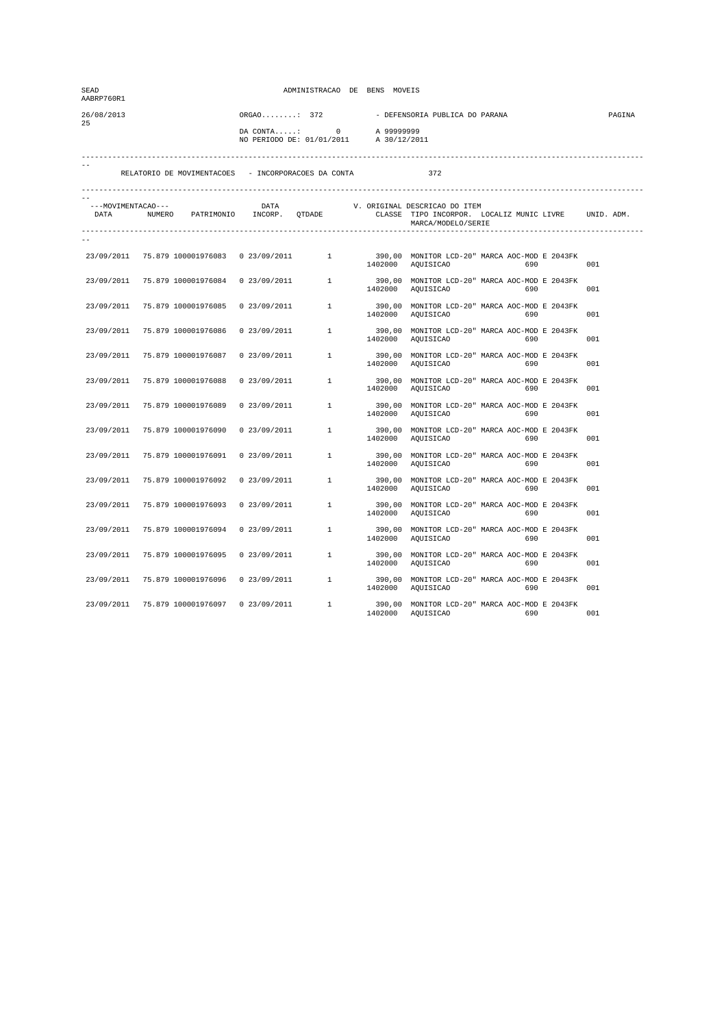SEAD
AABRP760R1

ADMINISTRACAO DE BENS MOVEIS

26/08/2013 ORGAO........: 372 - DEFENSORIA PUBLICA DO PARANA PAGINA 25

DA CONTA.....: 0 A 99999999
NO PERIODO DE: 01/01/2011 A 30/12/2011

RELATORIO DE MOVIMENTACOES - INCORPORACOES DA CONTA 372

| ---MOVIMENTACAO--- DATA | NUMERO | PATRIMONIO | DATA INCORP. | QTDADE | V. ORIGINAL CLASSE | DESCRICAO DO ITEM TIPO INCORPOR. MARCA/MODELO/SERIE | LOCALIZ MUNIC | LIVRE | UNID. ADM. |
|---|---|---|---|---|---|---|---|---|---|
| 23/09/2011 | 75.879 | 100001976083 | 0 23/09/2011 | 1 | 390,00 1402000 | MONITOR LCD-20" MARCA AOC-MOD E 2043FK AQUISICAO | 690 | | 001 |
| 23/09/2011 | 75.879 | 100001976084 | 0 23/09/2011 | 1 | 390,00 1402000 | MONITOR LCD-20" MARCA AOC-MOD E 2043FK AQUISICAO | 690 | | 001 |
| 23/09/2011 | 75.879 | 100001976085 | 0 23/09/2011 | 1 | 390,00 1402000 | MONITOR LCD-20" MARCA AOC-MOD E 2043FK AQUISICAO | 690 | | 001 |
| 23/09/2011 | 75.879 | 100001976086 | 0 23/09/2011 | 1 | 390,00 1402000 | MONITOR LCD-20" MARCA AOC-MOD E 2043FK AQUISICAO | 690 | | 001 |
| 23/09/2011 | 75.879 | 100001976087 | 0 23/09/2011 | 1 | 390,00 1402000 | MONITOR LCD-20" MARCA AOC-MOD E 2043FK AQUISICAO | 690 | | 001 |
| 23/09/2011 | 75.879 | 100001976088 | 0 23/09/2011 | 1 | 390,00 1402000 | MONITOR LCD-20" MARCA AOC-MOD E 2043FK AQUISICAO | 690 | | 001 |
| 23/09/2011 | 75.879 | 100001976089 | 0 23/09/2011 | 1 | 390,00 1402000 | MONITOR LCD-20" MARCA AOC-MOD E 2043FK AQUISICAO | 690 | | 001 |
| 23/09/2011 | 75.879 | 100001976090 | 0 23/09/2011 | 1 | 390,00 1402000 | MONITOR LCD-20" MARCA AOC-MOD E 2043FK AQUISICAO | 690 | | 001 |
| 23/09/2011 | 75.879 | 100001976091 | 0 23/09/2011 | 1 | 390,00 1402000 | MONITOR LCD-20" MARCA AOC-MOD E 2043FK AQUISICAO | 690 | | 001 |
| 23/09/2011 | 75.879 | 100001976092 | 0 23/09/2011 | 1 | 390,00 1402000 | MONITOR LCD-20" MARCA AOC-MOD E 2043FK AQUISICAO | 690 | | 001 |
| 23/09/2011 | 75.879 | 100001976093 | 0 23/09/2011 | 1 | 390,00 1402000 | MONITOR LCD-20" MARCA AOC-MOD E 2043FK AQUISICAO | 690 | | 001 |
| 23/09/2011 | 75.879 | 100001976094 | 0 23/09/2011 | 1 | 390,00 1402000 | MONITOR LCD-20" MARCA AOC-MOD E 2043FK AQUISICAO | 690 | | 001 |
| 23/09/2011 | 75.879 | 100001976095 | 0 23/09/2011 | 1 | 390,00 1402000 | MONITOR LCD-20" MARCA AOC-MOD E 2043FK AQUISICAO | 690 | | 001 |
| 23/09/2011 | 75.879 | 100001976096 | 0 23/09/2011 | 1 | 390,00 1402000 | MONITOR LCD-20" MARCA AOC-MOD E 2043FK AQUISICAO | 690 | | 001 |
| 23/09/2011 | 75.879 | 100001976097 | 0 23/09/2011 | 1 | 390,00 1402000 | MONITOR LCD-20" MARCA AOC-MOD E 2043FK AQUISICAO | 690 | | 001 |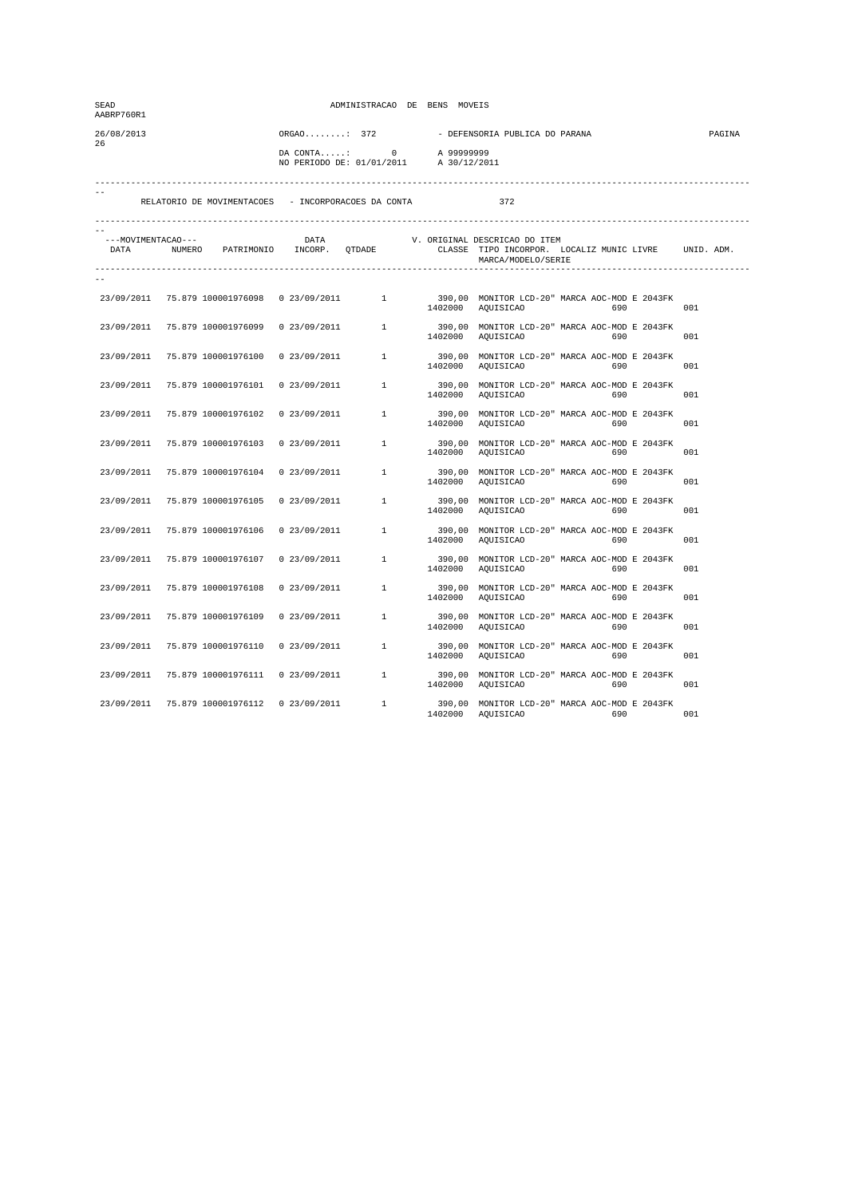SEAD
AABRP760R1

ADMINISTRACAO DE BENS MOVEIS

26/08/2013

ORGAO........: 372 - DEFENSORIA PUBLICA DO PARANA

DA CONTA.....: 0 A 99999999
NO PERIODO DE: 01/01/2011 A 30/12/2011

RELATORIO DE MOVIMENTACOES - INCORPORACOES DA CONTA 372

| ---MOVIMENTACAO--- DATA | NUMERO | PATRIMONIO | DATA INCORP. | QTDADE | V. ORIGINAL CLASSE | DESCRICAO DO ITEM TIPO INCORPOR. MARCA/MODELO/SERIE | LOCALIZ MUNIC | LIVRE | UNID. ADM. |
|---|---|---|---|---|---|---|---|---|---|
| 23/09/2011 | 75.879 | 100001976098 | 0 23/09/2011 | 1 | 390,00 1402000 | MONITOR LCD-20" MARCA AOC-MOD E 2043FK AQUISICAO | 690 | | 001 |
| 23/09/2011 | 75.879 | 100001976099 | 0 23/09/2011 | 1 | 390,00 1402000 | MONITOR LCD-20" MARCA AOC-MOD E 2043FK AQUISICAO | 690 | | 001 |
| 23/09/2011 | 75.879 | 100001976100 | 0 23/09/2011 | 1 | 390,00 1402000 | MONITOR LCD-20" MARCA AOC-MOD E 2043FK AQUISICAO | 690 | | 001 |
| 23/09/2011 | 75.879 | 100001976101 | 0 23/09/2011 | 1 | 390,00 1402000 | MONITOR LCD-20" MARCA AOC-MOD E 2043FK AQUISICAO | 690 | | 001 |
| 23/09/2011 | 75.879 | 100001976102 | 0 23/09/2011 | 1 | 390,00 1402000 | MONITOR LCD-20" MARCA AOC-MOD E 2043FK AQUISICAO | 690 | | 001 |
| 23/09/2011 | 75.879 | 100001976103 | 0 23/09/2011 | 1 | 390,00 1402000 | MONITOR LCD-20" MARCA AOC-MOD E 2043FK AQUISICAO | 690 | | 001 |
| 23/09/2011 | 75.879 | 100001976104 | 0 23/09/2011 | 1 | 390,00 1402000 | MONITOR LCD-20" MARCA AOC-MOD E 2043FK AQUISICAO | 690 | | 001 |
| 23/09/2011 | 75.879 | 100001976105 | 0 23/09/2011 | 1 | 390,00 1402000 | MONITOR LCD-20" MARCA AOC-MOD E 2043FK AQUISICAO | 690 | | 001 |
| 23/09/2011 | 75.879 | 100001976106 | 0 23/09/2011 | 1 | 390,00 1402000 | MONITOR LCD-20" MARCA AOC-MOD E 2043FK AQUISICAO | 690 | | 001 |
| 23/09/2011 | 75.879 | 100001976107 | 0 23/09/2011 | 1 | 390,00 1402000 | MONITOR LCD-20" MARCA AOC-MOD E 2043FK AQUISICAO | 690 | | 001 |
| 23/09/2011 | 75.879 | 100001976108 | 0 23/09/2011 | 1 | 390,00 1402000 | MONITOR LCD-20" MARCA AOC-MOD E 2043FK AQUISICAO | 690 | | 001 |
| 23/09/2011 | 75.879 | 100001976109 | 0 23/09/2011 | 1 | 390,00 1402000 | MONITOR LCD-20" MARCA AOC-MOD E 2043FK AQUISICAO | 690 | | 001 |
| 23/09/2011 | 75.879 | 100001976110 | 0 23/09/2011 | 1 | 390,00 1402000 | MONITOR LCD-20" MARCA AOC-MOD E 2043FK AQUISICAO | 690 | | 001 |
| 23/09/2011 | 75.879 | 100001976111 | 0 23/09/2011 | 1 | 390,00 1402000 | MONITOR LCD-20" MARCA AOC-MOD E 2043FK AQUISICAO | 690 | | 001 |
| 23/09/2011 | 75.879 | 100001976112 | 0 23/09/2011 | 1 | 390,00 1402000 | MONITOR LCD-20" MARCA AOC-MOD E 2043FK AQUISICAO | 690 | | 001 |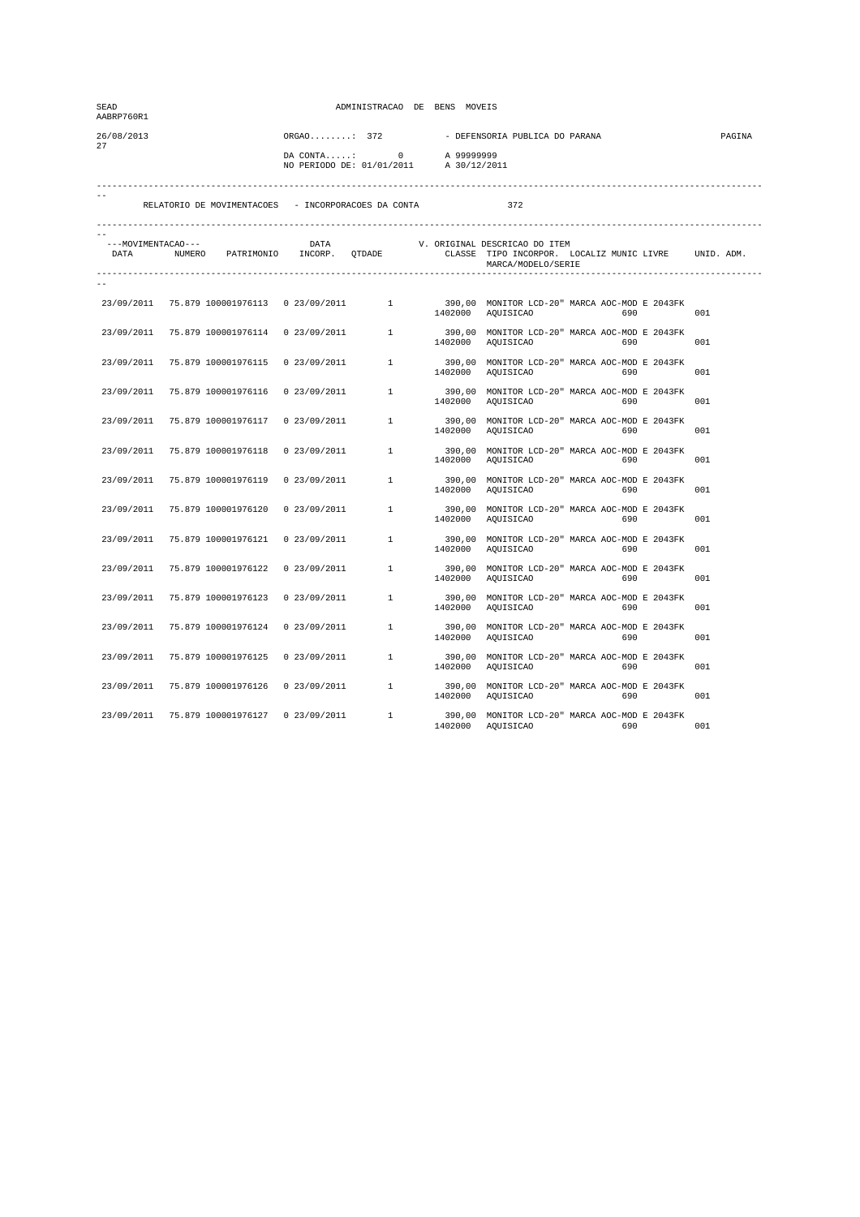SEAD
AABRP760R1

ADMINISTRACAO DE BENS MOVEIS

26/08/2013 ORGAO........: 372 - DEFENSORIA PUBLICA DO PARANA PAGINA 27

DA CONTA.....: 0 A 99999999
NO PERIODO DE: 01/01/2011 A 30/12/2011

RELATORIO DE MOVIMENTACOES - INCORPORACOES DA CONTA 372

| ---MOVIMENTACAO--- DATA | NUMERO | PATRIMONIO | DATA INCORP. | QTDADE | V. ORIGINAL CLASSE | DESCRICAO DO ITEM TIPO INCORPOR. MARCA/MODELO/SERIE | LOCALIZ | MUNIC | LIVRE | UNID. ADM. |
|---|---|---|---|---|---|---|---|---|---|---|
| 23/09/2011 | 75.879 | 100001976113 | 0 23/09/2011 | 1 | 390,00 1402000 | MONITOR LCD-20" MARCA AOC-MOD E 2043FK AQUISICAO | | 690 | | 001 |
| 23/09/2011 | 75.879 | 100001976114 | 0 23/09/2011 | 1 | 390,00 1402000 | MONITOR LCD-20" MARCA AOC-MOD E 2043FK AQUISICAO | | 690 | | 001 |
| 23/09/2011 | 75.879 | 100001976115 | 0 23/09/2011 | 1 | 390,00 1402000 | MONITOR LCD-20" MARCA AOC-MOD E 2043FK AQUISICAO | | 690 | | 001 |
| 23/09/2011 | 75.879 | 100001976116 | 0 23/09/2011 | 1 | 390,00 1402000 | MONITOR LCD-20" MARCA AOC-MOD E 2043FK AQUISICAO | | 690 | | 001 |
| 23/09/2011 | 75.879 | 100001976117 | 0 23/09/2011 | 1 | 390,00 1402000 | MONITOR LCD-20" MARCA AOC-MOD E 2043FK AQUISICAO | | 690 | | 001 |
| 23/09/2011 | 75.879 | 100001976118 | 0 23/09/2011 | 1 | 390,00 1402000 | MONITOR LCD-20" MARCA AOC-MOD E 2043FK AQUISICAO | | 690 | | 001 |
| 23/09/2011 | 75.879 | 100001976119 | 0 23/09/2011 | 1 | 390,00 1402000 | MONITOR LCD-20" MARCA AOC-MOD E 2043FK AQUISICAO | | 690 | | 001 |
| 23/09/2011 | 75.879 | 100001976120 | 0 23/09/2011 | 1 | 390,00 1402000 | MONITOR LCD-20" MARCA AOC-MOD E 2043FK AQUISICAO | | 690 | | 001 |
| 23/09/2011 | 75.879 | 100001976121 | 0 23/09/2011 | 1 | 390,00 1402000 | MONITOR LCD-20" MARCA AOC-MOD E 2043FK AQUISICAO | | 690 | | 001 |
| 23/09/2011 | 75.879 | 100001976122 | 0 23/09/2011 | 1 | 390,00 1402000 | MONITOR LCD-20" MARCA AOC-MOD E 2043FK AQUISICAO | | 690 | | 001 |
| 23/09/2011 | 75.879 | 100001976123 | 0 23/09/2011 | 1 | 390,00 1402000 | MONITOR LCD-20" MARCA AOC-MOD E 2043FK AQUISICAO | | 690 | | 001 |
| 23/09/2011 | 75.879 | 100001976124 | 0 23/09/2011 | 1 | 390,00 1402000 | MONITOR LCD-20" MARCA AOC-MOD E 2043FK AQUISICAO | | 690 | | 001 |
| 23/09/2011 | 75.879 | 100001976125 | 0 23/09/2011 | 1 | 390,00 1402000 | MONITOR LCD-20" MARCA AOC-MOD E 2043FK AQUISICAO | | 690 | | 001 |
| 23/09/2011 | 75.879 | 100001976126 | 0 23/09/2011 | 1 | 390,00 1402000 | MONITOR LCD-20" MARCA AOC-MOD E 2043FK AQUISICAO | | 690 | | 001 |
| 23/09/2011 | 75.879 | 100001976127 | 0 23/09/2011 | 1 | 390,00 1402000 | MONITOR LCD-20" MARCA AOC-MOD E 2043FK AQUISICAO | | 690 | | 001 |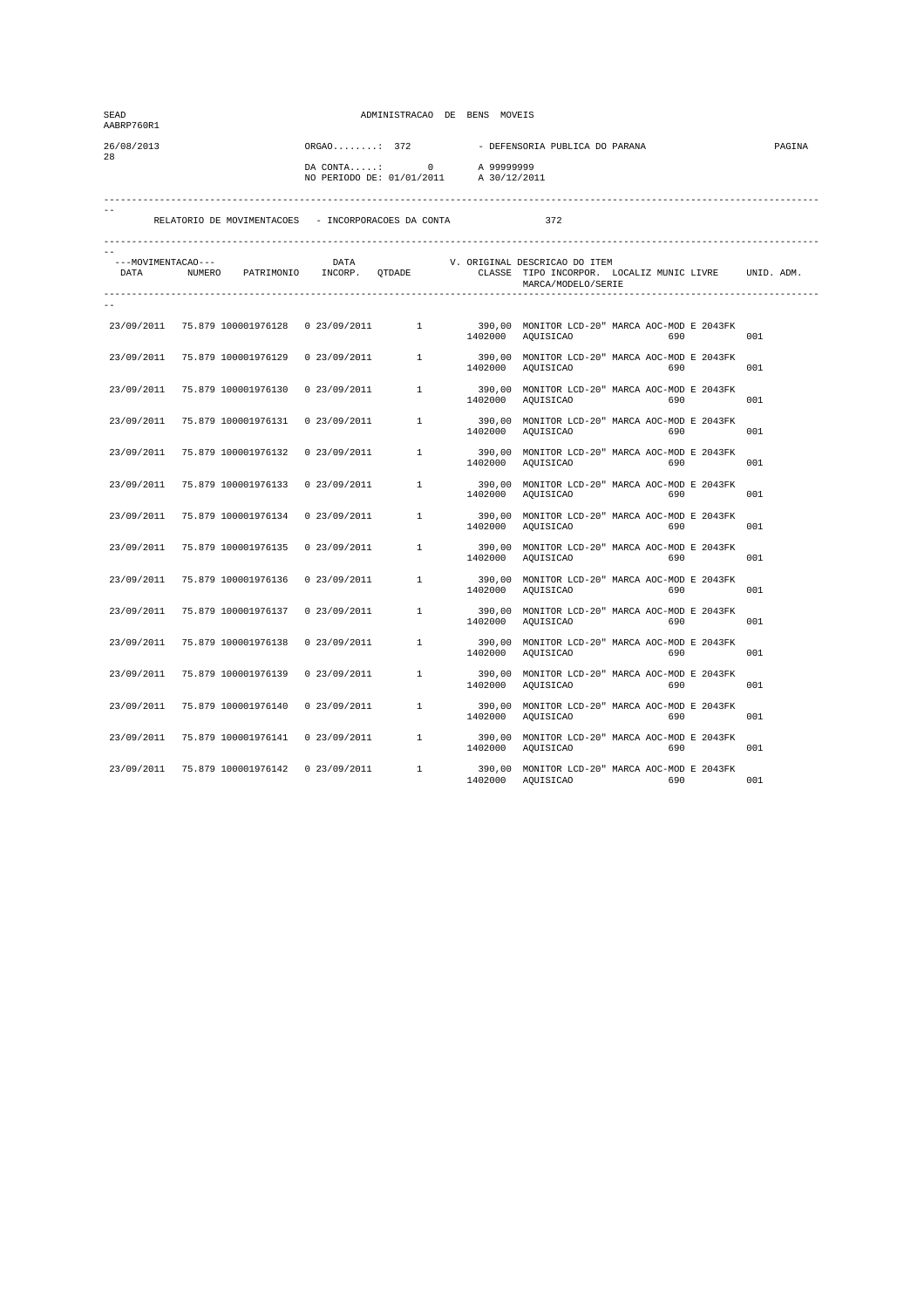SEAD
AABRP760R1

ADMINISTRACAO DE BENS MOVEIS

26/08/2013 ORGAO........: 372 - DEFENSORIA PUBLICA DO PARANA PAGINA 28

DA CONTA.....: 0 A 99999999
NO PERIODO DE: 01/01/2011 A 30/12/2011

RELATORIO DE MOVIMENTACOES - INCORPORACOES DA CONTA 372

| ---MOVIMENTACAO--- DATA | NUMERO | PATRIMONIO | DATA INCORP. | QTDADE | V. ORIGINAL CLASSE | DESCRICAO DO ITEM TIPO INCORPOR. MARCA/MODELO/SERIE | LOCALIZ MUNIC | LIVRE | UNID. ADM. |
|---|---|---|---|---|---|---|---|---|---|
| 23/09/2011 | 75.879 | 100001976128 | 0 23/09/2011 | 1 | 390,00 1402000 | MONITOR LCD-20" MARCA AOC-MOD E 2043FK AQUISICAO | 690 | | 001 |
| 23/09/2011 | 75.879 | 100001976129 | 0 23/09/2011 | 1 | 390,00 1402000 | MONITOR LCD-20" MARCA AOC-MOD E 2043FK AQUISICAO | 690 | | 001 |
| 23/09/2011 | 75.879 | 100001976130 | 0 23/09/2011 | 1 | 390,00 1402000 | MONITOR LCD-20" MARCA AOC-MOD E 2043FK AQUISICAO | 690 | | 001 |
| 23/09/2011 | 75.879 | 100001976131 | 0 23/09/2011 | 1 | 390,00 1402000 | MONITOR LCD-20" MARCA AOC-MOD E 2043FK AQUISICAO | 690 | | 001 |
| 23/09/2011 | 75.879 | 100001976132 | 0 23/09/2011 | 1 | 390,00 1402000 | MONITOR LCD-20" MARCA AOC-MOD E 2043FK AQUISICAO | 690 | | 001 |
| 23/09/2011 | 75.879 | 100001976133 | 0 23/09/2011 | 1 | 390,00 1402000 | MONITOR LCD-20" MARCA AOC-MOD E 2043FK AQUISICAO | 690 | | 001 |
| 23/09/2011 | 75.879 | 100001976134 | 0 23/09/2011 | 1 | 390,00 1402000 | MONITOR LCD-20" MARCA AOC-MOD E 2043FK AQUISICAO | 690 | | 001 |
| 23/09/2011 | 75.879 | 100001976135 | 0 23/09/2011 | 1 | 390,00 1402000 | MONITOR LCD-20" MARCA AOC-MOD E 2043FK AQUISICAO | 690 | | 001 |
| 23/09/2011 | 75.879 | 100001976136 | 0 23/09/2011 | 1 | 390,00 1402000 | MONITOR LCD-20" MARCA AOC-MOD E 2043FK AQUISICAO | 690 | | 001 |
| 23/09/2011 | 75.879 | 100001976137 | 0 23/09/2011 | 1 | 390,00 1402000 | MONITOR LCD-20" MARCA AOC-MOD E 2043FK AQUISICAO | 690 | | 001 |
| 23/09/2011 | 75.879 | 100001976138 | 0 23/09/2011 | 1 | 390,00 1402000 | MONITOR LCD-20" MARCA AOC-MOD E 2043FK AQUISICAO | 690 | | 001 |
| 23/09/2011 | 75.879 | 100001976139 | 0 23/09/2011 | 1 | 390,00 1402000 | MONITOR LCD-20" MARCA AOC-MOD E 2043FK AQUISICAO | 690 | | 001 |
| 23/09/2011 | 75.879 | 100001976140 | 0 23/09/2011 | 1 | 390,00 1402000 | MONITOR LCD-20" MARCA AOC-MOD E 2043FK AQUISICAO | 690 | | 001 |
| 23/09/2011 | 75.879 | 100001976141 | 0 23/09/2011 | 1 | 390,00 1402000 | MONITOR LCD-20" MARCA AOC-MOD E 2043FK AQUISICAO | 690 | | 001 |
| 23/09/2011 | 75.879 | 100001976142 | 0 23/09/2011 | 1 | 390,00 1402000 | MONITOR LCD-20" MARCA AOC-MOD E 2043FK AQUISICAO | 690 | | 001 |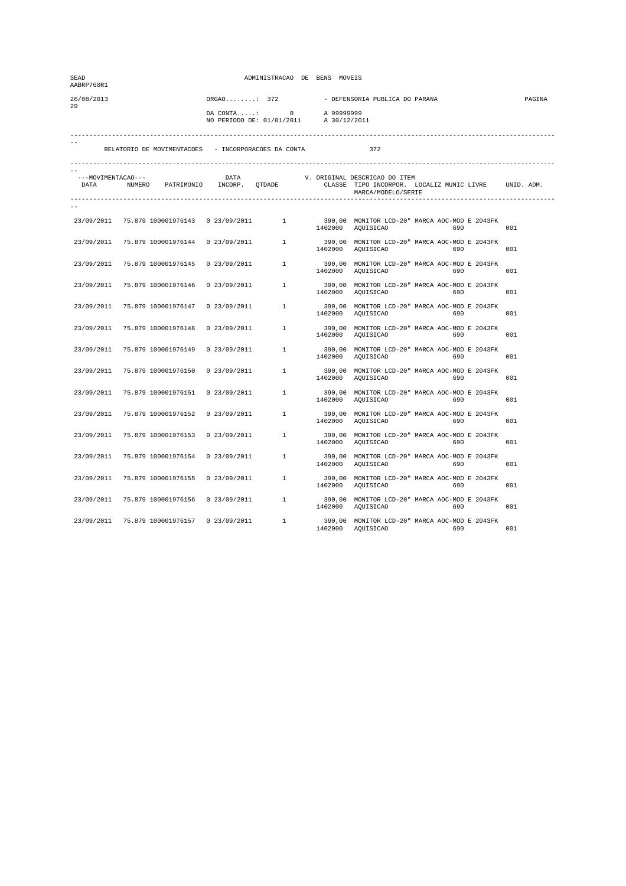SEAD
AABRP760R1

ADMINISTRACAO DE BENS MOVEIS

26/08/2013 ORGAO........: 372 - DEFENSORIA PUBLICA DO PARANA PAGINA 29

DA CONTA.....: 0 A 99999999
NO PERIODO DE: 01/01/2011 A 30/12/2011

RELATORIO DE MOVIMENTACOES - INCORPORACOES DA CONTA 372

| ---MOVIMENTACAO--- DATA | NUMERO | PATRIMONIO | DATA INCORP. | QTDADE | V. ORIGINAL CLASSE | DESCRICAO DO ITEM TIPO INCORPOR. MARCA/MODELO/SERIE | LOCALIZ MUNIC LIVRE | UNID. ADM. |
|---|---|---|---|---|---|---|---|---|
| 23/09/2011 | 75.879 | 100001976143 | 0 23/09/2011 | 1 | 390,00 1402000 | MONITOR LCD-20" MARCA AOC-MOD E 2043FK AQUISICAO | 690 | 001 |
| 23/09/2011 | 75.879 | 100001976144 | 0 23/09/2011 | 1 | 390,00 1402000 | MONITOR LCD-20" MARCA AOC-MOD E 2043FK AQUISICAO | 690 | 001 |
| 23/09/2011 | 75.879 | 100001976145 | 0 23/09/2011 | 1 | 390,00 1402000 | MONITOR LCD-20" MARCA AOC-MOD E 2043FK AQUISICAO | 690 | 001 |
| 23/09/2011 | 75.879 | 100001976146 | 0 23/09/2011 | 1 | 390,00 1402000 | MONITOR LCD-20" MARCA AOC-MOD E 2043FK AQUISICAO | 690 | 001 |
| 23/09/2011 | 75.879 | 100001976147 | 0 23/09/2011 | 1 | 390,00 1402000 | MONITOR LCD-20" MARCA AOC-MOD E 2043FK AQUISICAO | 690 | 001 |
| 23/09/2011 | 75.879 | 100001976148 | 0 23/09/2011 | 1 | 390,00 1402000 | MONITOR LCD-20" MARCA AOC-MOD E 2043FK AQUISICAO | 690 | 001 |
| 23/09/2011 | 75.879 | 100001976149 | 0 23/09/2011 | 1 | 390,00 1402000 | MONITOR LCD-20" MARCA AOC-MOD E 2043FK AQUISICAO | 690 | 001 |
| 23/09/2011 | 75.879 | 100001976150 | 0 23/09/2011 | 1 | 390,00 1402000 | MONITOR LCD-20" MARCA AOC-MOD E 2043FK AQUISICAO | 690 | 001 |
| 23/09/2011 | 75.879 | 100001976151 | 0 23/09/2011 | 1 | 390,00 1402000 | MONITOR LCD-20" MARCA AOC-MOD E 2043FK AQUISICAO | 690 | 001 |
| 23/09/2011 | 75.879 | 100001976152 | 0 23/09/2011 | 1 | 390,00 1402000 | MONITOR LCD-20" MARCA AOC-MOD E 2043FK AQUISICAO | 690 | 001 |
| 23/09/2011 | 75.879 | 100001976153 | 0 23/09/2011 | 1 | 390,00 1402000 | MONITOR LCD-20" MARCA AOC-MOD E 2043FK AQUISICAO | 690 | 001 |
| 23/09/2011 | 75.879 | 100001976154 | 0 23/09/2011 | 1 | 390,00 1402000 | MONITOR LCD-20" MARCA AOC-MOD E 2043FK AQUISICAO | 690 | 001 |
| 23/09/2011 | 75.879 | 100001976155 | 0 23/09/2011 | 1 | 390,00 1402000 | MONITOR LCD-20" MARCA AOC-MOD E 2043FK AQUISICAO | 690 | 001 |
| 23/09/2011 | 75.879 | 100001976156 | 0 23/09/2011 | 1 | 390,00 1402000 | MONITOR LCD-20" MARCA AOC-MOD E 2043FK AQUISICAO | 690 | 001 |
| 23/09/2011 | 75.879 | 100001976157 | 0 23/09/2011 | 1 | 390,00 1402000 | MONITOR LCD-20" MARCA AOC-MOD E 2043FK AQUISICAO | 690 | 001 |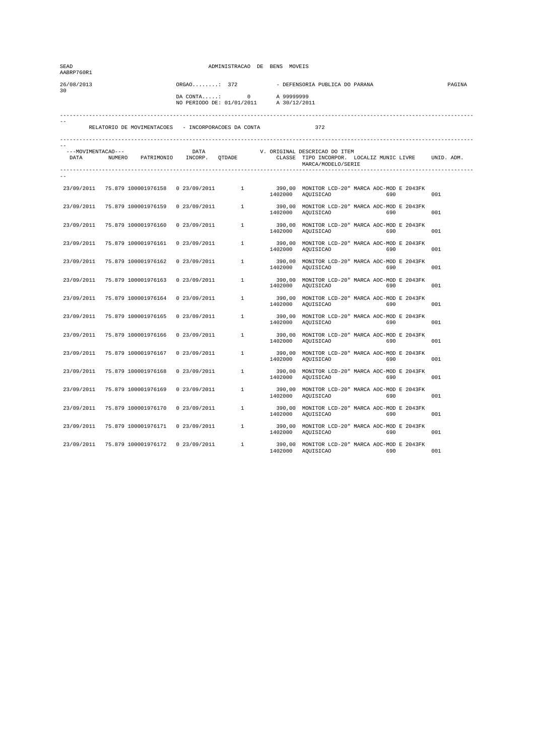SEAD
AABRP760R1

ADMINISTRACAO DE BENS MOVEIS

26/08/2013 ORGAO........: 372 - DEFENSORIA PUBLICA DO PARANA PAGINA 30

DA CONTA.....: 0 A 99999999
NO PERIODO DE: 01/01/2011 A 30/12/2011

RELATORIO DE MOVIMENTACOES - INCORPORACOES DA CONTA 372

| ---MOVIMENTACAO--- DATA | NUMERO | PATRIMONIO | DATA INCORP. | QTDADE | V. ORIGINAL CLASSE | DESCRICAO DO ITEM TIPO INCORPOR. MARCA/MODELO/SERIE | LOCALIZ | MUNIC | LIVRE | UNID. ADM. |
|---|---|---|---|---|---|---|---|---|---|---|
| 23/09/2011 | 75.879 | 100001976158 | 0 23/09/2011 | 1 | 390,00 1402000 | MONITOR LCD-20" MARCA AOC-MOD E 2043FK AQUISICAO | | 690 | | 001 |
| 23/09/2011 | 75.879 | 100001976159 | 0 23/09/2011 | 1 | 390,00 1402000 | MONITOR LCD-20" MARCA AOC-MOD E 2043FK AQUISICAO | | 690 | | 001 |
| 23/09/2011 | 75.879 | 100001976160 | 0 23/09/2011 | 1 | 390,00 1402000 | MONITOR LCD-20" MARCA AOC-MOD E 2043FK AQUISICAO | | 690 | | 001 |
| 23/09/2011 | 75.879 | 100001976161 | 0 23/09/2011 | 1 | 390,00 1402000 | MONITOR LCD-20" MARCA AOC-MOD E 2043FK AQUISICAO | | 690 | | 001 |
| 23/09/2011 | 75.879 | 100001976162 | 0 23/09/2011 | 1 | 390,00 1402000 | MONITOR LCD-20" MARCA AOC-MOD E 2043FK AQUISICAO | | 690 | | 001 |
| 23/09/2011 | 75.879 | 100001976163 | 0 23/09/2011 | 1 | 390,00 1402000 | MONITOR LCD-20" MARCA AOC-MOD E 2043FK AQUISICAO | | 690 | | 001 |
| 23/09/2011 | 75.879 | 100001976164 | 0 23/09/2011 | 1 | 390,00 1402000 | MONITOR LCD-20" MARCA AOC-MOD E 2043FK AQUISICAO | | 690 | | 001 |
| 23/09/2011 | 75.879 | 100001976165 | 0 23/09/2011 | 1 | 390,00 1402000 | MONITOR LCD-20" MARCA AOC-MOD E 2043FK AQUISICAO | | 690 | | 001 |
| 23/09/2011 | 75.879 | 100001976166 | 0 23/09/2011 | 1 | 390,00 1402000 | MONITOR LCD-20" MARCA AOC-MOD E 2043FK AQUISICAO | | 690 | | 001 |
| 23/09/2011 | 75.879 | 100001976167 | 0 23/09/2011 | 1 | 390,00 1402000 | MONITOR LCD-20" MARCA AOC-MOD E 2043FK AQUISICAO | | 690 | | 001 |
| 23/09/2011 | 75.879 | 100001976168 | 0 23/09/2011 | 1 | 390,00 1402000 | MONITOR LCD-20" MARCA AOC-MOD E 2043FK AQUISICAO | | 690 | | 001 |
| 23/09/2011 | 75.879 | 100001976169 | 0 23/09/2011 | 1 | 390,00 1402000 | MONITOR LCD-20" MARCA AOC-MOD E 2043FK AQUISICAO | | 690 | | 001 |
| 23/09/2011 | 75.879 | 100001976170 | 0 23/09/2011 | 1 | 390,00 1402000 | MONITOR LCD-20" MARCA AOC-MOD E 2043FK AQUISICAO | | 690 | | 001 |
| 23/09/2011 | 75.879 | 100001976171 | 0 23/09/2011 | 1 | 390,00 1402000 | MONITOR LCD-20" MARCA AOC-MOD E 2043FK AQUISICAO | | 690 | | 001 |
| 23/09/2011 | 75.879 | 100001976172 | 0 23/09/2011 | 1 | 390,00 1402000 | MONITOR LCD-20" MARCA AOC-MOD E 2043FK AQUISICAO | | 690 | | 001 |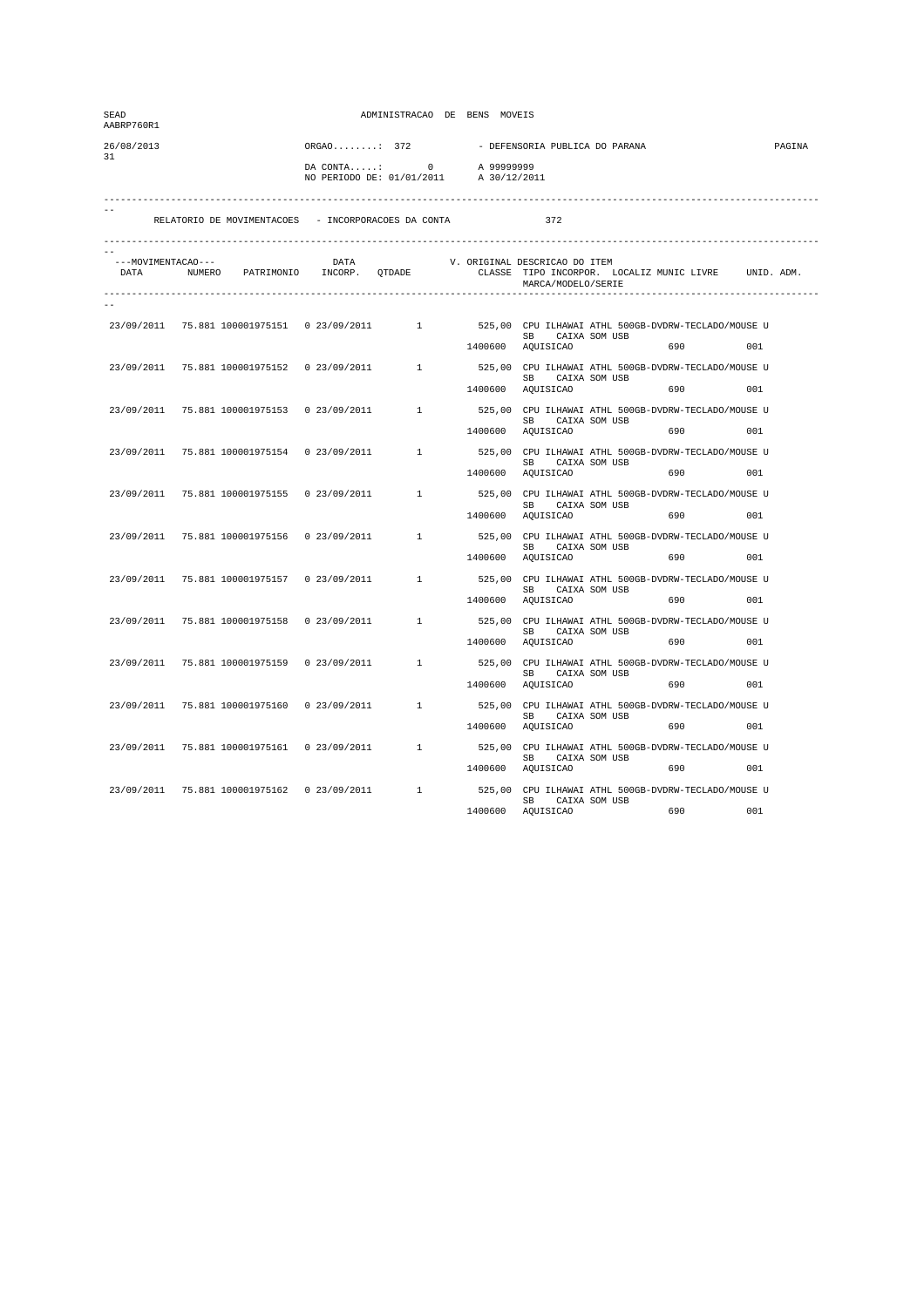SEAD
AABRP760R1

ADMINISTRACAO DE BENS MOVEIS

26/08/2013 ORGAO........: 372 - DEFENSORIA PUBLICA DO PARANA PAGINA 31

DA CONTA.....: 0 A 99999999
NO PERIODO DE: 01/01/2011 A 30/12/2011

RELATORIO DE MOVIMENTACOES - INCORPORACOES DA CONTA 372

| ---MOVIMENTACAO--- DATA | NUMERO | PATRIMONIO | DATA INCORP. | QTDADE | V. ORIGINAL CLASSE | DESCRICAO DO ITEM TIPO INCORPOR. MARCA/MODELO/SERIE | LOCALIZ MUNIC | LIVRE | UNID. ADM. |
|---|---|---|---|---|---|---|---|---|---|
| 23/09/2011 | 75.881 | 100001975151 | 0 23/09/2011 | 1 | 525,00 1400600 | CPU ILHAWAI ATHL 500GB-DVDRW-TECLADO/MOUSE U SB CAIXA SOM USB AQUISICAO | 690 | | 001 |
| 23/09/2011 | 75.881 | 100001975152 | 0 23/09/2011 | 1 | 525,00 1400600 | CPU ILHAWAI ATHL 500GB-DVDRW-TECLADO/MOUSE U SB CAIXA SOM USB AQUISICAO | 690 | | 001 |
| 23/09/2011 | 75.881 | 100001975153 | 0 23/09/2011 | 1 | 525,00 1400600 | CPU ILHAWAI ATHL 500GB-DVDRW-TECLADO/MOUSE U SB CAIXA SOM USB AQUISICAO | 690 | | 001 |
| 23/09/2011 | 75.881 | 100001975154 | 0 23/09/2011 | 1 | 525,00 1400600 | CPU ILHAWAI ATHL 500GB-DVDRW-TECLADO/MOUSE U SB CAIXA SOM USB AQUISICAO | 690 | | 001 |
| 23/09/2011 | 75.881 | 100001975155 | 0 23/09/2011 | 1 | 525,00 1400600 | CPU ILHAWAI ATHL 500GB-DVDRW-TECLADO/MOUSE U SB CAIXA SOM USB AQUISICAO | 690 | | 001 |
| 23/09/2011 | 75.881 | 100001975156 | 0 23/09/2011 | 1 | 525,00 1400600 | CPU ILHAWAI ATHL 500GB-DVDRW-TECLADO/MOUSE U SB CAIXA SOM USB AQUISICAO | 690 | | 001 |
| 23/09/2011 | 75.881 | 100001975157 | 0 23/09/2011 | 1 | 525,00 1400600 | CPU ILHAWAI ATHL 500GB-DVDRW-TECLADO/MOUSE U SB CAIXA SOM USB AQUISICAO | 690 | | 001 |
| 23/09/2011 | 75.881 | 100001975158 | 0 23/09/2011 | 1 | 525,00 1400600 | CPU ILHAWAI ATHL 500GB-DVDRW-TECLADO/MOUSE U SB CAIXA SOM USB AQUISICAO | 690 | | 001 |
| 23/09/2011 | 75.881 | 100001975159 | 0 23/09/2011 | 1 | 525,00 1400600 | CPU ILHAWAI ATHL 500GB-DVDRW-TECLADO/MOUSE U SB CAIXA SOM USB AQUISICAO | 690 | | 001 |
| 23/09/2011 | 75.881 | 100001975160 | 0 23/09/2011 | 1 | 525,00 1400600 | CPU ILHAWAI ATHL 500GB-DVDRW-TECLADO/MOUSE U SB CAIXA SOM USB AQUISICAO | 690 | | 001 |
| 23/09/2011 | 75.881 | 100001975161 | 0 23/09/2011 | 1 | 525,00 1400600 | CPU ILHAWAI ATHL 500GB-DVDRW-TECLADO/MOUSE U SB CAIXA SOM USB AQUISICAO | 690 | | 001 |
| 23/09/2011 | 75.881 | 100001975162 | 0 23/09/2011 | 1 | 525,00 1400600 | CPU ILHAWAI ATHL 500GB-DVDRW-TECLADO/MOUSE U SB CAIXA SOM USB AQUISICAO | 690 | | 001 |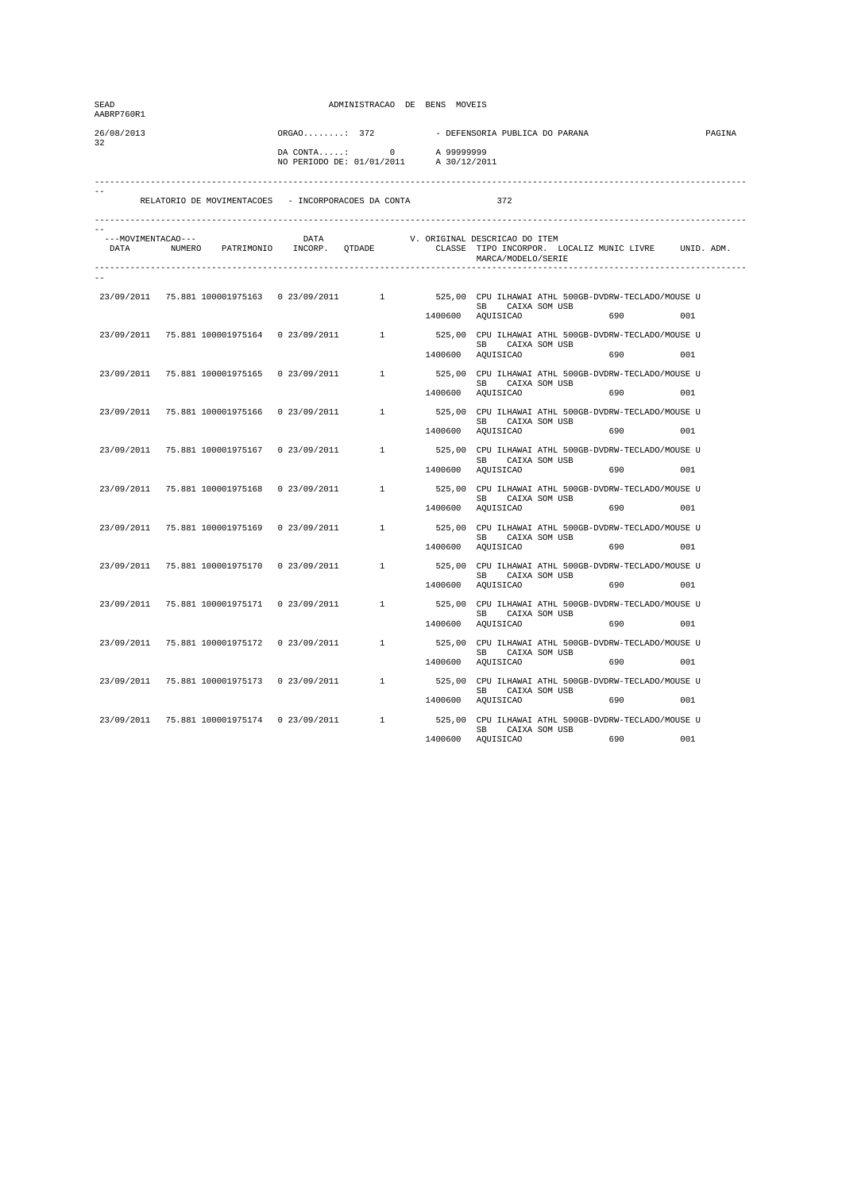SEAD
AABRP760R1

ADMINISTRACAO DE BENS MOVEIS

26/08/2013 ORGAO........: 372 - DEFENSORIA PUBLICA DO PARANA

DA CONTA.....: 0 A 99999999
NO PERIODO DE: 01/01/2011 A 30/12/2011

RELATORIO DE MOVIMENTACOES - INCORPORACOES DA CONTA 372

| ---MOVIMENTACAO--- DATA | NUMERO | PATRIMONIO | DATA INCORP. | QTDADE | V. ORIGINAL CLASSE | DESCRICAO DO ITEM TIPO INCORPOR. MARCA/MODELO/SERIE | LOCALIZ MUNIC | LIVRE | UNID. ADM. |
|---|---|---|---|---|---|---|---|---|---|
| 23/09/2011 | 75.881 | 100001975163 | 0 23/09/2011 | 1 | 525,00 | CPU ILHAWAI ATHL 500GB-DVDRW-TECLADO/MOUSE U SB CAIXA SOM USB | | | |
| | | | | | 1400600 | AQUISICAO | 690 | | 001 |
| 23/09/2011 | 75.881 | 100001975164 | 0 23/09/2011 | 1 | 525,00 | CPU ILHAWAI ATHL 500GB-DVDRW-TECLADO/MOUSE U SB CAIXA SOM USB | | | |
| | | | | | 1400600 | AQUISICAO | 690 | | 001 |
| 23/09/2011 | 75.881 | 100001975165 | 0 23/09/2011 | 1 | 525,00 | CPU ILHAWAI ATHL 500GB-DVDRW-TECLADO/MOUSE U SB CAIXA SOM USB | | | |
| | | | | | 1400600 | AQUISICAO | 690 | | 001 |
| 23/09/2011 | 75.881 | 100001975166 | 0 23/09/2011 | 1 | 525,00 | CPU ILHAWAI ATHL 500GB-DVDRW-TECLADO/MOUSE U SB CAIXA SOM USB | | | |
| | | | | | 1400600 | AQUISICAO | 690 | | 001 |
| 23/09/2011 | 75.881 | 100001975167 | 0 23/09/2011 | 1 | 525,00 | CPU ILHAWAI ATHL 500GB-DVDRW-TECLADO/MOUSE U SB CAIXA SOM USB | | | |
| | | | | | 1400600 | AQUISICAO | 690 | | 001 |
| 23/09/2011 | 75.881 | 100001975168 | 0 23/09/2011 | 1 | 525,00 | CPU ILHAWAI ATHL 500GB-DVDRW-TECLADO/MOUSE U SB CAIXA SOM USB | | | |
| | | | | | 1400600 | AQUISICAO | 690 | | 001 |
| 23/09/2011 | 75.881 | 100001975169 | 0 23/09/2011 | 1 | 525,00 | CPU ILHAWAI ATHL 500GB-DVDRW-TECLADO/MOUSE U SB CAIXA SOM USB | | | |
| | | | | | 1400600 | AQUISICAO | 690 | | 001 |
| 23/09/2011 | 75.881 | 100001975170 | 0 23/09/2011 | 1 | 525,00 | CPU ILHAWAI ATHL 500GB-DVDRW-TECLADO/MOUSE U SB CAIXA SOM USB | | | |
| | | | | | 1400600 | AQUISICAO | 690 | | 001 |
| 23/09/2011 | 75.881 | 100001975171 | 0 23/09/2011 | 1 | 525,00 | CPU ILHAWAI ATHL 500GB-DVDRW-TECLADO/MOUSE U SB CAIXA SOM USB | | | |
| | | | | | 1400600 | AQUISICAO | 690 | | 001 |
| 23/09/2011 | 75.881 | 100001975172 | 0 23/09/2011 | 1 | 525,00 | CPU ILHAWAI ATHL 500GB-DVDRW-TECLADO/MOUSE U SB CAIXA SOM USB | | | |
| | | | | | 1400600 | AQUISICAO | 690 | | 001 |
| 23/09/2011 | 75.881 | 100001975173 | 0 23/09/2011 | 1 | 525,00 | CPU ILHAWAI ATHL 500GB-DVDRW-TECLADO/MOUSE U SB CAIXA SOM USB | | | |
| | | | | | 1400600 | AQUISICAO | 690 | | 001 |
| 23/09/2011 | 75.881 | 100001975174 | 0 23/09/2011 | 1 | 525,00 | CPU ILHAWAI ATHL 500GB-DVDRW-TECLADO/MOUSE U SB CAIXA SOM USB | | | |
| | | | | | 1400600 | AQUISICAO | 690 | | 001 |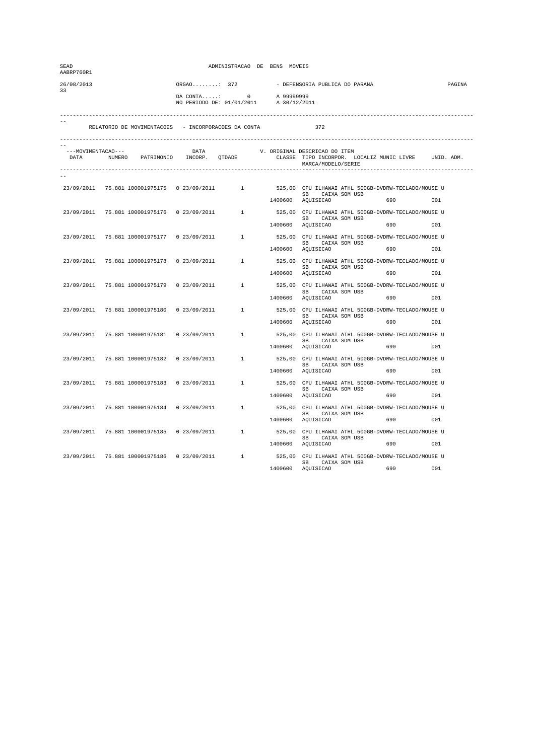SEAD
AABRP760R1

ADMINISTRACAO DE BENS MOVEIS

26/08/2013 ORGAO........: 372 - DEFENSORIA PUBLICA DO PARANA PAGINA 33

DA CONTA.....: 0 A 99999999
NO PERIODO DE: 01/01/2011 A 30/12/2011

RELATORIO DE MOVIMENTACOES - INCORPORACOES DA CONTA 372

| ---MOVIMENTACAO--- DATA | NUMERO | PATRIMONIO | DATA INCORP. | QTDADE | V. ORIGINAL CLASSE | DESCRICAO DO ITEM TIPO INCORPOR. MARCA/MODELO/SERIE | LOCALIZ MUNIC | LIVRE | UNID. ADM. |
|---|---|---|---|---|---|---|---|---|---|
| 23/09/2011 | 75.881 | 100001975175 | 0 23/09/2011 | 1 | 525,00 1400600 | CPU ILHAWAI ATHL 500GB-DVDRW-TECLADO/MOUSE U SB CAIXA SOM USB AQUISICAO | 690 | | 001 |
| 23/09/2011 | 75.881 | 100001975176 | 0 23/09/2011 | 1 | 525,00 1400600 | CPU ILHAWAI ATHL 500GB-DVDRW-TECLADO/MOUSE U SB CAIXA SOM USB AQUISICAO | 690 | | 001 |
| 23/09/2011 | 75.881 | 100001975177 | 0 23/09/2011 | 1 | 525,00 1400600 | CPU ILHAWAI ATHL 500GB-DVDRW-TECLADO/MOUSE U SB CAIXA SOM USB AQUISICAO | 690 | | 001 |
| 23/09/2011 | 75.881 | 100001975178 | 0 23/09/2011 | 1 | 525,00 1400600 | CPU ILHAWAI ATHL 500GB-DVDRW-TECLADO/MOUSE U SB CAIXA SOM USB AQUISICAO | 690 | | 001 |
| 23/09/2011 | 75.881 | 100001975179 | 0 23/09/2011 | 1 | 525,00 1400600 | CPU ILHAWAI ATHL 500GB-DVDRW-TECLADO/MOUSE U SB CAIXA SOM USB AQUISICAO | 690 | | 001 |
| 23/09/2011 | 75.881 | 100001975180 | 0 23/09/2011 | 1 | 525,00 1400600 | CPU ILHAWAI ATHL 500GB-DVDRW-TECLADO/MOUSE U SB CAIXA SOM USB AQUISICAO | 690 | | 001 |
| 23/09/2011 | 75.881 | 100001975181 | 0 23/09/2011 | 1 | 525,00 1400600 | CPU ILHAWAI ATHL 500GB-DVDRW-TECLADO/MOUSE U SB CAIXA SOM USB AQUISICAO | 690 | | 001 |
| 23/09/2011 | 75.881 | 100001975182 | 0 23/09/2011 | 1 | 525,00 1400600 | CPU ILHAWAI ATHL 500GB-DVDRW-TECLADO/MOUSE U SB CAIXA SOM USB AQUISICAO | 690 | | 001 |
| 23/09/2011 | 75.881 | 100001975183 | 0 23/09/2011 | 1 | 525,00 1400600 | CPU ILHAWAI ATHL 500GB-DVDRW-TECLADO/MOUSE U SB CAIXA SOM USB AQUISICAO | 690 | | 001 |
| 23/09/2011 | 75.881 | 100001975184 | 0 23/09/2011 | 1 | 525,00 1400600 | CPU ILHAWAI ATHL 500GB-DVDRW-TECLADO/MOUSE U SB CAIXA SOM USB AQUISICAO | 690 | | 001 |
| 23/09/2011 | 75.881 | 100001975185 | 0 23/09/2011 | 1 | 525,00 1400600 | CPU ILHAWAI ATHL 500GB-DVDRW-TECLADO/MOUSE U SB CAIXA SOM USB AQUISICAO | 690 | | 001 |
| 23/09/2011 | 75.881 | 100001975186 | 0 23/09/2011 | 1 | 525,00 1400600 | CPU ILHAWAI ATHL 500GB-DVDRW-TECLADO/MOUSE U SB CAIXA SOM USB AQUISICAO | 690 | | 001 |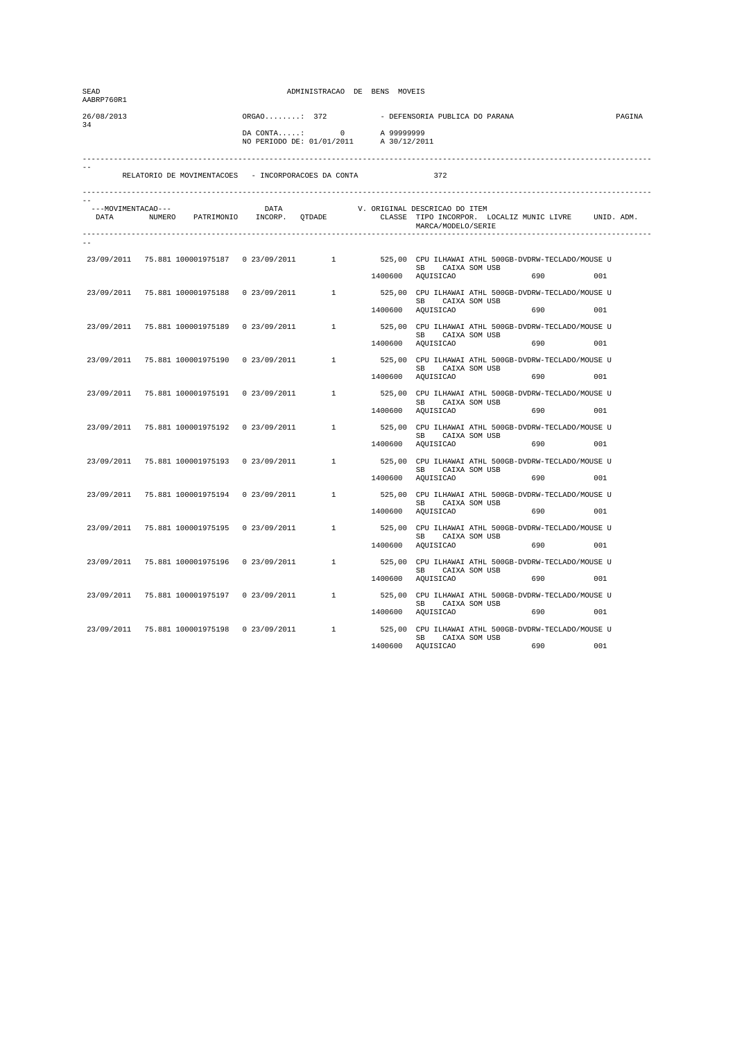SEAD
AABRP760R1

ADMINISTRACAO DE BENS MOVEIS

26/08/2013 ORGAO........: 372 - DEFENSORIA PUBLICA DO PARANA PAGINA 34

DA CONTA.....: 0 A 99999999
NO PERIODO DE: 01/01/2011 A 30/12/2011

RELATORIO DE MOVIMENTACOES - INCORPORACOES DA CONTA 372

| ---MOVIMENTACAO--- DATA | NUMERO | PATRIMONIO | DATA INCORP. | QTDADE | V. ORIGINAL CLASSE | DESCRICAO DO ITEM TIPO INCORPOR. MARCA/MODELO/SERIE | LOCALIZ | MUNIC | LIVRE | UNID. ADM. |
|---|---|---|---|---|---|---|---|---|---|---|
| 23/09/2011 | 75.881 | 100001975187 | 0 23/09/2011 | 1 | 525,00 | CPU ILHAWAI ATHL 500GB-DVDRW-TECLADO/MOUSE U SB CAIXA SOM USB | | | | |
| | | | | | 1400600 | AQUISICAO | | 690 | | 001 |
| 23/09/2011 | 75.881 | 100001975188 | 0 23/09/2011 | 1 | 525,00 | CPU ILHAWAI ATHL 500GB-DVDRW-TECLADO/MOUSE U SB CAIXA SOM USB | | | | |
| | | | | | 1400600 | AQUISICAO | | 690 | | 001 |
| 23/09/2011 | 75.881 | 100001975189 | 0 23/09/2011 | 1 | 525,00 | CPU ILHAWAI ATHL 500GB-DVDRW-TECLADO/MOUSE U SB CAIXA SOM USB | | | | |
| | | | | | 1400600 | AQUISICAO | | 690 | | 001 |
| 23/09/2011 | 75.881 | 100001975190 | 0 23/09/2011 | 1 | 525,00 | CPU ILHAWAI ATHL 500GB-DVDRW-TECLADO/MOUSE U SB CAIXA SOM USB | | | | |
| | | | | | 1400600 | AQUISICAO | | 690 | | 001 |
| 23/09/2011 | 75.881 | 100001975191 | 0 23/09/2011 | 1 | 525,00 | CPU ILHAWAI ATHL 500GB-DVDRW-TECLADO/MOUSE U SB CAIXA SOM USB | | | | |
| | | | | | 1400600 | AQUISICAO | | 690 | | 001 |
| 23/09/2011 | 75.881 | 100001975192 | 0 23/09/2011 | 1 | 525,00 | CPU ILHAWAI ATHL 500GB-DVDRW-TECLADO/MOUSE U SB CAIXA SOM USB | | | | |
| | | | | | 1400600 | AQUISICAO | | 690 | | 001 |
| 23/09/2011 | 75.881 | 100001975193 | 0 23/09/2011 | 1 | 525,00 | CPU ILHAWAI ATHL 500GB-DVDRW-TECLADO/MOUSE U SB CAIXA SOM USB | | | | |
| | | | | | 1400600 | AQUISICAO | | 690 | | 001 |
| 23/09/2011 | 75.881 | 100001975194 | 0 23/09/2011 | 1 | 525,00 | CPU ILHAWAI ATHL 500GB-DVDRW-TECLADO/MOUSE U SB CAIXA SOM USB | | | | |
| | | | | | 1400600 | AQUISICAO | | 690 | | 001 |
| 23/09/2011 | 75.881 | 100001975195 | 0 23/09/2011 | 1 | 525,00 | CPU ILHAWAI ATHL 500GB-DVDRW-TECLADO/MOUSE U SB CAIXA SOM USB | | | | |
| | | | | | 1400600 | AQUISICAO | | 690 | | 001 |
| 23/09/2011 | 75.881 | 100001975196 | 0 23/09/2011 | 1 | 525,00 | CPU ILHAWAI ATHL 500GB-DVDRW-TECLADO/MOUSE U SB CAIXA SOM USB | | | | |
| | | | | | 1400600 | AQUISICAO | | 690 | | 001 |
| 23/09/2011 | 75.881 | 100001975197 | 0 23/09/2011 | 1 | 525,00 | CPU ILHAWAI ATHL 500GB-DVDRW-TECLADO/MOUSE U SB CAIXA SOM USB | | | | |
| | | | | | 1400600 | AQUISICAO | | 690 | | 001 |
| 23/09/2011 | 75.881 | 100001975198 | 0 23/09/2011 | 1 | 525,00 | CPU ILHAWAI ATHL 500GB-DVDRW-TECLADO/MOUSE U SB CAIXA SOM USB | | | | |
| | | | | | 1400600 | AQUISICAO | | 690 | | 001 |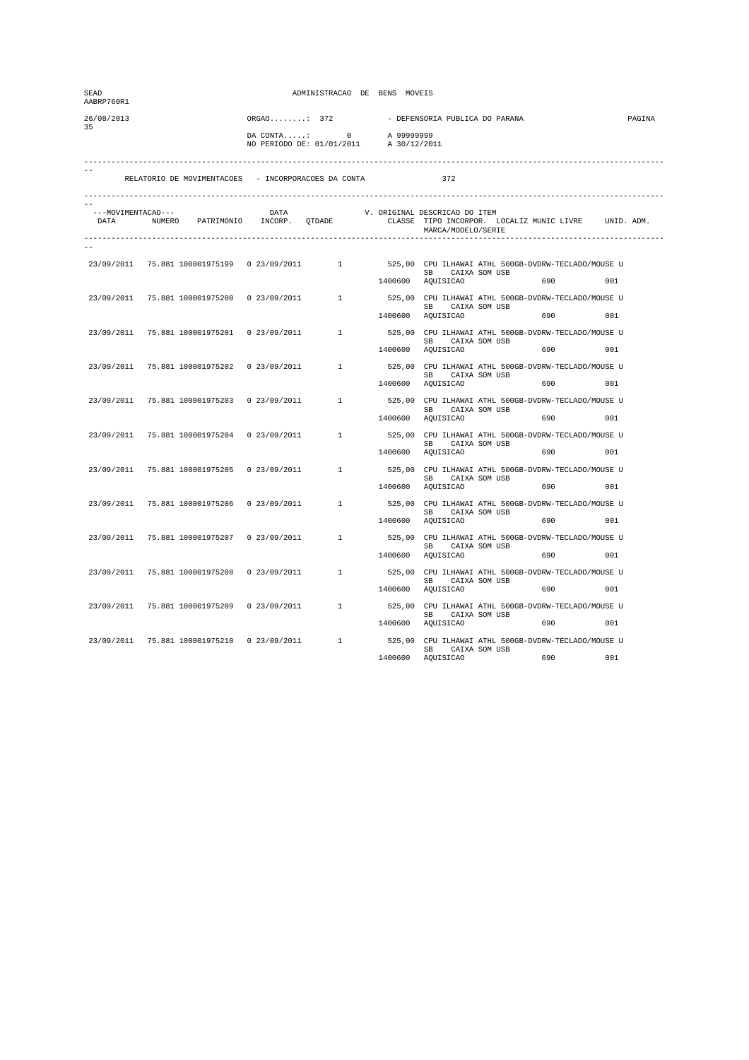SEAD
AABRP760R1

ADMINISTRACAO DE BENS MOVEIS

26/08/2013 ORGAO........: 372 - DEFENSORIA PUBLICA DO PARANA PAGINA 35

DA CONTA.....: 0 A 99999999
NO PERIODO DE: 01/01/2011 A 30/12/2011

RELATORIO DE MOVIMENTACOES - INCORPORACOES DA CONTA 372

| ---MOVIMENTACAO--- DATA | NUMERO | PATRIMONIO | DATA INCORP. | QTDADE | V. ORIGINAL CLASSE | DESCRICAO DO ITEM TIPO INCORPOR. MARCA/MODELO/SERIE | LOCALIZ MUNIC LIVRE | UNID. ADM. |
|---|---|---|---|---|---|---|---|---|
| 23/09/2011 | 75.881 | 100001975199 | 0 23/09/2011 | 1 | 525,00 1400600 | CPU ILHAWAI ATHL 500GB-DVDRW-TECLADO/MOUSE U SB CAIXA SOM USB AQUISICAO | 690 | 001 |
| 23/09/2011 | 75.881 | 100001975200 | 0 23/09/2011 | 1 | 525,00 1400600 | CPU ILHAWAI ATHL 500GB-DVDRW-TECLADO/MOUSE U SB CAIXA SOM USB AQUISICAO | 690 | 001 |
| 23/09/2011 | 75.881 | 100001975201 | 0 23/09/2011 | 1 | 525,00 1400600 | CPU ILHAWAI ATHL 500GB-DVDRW-TECLADO/MOUSE U SB CAIXA SOM USB AQUISICAO | 690 | 001 |
| 23/09/2011 | 75.881 | 100001975202 | 0 23/09/2011 | 1 | 525,00 1400600 | CPU ILHAWAI ATHL 500GB-DVDRW-TECLADO/MOUSE U SB CAIXA SOM USB AQUISICAO | 690 | 001 |
| 23/09/2011 | 75.881 | 100001975203 | 0 23/09/2011 | 1 | 525,00 1400600 | CPU ILHAWAI ATHL 500GB-DVDRW-TECLADO/MOUSE U SB CAIXA SOM USB AQUISICAO | 690 | 001 |
| 23/09/2011 | 75.881 | 100001975204 | 0 23/09/2011 | 1 | 525,00 1400600 | CPU ILHAWAI ATHL 500GB-DVDRW-TECLADO/MOUSE U SB CAIXA SOM USB AQUISICAO | 690 | 001 |
| 23/09/2011 | 75.881 | 100001975205 | 0 23/09/2011 | 1 | 525,00 1400600 | CPU ILHAWAI ATHL 500GB-DVDRW-TECLADO/MOUSE U SB CAIXA SOM USB AQUISICAO | 690 | 001 |
| 23/09/2011 | 75.881 | 100001975206 | 0 23/09/2011 | 1 | 525,00 1400600 | CPU ILHAWAI ATHL 500GB-DVDRW-TECLADO/MOUSE U SB CAIXA SOM USB AQUISICAO | 690 | 001 |
| 23/09/2011 | 75.881 | 100001975207 | 0 23/09/2011 | 1 | 525,00 1400600 | CPU ILHAWAI ATHL 500GB-DVDRW-TECLADO/MOUSE U SB CAIXA SOM USB AQUISICAO | 690 | 001 |
| 23/09/2011 | 75.881 | 100001975208 | 0 23/09/2011 | 1 | 525,00 1400600 | CPU ILHAWAI ATHL 500GB-DVDRW-TECLADO/MOUSE U SB CAIXA SOM USB AQUISICAO | 690 | 001 |
| 23/09/2011 | 75.881 | 100001975209 | 0 23/09/2011 | 1 | 525,00 1400600 | CPU ILHAWAI ATHL 500GB-DVDRW-TECLADO/MOUSE U SB CAIXA SOM USB AQUISICAO | 690 | 001 |
| 23/09/2011 | 75.881 | 100001975210 | 0 23/09/2011 | 1 | 525,00 1400600 | CPU ILHAWAI ATHL 500GB-DVDRW-TECLADO/MOUSE U SB CAIXA SOM USB AQUISICAO | 690 | 001 |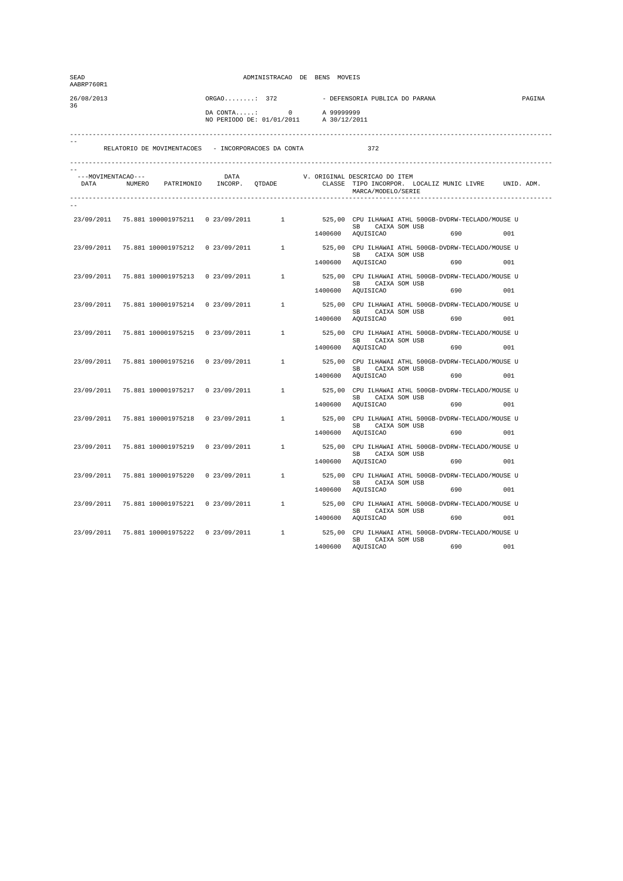SEAD
AABRP760R1

ADMINISTRACAO DE BENS MOVEIS

26/08/2013 ORGAO........: 372 - DEFENSORIA PUBLICA DO PARANA PAGINA 36

DA CONTA.....: 0 A 99999999
NO PERIODO DE: 01/01/2011 A 30/12/2011

RELATORIO DE MOVIMENTACOES - INCORPORACOES DA CONTA 372

| ---MOVIMENTACAO--- DATA | NUMERO | PATRIMONIO | DATA INCORP. | QTDADE | V. ORIGINAL CLASSE | DESCRICAO DO ITEM TIPO INCORPOR. MARCA/MODELO/SERIE | LOCALIZ MUNIC LIVRE | UNID. ADM. |
|---|---|---|---|---|---|---|---|---|
| 23/09/2011 | 75.881 | 100001975211 | 0 23/09/2011 | 1 | 525,00 1400600 | CPU ILHAWAI ATHL 500GB-DVDRW-TECLADO/MOUSE U SB CAIXA SOM USB AQUISICAO | 690 | 001 |
| 23/09/2011 | 75.881 | 100001975212 | 0 23/09/2011 | 1 | 525,00 1400600 | CPU ILHAWAI ATHL 500GB-DVDRW-TECLADO/MOUSE U SB CAIXA SOM USB AQUISICAO | 690 | 001 |
| 23/09/2011 | 75.881 | 100001975213 | 0 23/09/2011 | 1 | 525,00 1400600 | CPU ILHAWAI ATHL 500GB-DVDRW-TECLADO/MOUSE U SB CAIXA SOM USB AQUISICAO | 690 | 001 |
| 23/09/2011 | 75.881 | 100001975214 | 0 23/09/2011 | 1 | 525,00 1400600 | CPU ILHAWAI ATHL 500GB-DVDRW-TECLADO/MOUSE U SB CAIXA SOM USB AQUISICAO | 690 | 001 |
| 23/09/2011 | 75.881 | 100001975215 | 0 23/09/2011 | 1 | 525,00 1400600 | CPU ILHAWAI ATHL 500GB-DVDRW-TECLADO/MOUSE U SB CAIXA SOM USB AQUISICAO | 690 | 001 |
| 23/09/2011 | 75.881 | 100001975216 | 0 23/09/2011 | 1 | 525,00 1400600 | CPU ILHAWAI ATHL 500GB-DVDRW-TECLADO/MOUSE U SB CAIXA SOM USB AQUISICAO | 690 | 001 |
| 23/09/2011 | 75.881 | 100001975217 | 0 23/09/2011 | 1 | 525,00 1400600 | CPU ILHAWAI ATHL 500GB-DVDRW-TECLADO/MOUSE U SB CAIXA SOM USB AQUISICAO | 690 | 001 |
| 23/09/2011 | 75.881 | 100001975218 | 0 23/09/2011 | 1 | 525,00 1400600 | CPU ILHAWAI ATHL 500GB-DVDRW-TECLADO/MOUSE U SB CAIXA SOM USB AQUISICAO | 690 | 001 |
| 23/09/2011 | 75.881 | 100001975219 | 0 23/09/2011 | 1 | 525,00 1400600 | CPU ILHAWAI ATHL 500GB-DVDRW-TECLADO/MOUSE U SB CAIXA SOM USB AQUISICAO | 690 | 001 |
| 23/09/2011 | 75.881 | 100001975220 | 0 23/09/2011 | 1 | 525,00 1400600 | CPU ILHAWAI ATHL 500GB-DVDRW-TECLADO/MOUSE U SB CAIXA SOM USB AQUISICAO | 690 | 001 |
| 23/09/2011 | 75.881 | 100001975221 | 0 23/09/2011 | 1 | 525,00 1400600 | CPU ILHAWAI ATHL 500GB-DVDRW-TECLADO/MOUSE U SB CAIXA SOM USB AQUISICAO | 690 | 001 |
| 23/09/2011 | 75.881 | 100001975222 | 0 23/09/2011 | 1 | 525,00 1400600 | CPU ILHAWAI ATHL 500GB-DVDRW-TECLADO/MOUSE U SB CAIXA SOM USB AQUISICAO | 690 | 001 |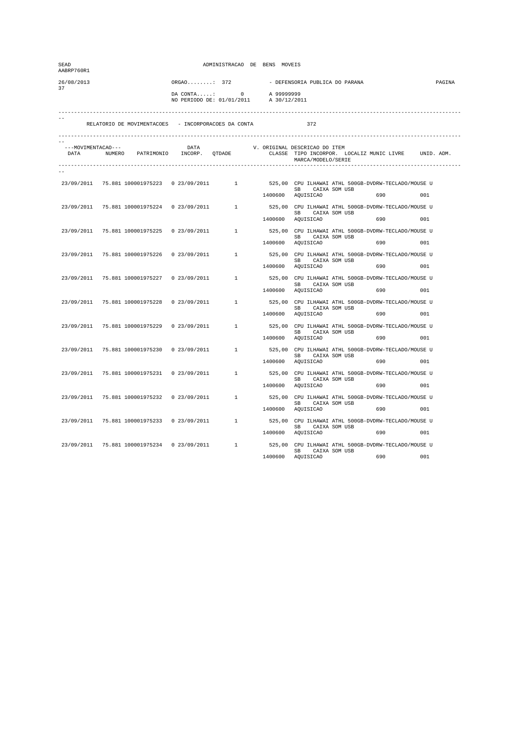SEAD
AABRP760R1

ADMINISTRACAO DE BENS MOVEIS

26/08/2013 ORGAO........: 372 - DEFENSORIA PUBLICA DO PARANA PAGINA 37

DA CONTA.....: 0 A 99999999
NO PERIODO DE: 01/01/2011 A 30/12/2011

RELATORIO DE MOVIMENTACOES - INCORPORACOES DA CONTA 372

| ---MOVIMENTACAO--- DATA | NUMERO | PATRIMONIO | DATA INCORP. | QTDADE | V. ORIGINAL CLASSE | DESCRICAO DO ITEM TIPO INCORPOR. MARCA/MODELO/SERIE | LOCALIZ MUNIC | LIVRE | UNID. ADM. |
|---|---|---|---|---|---|---|---|---|---|
| 23/09/2011 | 75.881 | 100001975223 | 0 23/09/2011 | 1 | 525,00 1400600 | CPU ILHAWAI ATHL 500GB-DVDRW-TECLADO/MOUSE U SB CAIXA SOM USB AQUISICAO | 690 | | 001 |
| 23/09/2011 | 75.881 | 100001975224 | 0 23/09/2011 | 1 | 525,00 1400600 | CPU ILHAWAI ATHL 500GB-DVDRW-TECLADO/MOUSE U SB CAIXA SOM USB AQUISICAO | 690 | | 001 |
| 23/09/2011 | 75.881 | 100001975225 | 0 23/09/2011 | 1 | 525,00 1400600 | CPU ILHAWAI ATHL 500GB-DVDRW-TECLADO/MOUSE U SB CAIXA SOM USB AQUISICAO | 690 | | 001 |
| 23/09/2011 | 75.881 | 100001975226 | 0 23/09/2011 | 1 | 525,00 1400600 | CPU ILHAWAI ATHL 500GB-DVDRW-TECLADO/MOUSE U SB CAIXA SOM USB AQUISICAO | 690 | | 001 |
| 23/09/2011 | 75.881 | 100001975227 | 0 23/09/2011 | 1 | 525,00 1400600 | CPU ILHAWAI ATHL 500GB-DVDRW-TECLADO/MOUSE U SB CAIXA SOM USB AQUISICAO | 690 | | 001 |
| 23/09/2011 | 75.881 | 100001975228 | 0 23/09/2011 | 1 | 525,00 1400600 | CPU ILHAWAI ATHL 500GB-DVDRW-TECLADO/MOUSE U SB CAIXA SOM USB AQUISICAO | 690 | | 001 |
| 23/09/2011 | 75.881 | 100001975229 | 0 23/09/2011 | 1 | 525,00 1400600 | CPU ILHAWAI ATHL 500GB-DVDRW-TECLADO/MOUSE U SB CAIXA SOM USB AQUISICAO | 690 | | 001 |
| 23/09/2011 | 75.881 | 100001975230 | 0 23/09/2011 | 1 | 525,00 1400600 | CPU ILHAWAI ATHL 500GB-DVDRW-TECLADO/MOUSE U SB CAIXA SOM USB AQUISICAO | 690 | | 001 |
| 23/09/2011 | 75.881 | 100001975231 | 0 23/09/2011 | 1 | 525,00 1400600 | CPU ILHAWAI ATHL 500GB-DVDRW-TECLADO/MOUSE U SB CAIXA SOM USB AQUISICAO | 690 | | 001 |
| 23/09/2011 | 75.881 | 100001975232 | 0 23/09/2011 | 1 | 525,00 1400600 | CPU ILHAWAI ATHL 500GB-DVDRW-TECLADO/MOUSE U SB CAIXA SOM USB AQUISICAO | 690 | | 001 |
| 23/09/2011 | 75.881 | 100001975233 | 0 23/09/2011 | 1 | 525,00 1400600 | CPU ILHAWAI ATHL 500GB-DVDRW-TECLADO/MOUSE U SB CAIXA SOM USB AQUISICAO | 690 | | 001 |
| 23/09/2011 | 75.881 | 100001975234 | 0 23/09/2011 | 1 | 525,00 1400600 | CPU ILHAWAI ATHL 500GB-DVDRW-TECLADO/MOUSE U SB CAIXA SOM USB AQUISICAO | 690 | | 001 |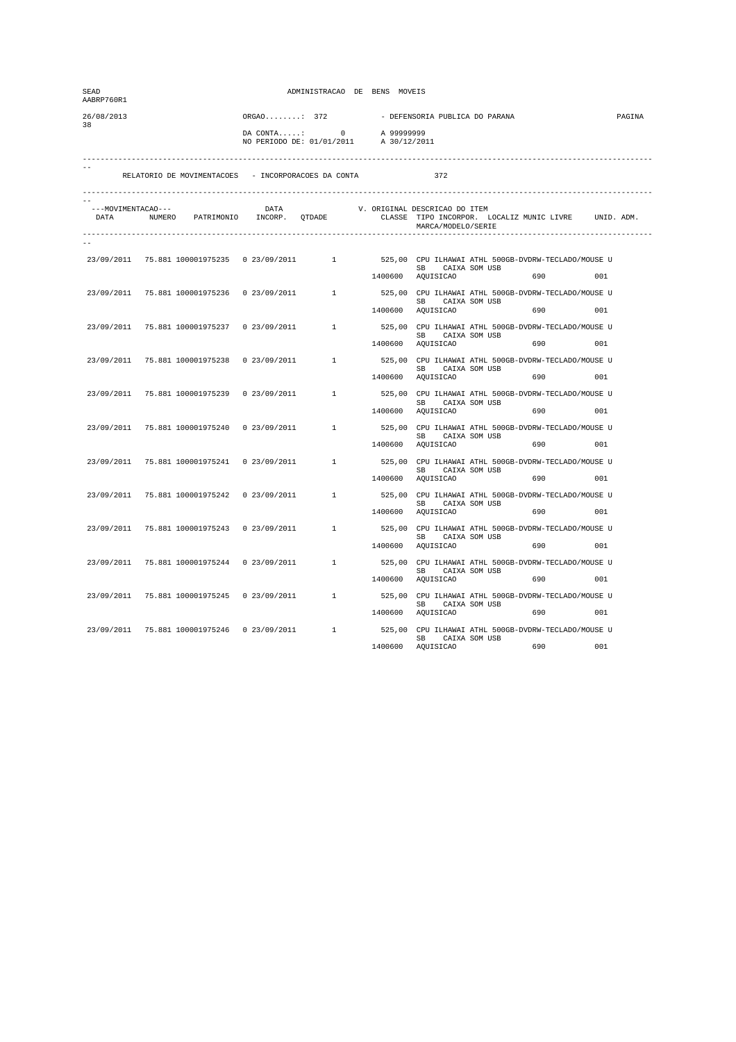SEAD
AABRP760R1

ADMINISTRACAO DE BENS MOVEIS

26/08/2013 ORGAO........: 372 - DEFENSORIA PUBLICA DO PARANA PAGINA 38

DA CONTA.....: 0 A 99999999
NO PERIODO DE: 01/01/2011 A 30/12/2011

RELATORIO DE MOVIMENTACOES - INCORPORACOES DA CONTA 372

| ---MOVIMENTACAO--- DATA | NUMERO | PATRIMONIO | DATA INCORP. | QTDADE | V. ORIGINAL CLASSE | DESCRICAO DO ITEM TIPO INCORPOR. MARCA/MODELO/SERIE | LOCALIZ MUNIC | LIVRE | UNID. ADM. |
|---|---|---|---|---|---|---|---|---|---|
| 23/09/2011 | 75.881 | 100001975235 | 0 23/09/2011 | 1 | 525,00 | CPU ILHAWAI ATHL 500GB-DVDRW-TECLADO/MOUSE U SB CAIXA SOM USB | | | |
| | | | | | 1400600 | AQUISICAO | 690 | | 001 |
| 23/09/2011 | 75.881 | 100001975236 | 0 23/09/2011 | 1 | 525,00 | CPU ILHAWAI ATHL 500GB-DVDRW-TECLADO/MOUSE U SB CAIXA SOM USB | | | |
| | | | | | 1400600 | AQUISICAO | 690 | | 001 |
| 23/09/2011 | 75.881 | 100001975237 | 0 23/09/2011 | 1 | 525,00 | CPU ILHAWAI ATHL 500GB-DVDRW-TECLADO/MOUSE U SB CAIXA SOM USB | | | |
| | | | | | 1400600 | AQUISICAO | 690 | | 001 |
| 23/09/2011 | 75.881 | 100001975238 | 0 23/09/2011 | 1 | 525,00 | CPU ILHAWAI ATHL 500GB-DVDRW-TECLADO/MOUSE U SB CAIXA SOM USB | | | |
| | | | | | 1400600 | AQUISICAO | 690 | | 001 |
| 23/09/2011 | 75.881 | 100001975239 | 0 23/09/2011 | 1 | 525,00 | CPU ILHAWAI ATHL 500GB-DVDRW-TECLADO/MOUSE U SB CAIXA SOM USB | | | |
| | | | | | 1400600 | AQUISICAO | 690 | | 001 |
| 23/09/2011 | 75.881 | 100001975240 | 0 23/09/2011 | 1 | 525,00 | CPU ILHAWAI ATHL 500GB-DVDRW-TECLADO/MOUSE U SB CAIXA SOM USB | | | |
| | | | | | 1400600 | AQUISICAO | 690 | | 001 |
| 23/09/2011 | 75.881 | 100001975241 | 0 23/09/2011 | 1 | 525,00 | CPU ILHAWAI ATHL 500GB-DVDRW-TECLADO/MOUSE U SB CAIXA SOM USB | | | |
| | | | | | 1400600 | AQUISICAO | 690 | | 001 |
| 23/09/2011 | 75.881 | 100001975242 | 0 23/09/2011 | 1 | 525,00 | CPU ILHAWAI ATHL 500GB-DVDRW-TECLADO/MOUSE U SB CAIXA SOM USB | | | |
| | | | | | 1400600 | AQUISICAO | 690 | | 001 |
| 23/09/2011 | 75.881 | 100001975243 | 0 23/09/2011 | 1 | 525,00 | CPU ILHAWAI ATHL 500GB-DVDRW-TECLADO/MOUSE U SB CAIXA SOM USB | | | |
| | | | | | 1400600 | AQUISICAO | 690 | | 001 |
| 23/09/2011 | 75.881 | 100001975244 | 0 23/09/2011 | 1 | 525,00 | CPU ILHAWAI ATHL 500GB-DVDRW-TECLADO/MOUSE U SB CAIXA SOM USB | | | |
| | | | | | 1400600 | AQUISICAO | 690 | | 001 |
| 23/09/2011 | 75.881 | 100001975245 | 0 23/09/2011 | 1 | 525,00 | CPU ILHAWAI ATHL 500GB-DVDRW-TECLADO/MOUSE U SB CAIXA SOM USB | | | |
| | | | | | 1400600 | AQUISICAO | 690 | | 001 |
| 23/09/2011 | 75.881 | 100001975246 | 0 23/09/2011 | 1 | 525,00 | CPU ILHAWAI ATHL 500GB-DVDRW-TECLADO/MOUSE U SB CAIXA SOM USB | | | |
| | | | | | 1400600 | AQUISICAO | 690 | | 001 |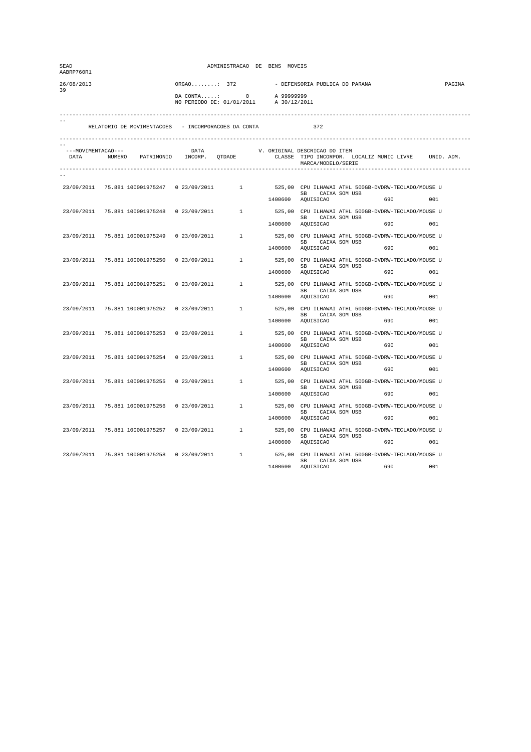SEAD
AABRP760R1

ADMINISTRACAO DE BENS MOVEIS

26/08/2013

ORGAO........: 372 - DEFENSORIA PUBLICA DO PARANA

DA CONTA.....: 0 A 99999999
NO PERIODO DE: 01/01/2011 A 30/12/2011

RELATORIO DE MOVIMENTACOES - INCORPORACOES DA CONTA 372

| ---MOVIMENTACAO--- DATA | NUMERO | PATRIMONIO | DATA INCORP. | QTDADE | V. ORIGINAL CLASSE | DESCRICAO DO ITEM TIPO INCORPOR. MARCA/MODELO/SERIE | LOCALIZ MUNIC | LIVRE | UNID. ADM. |
|---|---|---|---|---|---|---|---|---|---|
| 23/09/2011 | 75.881 | 100001975247 | 0 23/09/2011 | 1 | 525,00 1400600 | CPU ILHAWAI ATHL 500GB-DVDRW-TECLADO/MOUSE U SB CAIXA SOM USB AQUISICAO | 690 | | 001 |
| 23/09/2011 | 75.881 | 100001975248 | 0 23/09/2011 | 1 | 525,00 1400600 | CPU ILHAWAI ATHL 500GB-DVDRW-TECLADO/MOUSE U SB CAIXA SOM USB AQUISICAO | 690 | | 001 |
| 23/09/2011 | 75.881 | 100001975249 | 0 23/09/2011 | 1 | 525,00 1400600 | CPU ILHAWAI ATHL 500GB-DVDRW-TECLADO/MOUSE U SB CAIXA SOM USB AQUISICAO | 690 | | 001 |
| 23/09/2011 | 75.881 | 100001975250 | 0 23/09/2011 | 1 | 525,00 1400600 | CPU ILHAWAI ATHL 500GB-DVDRW-TECLADO/MOUSE U SB CAIXA SOM USB AQUISICAO | 690 | | 001 |
| 23/09/2011 | 75.881 | 100001975251 | 0 23/09/2011 | 1 | 525,00 1400600 | CPU ILHAWAI ATHL 500GB-DVDRW-TECLADO/MOUSE U SB CAIXA SOM USB AQUISICAO | 690 | | 001 |
| 23/09/2011 | 75.881 | 100001975252 | 0 23/09/2011 | 1 | 525,00 1400600 | CPU ILHAWAI ATHL 500GB-DVDRW-TECLADO/MOUSE U SB CAIXA SOM USB AQUISICAO | 690 | | 001 |
| 23/09/2011 | 75.881 | 100001975253 | 0 23/09/2011 | 1 | 525,00 1400600 | CPU ILHAWAI ATHL 500GB-DVDRW-TECLADO/MOUSE U SB CAIXA SOM USB AQUISICAO | 690 | | 001 |
| 23/09/2011 | 75.881 | 100001975254 | 0 23/09/2011 | 1 | 525,00 1400600 | CPU ILHAWAI ATHL 500GB-DVDRW-TECLADO/MOUSE U SB CAIXA SOM USB AQUISICAO | 690 | | 001 |
| 23/09/2011 | 75.881 | 100001975255 | 0 23/09/2011 | 1 | 525,00 1400600 | CPU ILHAWAI ATHL 500GB-DVDRW-TECLADO/MOUSE U SB CAIXA SOM USB AQUISICAO | 690 | | 001 |
| 23/09/2011 | 75.881 | 100001975256 | 0 23/09/2011 | 1 | 525,00 1400600 | CPU ILHAWAI ATHL 500GB-DVDRW-TECLADO/MOUSE U SB CAIXA SOM USB AQUISICAO | 690 | | 001 |
| 23/09/2011 | 75.881 | 100001975257 | 0 23/09/2011 | 1 | 525,00 1400600 | CPU ILHAWAI ATHL 500GB-DVDRW-TECLADO/MOUSE U SB CAIXA SOM USB AQUISICAO | 690 | | 001 |
| 23/09/2011 | 75.881 | 100001975258 | 0 23/09/2011 | 1 | 525,00 1400600 | CPU ILHAWAI ATHL 500GB-DVDRW-TECLADO/MOUSE U SB CAIXA SOM USB AQUISICAO | 690 | | 001 |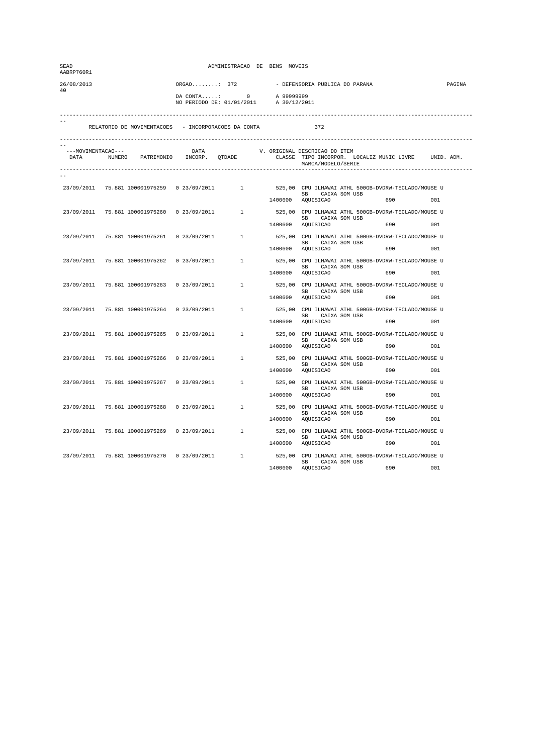SEAD
AABRP760R1

ADMINISTRACAO DE BENS MOVEIS

26/08/2013 ORGAO........: 372 - DEFENSORIA PUBLICA DO PARANA PAGINA 40

DA CONTA.....: 0 A 99999999
NO PERIODO DE: 01/01/2011 A 30/12/2011

RELATORIO DE MOVIMENTACOES - INCORPORACOES DA CONTA 372

| ---MOVIMENTACAO--- DATA | NUMERO | PATRIMONIO | DATA INCORP. | QTDADE | V. ORIGINAL CLASSE | DESCRICAO DO ITEM TIPO INCORPOR. MARCA/MODELO/SERIE | LOCALIZ MUNIC LIVRE | UNID. ADM. |
|---|---|---|---|---|---|---|---|---|
| 23/09/2011 | 75.881 | 100001975259 | 0 23/09/2011 | 1 | 525,00 1400600 | CPU ILHAWAI ATHL 500GB-DVDRW-TECLADO/MOUSE U SB CAIXA SOM USB AQUISICAO | 690 | 001 |
| 23/09/2011 | 75.881 | 100001975260 | 0 23/09/2011 | 1 | 525,00 1400600 | CPU ILHAWAI ATHL 500GB-DVDRW-TECLADO/MOUSE U SB CAIXA SOM USB AQUISICAO | 690 | 001 |
| 23/09/2011 | 75.881 | 100001975261 | 0 23/09/2011 | 1 | 525,00 1400600 | CPU ILHAWAI ATHL 500GB-DVDRW-TECLADO/MOUSE U SB CAIXA SOM USB AQUISICAO | 690 | 001 |
| 23/09/2011 | 75.881 | 100001975262 | 0 23/09/2011 | 1 | 525,00 1400600 | CPU ILHAWAI ATHL 500GB-DVDRW-TECLADO/MOUSE U SB CAIXA SOM USB AQUISICAO | 690 | 001 |
| 23/09/2011 | 75.881 | 100001975263 | 0 23/09/2011 | 1 | 525,00 1400600 | CPU ILHAWAI ATHL 500GB-DVDRW-TECLADO/MOUSE U SB CAIXA SOM USB AQUISICAO | 690 | 001 |
| 23/09/2011 | 75.881 | 100001975264 | 0 23/09/2011 | 1 | 525,00 1400600 | CPU ILHAWAI ATHL 500GB-DVDRW-TECLADO/MOUSE U SB CAIXA SOM USB AQUISICAO | 690 | 001 |
| 23/09/2011 | 75.881 | 100001975265 | 0 23/09/2011 | 1 | 525,00 1400600 | CPU ILHAWAI ATHL 500GB-DVDRW-TECLADO/MOUSE U SB CAIXA SOM USB AQUISICAO | 690 | 001 |
| 23/09/2011 | 75.881 | 100001975266 | 0 23/09/2011 | 1 | 525,00 1400600 | CPU ILHAWAI ATHL 500GB-DVDRW-TECLADO/MOUSE U SB CAIXA SOM USB AQUISICAO | 690 | 001 |
| 23/09/2011 | 75.881 | 100001975267 | 0 23/09/2011 | 1 | 525,00 1400600 | CPU ILHAWAI ATHL 500GB-DVDRW-TECLADO/MOUSE U SB CAIXA SOM USB AQUISICAO | 690 | 001 |
| 23/09/2011 | 75.881 | 100001975268 | 0 23/09/2011 | 1 | 525,00 1400600 | CPU ILHAWAI ATHL 500GB-DVDRW-TECLADO/MOUSE U SB CAIXA SOM USB AQUISICAO | 690 | 001 |
| 23/09/2011 | 75.881 | 100001975269 | 0 23/09/2011 | 1 | 525,00 1400600 | CPU ILHAWAI ATHL 500GB-DVDRW-TECLADO/MOUSE U SB CAIXA SOM USB AQUISICAO | 690 | 001 |
| 23/09/2011 | 75.881 | 100001975270 | 0 23/09/2011 | 1 | 525,00 1400600 | CPU ILHAWAI ATHL 500GB-DVDRW-TECLADO/MOUSE U SB CAIXA SOM USB AQUISICAO | 690 | 001 |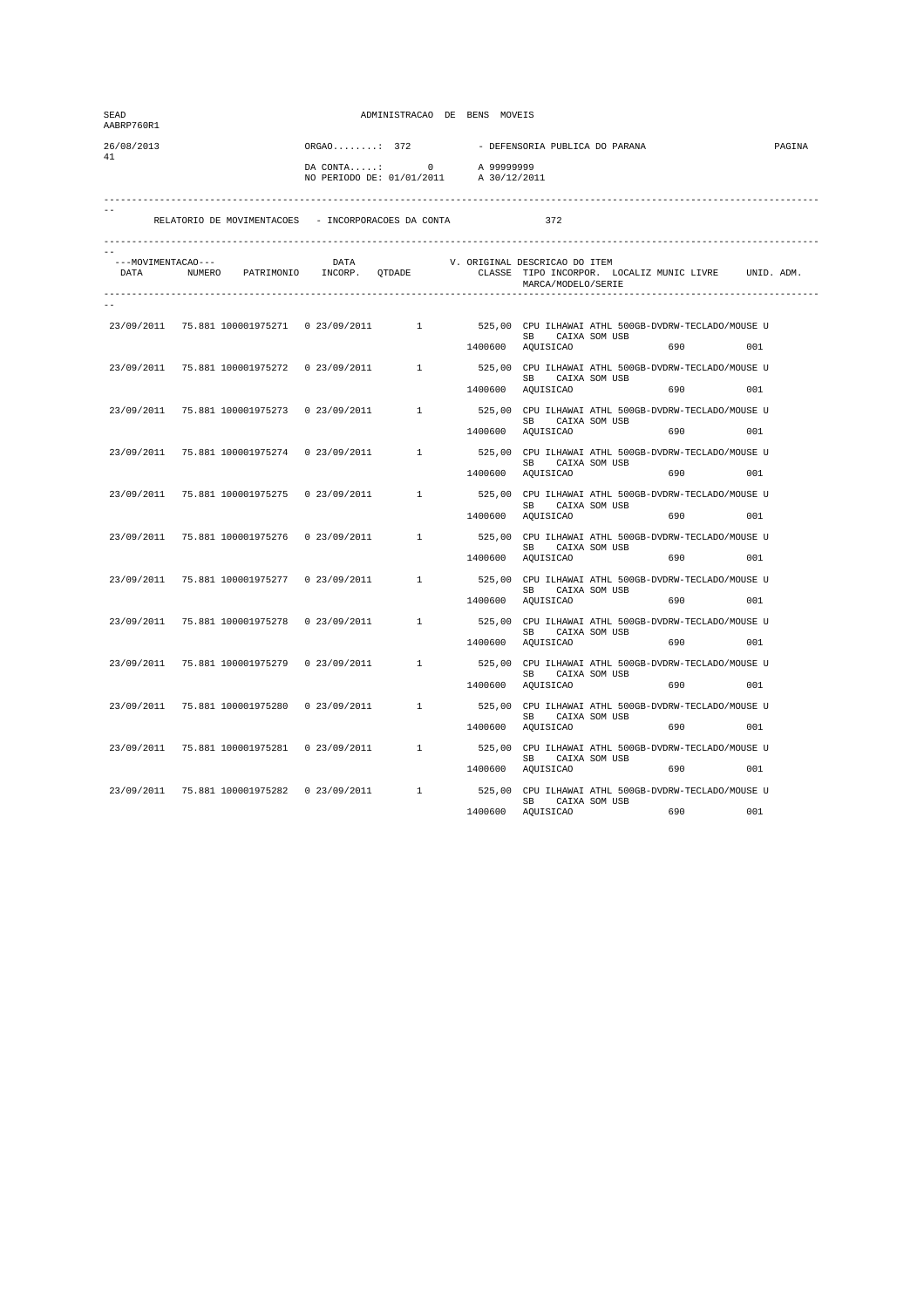SEAD
AABRP760R1

ADMINISTRACAO DE BENS MOVEIS

26/08/2013 ORGAO........: 372 - DEFENSORIA PUBLICA DO PARANA PAGINA 41

DA CONTA.....: 0 A 99999999
NO PERIODO DE: 01/01/2011 A 30/12/2011

RELATORIO DE MOVIMENTACOES - INCORPORACOES DA CONTA 372

| ---MOVIMENTACAO--- DATA | NUMERO | PATRIMONIO | DATA INCORP. | QTDADE | V. ORIGINAL CLASSE | DESCRICAO DO ITEM TIPO INCORPOR. MARCA/MODELO/SERIE | LOCALIZ MUNIC | LIVRE | UNID. ADM. |
|---|---|---|---|---|---|---|---|---|---|
| 23/09/2011 | 75.881 | 100001975271 | 0 23/09/2011 | 1 | 525,00 1400600 | CPU ILHAWAI ATHL 500GB-DVDRW-TECLADO/MOUSE U SB CAIXA SOM USB AQUISICAO | 690 | | 001 |
| 23/09/2011 | 75.881 | 100001975272 | 0 23/09/2011 | 1 | 525,00 1400600 | CPU ILHAWAI ATHL 500GB-DVDRW-TECLADO/MOUSE U SB CAIXA SOM USB AQUISICAO | 690 | | 001 |
| 23/09/2011 | 75.881 | 100001975273 | 0 23/09/2011 | 1 | 525,00 1400600 | CPU ILHAWAI ATHL 500GB-DVDRW-TECLADO/MOUSE U SB CAIXA SOM USB AQUISICAO | 690 | | 001 |
| 23/09/2011 | 75.881 | 100001975274 | 0 23/09/2011 | 1 | 525,00 1400600 | CPU ILHAWAI ATHL 500GB-DVDRW-TECLADO/MOUSE U SB CAIXA SOM USB AQUISICAO | 690 | | 001 |
| 23/09/2011 | 75.881 | 100001975275 | 0 23/09/2011 | 1 | 525,00 1400600 | CPU ILHAWAI ATHL 500GB-DVDRW-TECLADO/MOUSE U SB CAIXA SOM USB AQUISICAO | 690 | | 001 |
| 23/09/2011 | 75.881 | 100001975276 | 0 23/09/2011 | 1 | 525,00 1400600 | CPU ILHAWAI ATHL 500GB-DVDRW-TECLADO/MOUSE U SB CAIXA SOM USB AQUISICAO | 690 | | 001 |
| 23/09/2011 | 75.881 | 100001975277 | 0 23/09/2011 | 1 | 525,00 1400600 | CPU ILHAWAI ATHL 500GB-DVDRW-TECLADO/MOUSE U SB CAIXA SOM USB AQUISICAO | 690 | | 001 |
| 23/09/2011 | 75.881 | 100001975278 | 0 23/09/2011 | 1 | 525,00 1400600 | CPU ILHAWAI ATHL 500GB-DVDRW-TECLADO/MOUSE U SB CAIXA SOM USB AQUISICAO | 690 | | 001 |
| 23/09/2011 | 75.881 | 100001975279 | 0 23/09/2011 | 1 | 525,00 1400600 | CPU ILHAWAI ATHL 500GB-DVDRW-TECLADO/MOUSE U SB CAIXA SOM USB AQUISICAO | 690 | | 001 |
| 23/09/2011 | 75.881 | 100001975280 | 0 23/09/2011 | 1 | 525,00 1400600 | CPU ILHAWAI ATHL 500GB-DVDRW-TECLADO/MOUSE U SB CAIXA SOM USB AQUISICAO | 690 | | 001 |
| 23/09/2011 | 75.881 | 100001975281 | 0 23/09/2011 | 1 | 525,00 1400600 | CPU ILHAWAI ATHL 500GB-DVDRW-TECLADO/MOUSE U SB CAIXA SOM USB AQUISICAO | 690 | | 001 |
| 23/09/2011 | 75.881 | 100001975282 | 0 23/09/2011 | 1 | 525,00 1400600 | CPU ILHAWAI ATHL 500GB-DVDRW-TECLADO/MOUSE U SB CAIXA SOM USB AQUISICAO | 690 | | 001 |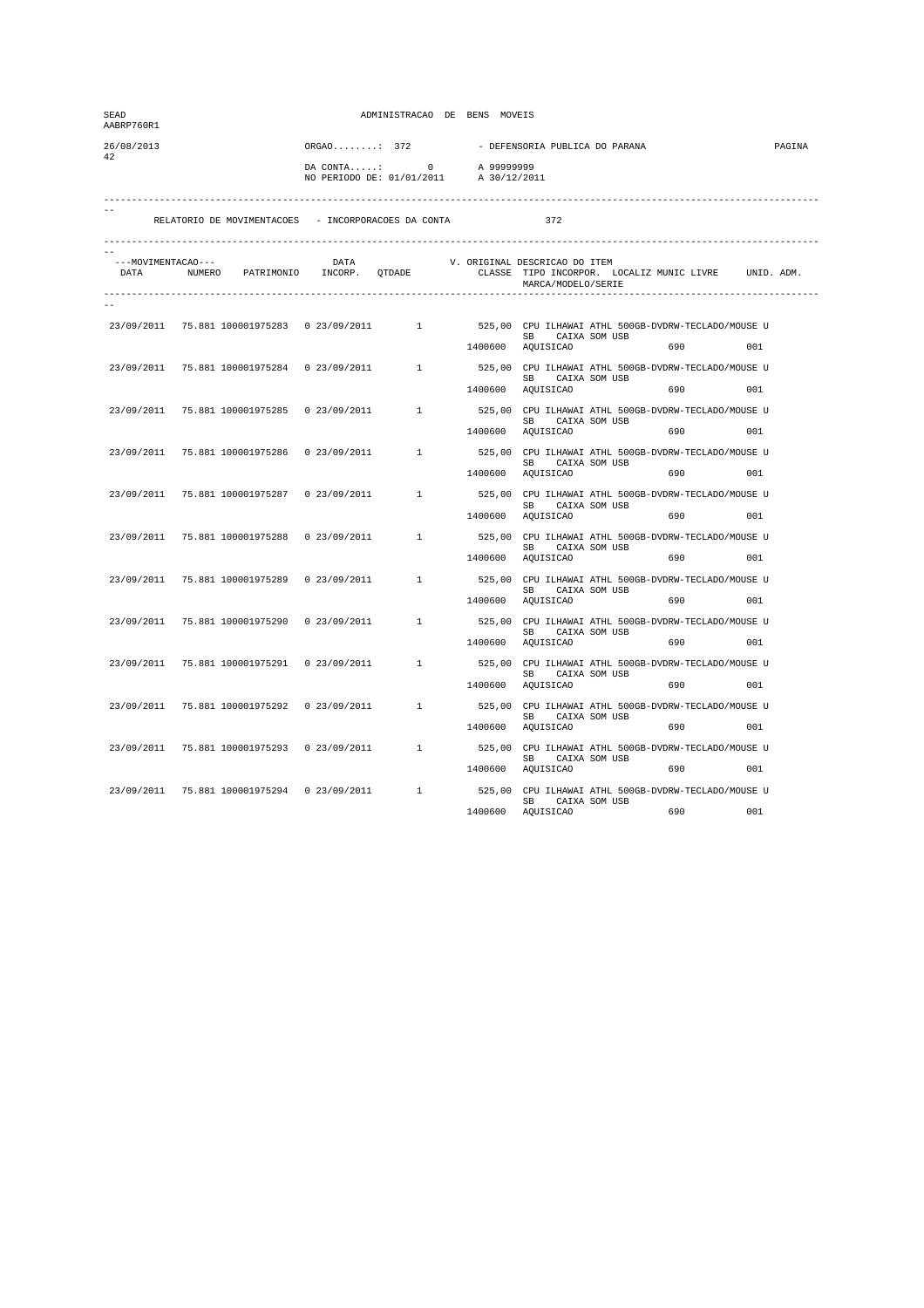SEAD
AABRP760R1

ADMINISTRACAO DE BENS MOVEIS

26/08/2013 ORGAO........: 372 - DEFENSORIA PUBLICA DO PARANA PAGINA 42

DA CONTA.....: 0 A 99999999
NO PERIODO DE: 01/01/2011 A 30/12/2011

RELATORIO DE MOVIMENTACOES - INCORPORACOES DA CONTA 372

| ---MOVIMENTACAO--- DATA | NUMERO | PATRIMONIO | DATA INCORP. | QTDADE | V. ORIGINAL CLASSE | DESCRICAO DO ITEM TIPO INCORPOR. MARCA/MODELO/SERIE | LOCALIZ MUNIC LIVRE | UNID. ADM. |
|---|---|---|---|---|---|---|---|---|
| 23/09/2011 | 75.881 | 100001975283 | 0 23/09/2011 | 1 | 525,00 | CPU ILHAWAI ATHL 500GB-DVDRW-TECLADO/MOUSE U SB CAIXA SOM USB | | |
| | | | | | 1400600 | AQUISICAO | 690 | 001 |
| 23/09/2011 | 75.881 | 100001975284 | 0 23/09/2011 | 1 | 525,00 | CPU ILHAWAI ATHL 500GB-DVDRW-TECLADO/MOUSE U SB CAIXA SOM USB | | |
| | | | | | 1400600 | AQUISICAO | 690 | 001 |
| 23/09/2011 | 75.881 | 100001975285 | 0 23/09/2011 | 1 | 525,00 | CPU ILHAWAI ATHL 500GB-DVDRW-TECLADO/MOUSE U SB CAIXA SOM USB | | |
| | | | | | 1400600 | AQUISICAO | 690 | 001 |
| 23/09/2011 | 75.881 | 100001975286 | 0 23/09/2011 | 1 | 525,00 | CPU ILHAWAI ATHL 500GB-DVDRW-TECLADO/MOUSE U SB CAIXA SOM USB | | |
| | | | | | 1400600 | AQUISICAO | 690 | 001 |
| 23/09/2011 | 75.881 | 100001975287 | 0 23/09/2011 | 1 | 525,00 | CPU ILHAWAI ATHL 500GB-DVDRW-TECLADO/MOUSE U SB CAIXA SOM USB | | |
| | | | | | 1400600 | AQUISICAO | 690 | 001 |
| 23/09/2011 | 75.881 | 100001975288 | 0 23/09/2011 | 1 | 525,00 | CPU ILHAWAI ATHL 500GB-DVDRW-TECLADO/MOUSE U SB CAIXA SOM USB | | |
| | | | | | 1400600 | AQUISICAO | 690 | 001 |
| 23/09/2011 | 75.881 | 100001975289 | 0 23/09/2011 | 1 | 525,00 | CPU ILHAWAI ATHL 500GB-DVDRW-TECLADO/MOUSE U SB CAIXA SOM USB | | |
| | | | | | 1400600 | AQUISICAO | 690 | 001 |
| 23/09/2011 | 75.881 | 100001975290 | 0 23/09/2011 | 1 | 525,00 | CPU ILHAWAI ATHL 500GB-DVDRW-TECLADO/MOUSE U SB CAIXA SOM USB | | |
| | | | | | 1400600 | AQUISICAO | 690 | 001 |
| 23/09/2011 | 75.881 | 100001975291 | 0 23/09/2011 | 1 | 525,00 | CPU ILHAWAI ATHL 500GB-DVDRW-TECLADO/MOUSE U SB CAIXA SOM USB | | |
| | | | | | 1400600 | AQUISICAO | 690 | 001 |
| 23/09/2011 | 75.881 | 100001975292 | 0 23/09/2011 | 1 | 525,00 | CPU ILHAWAI ATHL 500GB-DVDRW-TECLADO/MOUSE U SB CAIXA SOM USB | | |
| | | | | | 1400600 | AQUISICAO | 690 | 001 |
| 23/09/2011 | 75.881 | 100001975293 | 0 23/09/2011 | 1 | 525,00 | CPU ILHAWAI ATHL 500GB-DVDRW-TECLADO/MOUSE U SB CAIXA SOM USB | | |
| | | | | | 1400600 | AQUISICAO | 690 | 001 |
| 23/09/2011 | 75.881 | 100001975294 | 0 23/09/2011 | 1 | 525,00 | CPU ILHAWAI ATHL 500GB-DVDRW-TECLADO/MOUSE U SB CAIXA SOM USB | | |
| | | | | | 1400600 | AQUISICAO | 690 | 001 |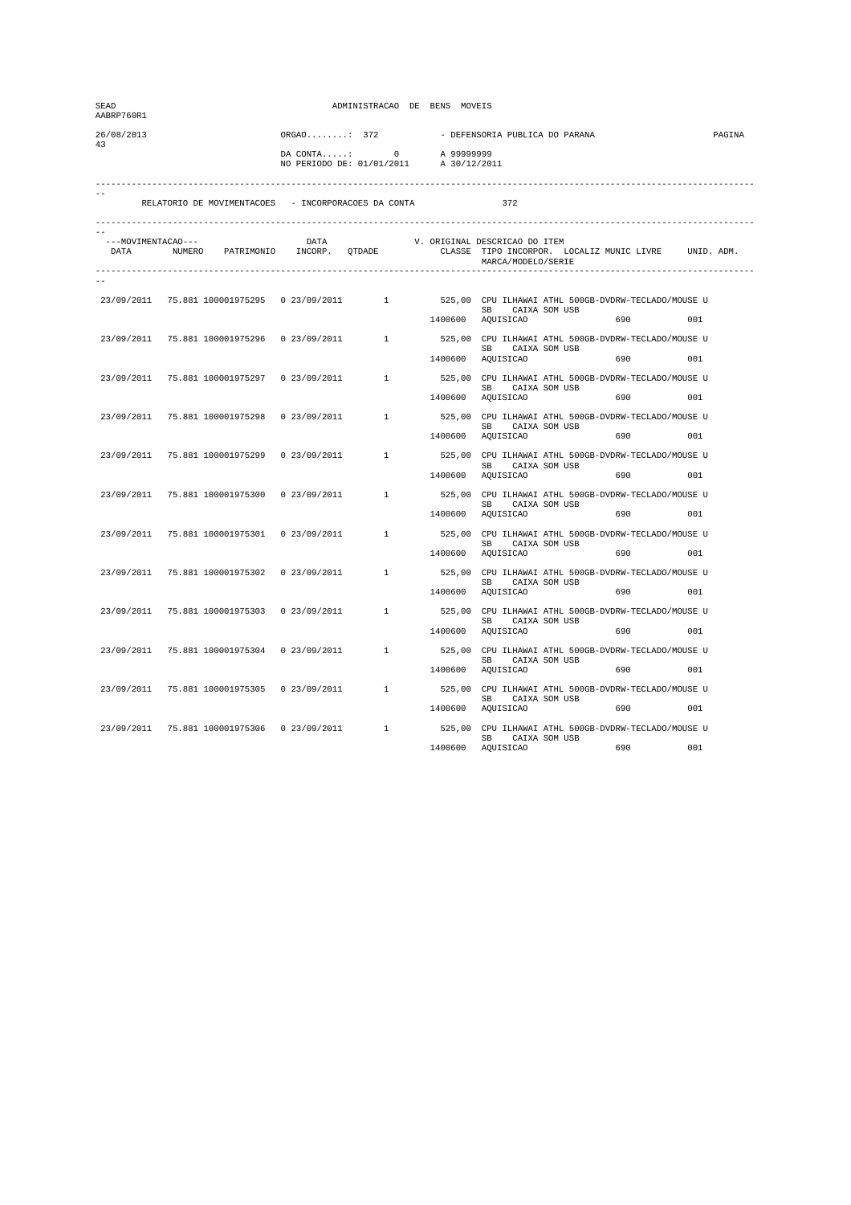SEAD ADMINISTRACAO DE BENS MOVEIS
AABRP760R1

26/08/2013 ORGAO........: 372 - DEFENSORIA PUBLICA DO PARANA PAGINA 43

DA CONTA.....: 0 A 99999999
NO PERIODO DE: 01/01/2011 A 30/12/2011

RELATORIO DE MOVIMENTACOES - INCORPORACOES DA CONTA 372

| ---MOVIMENTACAO--- DATA | NUMERO | PATRIMONIO | DATA INCORP. | QTDADE | V. ORIGINAL CLASSE | DESCRICAO DO ITEM TIPO INCORPOR. MARCA/MODELO/SERIE | LOCALIZ MUNIC | LIVRE | UNID. ADM. |
|---|---|---|---|---|---|---|---|---|---|
| 23/09/2011 | 75.881 | 100001975295 | 0 23/09/2011 | 1 | 525,00 1400600 | CPU ILHAWAI ATHL 500GB-DVDRW-TECLADO/MOUSE U SB CAIXA SOM USB AQUISICAO | 690 | | 001 |
| 23/09/2011 | 75.881 | 100001975296 | 0 23/09/2011 | 1 | 525,00 1400600 | CPU ILHAWAI ATHL 500GB-DVDRW-TECLADO/MOUSE U SB CAIXA SOM USB AQUISICAO | 690 | | 001 |
| 23/09/2011 | 75.881 | 100001975297 | 0 23/09/2011 | 1 | 525,00 1400600 | CPU ILHAWAI ATHL 500GB-DVDRW-TECLADO/MOUSE U SB CAIXA SOM USB AQUISICAO | 690 | | 001 |
| 23/09/2011 | 75.881 | 100001975298 | 0 23/09/2011 | 1 | 525,00 1400600 | CPU ILHAWAI ATHL 500GB-DVDRW-TECLADO/MOUSE U SB CAIXA SOM USB AQUISICAO | 690 | | 001 |
| 23/09/2011 | 75.881 | 100001975299 | 0 23/09/2011 | 1 | 525,00 1400600 | CPU ILHAWAI ATHL 500GB-DVDRW-TECLADO/MOUSE U SB CAIXA SOM USB AQUISICAO | 690 | | 001 |
| 23/09/2011 | 75.881 | 100001975300 | 0 23/09/2011 | 1 | 525,00 1400600 | CPU ILHAWAI ATHL 500GB-DVDRW-TECLADO/MOUSE U SB CAIXA SOM USB AQUISICAO | 690 | | 001 |
| 23/09/2011 | 75.881 | 100001975301 | 0 23/09/2011 | 1 | 525,00 1400600 | CPU ILHAWAI ATHL 500GB-DVDRW-TECLADO/MOUSE U SB CAIXA SOM USB AQUISICAO | 690 | | 001 |
| 23/09/2011 | 75.881 | 100001975302 | 0 23/09/2011 | 1 | 525,00 1400600 | CPU ILHAWAI ATHL 500GB-DVDRW-TECLADO/MOUSE U SB CAIXA SOM USB AQUISICAO | 690 | | 001 |
| 23/09/2011 | 75.881 | 100001975303 | 0 23/09/2011 | 1 | 525,00 1400600 | CPU ILHAWAI ATHL 500GB-DVDRW-TECLADO/MOUSE U SB CAIXA SOM USB AQUISICAO | 690 | | 001 |
| 23/09/2011 | 75.881 | 100001975304 | 0 23/09/2011 | 1 | 525,00 1400600 | CPU ILHAWAI ATHL 500GB-DVDRW-TECLADO/MOUSE U SB CAIXA SOM USB AQUISICAO | 690 | | 001 |
| 23/09/2011 | 75.881 | 100001975305 | 0 23/09/2011 | 1 | 525,00 1400600 | CPU ILHAWAI ATHL 500GB-DVDRW-TECLADO/MOUSE U SB CAIXA SOM USB AQUISICAO | 690 | | 001 |
| 23/09/2011 | 75.881 | 100001975306 | 0 23/09/2011 | 1 | 525,00 1400600 | CPU ILHAWAI ATHL 500GB-DVDRW-TECLADO/MOUSE U SB CAIXA SOM USB AQUISICAO | 690 | | 001 |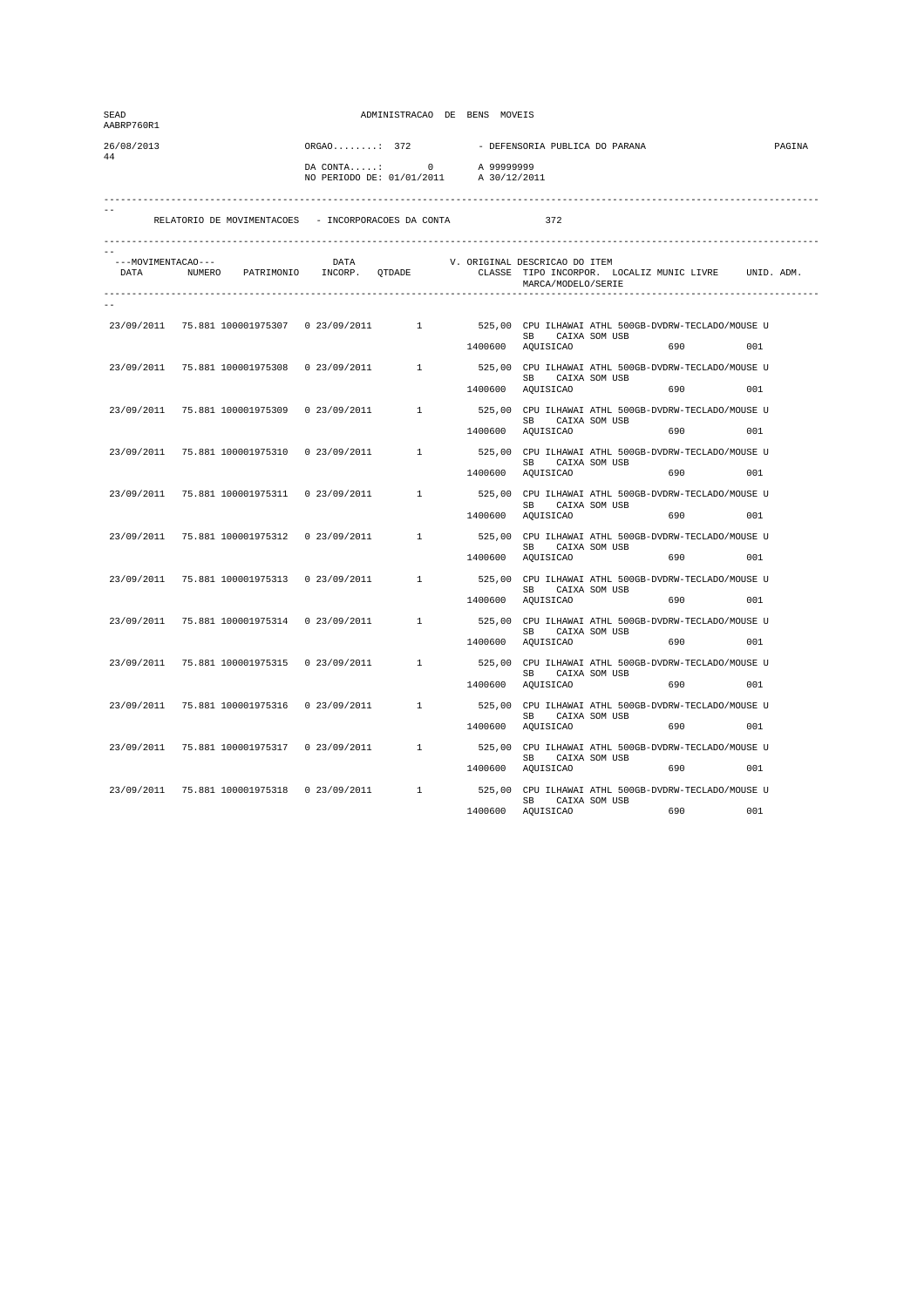SEAD
AABRP760R1

ADMINISTRACAO DE BENS MOVEIS

26/08/2013 ORGAO........: 372 - DEFENSORIA PUBLICA DO PARANA PAGINA 44

DA CONTA.....: 0 A 99999999
NO PERIODO DE: 01/01/2011 A 30/12/2011

RELATORIO DE MOVIMENTACOES - INCORPORACOES DA CONTA 372

| ---MOVIMENTACAO--- DATA | NUMERO | PATRIMONIO | DATA INCORP. | QTDADE | V. ORIGINAL CLASSE | DESCRICAO DO ITEM TIPO INCORPOR. MARCA/MODELO/SERIE | LOCALIZ MUNIC | LIVRE | UNID. ADM. |
|---|---|---|---|---|---|---|---|---|---|
| 23/09/2011 | 75.881 | 100001975307 | 0 23/09/2011 | 1 | 525,00 1400600 | CPU ILHAWAI ATHL 500GB-DVDRW-TECLADO/MOUSE USB CAIXA SOM USB AQUISICAO | 690 | | 001 |
| 23/09/2011 | 75.881 | 100001975308 | 0 23/09/2011 | 1 | 525,00 1400600 | CPU ILHAWAI ATHL 500GB-DVDRW-TECLADO/MOUSE USB CAIXA SOM USB AQUISICAO | 690 | | 001 |
| 23/09/2011 | 75.881 | 100001975309 | 0 23/09/2011 | 1 | 525,00 1400600 | CPU ILHAWAI ATHL 500GB-DVDRW-TECLADO/MOUSE USB CAIXA SOM USB AQUISICAO | 690 | | 001 |
| 23/09/2011 | 75.881 | 100001975310 | 0 23/09/2011 | 1 | 525,00 1400600 | CPU ILHAWAI ATHL 500GB-DVDRW-TECLADO/MOUSE USB CAIXA SOM USB AQUISICAO | 690 | | 001 |
| 23/09/2011 | 75.881 | 100001975311 | 0 23/09/2011 | 1 | 525,00 1400600 | CPU ILHAWAI ATHL 500GB-DVDRW-TECLADO/MOUSE USB CAIXA SOM USB AQUISICAO | 690 | | 001 |
| 23/09/2011 | 75.881 | 100001975312 | 0 23/09/2011 | 1 | 525,00 1400600 | CPU ILHAWAI ATHL 500GB-DVDRW-TECLADO/MOUSE USB CAIXA SOM USB AQUISICAO | 690 | | 001 |
| 23/09/2011 | 75.881 | 100001975313 | 0 23/09/2011 | 1 | 525,00 1400600 | CPU ILHAWAI ATHL 500GB-DVDRW-TECLADO/MOUSE USB CAIXA SOM USB AQUISICAO | 690 | | 001 |
| 23/09/2011 | 75.881 | 100001975314 | 0 23/09/2011 | 1 | 525,00 1400600 | CPU ILHAWAI ATHL 500GB-DVDRW-TECLADO/MOUSE USB CAIXA SOM USB AQUISICAO | 690 | | 001 |
| 23/09/2011 | 75.881 | 100001975315 | 0 23/09/2011 | 1 | 525,00 1400600 | CPU ILHAWAI ATHL 500GB-DVDRW-TECLADO/MOUSE USB CAIXA SOM USB AQUISICAO | 690 | | 001 |
| 23/09/2011 | 75.881 | 100001975316 | 0 23/09/2011 | 1 | 525,00 1400600 | CPU ILHAWAI ATHL 500GB-DVDRW-TECLADO/MOUSE USB CAIXA SOM USB AQUISICAO | 690 | | 001 |
| 23/09/2011 | 75.881 | 100001975317 | 0 23/09/2011 | 1 | 525,00 1400600 | CPU ILHAWAI ATHL 500GB-DVDRW-TECLADO/MOUSE USB CAIXA SOM USB AQUISICAO | 690 | | 001 |
| 23/09/2011 | 75.881 | 100001975318 | 0 23/09/2011 | 1 | 525,00 1400600 | CPU ILHAWAI ATHL 500GB-DVDRW-TECLADO/MOUSE USB CAIXA SOM USB AQUISICAO | 690 | | 001 |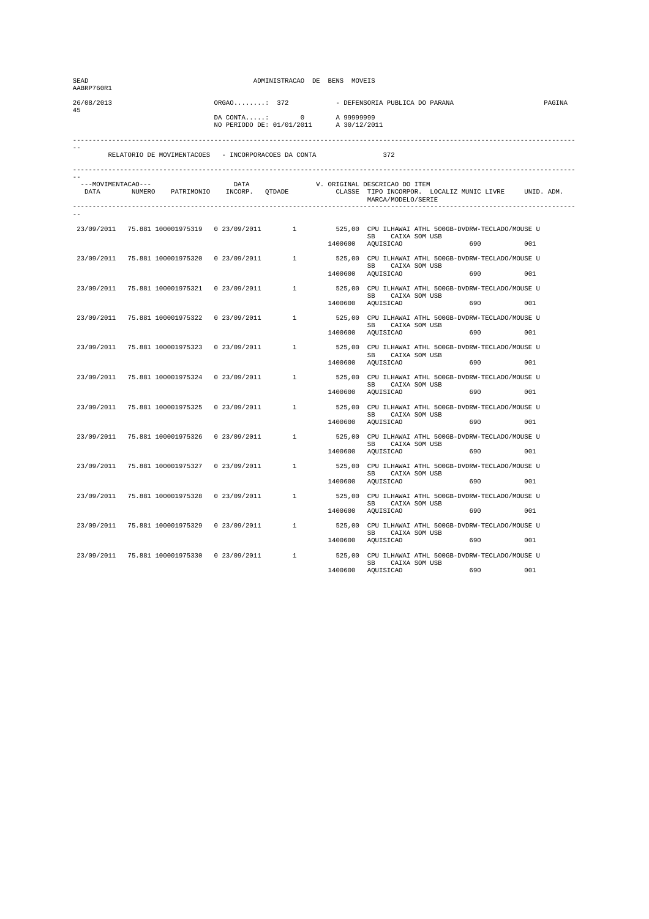SEAD ADMINISTRACAO DE BENS MOVEIS
AABRP760R1

26/08/2013 ORGAO........: 372 - DEFENSORIA PUBLICA DO PARANA PAGINA 45

DA CONTA.....: 0 A 99999999
NO PERIODO DE: 01/01/2011 A 30/12/2011

RELATORIO DE MOVIMENTACOES - INCORPORACOES DA CONTA 372

| ---MOVIMENTACAO--- DATA | NUMERO | PATRIMONIO | DATA INCORP. | QTDADE | V. ORIGINAL CLASSE | DESCRICAO DO ITEM TIPO INCORPOR. MARCA/MODELO/SERIE | LOCALIZ MUNIC | LIVRE | UNID. ADM. |
|---|---|---|---|---|---|---|---|---|---|
| 23/09/2011 | 75.881 | 100001975319 | 0 23/09/2011 | 1 | 525,00 1400600 | CPU ILHAWAI ATHL 500GB-DVDRW-TECLADO/MOUSE U SB CAIXA SOM USB AQUISICAO | 690 | | 001 |
| 23/09/2011 | 75.881 | 100001975320 | 0 23/09/2011 | 1 | 525,00 1400600 | CPU ILHAWAI ATHL 500GB-DVDRW-TECLADO/MOUSE U SB CAIXA SOM USB AQUISICAO | 690 | | 001 |
| 23/09/2011 | 75.881 | 100001975321 | 0 23/09/2011 | 1 | 525,00 1400600 | CPU ILHAWAI ATHL 500GB-DVDRW-TECLADO/MOUSE U SB CAIXA SOM USB AQUISICAO | 690 | | 001 |
| 23/09/2011 | 75.881 | 100001975322 | 0 23/09/2011 | 1 | 525,00 1400600 | CPU ILHAWAI ATHL 500GB-DVDRW-TECLADO/MOUSE U SB CAIXA SOM USB AQUISICAO | 690 | | 001 |
| 23/09/2011 | 75.881 | 100001975323 | 0 23/09/2011 | 1 | 525,00 1400600 | CPU ILHAWAI ATHL 500GB-DVDRW-TECLADO/MOUSE U SB CAIXA SOM USB AQUISICAO | 690 | | 001 |
| 23/09/2011 | 75.881 | 100001975324 | 0 23/09/2011 | 1 | 525,00 1400600 | CPU ILHAWAI ATHL 500GB-DVDRW-TECLADO/MOUSE U SB CAIXA SOM USB AQUISICAO | 690 | | 001 |
| 23/09/2011 | 75.881 | 100001975325 | 0 23/09/2011 | 1 | 525,00 1400600 | CPU ILHAWAI ATHL 500GB-DVDRW-TECLADO/MOUSE U SB CAIXA SOM USB AQUISICAO | 690 | | 001 |
| 23/09/2011 | 75.881 | 100001975326 | 0 23/09/2011 | 1 | 525,00 1400600 | CPU ILHAWAI ATHL 500GB-DVDRW-TECLADO/MOUSE U SB CAIXA SOM USB AQUISICAO | 690 | | 001 |
| 23/09/2011 | 75.881 | 100001975327 | 0 23/09/2011 | 1 | 525,00 1400600 | CPU ILHAWAI ATHL 500GB-DVDRW-TECLADO/MOUSE U SB CAIXA SOM USB AQUISICAO | 690 | | 001 |
| 23/09/2011 | 75.881 | 100001975328 | 0 23/09/2011 | 1 | 525,00 1400600 | CPU ILHAWAI ATHL 500GB-DVDRW-TECLADO/MOUSE U SB CAIXA SOM USB AQUISICAO | 690 | | 001 |
| 23/09/2011 | 75.881 | 100001975329 | 0 23/09/2011 | 1 | 525,00 1400600 | CPU ILHAWAI ATHL 500GB-DVDRW-TECLADO/MOUSE U SB CAIXA SOM USB AQUISICAO | 690 | | 001 |
| 23/09/2011 | 75.881 | 100001975330 | 0 23/09/2011 | 1 | 525,00 1400600 | CPU ILHAWAI ATHL 500GB-DVDRW-TECLADO/MOUSE U SB CAIXA SOM USB AQUISICAO | 690 | | 001 |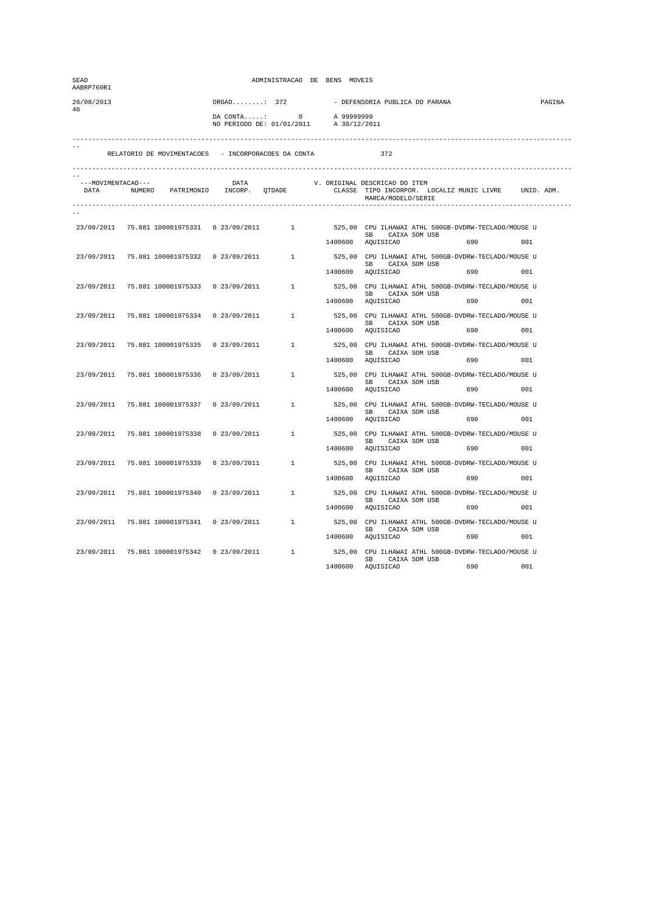SEAD
AABRP760R1

ADMINISTRACAO DE BENS MOVEIS

26/08/2013 ORGAO........: 372 - DEFENSORIA PUBLICA DO PARANA PAGINA 46

DA CONTA.....: 0 A 99999999
NO PERIODO DE: 01/01/2011 A 30/12/2011

RELATORIO DE MOVIMENTACOES - INCORPORACOES DA CONTA 372

| ---MOVIMENTACAO--- DATA | NUMERO | PATRIMONIO | DATA INCORP. | QTDADE | V. ORIGINAL CLASSE | DESCRICAO DO ITEM TIPO INCORPOR. MARCA/MODELO/SERIE | LOCALIZ MUNIC | LIVRE | UNID. ADM. |
|---|---|---|---|---|---|---|---|---|---|
| 23/09/2011 | 75.881 | 100001975331 | 0 23/09/2011 | 1 | 525,00 1400600 | CPU ILHAWAI ATHL 500GB-DVDRW-TECLADO/MOUSE U SB CAIXA SOM USB AQUISICAO | 690 | | 001 |
| 23/09/2011 | 75.881 | 100001975332 | 0 23/09/2011 | 1 | 525,00 1400600 | CPU ILHAWAI ATHL 500GB-DVDRW-TECLADO/MOUSE U SB CAIXA SOM USB AQUISICAO | 690 | | 001 |
| 23/09/2011 | 75.881 | 100001975333 | 0 23/09/2011 | 1 | 525,00 1400600 | CPU ILHAWAI ATHL 500GB-DVDRW-TECLADO/MOUSE U SB CAIXA SOM USB AQUISICAO | 690 | | 001 |
| 23/09/2011 | 75.881 | 100001975334 | 0 23/09/2011 | 1 | 525,00 1400600 | CPU ILHAWAI ATHL 500GB-DVDRW-TECLADO/MOUSE U SB CAIXA SOM USB AQUISICAO | 690 | | 001 |
| 23/09/2011 | 75.881 | 100001975335 | 0 23/09/2011 | 1 | 525,00 1400600 | CPU ILHAWAI ATHL 500GB-DVDRW-TECLADO/MOUSE U SB CAIXA SOM USB AQUISICAO | 690 | | 001 |
| 23/09/2011 | 75.881 | 100001975336 | 0 23/09/2011 | 1 | 525,00 1400600 | CPU ILHAWAI ATHL 500GB-DVDRW-TECLADO/MOUSE U SB CAIXA SOM USB AQUISICAO | 690 | | 001 |
| 23/09/2011 | 75.881 | 100001975337 | 0 23/09/2011 | 1 | 525,00 1400600 | CPU ILHAWAI ATHL 500GB-DVDRW-TECLADO/MOUSE U SB CAIXA SOM USB AQUISICAO | 690 | | 001 |
| 23/09/2011 | 75.881 | 100001975338 | 0 23/09/2011 | 1 | 525,00 1400600 | CPU ILHAWAI ATHL 500GB-DVDRW-TECLADO/MOUSE U SB CAIXA SOM USB AQUISICAO | 690 | | 001 |
| 23/09/2011 | 75.881 | 100001975339 | 0 23/09/2011 | 1 | 525,00 1400600 | CPU ILHAWAI ATHL 500GB-DVDRW-TECLADO/MOUSE U SB CAIXA SOM USB AQUISICAO | 690 | | 001 |
| 23/09/2011 | 75.881 | 100001975340 | 0 23/09/2011 | 1 | 525,00 1400600 | CPU ILHAWAI ATHL 500GB-DVDRW-TECLADO/MOUSE U SB CAIXA SOM USB AQUISICAO | 690 | | 001 |
| 23/09/2011 | 75.881 | 100001975341 | 0 23/09/2011 | 1 | 525,00 1400600 | CPU ILHAWAI ATHL 500GB-DVDRW-TECLADO/MOUSE U SB CAIXA SOM USB AQUISICAO | 690 | | 001 |
| 23/09/2011 | 75.881 | 100001975342 | 0 23/09/2011 | 1 | 525,00 1400600 | CPU ILHAWAI ATHL 500GB-DVDRW-TECLADO/MOUSE U SB CAIXA SOM USB AQUISICAO | 690 | | 001 |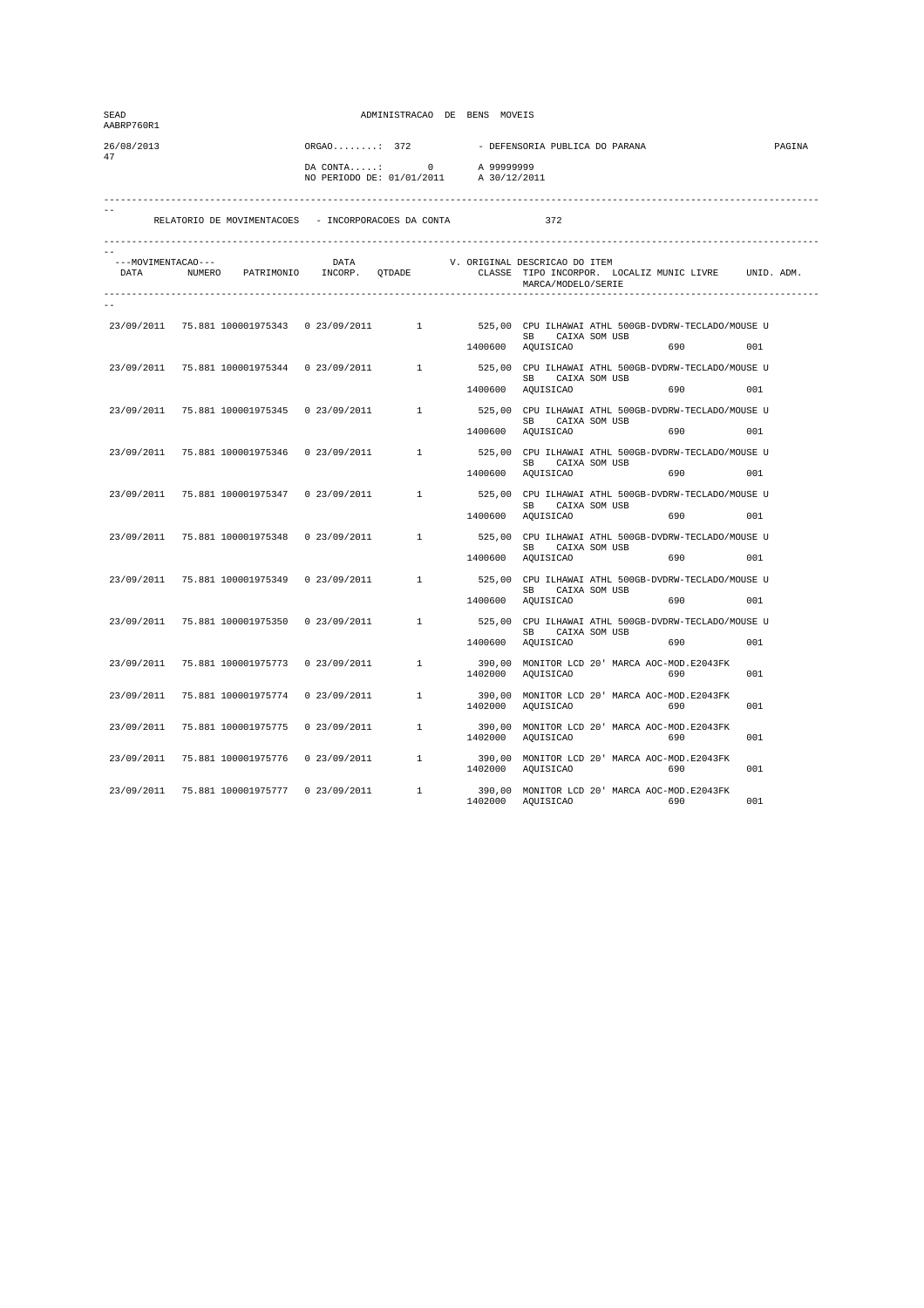SEAD
AABRP760R1

ADMINISTRACAO DE BENS MOVEIS

26/08/2013 ORGAO........: 372 - DEFENSORIA PUBLICA DO PARANA PAGINA 47

DA CONTA.....: 0 A 99999999
NO PERIODO DE: 01/01/2011 A 30/12/2011

RELATORIO DE MOVIMENTACOES - INCORPORACOES DA CONTA 372

| ---MOVIMENTACAO--- DATA | NUMERO | PATRIMONIO | DATA INCORP. | QTDADE | V. ORIGINAL CLASSE | DESCRICAO DO ITEM TIPO INCORPOR. MARCA/MODELO/SERIE | LOCALIZ MUNIC | LIVRE | UNID. ADM. |
|---|---|---|---|---|---|---|---|---|---|
| 23/09/2011 | 75.881 | 100001975343 | 0 23/09/2011 | 1 | 525,00 1400600 | CPU ILHAWAI ATHL 500GB-DVDRW-TECLADO/MOUSE USB CAIXA SOM USB AQUISICAO | 690 | | 001 |
| 23/09/2011 | 75.881 | 100001975344 | 0 23/09/2011 | 1 | 525,00 1400600 | CPU ILHAWAI ATHL 500GB-DVDRW-TECLADO/MOUSE USB CAIXA SOM USB AQUISICAO | 690 | | 001 |
| 23/09/2011 | 75.881 | 100001975345 | 0 23/09/2011 | 1 | 525,00 1400600 | CPU ILHAWAI ATHL 500GB-DVDRW-TECLADO/MOUSE USB CAIXA SOM USB AQUISICAO | 690 | | 001 |
| 23/09/2011 | 75.881 | 100001975346 | 0 23/09/2011 | 1 | 525,00 1400600 | CPU ILHAWAI ATHL 500GB-DVDRW-TECLADO/MOUSE USB CAIXA SOM USB AQUISICAO | 690 | | 001 |
| 23/09/2011 | 75.881 | 100001975347 | 0 23/09/2011 | 1 | 525,00 1400600 | CPU ILHAWAI ATHL 500GB-DVDRW-TECLADO/MOUSE USB CAIXA SOM USB AQUISICAO | 690 | | 001 |
| 23/09/2011 | 75.881 | 100001975348 | 0 23/09/2011 | 1 | 525,00 1400600 | CPU ILHAWAI ATHL 500GB-DVDRW-TECLADO/MOUSE USB CAIXA SOM USB AQUISICAO | 690 | | 001 |
| 23/09/2011 | 75.881 | 100001975349 | 0 23/09/2011 | 1 | 525,00 1400600 | CPU ILHAWAI ATHL 500GB-DVDRW-TECLADO/MOUSE USB CAIXA SOM USB AQUISICAO | 690 | | 001 |
| 23/09/2011 | 75.881 | 100001975350 | 0 23/09/2011 | 1 | 525,00 1400600 | CPU ILHAWAI ATHL 500GB-DVDRW-TECLADO/MOUSE USB CAIXA SOM USB AQUISICAO | 690 | | 001 |
| 23/09/2011 | 75.881 | 100001975773 | 0 23/09/2011 | 1 | 390,00 1402000 | MONITOR LCD 20' MARCA AOC-MOD.E2043FK AQUISICAO | 690 | | 001 |
| 23/09/2011 | 75.881 | 100001975774 | 0 23/09/2011 | 1 | 390,00 1402000 | MONITOR LCD 20' MARCA AOC-MOD.E2043FK AQUISICAO | 690 | | 001 |
| 23/09/2011 | 75.881 | 100001975775 | 0 23/09/2011 | 1 | 390,00 1402000 | MONITOR LCD 20' MARCA AOC-MOD.E2043FK AQUISICAO | 690 | | 001 |
| 23/09/2011 | 75.881 | 100001975776 | 0 23/09/2011 | 1 | 390,00 1402000 | MONITOR LCD 20' MARCA AOC-MOD.E2043FK AQUISICAO | 690 | | 001 |
| 23/09/2011 | 75.881 | 100001975777 | 0 23/09/2011 | 1 | 390,00 1402000 | MONITOR LCD 20' MARCA AOC-MOD.E2043FK AQUISICAO | 690 | | 001 |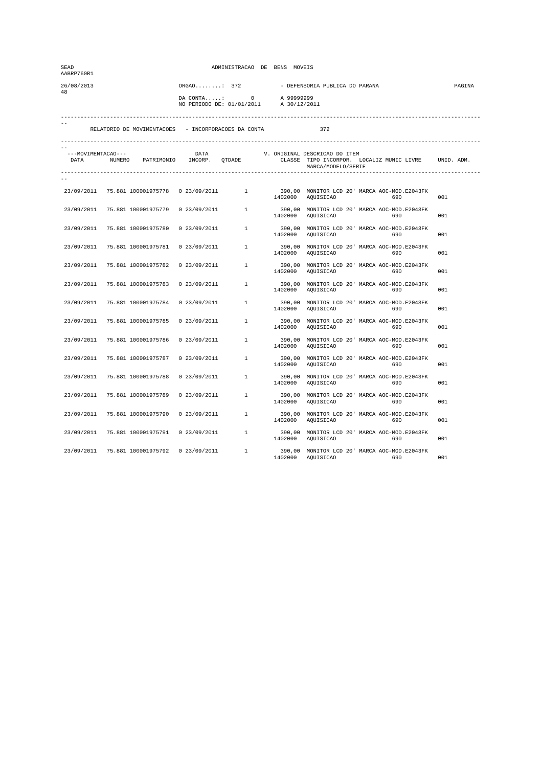SEAD
AABRP760R1

ADMINISTRACAO DE BENS MOVEIS

26/08/2013 ORGAO........: 372 - DEFENSORIA PUBLICA DO PARANA PAGINA 48

DA CONTA.....: 0 A 99999999
NO PERIODO DE: 01/01/2011 A 30/12/2011

RELATORIO DE MOVIMENTACOES - INCORPORACOES DA CONTA 372

| ---MOVIMENTACAO--- DATA | NUMERO | PATRIMONIO | DATA INCORP. | QTDADE | V. ORIGINAL CLASSE | DESCRICAO DO ITEM TIPO INCORPOR. MARCA/MODELO/SERIE | LOCALIZ | MUNIC | LIVRE | UNID. ADM. |
|---|---|---|---|---|---|---|---|---|---|---|
| 23/09/2011 | 75.881 | 100001975778 | 0 23/09/2011 | 1 | 390,00 1402000 | MONITOR LCD 20' MARCA AOC-MOD.E2043FK AQUISICAO | | 690 | | 001 |
| 23/09/2011 | 75.881 | 100001975779 | 0 23/09/2011 | 1 | 390,00 1402000 | MONITOR LCD 20' MARCA AOC-MOD.E2043FK AQUISICAO | | 690 | | 001 |
| 23/09/2011 | 75.881 | 100001975780 | 0 23/09/2011 | 1 | 390,00 1402000 | MONITOR LCD 20' MARCA AOC-MOD.E2043FK AQUISICAO | | 690 | | 001 |
| 23/09/2011 | 75.881 | 100001975781 | 0 23/09/2011 | 1 | 390,00 1402000 | MONITOR LCD 20' MARCA AOC-MOD.E2043FK AQUISICAO | | 690 | | 001 |
| 23/09/2011 | 75.881 | 100001975782 | 0 23/09/2011 | 1 | 390,00 1402000 | MONITOR LCD 20' MARCA AOC-MOD.E2043FK AQUISICAO | | 690 | | 001 |
| 23/09/2011 | 75.881 | 100001975783 | 0 23/09/2011 | 1 | 390,00 1402000 | MONITOR LCD 20' MARCA AOC-MOD.E2043FK AQUISICAO | | 690 | | 001 |
| 23/09/2011 | 75.881 | 100001975784 | 0 23/09/2011 | 1 | 390,00 1402000 | MONITOR LCD 20' MARCA AOC-MOD.E2043FK AQUISICAO | | 690 | | 001 |
| 23/09/2011 | 75.881 | 100001975785 | 0 23/09/2011 | 1 | 390,00 1402000 | MONITOR LCD 20' MARCA AOC-MOD.E2043FK AQUISICAO | | 690 | | 001 |
| 23/09/2011 | 75.881 | 100001975786 | 0 23/09/2011 | 1 | 390,00 1402000 | MONITOR LCD 20' MARCA AOC-MOD.E2043FK AQUISICAO | | 690 | | 001 |
| 23/09/2011 | 75.881 | 100001975787 | 0 23/09/2011 | 1 | 390,00 1402000 | MONITOR LCD 20' MARCA AOC-MOD.E2043FK AQUISICAO | | 690 | | 001 |
| 23/09/2011 | 75.881 | 100001975788 | 0 23/09/2011 | 1 | 390,00 1402000 | MONITOR LCD 20' MARCA AOC-MOD.E2043FK AQUISICAO | | 690 | | 001 |
| 23/09/2011 | 75.881 | 100001975789 | 0 23/09/2011 | 1 | 390,00 1402000 | MONITOR LCD 20' MARCA AOC-MOD.E2043FK AQUISICAO | | 690 | | 001 |
| 23/09/2011 | 75.881 | 100001975790 | 0 23/09/2011 | 1 | 390,00 1402000 | MONITOR LCD 20' MARCA AOC-MOD.E2043FK AQUISICAO | | 690 | | 001 |
| 23/09/2011 | 75.881 | 100001975791 | 0 23/09/2011 | 1 | 390,00 1402000 | MONITOR LCD 20' MARCA AOC-MOD.E2043FK AQUISICAO | | 690 | | 001 |
| 23/09/2011 | 75.881 | 100001975792 | 0 23/09/2011 | 1 | 390,00 1402000 | MONITOR LCD 20' MARCA AOC-MOD.E2043FK AQUISICAO | | 690 | | 001 |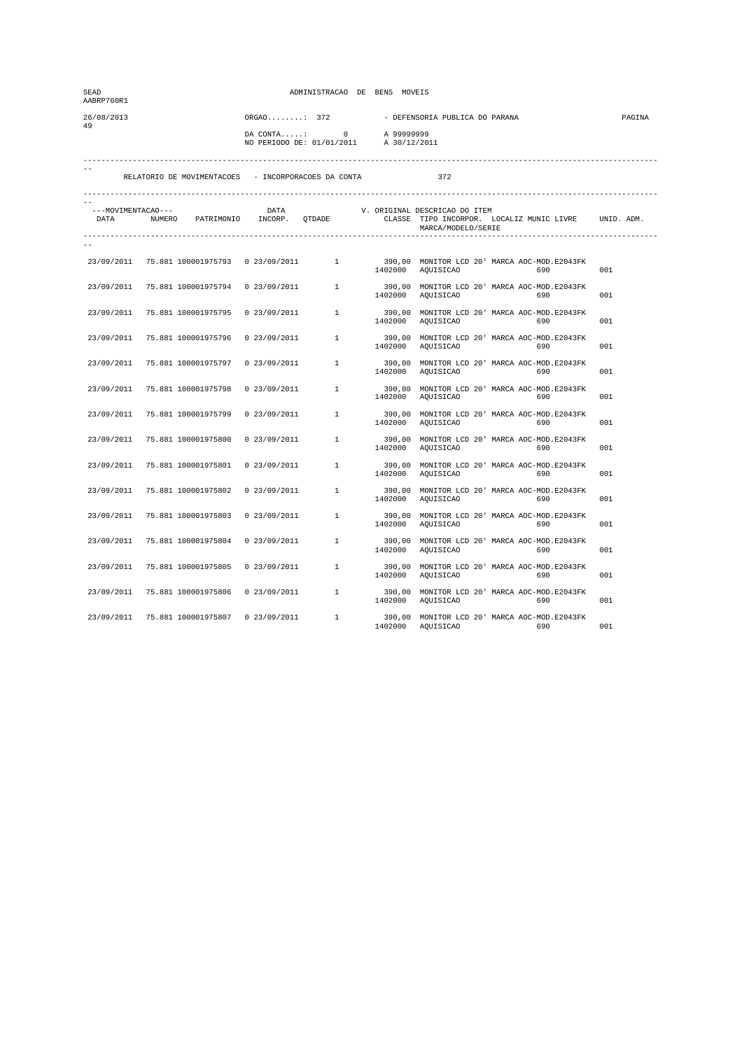SEAD
AABRP760R1

ADMINISTRACAO DE BENS MOVEIS

26/08/2013 ORGAO........: 372 - DEFENSORIA PUBLICA DO PARANA PAGINA 49

DA CONTA.....: 0 A 99999999
NO PERIODO DE: 01/01/2011 A 30/12/2011

RELATORIO DE MOVIMENTACOES - INCORPORACOES DA CONTA 372

| ---MOVIMENTACAO--- DATA | NUMERO | PATRIMONIO | DATA INCORP. | QTDADE | V. ORIGINAL CLASSE | DESCRICAO DO ITEM TIPO INCORPOR. MARCA/MODELO/SERIE | LOCALIZ MUNIC LIVRE | UNID. ADM. |
|---|---|---|---|---|---|---|---|---|
| 23/09/2011 | 75.881 | 100001975793 | 0 23/09/2011 | 1 | 390,00 1402000 | MONITOR LCD 20' MARCA AOC-MOD.E2043FK AQUISICAO | 690 | 001 |
| 23/09/2011 | 75.881 | 100001975794 | 0 23/09/2011 | 1 | 390,00 1402000 | MONITOR LCD 20' MARCA AOC-MOD.E2043FK AQUISICAO | 690 | 001 |
| 23/09/2011 | 75.881 | 100001975795 | 0 23/09/2011 | 1 | 390,00 1402000 | MONITOR LCD 20' MARCA AOC-MOD.E2043FK AQUISICAO | 690 | 001 |
| 23/09/2011 | 75.881 | 100001975796 | 0 23/09/2011 | 1 | 390,00 1402000 | MONITOR LCD 20' MARCA AOC-MOD.E2043FK AQUISICAO | 690 | 001 |
| 23/09/2011 | 75.881 | 100001975797 | 0 23/09/2011 | 1 | 390,00 1402000 | MONITOR LCD 20' MARCA AOC-MOD.E2043FK AQUISICAO | 690 | 001 |
| 23/09/2011 | 75.881 | 100001975798 | 0 23/09/2011 | 1 | 390,00 1402000 | MONITOR LCD 20' MARCA AOC-MOD.E2043FK AQUISICAO | 690 | 001 |
| 23/09/2011 | 75.881 | 100001975799 | 0 23/09/2011 | 1 | 390,00 1402000 | MONITOR LCD 20' MARCA AOC-MOD.E2043FK AQUISICAO | 690 | 001 |
| 23/09/2011 | 75.881 | 100001975800 | 0 23/09/2011 | 1 | 390,00 1402000 | MONITOR LCD 20' MARCA AOC-MOD.E2043FK AQUISICAO | 690 | 001 |
| 23/09/2011 | 75.881 | 100001975801 | 0 23/09/2011 | 1 | 390,00 1402000 | MONITOR LCD 20' MARCA AOC-MOD.E2043FK AQUISICAO | 690 | 001 |
| 23/09/2011 | 75.881 | 100001975802 | 0 23/09/2011 | 1 | 390,00 1402000 | MONITOR LCD 20' MARCA AOC-MOD.E2043FK AQUISICAO | 690 | 001 |
| 23/09/2011 | 75.881 | 100001975803 | 0 23/09/2011 | 1 | 390,00 1402000 | MONITOR LCD 20' MARCA AOC-MOD.E2043FK AQUISICAO | 690 | 001 |
| 23/09/2011 | 75.881 | 100001975804 | 0 23/09/2011 | 1 | 390,00 1402000 | MONITOR LCD 20' MARCA AOC-MOD.E2043FK AQUISICAO | 690 | 001 |
| 23/09/2011 | 75.881 | 100001975805 | 0 23/09/2011 | 1 | 390,00 1402000 | MONITOR LCD 20' MARCA AOC-MOD.E2043FK AQUISICAO | 690 | 001 |
| 23/09/2011 | 75.881 | 100001975806 | 0 23/09/2011 | 1 | 390,00 1402000 | MONITOR LCD 20' MARCA AOC-MOD.E2043FK AQUISICAO | 690 | 001 |
| 23/09/2011 | 75.881 | 100001975807 | 0 23/09/2011 | 1 | 390,00 1402000 | MONITOR LCD 20' MARCA AOC-MOD.E2043FK AQUISICAO | 690 | 001 |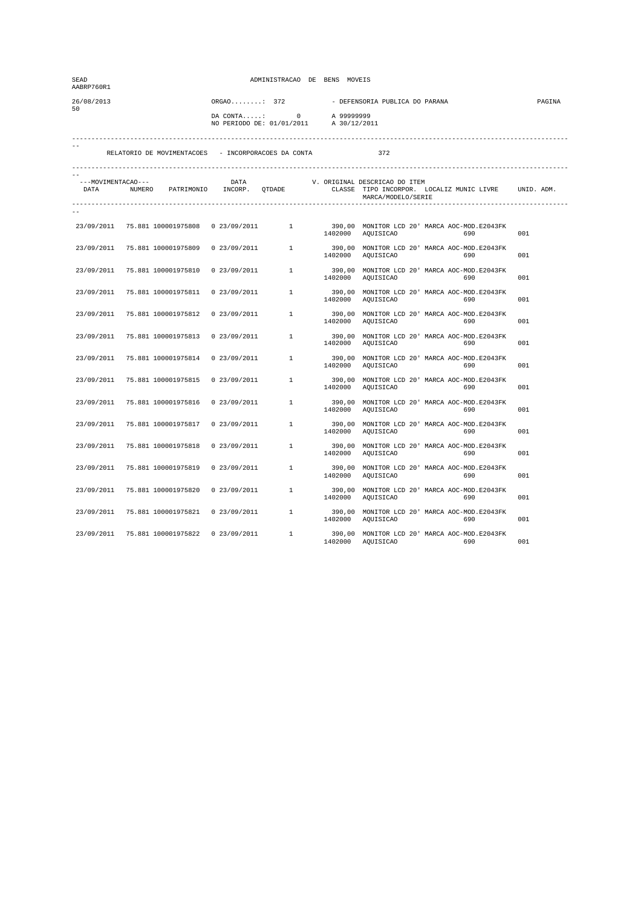SEAD ADMINISTRACAO DE BENS MOVEIS
AABRP760R1

26/08/2013 ORGAO........: 372 - DEFENSORIA PUBLICA DO PARANA PAGINA 50

DA CONTA.....: 0 A 99999999
NO PERIODO DE: 01/01/2011 A 30/12/2011

RELATORIO DE MOVIMENTACOES - INCORPORACOES DA CONTA 372

| ---MOVIMENTACAO--- DATA | NUMERO | PATRIMONIO | DATA INCORP. | QTDADE | V. ORIGINAL CLASSE | DESCRICAO DO ITEM TIPO INCORPOR. MARCA/MODELO/SERIE | LOCALIZ MUNIC | LIVRE | UNID. ADM. |
|---|---|---|---|---|---|---|---|---|---|
| 23/09/2011 | 75.881 | 100001975808 | 0 23/09/2011 | 1 | 390,00 1402000 | MONITOR LCD 20' MARCA AOC-MOD.E2043FK AQUISICAO | 690 | | 001 |
| 23/09/2011 | 75.881 | 100001975809 | 0 23/09/2011 | 1 | 390,00 1402000 | MONITOR LCD 20' MARCA AOC-MOD.E2043FK AQUISICAO | 690 | | 001 |
| 23/09/2011 | 75.881 | 100001975810 | 0 23/09/2011 | 1 | 390,00 1402000 | MONITOR LCD 20' MARCA AOC-MOD.E2043FK AQUISICAO | 690 | | 001 |
| 23/09/2011 | 75.881 | 100001975811 | 0 23/09/2011 | 1 | 390,00 1402000 | MONITOR LCD 20' MARCA AOC-MOD.E2043FK AQUISICAO | 690 | | 001 |
| 23/09/2011 | 75.881 | 100001975812 | 0 23/09/2011 | 1 | 390,00 1402000 | MONITOR LCD 20' MARCA AOC-MOD.E2043FK AQUISICAO | 690 | | 001 |
| 23/09/2011 | 75.881 | 100001975813 | 0 23/09/2011 | 1 | 390,00 1402000 | MONITOR LCD 20' MARCA AOC-MOD.E2043FK AQUISICAO | 690 | | 001 |
| 23/09/2011 | 75.881 | 100001975814 | 0 23/09/2011 | 1 | 390,00 1402000 | MONITOR LCD 20' MARCA AOC-MOD.E2043FK AQUISICAO | 690 | | 001 |
| 23/09/2011 | 75.881 | 100001975815 | 0 23/09/2011 | 1 | 390,00 1402000 | MONITOR LCD 20' MARCA AOC-MOD.E2043FK AQUISICAO | 690 | | 001 |
| 23/09/2011 | 75.881 | 100001975816 | 0 23/09/2011 | 1 | 390,00 1402000 | MONITOR LCD 20' MARCA AOC-MOD.E2043FK AQUISICAO | 690 | | 001 |
| 23/09/2011 | 75.881 | 100001975817 | 0 23/09/2011 | 1 | 390,00 1402000 | MONITOR LCD 20' MARCA AOC-MOD.E2043FK AQUISICAO | 690 | | 001 |
| 23/09/2011 | 75.881 | 100001975818 | 0 23/09/2011 | 1 | 390,00 1402000 | MONITOR LCD 20' MARCA AOC-MOD.E2043FK AQUISICAO | 690 | | 001 |
| 23/09/2011 | 75.881 | 100001975819 | 0 23/09/2011 | 1 | 390,00 1402000 | MONITOR LCD 20' MARCA AOC-MOD.E2043FK AQUISICAO | 690 | | 001 |
| 23/09/2011 | 75.881 | 100001975820 | 0 23/09/2011 | 1 | 390,00 1402000 | MONITOR LCD 20' MARCA AOC-MOD.E2043FK AQUISICAO | 690 | | 001 |
| 23/09/2011 | 75.881 | 100001975821 | 0 23/09/2011 | 1 | 390,00 1402000 | MONITOR LCD 20' MARCA AOC-MOD.E2043FK AQUISICAO | 690 | | 001 |
| 23/09/2011 | 75.881 | 100001975822 | 0 23/09/2011 | 1 | 390,00 1402000 | MONITOR LCD 20' MARCA AOC-MOD.E2043FK AQUISICAO | 690 | | 001 |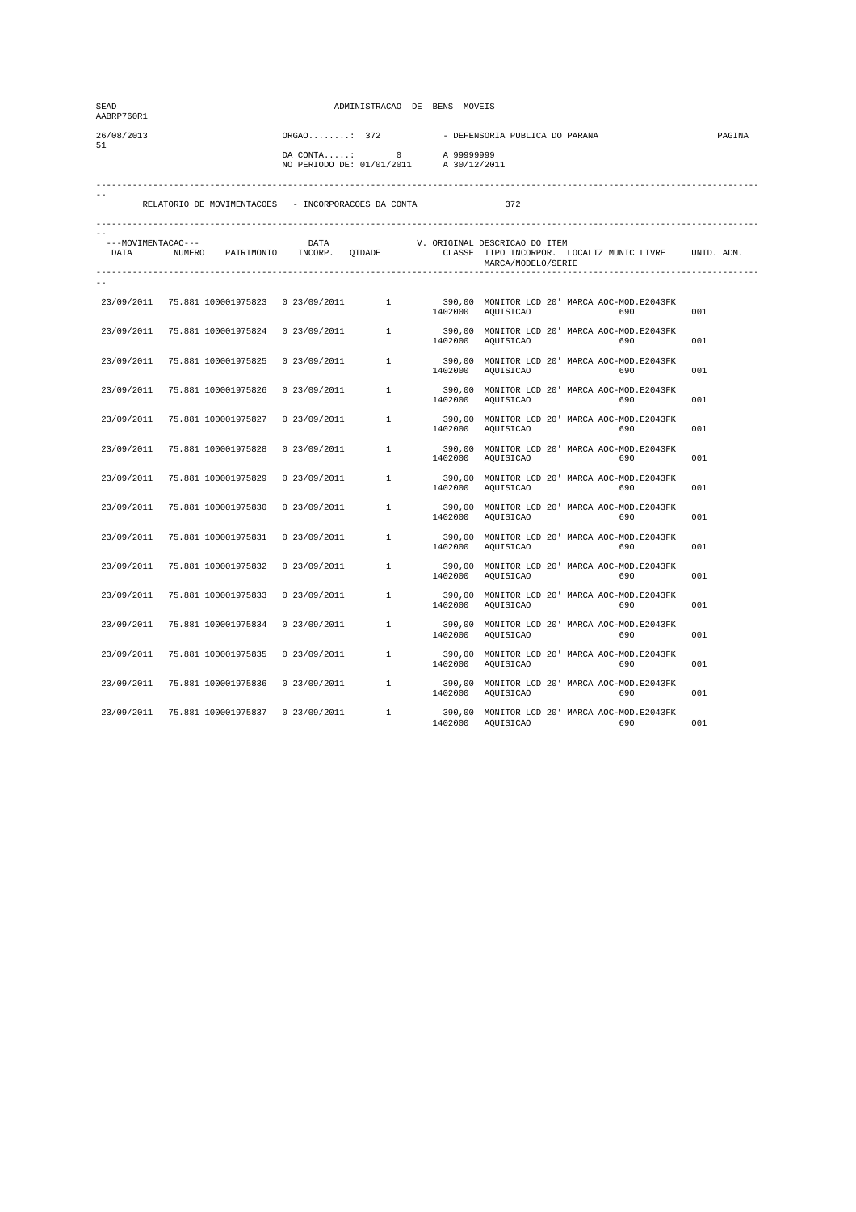SEAD
AABRP760R1

ADMINISTRACAO DE BENS MOVEIS

26/08/2013 ORGAO........: 372 - DEFENSORIA PUBLICA DO PARANA PAGINA 51

DA CONTA.....: 0 A 99999999
NO PERIODO DE: 01/01/2011 A 30/12/2011

RELATORIO DE MOVIMENTACOES - INCORPORACOES DA CONTA 372

| ---MOVIMENTACAO--- DATA | NUMERO | PATRIMONIO | DATA INCORP. | QTDADE | V. ORIGINAL CLASSE | DESCRICAO DO ITEM TIPO INCORPOR. MARCA/MODELO/SERIE | LOCALIZ MUNIC LIVRE | UNID. ADM. |
|---|---|---|---|---|---|---|---|---|
| 23/09/2011 | 75.881 | 100001975823 | 0 23/09/2011 | 1 | 390,00 1402000 | MONITOR LCD 20' MARCA AOC-MOD.E2043FK AQUISICAO | 690 | 001 |
| 23/09/2011 | 75.881 | 100001975824 | 0 23/09/2011 | 1 | 390,00 1402000 | MONITOR LCD 20' MARCA AOC-MOD.E2043FK AQUISICAO | 690 | 001 |
| 23/09/2011 | 75.881 | 100001975825 | 0 23/09/2011 | 1 | 390,00 1402000 | MONITOR LCD 20' MARCA AOC-MOD.E2043FK AQUISICAO | 690 | 001 |
| 23/09/2011 | 75.881 | 100001975826 | 0 23/09/2011 | 1 | 390,00 1402000 | MONITOR LCD 20' MARCA AOC-MOD.E2043FK AQUISICAO | 690 | 001 |
| 23/09/2011 | 75.881 | 100001975827 | 0 23/09/2011 | 1 | 390,00 1402000 | MONITOR LCD 20' MARCA AOC-MOD.E2043FK AQUISICAO | 690 | 001 |
| 23/09/2011 | 75.881 | 100001975828 | 0 23/09/2011 | 1 | 390,00 1402000 | MONITOR LCD 20' MARCA AOC-MOD.E2043FK AQUISICAO | 690 | 001 |
| 23/09/2011 | 75.881 | 100001975829 | 0 23/09/2011 | 1 | 390,00 1402000 | MONITOR LCD 20' MARCA AOC-MOD.E2043FK AQUISICAO | 690 | 001 |
| 23/09/2011 | 75.881 | 100001975830 | 0 23/09/2011 | 1 | 390,00 1402000 | MONITOR LCD 20' MARCA AOC-MOD.E2043FK AQUISICAO | 690 | 001 |
| 23/09/2011 | 75.881 | 100001975831 | 0 23/09/2011 | 1 | 390,00 1402000 | MONITOR LCD 20' MARCA AOC-MOD.E2043FK AQUISICAO | 690 | 001 |
| 23/09/2011 | 75.881 | 100001975832 | 0 23/09/2011 | 1 | 390,00 1402000 | MONITOR LCD 20' MARCA AOC-MOD.E2043FK AQUISICAO | 690 | 001 |
| 23/09/2011 | 75.881 | 100001975833 | 0 23/09/2011 | 1 | 390,00 1402000 | MONITOR LCD 20' MARCA AOC-MOD.E2043FK AQUISICAO | 690 | 001 |
| 23/09/2011 | 75.881 | 100001975834 | 0 23/09/2011 | 1 | 390,00 1402000 | MONITOR LCD 20' MARCA AOC-MOD.E2043FK AQUISICAO | 690 | 001 |
| 23/09/2011 | 75.881 | 100001975835 | 0 23/09/2011 | 1 | 390,00 1402000 | MONITOR LCD 20' MARCA AOC-MOD.E2043FK AQUISICAO | 690 | 001 |
| 23/09/2011 | 75.881 | 100001975836 | 0 23/09/2011 | 1 | 390,00 1402000 | MONITOR LCD 20' MARCA AOC-MOD.E2043FK AQUISICAO | 690 | 001 |
| 23/09/2011 | 75.881 | 100001975837 | 0 23/09/2011 | 1 | 390,00 1402000 | MONITOR LCD 20' MARCA AOC-MOD.E2043FK AQUISICAO | 690 | 001 |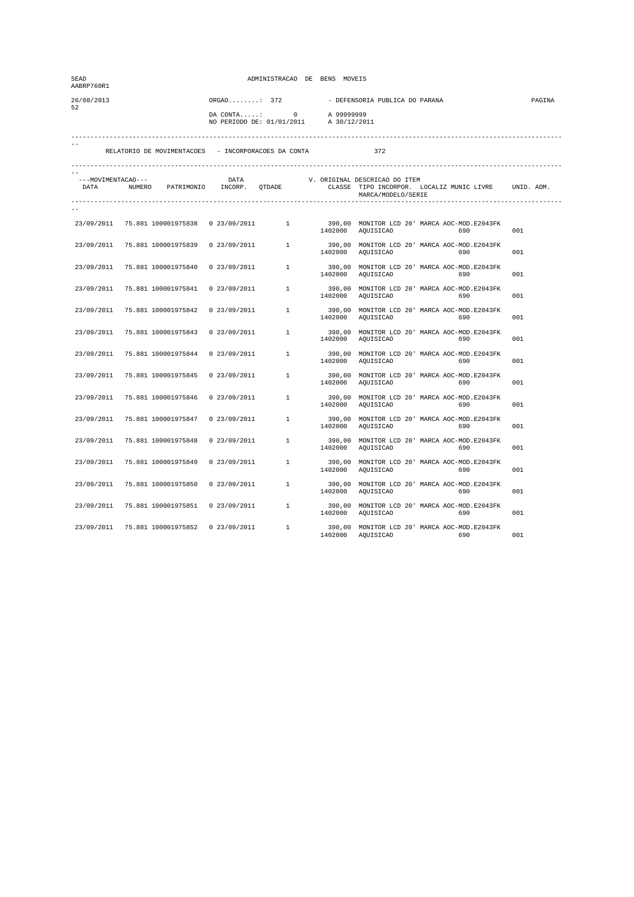SEAD
AABRP760R1

ADMINISTRACAO DE BENS MOVEIS

26/08/2013 ORGAO........: 372 - DEFENSORIA PUBLICA DO PARANA PAGINA 52

DA CONTA.....: 0 A 99999999
NO PERIODO DE: 01/01/2011 A 30/12/2011

RELATORIO DE MOVIMENTACOES - INCORPORACOES DA CONTA 372

| ---MOVIMENTACAO--- DATA | NUMERO | PATRIMONIO | DATA INCORP. | QTDADE | V. ORIGINAL CLASSE | DESCRICAO DO ITEM TIPO INCORPOR. MARCA/MODELO/SERIE | LOCALIZ | MUNIC | LIVRE | UNID. ADM. |
|---|---|---|---|---|---|---|---|---|---|---|
| 23/09/2011 | 75.881 | 100001975838 | 0 23/09/2011 | 1 | 390,00 1402000 | MONITOR LCD 20' MARCA AOC-MOD.E2043FK AQUISICAO | | 690 | | 001 |
| 23/09/2011 | 75.881 | 100001975839 | 0 23/09/2011 | 1 | 390,00 1402000 | MONITOR LCD 20' MARCA AOC-MOD.E2043FK AQUISICAO | | 690 | | 001 |
| 23/09/2011 | 75.881 | 100001975840 | 0 23/09/2011 | 1 | 390,00 1402000 | MONITOR LCD 20' MARCA AOC-MOD.E2043FK AQUISICAO | | 690 | | 001 |
| 23/09/2011 | 75.881 | 100001975841 | 0 23/09/2011 | 1 | 390,00 1402000 | MONITOR LCD 20' MARCA AOC-MOD.E2043FK AQUISICAO | | 690 | | 001 |
| 23/09/2011 | 75.881 | 100001975842 | 0 23/09/2011 | 1 | 390,00 1402000 | MONITOR LCD 20' MARCA AOC-MOD.E2043FK AQUISICAO | | 690 | | 001 |
| 23/09/2011 | 75.881 | 100001975843 | 0 23/09/2011 | 1 | 390,00 1402000 | MONITOR LCD 20' MARCA AOC-MOD.E2043FK AQUISICAO | | 690 | | 001 |
| 23/09/2011 | 75.881 | 100001975844 | 0 23/09/2011 | 1 | 390,00 1402000 | MONITOR LCD 20' MARCA AOC-MOD.E2043FK AQUISICAO | | 690 | | 001 |
| 23/09/2011 | 75.881 | 100001975845 | 0 23/09/2011 | 1 | 390,00 1402000 | MONITOR LCD 20' MARCA AOC-MOD.E2043FK AQUISICAO | | 690 | | 001 |
| 23/09/2011 | 75.881 | 100001975846 | 0 23/09/2011 | 1 | 390,00 1402000 | MONITOR LCD 20' MARCA AOC-MOD.E2043FK AQUISICAO | | 690 | | 001 |
| 23/09/2011 | 75.881 | 100001975847 | 0 23/09/2011 | 1 | 390,00 1402000 | MONITOR LCD 20' MARCA AOC-MOD.E2043FK AQUISICAO | | 690 | | 001 |
| 23/09/2011 | 75.881 | 100001975848 | 0 23/09/2011 | 1 | 390,00 1402000 | MONITOR LCD 20' MARCA AOC-MOD.E2043FK AQUISICAO | | 690 | | 001 |
| 23/09/2011 | 75.881 | 100001975849 | 0 23/09/2011 | 1 | 390,00 1402000 | MONITOR LCD 20' MARCA AOC-MOD.E2043FK AQUISICAO | | 690 | | 001 |
| 23/09/2011 | 75.881 | 100001975850 | 0 23/09/2011 | 1 | 390,00 1402000 | MONITOR LCD 20' MARCA AOC-MOD.E2043FK AQUISICAO | | 690 | | 001 |
| 23/09/2011 | 75.881 | 100001975851 | 0 23/09/2011 | 1 | 390,00 1402000 | MONITOR LCD 20' MARCA AOC-MOD.E2043FK AQUISICAO | | 690 | | 001 |
| 23/09/2011 | 75.881 | 100001975852 | 0 23/09/2011 | 1 | 390,00 1402000 | MONITOR LCD 20' MARCA AOC-MOD.E2043FK AQUISICAO | | 690 | | 001 |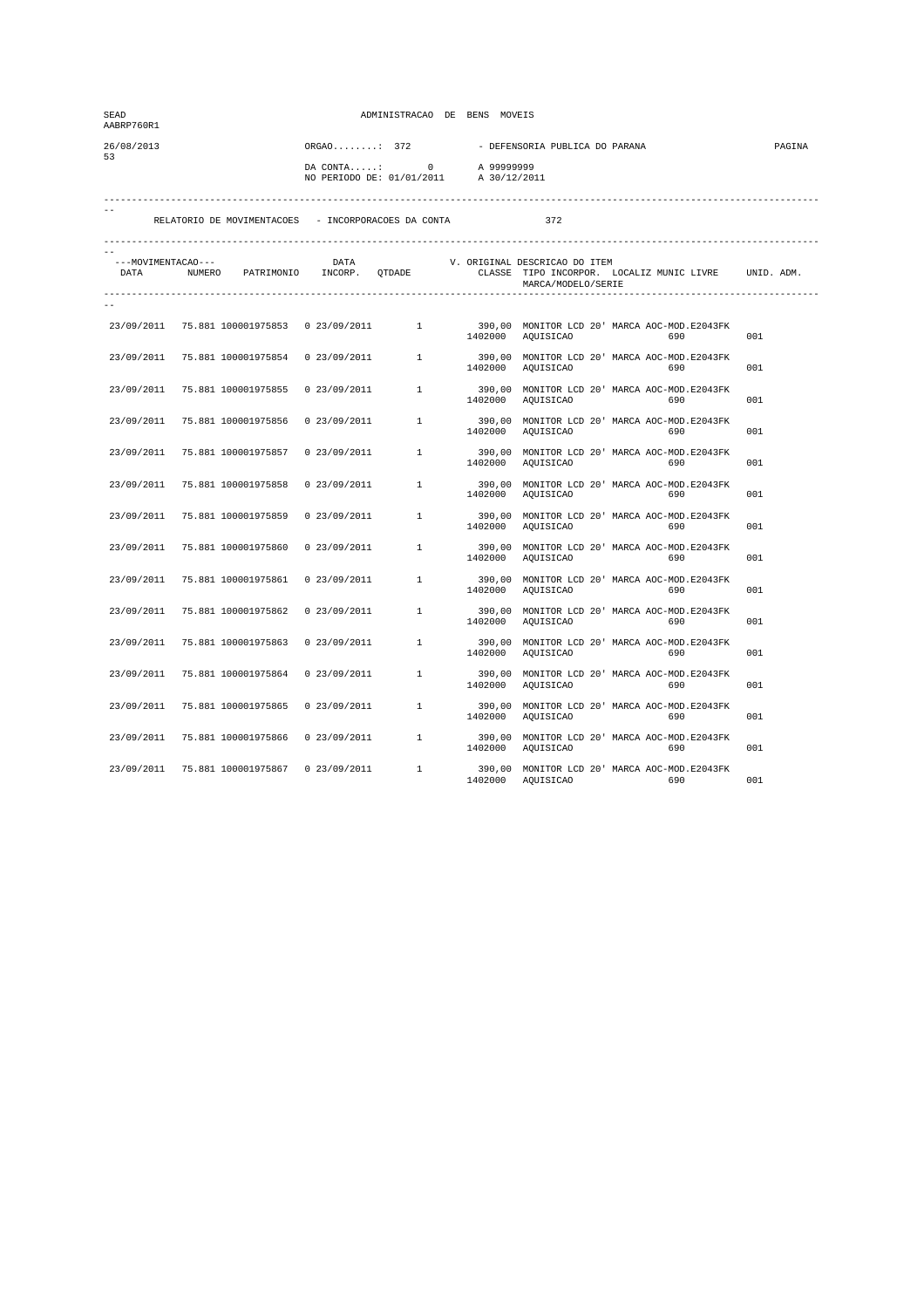SEAD
AABRP760R1

ADMINISTRACAO DE BENS MOVEIS

26/08/2013 ORGAO........: 372 - DEFENSORIA PUBLICA DO PARANA PAGINA 53

DA CONTA.....: 0 A 99999999
NO PERIODO DE: 01/01/2011 A 30/12/2011

RELATORIO DE MOVIMENTACOES - INCORPORACOES DA CONTA 372

| ---MOVIMENTACAO--- DATA | NUMERO | PATRIMONIO | DATA INCORP. | QTDADE | V. ORIGINAL CLASSE | DESCRICAO DO ITEM TIPO INCORPOR. MARCA/MODELO/SERIE | LOCALIZ MUNIC | LIVRE | UNID. ADM. |
|---|---|---|---|---|---|---|---|---|---|
| 23/09/2011 | 75.881 | 100001975853 | 0 23/09/2011 | 1 | 390,00 1402000 | MONITOR LCD 20' MARCA AOC-MOD.E2043FK AQUISICAO | 690 | | 001 |
| 23/09/2011 | 75.881 | 100001975854 | 0 23/09/2011 | 1 | 390,00 1402000 | MONITOR LCD 20' MARCA AOC-MOD.E2043FK AQUISICAO | 690 | | 001 |
| 23/09/2011 | 75.881 | 100001975855 | 0 23/09/2011 | 1 | 390,00 1402000 | MONITOR LCD 20' MARCA AOC-MOD.E2043FK AQUISICAO | 690 | | 001 |
| 23/09/2011 | 75.881 | 100001975856 | 0 23/09/2011 | 1 | 390,00 1402000 | MONITOR LCD 20' MARCA AOC-MOD.E2043FK AQUISICAO | 690 | | 001 |
| 23/09/2011 | 75.881 | 100001975857 | 0 23/09/2011 | 1 | 390,00 1402000 | MONITOR LCD 20' MARCA AOC-MOD.E2043FK AQUISICAO | 690 | | 001 |
| 23/09/2011 | 75.881 | 100001975858 | 0 23/09/2011 | 1 | 390,00 1402000 | MONITOR LCD 20' MARCA AOC-MOD.E2043FK AQUISICAO | 690 | | 001 |
| 23/09/2011 | 75.881 | 100001975859 | 0 23/09/2011 | 1 | 390,00 1402000 | MONITOR LCD 20' MARCA AOC-MOD.E2043FK AQUISICAO | 690 | | 001 |
| 23/09/2011 | 75.881 | 100001975860 | 0 23/09/2011 | 1 | 390,00 1402000 | MONITOR LCD 20' MARCA AOC-MOD.E2043FK AQUISICAO | 690 | | 001 |
| 23/09/2011 | 75.881 | 100001975861 | 0 23/09/2011 | 1 | 390,00 1402000 | MONITOR LCD 20' MARCA AOC-MOD.E2043FK AQUISICAO | 690 | | 001 |
| 23/09/2011 | 75.881 | 100001975862 | 0 23/09/2011 | 1 | 390,00 1402000 | MONITOR LCD 20' MARCA AOC-MOD.E2043FK AQUISICAO | 690 | | 001 |
| 23/09/2011 | 75.881 | 100001975863 | 0 23/09/2011 | 1 | 390,00 1402000 | MONITOR LCD 20' MARCA AOC-MOD.E2043FK AQUISICAO | 690 | | 001 |
| 23/09/2011 | 75.881 | 100001975864 | 0 23/09/2011 | 1 | 390,00 1402000 | MONITOR LCD 20' MARCA AOC-MOD.E2043FK AQUISICAO | 690 | | 001 |
| 23/09/2011 | 75.881 | 100001975865 | 0 23/09/2011 | 1 | 390,00 1402000 | MONITOR LCD 20' MARCA AOC-MOD.E2043FK AQUISICAO | 690 | | 001 |
| 23/09/2011 | 75.881 | 100001975866 | 0 23/09/2011 | 1 | 390,00 1402000 | MONITOR LCD 20' MARCA AOC-MOD.E2043FK AQUISICAO | 690 | | 001 |
| 23/09/2011 | 75.881 | 100001975867 | 0 23/09/2011 | 1 | 390,00 1402000 | MONITOR LCD 20' MARCA AOC-MOD.E2043FK AQUISICAO | 690 | | 001 |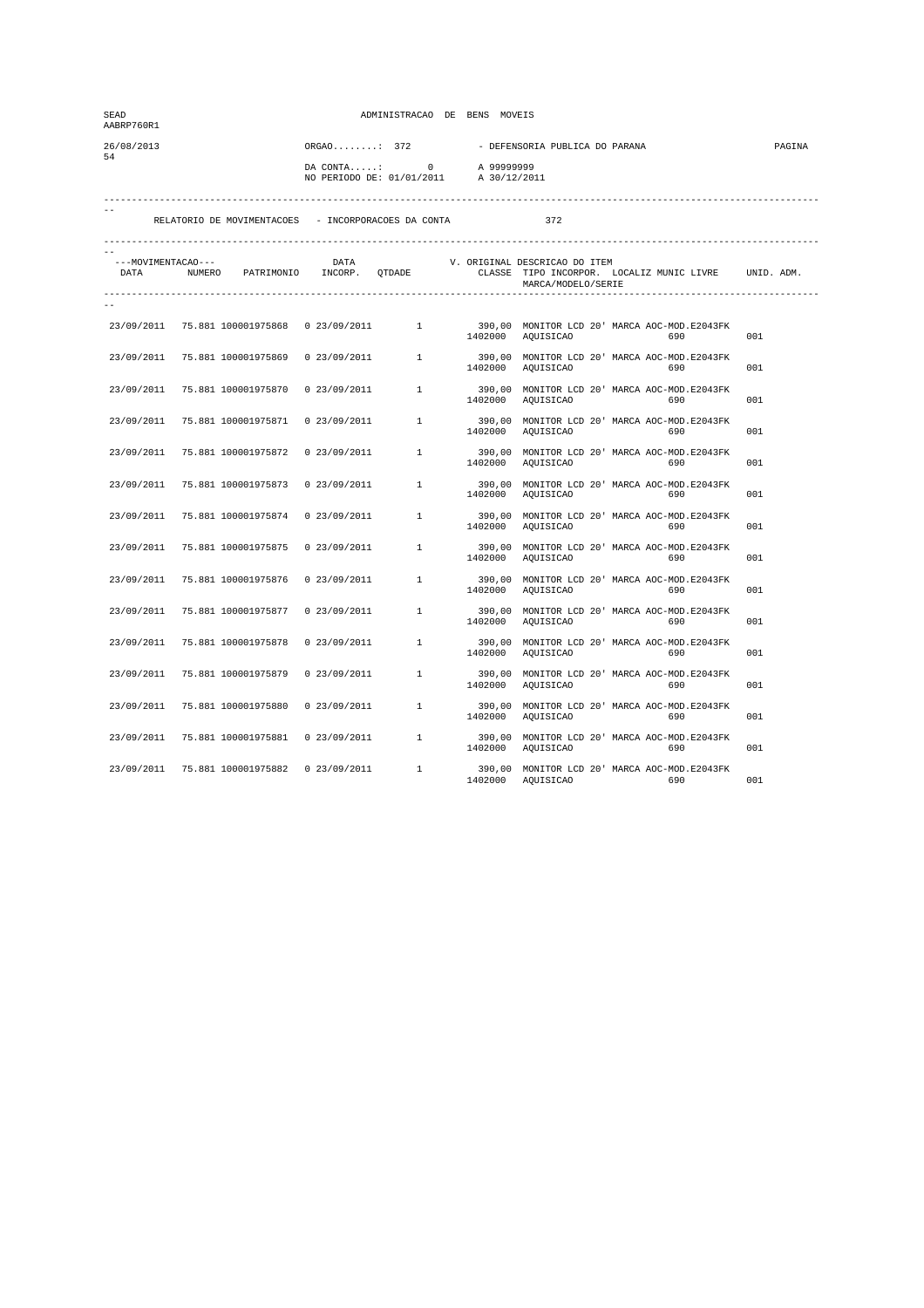SEAD
AABRP760R1

ADMINISTRACAO DE BENS MOVEIS

26/08/2013 ORGAO........: 372 - DEFENSORIA PUBLICA DO PARANA PAGINA 54

DA CONTA.....: 0 A 99999999
NO PERIODO DE: 01/01/2011 A 30/12/2011

RELATORIO DE MOVIMENTACOES - INCORPORACOES DA CONTA 372

| ---MOVIMENTACAO--- DATA | NUMERO | PATRIMONIO | DATA INCORP. | QTDADE | V. ORIGINAL CLASSE | DESCRICAO DO ITEM TIPO INCORPOR. MARCA/MODELO/SERIE | LOCALIZ MUNIC LIVRE | UNID. ADM. |
|---|---|---|---|---|---|---|---|---|
| 23/09/2011 | 75.881 | 100001975868 | 0 23/09/2011 | 1 | 390,00 1402000 | MONITOR LCD 20' MARCA AOC-MOD.E2043FK AQUISICAO | 690 | 001 |
| 23/09/2011 | 75.881 | 100001975869 | 0 23/09/2011 | 1 | 390,00 1402000 | MONITOR LCD 20' MARCA AOC-MOD.E2043FK AQUISICAO | 690 | 001 |
| 23/09/2011 | 75.881 | 100001975870 | 0 23/09/2011 | 1 | 390,00 1402000 | MONITOR LCD 20' MARCA AOC-MOD.E2043FK AQUISICAO | 690 | 001 |
| 23/09/2011 | 75.881 | 100001975871 | 0 23/09/2011 | 1 | 390,00 1402000 | MONITOR LCD 20' MARCA AOC-MOD.E2043FK AQUISICAO | 690 | 001 |
| 23/09/2011 | 75.881 | 100001975872 | 0 23/09/2011 | 1 | 390,00 1402000 | MONITOR LCD 20' MARCA AOC-MOD.E2043FK AQUISICAO | 690 | 001 |
| 23/09/2011 | 75.881 | 100001975873 | 0 23/09/2011 | 1 | 390,00 1402000 | MONITOR LCD 20' MARCA AOC-MOD.E2043FK AQUISICAO | 690 | 001 |
| 23/09/2011 | 75.881 | 100001975874 | 0 23/09/2011 | 1 | 390,00 1402000 | MONITOR LCD 20' MARCA AOC-MOD.E2043FK AQUISICAO | 690 | 001 |
| 23/09/2011 | 75.881 | 100001975875 | 0 23/09/2011 | 1 | 390,00 1402000 | MONITOR LCD 20' MARCA AOC-MOD.E2043FK AQUISICAO | 690 | 001 |
| 23/09/2011 | 75.881 | 100001975876 | 0 23/09/2011 | 1 | 390,00 1402000 | MONITOR LCD 20' MARCA AOC-MOD.E2043FK AQUISICAO | 690 | 001 |
| 23/09/2011 | 75.881 | 100001975877 | 0 23/09/2011 | 1 | 390,00 1402000 | MONITOR LCD 20' MARCA AOC-MOD.E2043FK AQUISICAO | 690 | 001 |
| 23/09/2011 | 75.881 | 100001975878 | 0 23/09/2011 | 1 | 390,00 1402000 | MONITOR LCD 20' MARCA AOC-MOD.E2043FK AQUISICAO | 690 | 001 |
| 23/09/2011 | 75.881 | 100001975879 | 0 23/09/2011 | 1 | 390,00 1402000 | MONITOR LCD 20' MARCA AOC-MOD.E2043FK AQUISICAO | 690 | 001 |
| 23/09/2011 | 75.881 | 100001975880 | 0 23/09/2011 | 1 | 390,00 1402000 | MONITOR LCD 20' MARCA AOC-MOD.E2043FK AQUISICAO | 690 | 001 |
| 23/09/2011 | 75.881 | 100001975881 | 0 23/09/2011 | 1 | 390,00 1402000 | MONITOR LCD 20' MARCA AOC-MOD.E2043FK AQUISICAO | 690 | 001 |
| 23/09/2011 | 75.881 | 100001975882 | 0 23/09/2011 | 1 | 390,00 1402000 | MONITOR LCD 20' MARCA AOC-MOD.E2043FK AQUISICAO | 690 | 001 |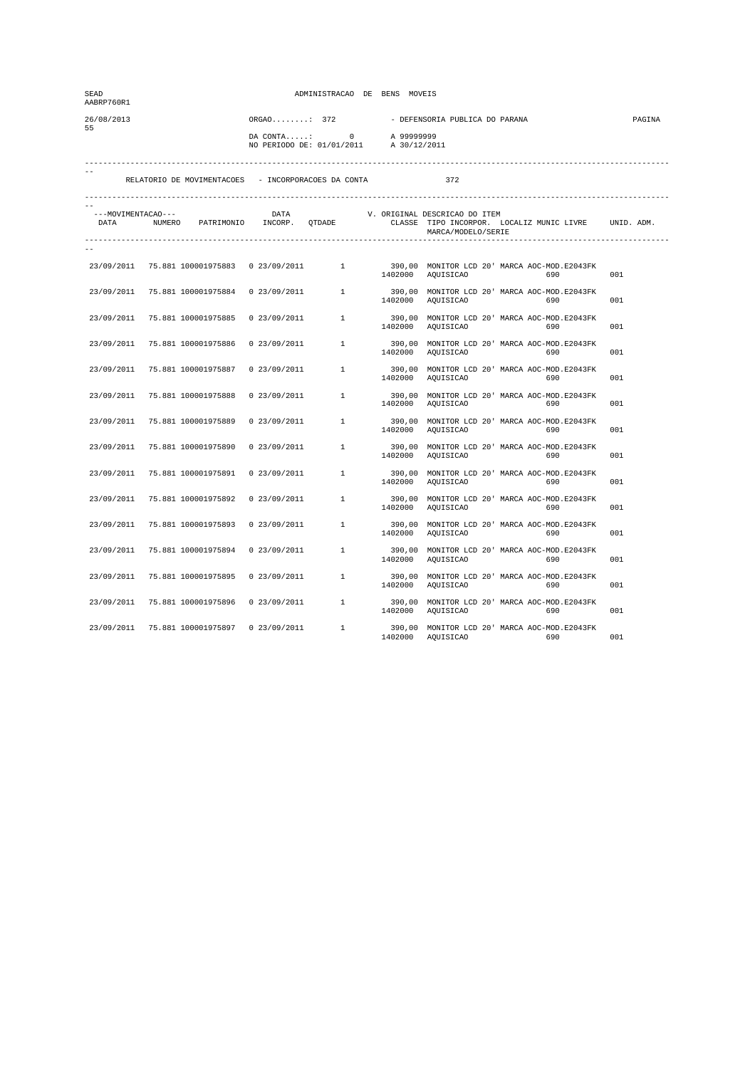SEAD
AABRP760R1

ADMINISTRACAO DE BENS MOVEIS

26/08/2013 ORGAO........: 372 - DEFENSORIA PUBLICA DO PARANA PAGINA 55

DA CONTA.....: 0 A 99999999
NO PERIODO DE: 01/01/2011 A 30/12/2011

RELATORIO DE MOVIMENTACOES - INCORPORACOES DA CONTA 372

| ---MOVIMENTACAO--- DATA | NUMERO | PATRIMONIO | DATA INCORP. | QTDADE | V. ORIGINAL CLASSE | DESCRICAO DO ITEM TIPO INCORPOR. MARCA/MODELO/SERIE | LOCALIZ MUNIC | LIVRE | UNID. ADM. |
|---|---|---|---|---|---|---|---|---|---|
| 23/09/2011 | 75.881 | 100001975883 | 0 23/09/2011 | 1 | 390,00 1402000 | MONITOR LCD 20' MARCA AOC-MOD.E2043FK AQUISICAO | 690 | | 001 |
| 23/09/2011 | 75.881 | 100001975884 | 0 23/09/2011 | 1 | 390,00 1402000 | MONITOR LCD 20' MARCA AOC-MOD.E2043FK AQUISICAO | 690 | | 001 |
| 23/09/2011 | 75.881 | 100001975885 | 0 23/09/2011 | 1 | 390,00 1402000 | MONITOR LCD 20' MARCA AOC-MOD.E2043FK AQUISICAO | 690 | | 001 |
| 23/09/2011 | 75.881 | 100001975886 | 0 23/09/2011 | 1 | 390,00 1402000 | MONITOR LCD 20' MARCA AOC-MOD.E2043FK AQUISICAO | 690 | | 001 |
| 23/09/2011 | 75.881 | 100001975887 | 0 23/09/2011 | 1 | 390,00 1402000 | MONITOR LCD 20' MARCA AOC-MOD.E2043FK AQUISICAO | 690 | | 001 |
| 23/09/2011 | 75.881 | 100001975888 | 0 23/09/2011 | 1 | 390,00 1402000 | MONITOR LCD 20' MARCA AOC-MOD.E2043FK AQUISICAO | 690 | | 001 |
| 23/09/2011 | 75.881 | 100001975889 | 0 23/09/2011 | 1 | 390,00 1402000 | MONITOR LCD 20' MARCA AOC-MOD.E2043FK AQUISICAO | 690 | | 001 |
| 23/09/2011 | 75.881 | 100001975890 | 0 23/09/2011 | 1 | 390,00 1402000 | MONITOR LCD 20' MARCA AOC-MOD.E2043FK AQUISICAO | 690 | | 001 |
| 23/09/2011 | 75.881 | 100001975891 | 0 23/09/2011 | 1 | 390,00 1402000 | MONITOR LCD 20' MARCA AOC-MOD.E2043FK AQUISICAO | 690 | | 001 |
| 23/09/2011 | 75.881 | 100001975892 | 0 23/09/2011 | 1 | 390,00 1402000 | MONITOR LCD 20' MARCA AOC-MOD.E2043FK AQUISICAO | 690 | | 001 |
| 23/09/2011 | 75.881 | 100001975893 | 0 23/09/2011 | 1 | 390,00 1402000 | MONITOR LCD 20' MARCA AOC-MOD.E2043FK AQUISICAO | 690 | | 001 |
| 23/09/2011 | 75.881 | 100001975894 | 0 23/09/2011 | 1 | 390,00 1402000 | MONITOR LCD 20' MARCA AOC-MOD.E2043FK AQUISICAO | 690 | | 001 |
| 23/09/2011 | 75.881 | 100001975895 | 0 23/09/2011 | 1 | 390,00 1402000 | MONITOR LCD 20' MARCA AOC-MOD.E2043FK AQUISICAO | 690 | | 001 |
| 23/09/2011 | 75.881 | 100001975896 | 0 23/09/2011 | 1 | 390,00 1402000 | MONITOR LCD 20' MARCA AOC-MOD.E2043FK AQUISICAO | 690 | | 001 |
| 23/09/2011 | 75.881 | 100001975897 | 0 23/09/2011 | 1 | 390,00 1402000 | MONITOR LCD 20' MARCA AOC-MOD.E2043FK AQUISICAO | 690 | | 001 |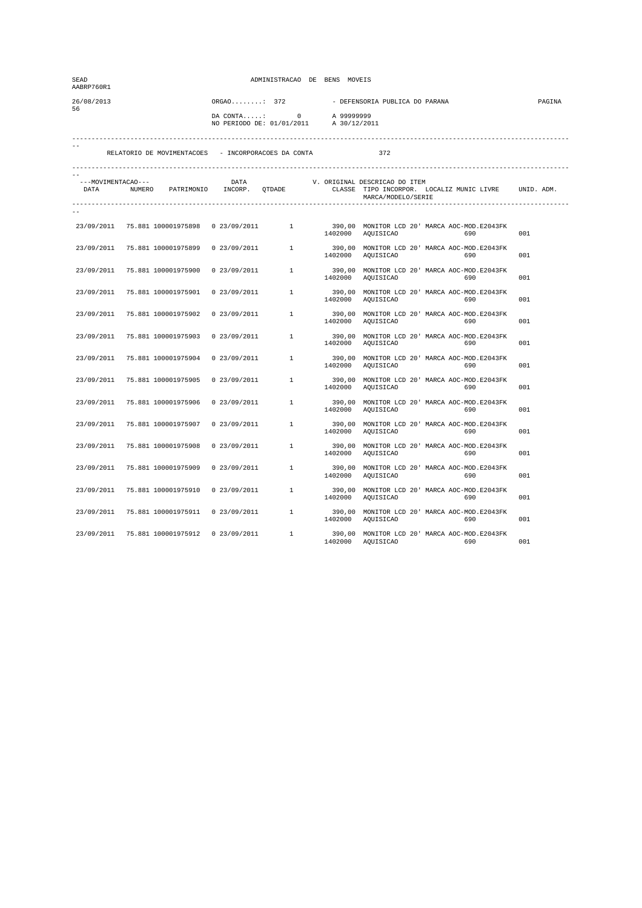SEAD
AABRP760R1

ADMINISTRACAO DE BENS MOVEIS

26/08/2013 ORGAO........: 372 - DEFENSORIA PUBLICA DO PARANA

DA CONTA.....: 0 A 99999999
NO PERIODO DE: 01/01/2011 A 30/12/2011

RELATORIO DE MOVIMENTACOES - INCORPORACOES DA CONTA 372

| ---MOVIMENTACAO--- DATA | NUMERO | PATRIMONIO | DATA INCORP. | QTDADE | V. ORIGINAL CLASSE | DESCRICAO DO ITEM TIPO INCORPOR. MARCA/MODELO/SERIE | LOCALIZ MUNIC | LIVRE | UNID. ADM. |
|---|---|---|---|---|---|---|---|---|---|
| 23/09/2011 | 75.881 | 100001975898 | 0 23/09/2011 | 1 | 390,00 1402000 | MONITOR LCD 20' MARCA AOC-MOD.E2043FK AQUISICAO | 690 | | 001 |
| 23/09/2011 | 75.881 | 100001975899 | 0 23/09/2011 | 1 | 390,00 1402000 | MONITOR LCD 20' MARCA AOC-MOD.E2043FK AQUISICAO | 690 | | 001 |
| 23/09/2011 | 75.881 | 100001975900 | 0 23/09/2011 | 1 | 390,00 1402000 | MONITOR LCD 20' MARCA AOC-MOD.E2043FK AQUISICAO | 690 | | 001 |
| 23/09/2011 | 75.881 | 100001975901 | 0 23/09/2011 | 1 | 390,00 1402000 | MONITOR LCD 20' MARCA AOC-MOD.E2043FK AQUISICAO | 690 | | 001 |
| 23/09/2011 | 75.881 | 100001975902 | 0 23/09/2011 | 1 | 390,00 1402000 | MONITOR LCD 20' MARCA AOC-MOD.E2043FK AQUISICAO | 690 | | 001 |
| 23/09/2011 | 75.881 | 100001975903 | 0 23/09/2011 | 1 | 390,00 1402000 | MONITOR LCD 20' MARCA AOC-MOD.E2043FK AQUISICAO | 690 | | 001 |
| 23/09/2011 | 75.881 | 100001975904 | 0 23/09/2011 | 1 | 390,00 1402000 | MONITOR LCD 20' MARCA AOC-MOD.E2043FK AQUISICAO | 690 | | 001 |
| 23/09/2011 | 75.881 | 100001975905 | 0 23/09/2011 | 1 | 390,00 1402000 | MONITOR LCD 20' MARCA AOC-MOD.E2043FK AQUISICAO | 690 | | 001 |
| 23/09/2011 | 75.881 | 100001975906 | 0 23/09/2011 | 1 | 390,00 1402000 | MONITOR LCD 20' MARCA AOC-MOD.E2043FK AQUISICAO | 690 | | 001 |
| 23/09/2011 | 75.881 | 100001975907 | 0 23/09/2011 | 1 | 390,00 1402000 | MONITOR LCD 20' MARCA AOC-MOD.E2043FK AQUISICAO | 690 | | 001 |
| 23/09/2011 | 75.881 | 100001975908 | 0 23/09/2011 | 1 | 390,00 1402000 | MONITOR LCD 20' MARCA AOC-MOD.E2043FK AQUISICAO | 690 | | 001 |
| 23/09/2011 | 75.881 | 100001975909 | 0 23/09/2011 | 1 | 390,00 1402000 | MONITOR LCD 20' MARCA AOC-MOD.E2043FK AQUISICAO | 690 | | 001 |
| 23/09/2011 | 75.881 | 100001975910 | 0 23/09/2011 | 1 | 390,00 1402000 | MONITOR LCD 20' MARCA AOC-MOD.E2043FK AQUISICAO | 690 | | 001 |
| 23/09/2011 | 75.881 | 100001975911 | 0 23/09/2011 | 1 | 390,00 1402000 | MONITOR LCD 20' MARCA AOC-MOD.E2043FK AQUISICAO | 690 | | 001 |
| 23/09/2011 | 75.881 | 100001975912 | 0 23/09/2011 | 1 | 390,00 1402000 | MONITOR LCD 20' MARCA AOC-MOD.E2043FK AQUISICAO | 690 | | 001 |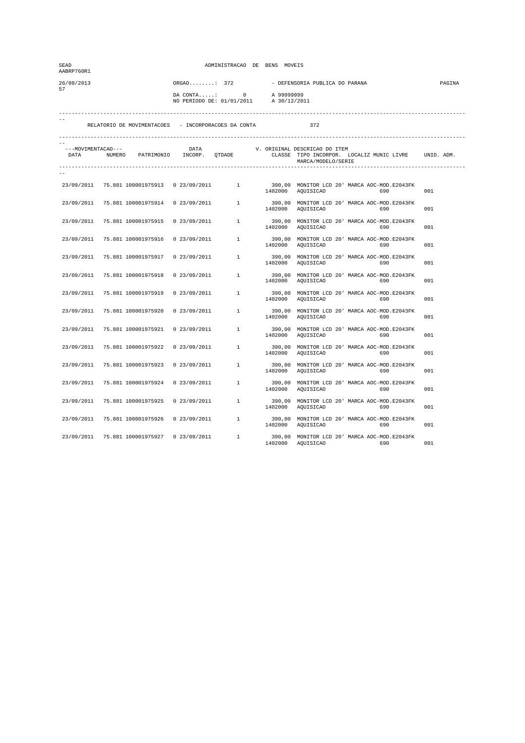SEAD
AABRP760R1

ADMINISTRACAO DE BENS MOVEIS

26/08/2013 ORGAO........: 372 - DEFENSORIA PUBLICA DO PARANA PAGINA 57

DA CONTA.....: 0 A 99999999
NO PERIODO DE: 01/01/2011 A 30/12/2011

RELATORIO DE MOVIMENTACOES - INCORPORACOES DA CONTA 372

| ---MOVIMENTACAO--- DATA | NUMERO | PATRIMONIO | DATA INCORP. | QTDADE | V. ORIGINAL CLASSE | DESCRICAO DO ITEM TIPO INCORPOR. MARCA/MODELO/SERIE | LOCALIZ MUNIC LIVRE | UNID. ADM. |
|---|---|---|---|---|---|---|---|---|
| 23/09/2011 | 75.881 | 100001975913 | 0 23/09/2011 | 1 | 390,00 1402000 | MONITOR LCD 20' MARCA AOC-MOD.E2043FK AQUISICAO | 690 | 001 |
| 23/09/2011 | 75.881 | 100001975914 | 0 23/09/2011 | 1 | 390,00 1402000 | MONITOR LCD 20' MARCA AOC-MOD.E2043FK AQUISICAO | 690 | 001 |
| 23/09/2011 | 75.881 | 100001975915 | 0 23/09/2011 | 1 | 390,00 1402000 | MONITOR LCD 20' MARCA AOC-MOD.E2043FK AQUISICAO | 690 | 001 |
| 23/09/2011 | 75.881 | 100001975916 | 0 23/09/2011 | 1 | 390,00 1402000 | MONITOR LCD 20' MARCA AOC-MOD.E2043FK AQUISICAO | 690 | 001 |
| 23/09/2011 | 75.881 | 100001975917 | 0 23/09/2011 | 1 | 390,00 1402000 | MONITOR LCD 20' MARCA AOC-MOD.E2043FK AQUISICAO | 690 | 001 |
| 23/09/2011 | 75.881 | 100001975918 | 0 23/09/2011 | 1 | 390,00 1402000 | MONITOR LCD 20' MARCA AOC-MOD.E2043FK AQUISICAO | 690 | 001 |
| 23/09/2011 | 75.881 | 100001975919 | 0 23/09/2011 | 1 | 390,00 1402000 | MONITOR LCD 20' MARCA AOC-MOD.E2043FK AQUISICAO | 690 | 001 |
| 23/09/2011 | 75.881 | 100001975920 | 0 23/09/2011 | 1 | 390,00 1402000 | MONITOR LCD 20' MARCA AOC-MOD.E2043FK AQUISICAO | 690 | 001 |
| 23/09/2011 | 75.881 | 100001975921 | 0 23/09/2011 | 1 | 390,00 1402000 | MONITOR LCD 20' MARCA AOC-MOD.E2043FK AQUISICAO | 690 | 001 |
| 23/09/2011 | 75.881 | 100001975922 | 0 23/09/2011 | 1 | 390,00 1402000 | MONITOR LCD 20' MARCA AOC-MOD.E2043FK AQUISICAO | 690 | 001 |
| 23/09/2011 | 75.881 | 100001975923 | 0 23/09/2011 | 1 | 390,00 1402000 | MONITOR LCD 20' MARCA AOC-MOD.E2043FK AQUISICAO | 690 | 001 |
| 23/09/2011 | 75.881 | 100001975924 | 0 23/09/2011 | 1 | 390,00 1402000 | MONITOR LCD 20' MARCA AOC-MOD.E2043FK AQUISICAO | 690 | 001 |
| 23/09/2011 | 75.881 | 100001975925 | 0 23/09/2011 | 1 | 390,00 1402000 | MONITOR LCD 20' MARCA AOC-MOD.E2043FK AQUISICAO | 690 | 001 |
| 23/09/2011 | 75.881 | 100001975926 | 0 23/09/2011 | 1 | 390,00 1402000 | MONITOR LCD 20' MARCA AOC-MOD.E2043FK AQUISICAO | 690 | 001 |
| 23/09/2011 | 75.881 | 100001975927 | 0 23/09/2011 | 1 | 390,00 1402000 | MONITOR LCD 20' MARCA AOC-MOD.E2043FK AQUISICAO | 690 | 001 |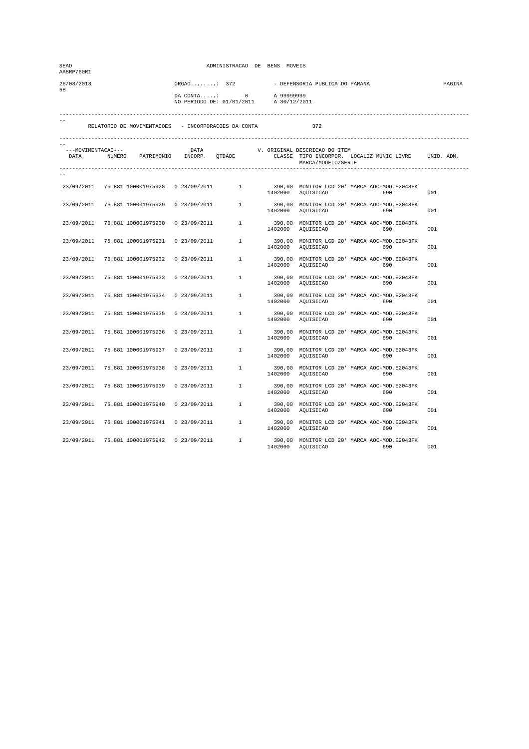SEAD
AABRP760R1

ADMINISTRACAO DE BENS MOVEIS

26/08/2013 ORGAO........: 372 - DEFENSORIA PUBLICA DO PARANA PAGINA 58

DA CONTA.....: 0 A 99999999
NO PERIODO DE: 01/01/2011 A 30/12/2011

RELATORIO DE MOVIMENTACOES - INCORPORACOES DA CONTA 372

| ---MOVIMENTACAO--- DATA | NUMERO | PATRIMONIO | DATA INCORP. | QTDADE | V. ORIGINAL CLASSE | DESCRICAO DO ITEM TIPO INCORPOR. MARCA/MODELO/SERIE | LOCALIZ MUNIC | LIVRE | UNID. ADM. |
|---|---|---|---|---|---|---|---|---|---|
| 23/09/2011 | 75.881 | 100001975928 | 0 23/09/2011 | 1 | 390,00 1402000 | MONITOR LCD 20' MARCA AOC-MOD.E2043FK AQUISICAO | 690 | | 001 |
| 23/09/2011 | 75.881 | 100001975929 | 0 23/09/2011 | 1 | 390,00 1402000 | MONITOR LCD 20' MARCA AOC-MOD.E2043FK AQUISICAO | 690 | | 001 |
| 23/09/2011 | 75.881 | 100001975930 | 0 23/09/2011 | 1 | 390,00 1402000 | MONITOR LCD 20' MARCA AOC-MOD.E2043FK AQUISICAO | 690 | | 001 |
| 23/09/2011 | 75.881 | 100001975931 | 0 23/09/2011 | 1 | 390,00 1402000 | MONITOR LCD 20' MARCA AOC-MOD.E2043FK AQUISICAO | 690 | | 001 |
| 23/09/2011 | 75.881 | 100001975932 | 0 23/09/2011 | 1 | 390,00 1402000 | MONITOR LCD 20' MARCA AOC-MOD.E2043FK AQUISICAO | 690 | | 001 |
| 23/09/2011 | 75.881 | 100001975933 | 0 23/09/2011 | 1 | 390,00 1402000 | MONITOR LCD 20' MARCA AOC-MOD.E2043FK AQUISICAO | 690 | | 001 |
| 23/09/2011 | 75.881 | 100001975934 | 0 23/09/2011 | 1 | 390,00 1402000 | MONITOR LCD 20' MARCA AOC-MOD.E2043FK AQUISICAO | 690 | | 001 |
| 23/09/2011 | 75.881 | 100001975935 | 0 23/09/2011 | 1 | 390,00 1402000 | MONITOR LCD 20' MARCA AOC-MOD.E2043FK AQUISICAO | 690 | | 001 |
| 23/09/2011 | 75.881 | 100001975936 | 0 23/09/2011 | 1 | 390,00 1402000 | MONITOR LCD 20' MARCA AOC-MOD.E2043FK AQUISICAO | 690 | | 001 |
| 23/09/2011 | 75.881 | 100001975937 | 0 23/09/2011 | 1 | 390,00 1402000 | MONITOR LCD 20' MARCA AOC-MOD.E2043FK AQUISICAO | 690 | | 001 |
| 23/09/2011 | 75.881 | 100001975938 | 0 23/09/2011 | 1 | 390,00 1402000 | MONITOR LCD 20' MARCA AOC-MOD.E2043FK AQUISICAO | 690 | | 001 |
| 23/09/2011 | 75.881 | 100001975939 | 0 23/09/2011 | 1 | 390,00 1402000 | MONITOR LCD 20' MARCA AOC-MOD.E2043FK AQUISICAO | 690 | | 001 |
| 23/09/2011 | 75.881 | 100001975940 | 0 23/09/2011 | 1 | 390,00 1402000 | MONITOR LCD 20' MARCA AOC-MOD.E2043FK AQUISICAO | 690 | | 001 |
| 23/09/2011 | 75.881 | 100001975941 | 0 23/09/2011 | 1 | 390,00 1402000 | MONITOR LCD 20' MARCA AOC-MOD.E2043FK AQUISICAO | 690 | | 001 |
| 23/09/2011 | 75.881 | 100001975942 | 0 23/09/2011 | 1 | 390,00 1402000 | MONITOR LCD 20' MARCA AOC-MOD.E2043FK AQUISICAO | 690 | | 001 |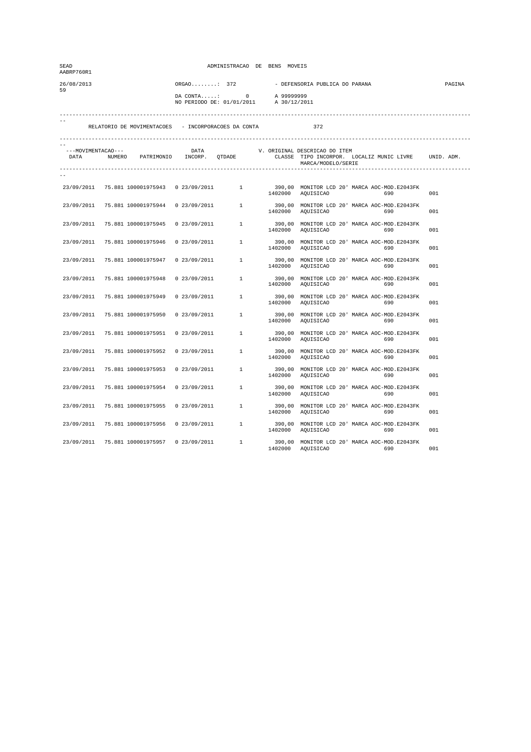SEAD ADMINISTRACAO DE BENS MOVEIS
AABRP760R1

26/08/2013 ORGAO........: 372 - DEFENSORIA PUBLICA DO PARANA PAGINA 59

DA CONTA.....: 0 A 99999999
NO PERIODO DE: 01/01/2011 A 30/12/2011

RELATORIO DE MOVIMENTACOES - INCORPORACOES DA CONTA 372

| ---MOVIMENTACAO--- DATA | NUMERO | PATRIMONIO | DATA INCORP. | QTDADE | V. ORIGINAL CLASSE | DESCRICAO DO ITEM TIPO INCORPOR. MARCA/MODELO/SERIE | LOCALIZ MUNIC LIVRE | UNID. ADM. |
|---|---|---|---|---|---|---|---|---|
| 23/09/2011 | 75.881 | 100001975943 | 0 23/09/2011 | 1 | 390,00 1402000 | MONITOR LCD 20' MARCA AOC-MOD.E2043FK AQUISICAO | 690 | 001 |
| 23/09/2011 | 75.881 | 100001975944 | 0 23/09/2011 | 1 | 390,00 1402000 | MONITOR LCD 20' MARCA AOC-MOD.E2043FK AQUISICAO | 690 | 001 |
| 23/09/2011 | 75.881 | 100001975945 | 0 23/09/2011 | 1 | 390,00 1402000 | MONITOR LCD 20' MARCA AOC-MOD.E2043FK AQUISICAO | 690 | 001 |
| 23/09/2011 | 75.881 | 100001975946 | 0 23/09/2011 | 1 | 390,00 1402000 | MONITOR LCD 20' MARCA AOC-MOD.E2043FK AQUISICAO | 690 | 001 |
| 23/09/2011 | 75.881 | 100001975947 | 0 23/09/2011 | 1 | 390,00 1402000 | MONITOR LCD 20' MARCA AOC-MOD.E2043FK AQUISICAO | 690 | 001 |
| 23/09/2011 | 75.881 | 100001975948 | 0 23/09/2011 | 1 | 390,00 1402000 | MONITOR LCD 20' MARCA AOC-MOD.E2043FK AQUISICAO | 690 | 001 |
| 23/09/2011 | 75.881 | 100001975949 | 0 23/09/2011 | 1 | 390,00 1402000 | MONITOR LCD 20' MARCA AOC-MOD.E2043FK AQUISICAO | 690 | 001 |
| 23/09/2011 | 75.881 | 100001975950 | 0 23/09/2011 | 1 | 390,00 1402000 | MONITOR LCD 20' MARCA AOC-MOD.E2043FK AQUISICAO | 690 | 001 |
| 23/09/2011 | 75.881 | 100001975951 | 0 23/09/2011 | 1 | 390,00 1402000 | MONITOR LCD 20' MARCA AOC-MOD.E2043FK AQUISICAO | 690 | 001 |
| 23/09/2011 | 75.881 | 100001975952 | 0 23/09/2011 | 1 | 390,00 1402000 | MONITOR LCD 20' MARCA AOC-MOD.E2043FK AQUISICAO | 690 | 001 |
| 23/09/2011 | 75.881 | 100001975953 | 0 23/09/2011 | 1 | 390,00 1402000 | MONITOR LCD 20' MARCA AOC-MOD.E2043FK AQUISICAO | 690 | 001 |
| 23/09/2011 | 75.881 | 100001975954 | 0 23/09/2011 | 1 | 390,00 1402000 | MONITOR LCD 20' MARCA AOC-MOD.E2043FK AQUISICAO | 690 | 001 |
| 23/09/2011 | 75.881 | 100001975955 | 0 23/09/2011 | 1 | 390,00 1402000 | MONITOR LCD 20' MARCA AOC-MOD.E2043FK AQUISICAO | 690 | 001 |
| 23/09/2011 | 75.881 | 100001975956 | 0 23/09/2011 | 1 | 390,00 1402000 | MONITOR LCD 20' MARCA AOC-MOD.E2043FK AQUISICAO | 690 | 001 |
| 23/09/2011 | 75.881 | 100001975957 | 0 23/09/2011 | 1 | 390,00 1402000 | MONITOR LCD 20' MARCA AOC-MOD.E2043FK AQUISICAO | 690 | 001 |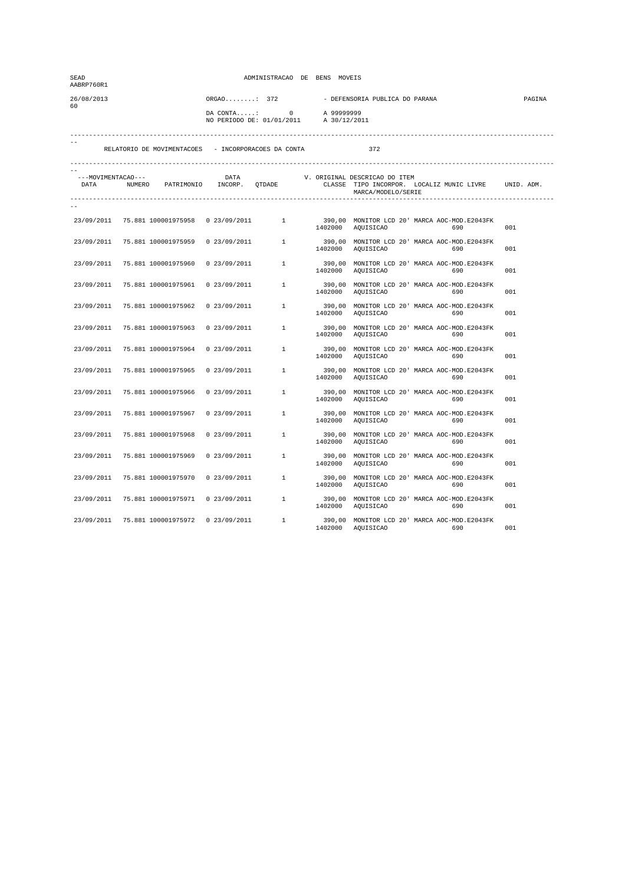SEAD
AABRP760R1

ADMINISTRACAO DE BENS MOVEIS

26/08/2013 ORGAO........: 372 - DEFENSORIA PUBLICA DO PARANA PAGINA 60

DA CONTA.....: 0 A 99999999
NO PERIODO DE: 01/01/2011 A 30/12/2011

RELATORIO DE MOVIMENTACOES - INCORPORACOES DA CONTA 372

| ---MOVIMENTACAO--- DATA | NUMERO | PATRIMONIO | DATA INCORP. | QTDADE | V. ORIGINAL CLASSE | DESCRICAO DO ITEM TIPO INCORPOR. MARCA/MODELO/SERIE | LOCALIZ MUNIC LIVRE | UNID. ADM. |
|---|---|---|---|---|---|---|---|---|
| 23/09/2011 | 75.881 | 100001975958 | 0 23/09/2011 | 1 | 390,00 1402000 | MONITOR LCD 20' MARCA AOC-MOD.E2043FK AQUISICAO | 690 | 001 |
| 23/09/2011 | 75.881 | 100001975959 | 0 23/09/2011 | 1 | 390,00 1402000 | MONITOR LCD 20' MARCA AOC-MOD.E2043FK AQUISICAO | 690 | 001 |
| 23/09/2011 | 75.881 | 100001975960 | 0 23/09/2011 | 1 | 390,00 1402000 | MONITOR LCD 20' MARCA AOC-MOD.E2043FK AQUISICAO | 690 | 001 |
| 23/09/2011 | 75.881 | 100001975961 | 0 23/09/2011 | 1 | 390,00 1402000 | MONITOR LCD 20' MARCA AOC-MOD.E2043FK AQUISICAO | 690 | 001 |
| 23/09/2011 | 75.881 | 100001975962 | 0 23/09/2011 | 1 | 390,00 1402000 | MONITOR LCD 20' MARCA AOC-MOD.E2043FK AQUISICAO | 690 | 001 |
| 23/09/2011 | 75.881 | 100001975963 | 0 23/09/2011 | 1 | 390,00 1402000 | MONITOR LCD 20' MARCA AOC-MOD.E2043FK AQUISICAO | 690 | 001 |
| 23/09/2011 | 75.881 | 100001975964 | 0 23/09/2011 | 1 | 390,00 1402000 | MONITOR LCD 20' MARCA AOC-MOD.E2043FK AQUISICAO | 690 | 001 |
| 23/09/2011 | 75.881 | 100001975965 | 0 23/09/2011 | 1 | 390,00 1402000 | MONITOR LCD 20' MARCA AOC-MOD.E2043FK AQUISICAO | 690 | 001 |
| 23/09/2011 | 75.881 | 100001975966 | 0 23/09/2011 | 1 | 390,00 1402000 | MONITOR LCD 20' MARCA AOC-MOD.E2043FK AQUISICAO | 690 | 001 |
| 23/09/2011 | 75.881 | 100001975967 | 0 23/09/2011 | 1 | 390,00 1402000 | MONITOR LCD 20' MARCA AOC-MOD.E2043FK AQUISICAO | 690 | 001 |
| 23/09/2011 | 75.881 | 100001975968 | 0 23/09/2011 | 1 | 390,00 1402000 | MONITOR LCD 20' MARCA AOC-MOD.E2043FK AQUISICAO | 690 | 001 |
| 23/09/2011 | 75.881 | 100001975969 | 0 23/09/2011 | 1 | 390,00 1402000 | MONITOR LCD 20' MARCA AOC-MOD.E2043FK AQUISICAO | 690 | 001 |
| 23/09/2011 | 75.881 | 100001975970 | 0 23/09/2011 | 1 | 390,00 1402000 | MONITOR LCD 20' MARCA AOC-MOD.E2043FK AQUISICAO | 690 | 001 |
| 23/09/2011 | 75.881 | 100001975971 | 0 23/09/2011 | 1 | 390,00 1402000 | MONITOR LCD 20' MARCA AOC-MOD.E2043FK AQUISICAO | 690 | 001 |
| 23/09/2011 | 75.881 | 100001975972 | 0 23/09/2011 | 1 | 390,00 1402000 | MONITOR LCD 20' MARCA AOC-MOD.E2043FK AQUISICAO | 690 | 001 |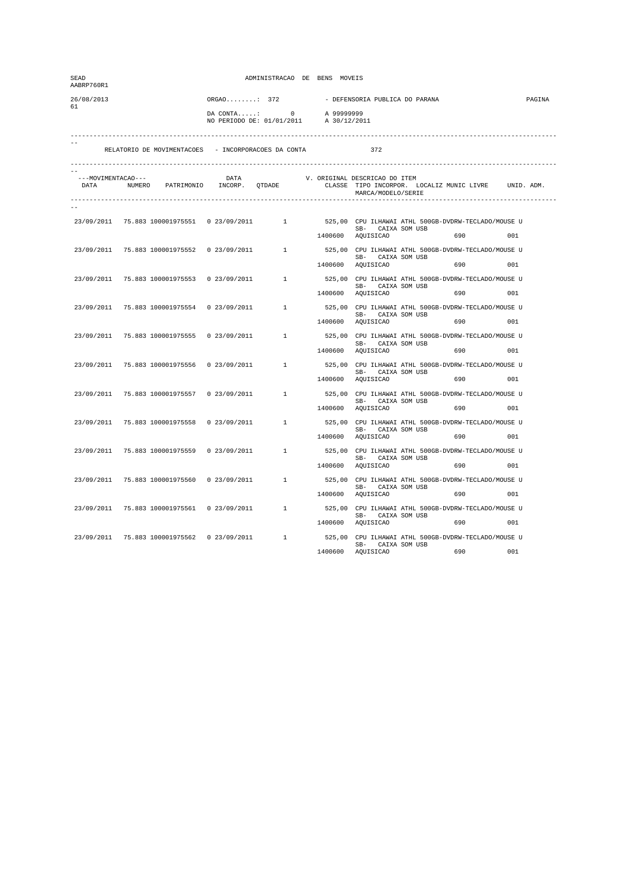SEAD
AABRP760R1

ADMINISTRACAO DE BENS MOVEIS

26/08/2013 — ORGAO........: 372 - DEFENSORIA PUBLICA DO PARANA — PAGINA 61

DA CONTA.....: 0 A 99999999
NO PERIODO DE: 01/01/2011 A 30/12/2011

RELATORIO DE MOVIMENTACOES - INCORPORACOES DA CONTA 372

| ---MOVIMENTACAO--- DATA | NUMERO | PATRIMONIO | DATA INCORP. | QTDADE | V. ORIGINAL CLASSE | DESCRICAO DO ITEM TIPO INCORPOR. MARCA/MODELO/SERIE | LOCALIZ MUNIC LIVRE | UNID. ADM. |
|---|---|---|---|---|---|---|---|---|
| 23/09/2011 | 75.883 | 100001975551 | 0 23/09/2011 | 1 | 525,00 | CPU ILHAWAI ATHL 500GB-DVDRW-TECLADO/MOUSE U SB- CAIXA SOM USB | | |
| | | | | | 1400600 | AQUISICAO | 690 | 001 |
| 23/09/2011 | 75.883 | 100001975552 | 0 23/09/2011 | 1 | 525,00 | CPU ILHAWAI ATHL 500GB-DVDRW-TECLADO/MOUSE U SB- CAIXA SOM USB | | |
| | | | | | 1400600 | AQUISICAO | 690 | 001 |
| 23/09/2011 | 75.883 | 100001975553 | 0 23/09/2011 | 1 | 525,00 | CPU ILHAWAI ATHL 500GB-DVDRW-TECLADO/MOUSE U SB- CAIXA SOM USB | | |
| | | | | | 1400600 | AQUISICAO | 690 | 001 |
| 23/09/2011 | 75.883 | 100001975554 | 0 23/09/2011 | 1 | 525,00 | CPU ILHAWAI ATHL 500GB-DVDRW-TECLADO/MOUSE U SB- CAIXA SOM USB | | |
| | | | | | 1400600 | AQUISICAO | 690 | 001 |
| 23/09/2011 | 75.883 | 100001975555 | 0 23/09/2011 | 1 | 525,00 | CPU ILHAWAI ATHL 500GB-DVDRW-TECLADO/MOUSE U SB- CAIXA SOM USB | | |
| | | | | | 1400600 | AQUISICAO | 690 | 001 |
| 23/09/2011 | 75.883 | 100001975556 | 0 23/09/2011 | 1 | 525,00 | CPU ILHAWAI ATHL 500GB-DVDRW-TECLADO/MOUSE U SB- CAIXA SOM USB | | |
| | | | | | 1400600 | AQUISICAO | 690 | 001 |
| 23/09/2011 | 75.883 | 100001975557 | 0 23/09/2011 | 1 | 525,00 | CPU ILHAWAI ATHL 500GB-DVDRW-TECLADO/MOUSE U SB- CAIXA SOM USB | | |
| | | | | | 1400600 | AQUISICAO | 690 | 001 |
| 23/09/2011 | 75.883 | 100001975558 | 0 23/09/2011 | 1 | 525,00 | CPU ILHAWAI ATHL 500GB-DVDRW-TECLADO/MOUSE U SB- CAIXA SOM USB | | |
| | | | | | 1400600 | AQUISICAO | 690 | 001 |
| 23/09/2011 | 75.883 | 100001975559 | 0 23/09/2011 | 1 | 525,00 | CPU ILHAWAI ATHL 500GB-DVDRW-TECLADO/MOUSE U SB- CAIXA SOM USB | | |
| | | | | | 1400600 | AQUISICAO | 690 | 001 |
| 23/09/2011 | 75.883 | 100001975560 | 0 23/09/2011 | 1 | 525,00 | CPU ILHAWAI ATHL 500GB-DVDRW-TECLADO/MOUSE U SB- CAIXA SOM USB | | |
| | | | | | 1400600 | AQUISICAO | 690 | 001 |
| 23/09/2011 | 75.883 | 100001975561 | 0 23/09/2011 | 1 | 525,00 | CPU ILHAWAI ATHL 500GB-DVDRW-TECLADO/MOUSE U SB- CAIXA SOM USB | | |
| | | | | | 1400600 | AQUISICAO | 690 | 001 |
| 23/09/2011 | 75.883 | 100001975562 | 0 23/09/2011 | 1 | 525,00 | CPU ILHAWAI ATHL 500GB-DVDRW-TECLADO/MOUSE U SB- CAIXA SOM USB | | |
| | | | | | 1400600 | AQUISICAO | 690 | 001 |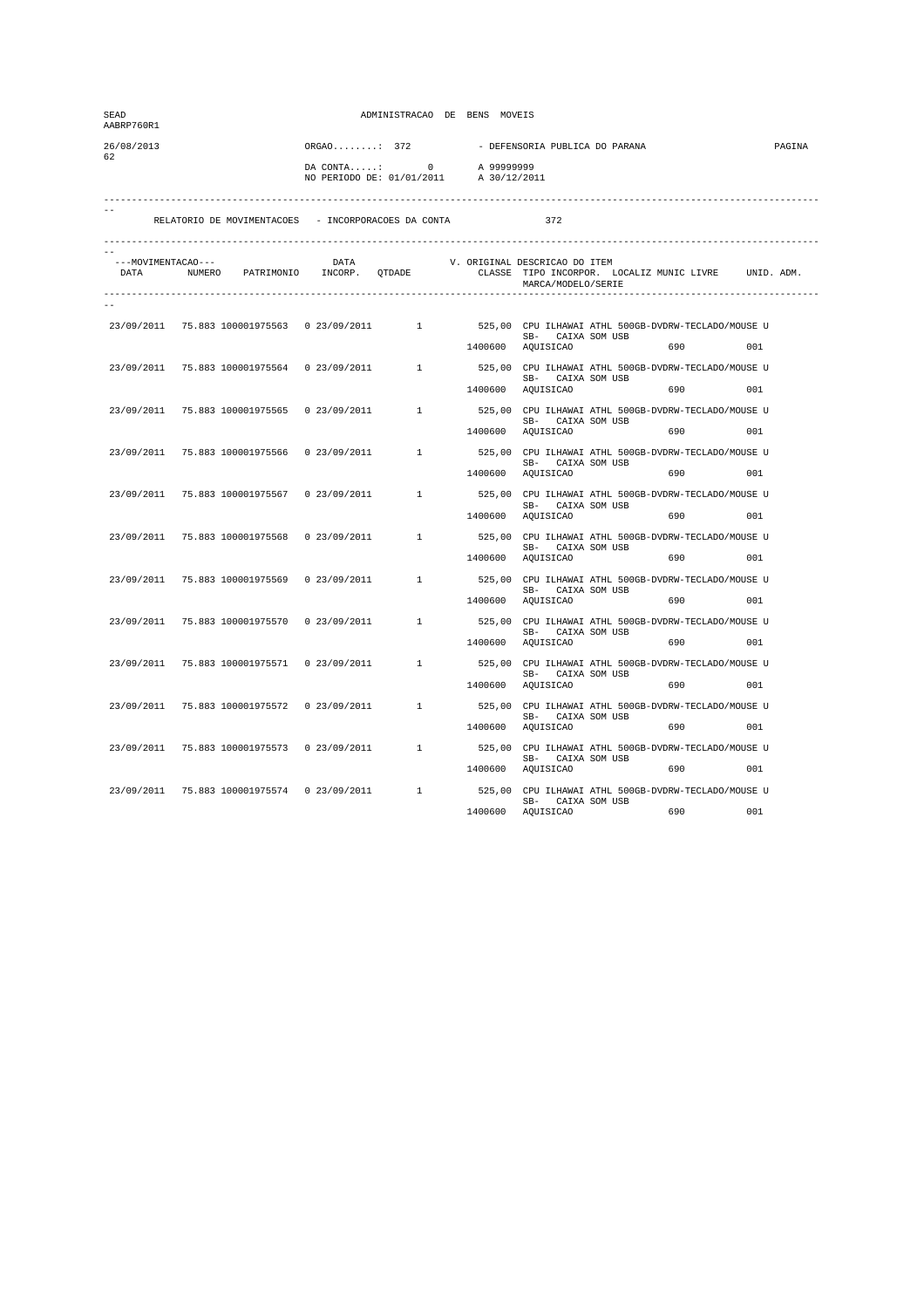SEAD
AABRP760R1

ADMINISTRACAO DE BENS MOVEIS

26/08/2013 ORGAO........: 372 - DEFENSORIA PUBLICA DO PARANA PAGINA 62

DA CONTA.....: 0 A 99999999
NO PERIODO DE: 01/01/2011 A 30/12/2011

RELATORIO DE MOVIMENTACOES - INCORPORACOES DA CONTA 372

| ---MOVIMENTACAO--- DATA | NUMERO | PATRIMONIO | DATA INCORP. | QTDADE | V. ORIGINAL CLASSE | DESCRICAO DO ITEM TIPO INCORPOR. MARCA/MODELO/SERIE | LOCALIZ MUNIC LIVRE | UNID. ADM. |
|---|---|---|---|---|---|---|---|---|
| 23/09/2011 | 75.883 | 100001975563 | 0 23/09/2011 | 1 | 525,00 1400600 | CPU ILHAWAI ATHL 500GB-DVDRW-TECLADO/MOUSE U SB- CAIXA SOM USB AQUISICAO | 690 | 001 |
| 23/09/2011 | 75.883 | 100001975564 | 0 23/09/2011 | 1 | 525,00 1400600 | CPU ILHAWAI ATHL 500GB-DVDRW-TECLADO/MOUSE U SB- CAIXA SOM USB AQUISICAO | 690 | 001 |
| 23/09/2011 | 75.883 | 100001975565 | 0 23/09/2011 | 1 | 525,00 1400600 | CPU ILHAWAI ATHL 500GB-DVDRW-TECLADO/MOUSE U SB- CAIXA SOM USB AQUISICAO | 690 | 001 |
| 23/09/2011 | 75.883 | 100001975566 | 0 23/09/2011 | 1 | 525,00 1400600 | CPU ILHAWAI ATHL 500GB-DVDRW-TECLADO/MOUSE U SB- CAIXA SOM USB AQUISICAO | 690 | 001 |
| 23/09/2011 | 75.883 | 100001975567 | 0 23/09/2011 | 1 | 525,00 1400600 | CPU ILHAWAI ATHL 500GB-DVDRW-TECLADO/MOUSE U SB- CAIXA SOM USB AQUISICAO | 690 | 001 |
| 23/09/2011 | 75.883 | 100001975568 | 0 23/09/2011 | 1 | 525,00 1400600 | CPU ILHAWAI ATHL 500GB-DVDRW-TECLADO/MOUSE U SB- CAIXA SOM USB AQUISICAO | 690 | 001 |
| 23/09/2011 | 75.883 | 100001975569 | 0 23/09/2011 | 1 | 525,00 1400600 | CPU ILHAWAI ATHL 500GB-DVDRW-TECLADO/MOUSE U SB- CAIXA SOM USB AQUISICAO | 690 | 001 |
| 23/09/2011 | 75.883 | 100001975570 | 0 23/09/2011 | 1 | 525,00 1400600 | CPU ILHAWAI ATHL 500GB-DVDRW-TECLADO/MOUSE U SB- CAIXA SOM USB AQUISICAO | 690 | 001 |
| 23/09/2011 | 75.883 | 100001975571 | 0 23/09/2011 | 1 | 525,00 1400600 | CPU ILHAWAI ATHL 500GB-DVDRW-TECLADO/MOUSE U SB- CAIXA SOM USB AQUISICAO | 690 | 001 |
| 23/09/2011 | 75.883 | 100001975572 | 0 23/09/2011 | 1 | 525,00 1400600 | CPU ILHAWAI ATHL 500GB-DVDRW-TECLADO/MOUSE U SB- CAIXA SOM USB AQUISICAO | 690 | 001 |
| 23/09/2011 | 75.883 | 100001975573 | 0 23/09/2011 | 1 | 525,00 1400600 | CPU ILHAWAI ATHL 500GB-DVDRW-TECLADO/MOUSE U SB- CAIXA SOM USB AQUISICAO | 690 | 001 |
| 23/09/2011 | 75.883 | 100001975574 | 0 23/09/2011 | 1 | 525,00 1400600 | CPU ILHAWAI ATHL 500GB-DVDRW-TECLADO/MOUSE U SB- CAIXA SOM USB AQUISICAO | 690 | 001 |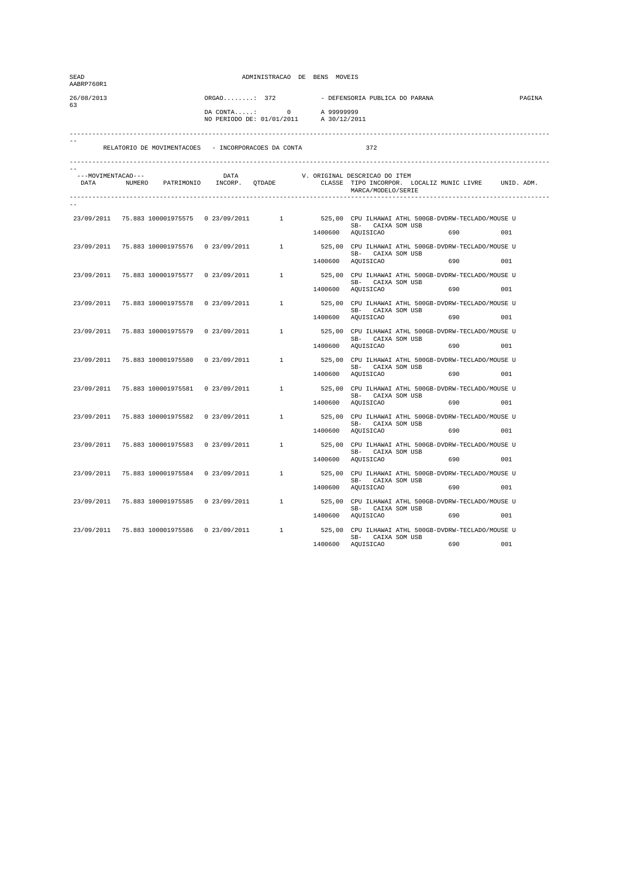SEAD
AABRP760R1

ADMINISTRACAO DE BENS MOVEIS

26/08/2013 ORGAO........: 372 - DEFENSORIA PUBLICA DO PARANA

DA CONTA.....: 0 A 99999999
NO PERIODO DE: 01/01/2011 A 30/12/2011

RELATORIO DE MOVIMENTACOES - INCORPORACOES DA CONTA 372

| ---MOVIMENTACAO--- DATA | NUMERO | PATRIMONIO | DATA INCORP. | QTDADE | V. ORIGINAL CLASSE | DESCRICAO DO ITEM TIPO INCORPOR. MARCA/MODELO/SERIE | LOCALIZ MUNIC LIVRE | UNID. ADM. |
|---|---|---|---|---|---|---|---|---|
| 23/09/2011 | 75.883 | 100001975575 | 0 23/09/2011 | 1 | 525,00 1400600 | CPU ILHAWAI ATHL 500GB-DVDRW-TECLADO/MOUSE U SB- CAIXA SOM USB AQUISICAO | 690 | 001 |
| 23/09/2011 | 75.883 | 100001975576 | 0 23/09/2011 | 1 | 525,00 1400600 | CPU ILHAWAI ATHL 500GB-DVDRW-TECLADO/MOUSE U SB- CAIXA SOM USB AQUISICAO | 690 | 001 |
| 23/09/2011 | 75.883 | 100001975577 | 0 23/09/2011 | 1 | 525,00 1400600 | CPU ILHAWAI ATHL 500GB-DVDRW-TECLADO/MOUSE U SB- CAIXA SOM USB AQUISICAO | 690 | 001 |
| 23/09/2011 | 75.883 | 100001975578 | 0 23/09/2011 | 1 | 525,00 1400600 | CPU ILHAWAI ATHL 500GB-DVDRW-TECLADO/MOUSE U SB- CAIXA SOM USB AQUISICAO | 690 | 001 |
| 23/09/2011 | 75.883 | 100001975579 | 0 23/09/2011 | 1 | 525,00 1400600 | CPU ILHAWAI ATHL 500GB-DVDRW-TECLADO/MOUSE U SB- CAIXA SOM USB AQUISICAO | 690 | 001 |
| 23/09/2011 | 75.883 | 100001975580 | 0 23/09/2011 | 1 | 525,00 1400600 | CPU ILHAWAI ATHL 500GB-DVDRW-TECLADO/MOUSE U SB- CAIXA SOM USB AQUISICAO | 690 | 001 |
| 23/09/2011 | 75.883 | 100001975581 | 0 23/09/2011 | 1 | 525,00 1400600 | CPU ILHAWAI ATHL 500GB-DVDRW-TECLADO/MOUSE U SB- CAIXA SOM USB AQUISICAO | 690 | 001 |
| 23/09/2011 | 75.883 | 100001975582 | 0 23/09/2011 | 1 | 525,00 1400600 | CPU ILHAWAI ATHL 500GB-DVDRW-TECLADO/MOUSE U SB- CAIXA SOM USB AQUISICAO | 690 | 001 |
| 23/09/2011 | 75.883 | 100001975583 | 0 23/09/2011 | 1 | 525,00 1400600 | CPU ILHAWAI ATHL 500GB-DVDRW-TECLADO/MOUSE U SB- CAIXA SOM USB AQUISICAO | 690 | 001 |
| 23/09/2011 | 75.883 | 100001975584 | 0 23/09/2011 | 1 | 525,00 1400600 | CPU ILHAWAI ATHL 500GB-DVDRW-TECLADO/MOUSE U SB- CAIXA SOM USB AQUISICAO | 690 | 001 |
| 23/09/2011 | 75.883 | 100001975585 | 0 23/09/2011 | 1 | 525,00 1400600 | CPU ILHAWAI ATHL 500GB-DVDRW-TECLADO/MOUSE U SB- CAIXA SOM USB AQUISICAO | 690 | 001 |
| 23/09/2011 | 75.883 | 100001975586 | 0 23/09/2011 | 1 | 525,00 1400600 | CPU ILHAWAI ATHL 500GB-DVDRW-TECLADO/MOUSE U SB- CAIXA SOM USB AQUISICAO | 690 | 001 |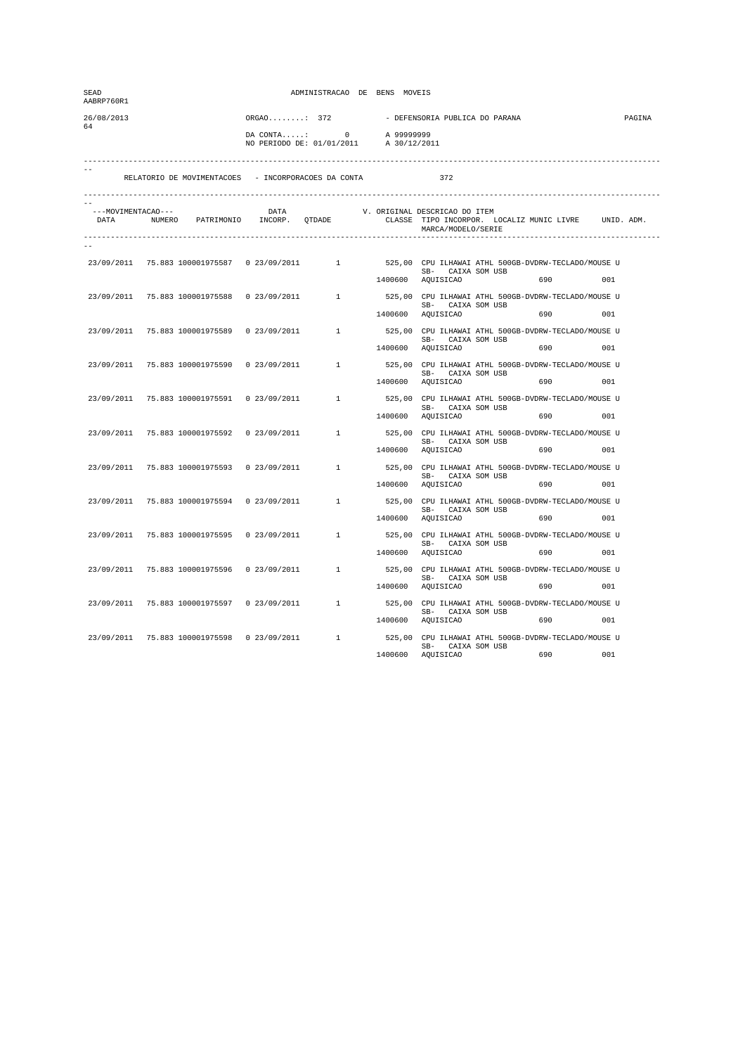SEAD
AABRP760R1

ADMINISTRACAO DE BENS MOVEIS

26/08/2013 ORGAO........: 372 - DEFENSORIA PUBLICA DO PARANA PAGINA 64

DA CONTA.....: 0 A 99999999
NO PERIODO DE: 01/01/2011 A 30/12/2011

RELATORIO DE MOVIMENTACOES - INCORPORACOES DA CONTA 372

| ---MOVIMENTACAO--- DATA | NUMERO | PATRIMONIO | DATA INCORP. | QTDADE | V. ORIGINAL CLASSE | DESCRICAO DO ITEM TIPO INCORPOR. MARCA/MODELO/SERIE | LOCALIZ MUNIC LIVRE | UNID. ADM. |
|---|---|---|---|---|---|---|---|---|
| 23/09/2011 | 75.883 | 100001975587 | 0 23/09/2011 | 1 | 525,00 1400600 | CPU ILHAWAI ATHL 500GB-DVDRW-TECLADO/MOUSE U SB- CAIXA SOM USB AQUISICAO | 690 | 001 |
| 23/09/2011 | 75.883 | 100001975588 | 0 23/09/2011 | 1 | 525,00 1400600 | CPU ILHAWAI ATHL 500GB-DVDRW-TECLADO/MOUSE U SB- CAIXA SOM USB AQUISICAO | 690 | 001 |
| 23/09/2011 | 75.883 | 100001975589 | 0 23/09/2011 | 1 | 525,00 1400600 | CPU ILHAWAI ATHL 500GB-DVDRW-TECLADO/MOUSE U SB- CAIXA SOM USB AQUISICAO | 690 | 001 |
| 23/09/2011 | 75.883 | 100001975590 | 0 23/09/2011 | 1 | 525,00 1400600 | CPU ILHAWAI ATHL 500GB-DVDRW-TECLADO/MOUSE U SB- CAIXA SOM USB AQUISICAO | 690 | 001 |
| 23/09/2011 | 75.883 | 100001975591 | 0 23/09/2011 | 1 | 525,00 1400600 | CPU ILHAWAI ATHL 500GB-DVDRW-TECLADO/MOUSE U SB- CAIXA SOM USB AQUISICAO | 690 | 001 |
| 23/09/2011 | 75.883 | 100001975592 | 0 23/09/2011 | 1 | 525,00 1400600 | CPU ILHAWAI ATHL 500GB-DVDRW-TECLADO/MOUSE U SB- CAIXA SOM USB AQUISICAO | 690 | 001 |
| 23/09/2011 | 75.883 | 100001975593 | 0 23/09/2011 | 1 | 525,00 1400600 | CPU ILHAWAI ATHL 500GB-DVDRW-TECLADO/MOUSE U SB- CAIXA SOM USB AQUISICAO | 690 | 001 |
| 23/09/2011 | 75.883 | 100001975594 | 0 23/09/2011 | 1 | 525,00 1400600 | CPU ILHAWAI ATHL 500GB-DVDRW-TECLADO/MOUSE U SB- CAIXA SOM USB AQUISICAO | 690 | 001 |
| 23/09/2011 | 75.883 | 100001975595 | 0 23/09/2011 | 1 | 525,00 1400600 | CPU ILHAWAI ATHL 500GB-DVDRW-TECLADO/MOUSE U SB- CAIXA SOM USB AQUISICAO | 690 | 001 |
| 23/09/2011 | 75.883 | 100001975596 | 0 23/09/2011 | 1 | 525,00 1400600 | CPU ILHAWAI ATHL 500GB-DVDRW-TECLADO/MOUSE U SB- CAIXA SOM USB AQUISICAO | 690 | 001 |
| 23/09/2011 | 75.883 | 100001975597 | 0 23/09/2011 | 1 | 525,00 1400600 | CPU ILHAWAI ATHL 500GB-DVDRW-TECLADO/MOUSE U SB- CAIXA SOM USB AQUISICAO | 690 | 001 |
| 23/09/2011 | 75.883 | 100001975598 | 0 23/09/2011 | 1 | 525,00 1400600 | CPU ILHAWAI ATHL 500GB-DVDRW-TECLADO/MOUSE U SB- CAIXA SOM USB AQUISICAO | 690 | 001 |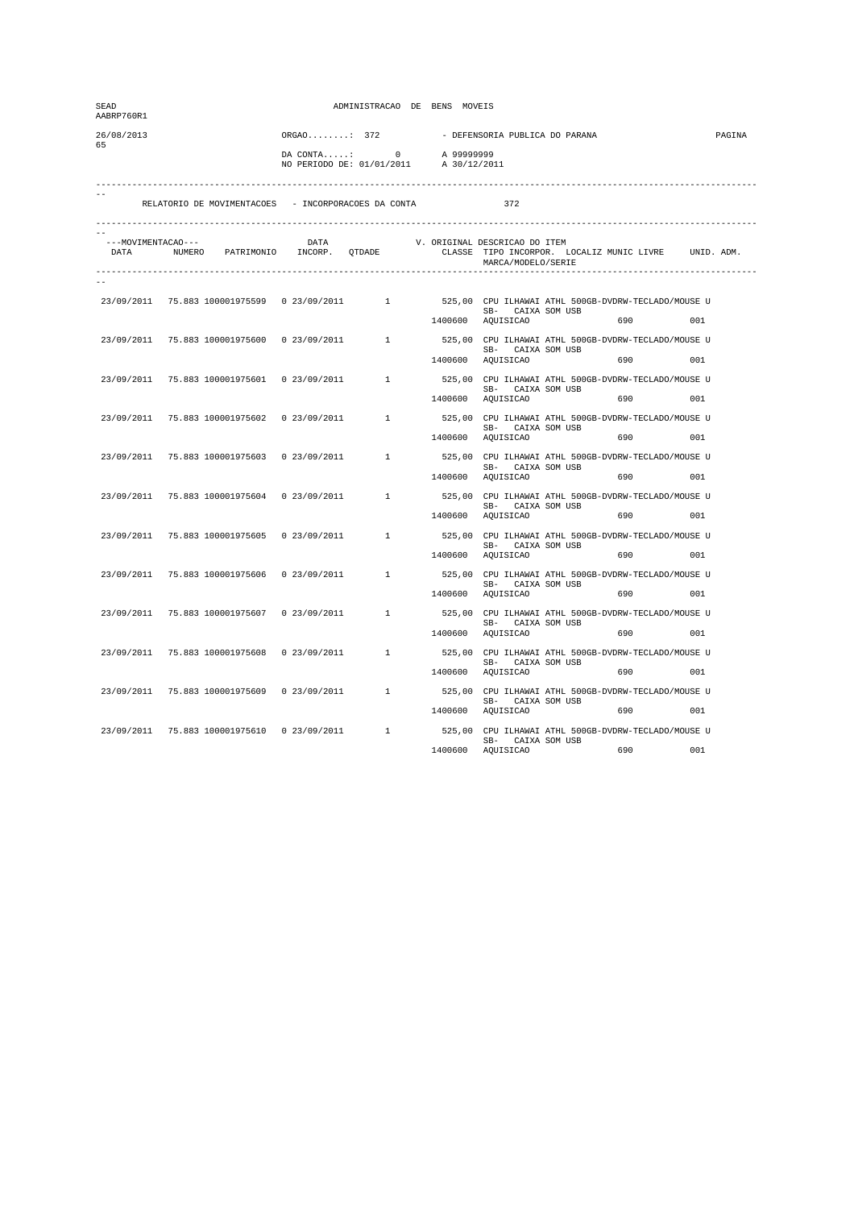SEAD
AABRP760R1

ADMINISTRACAO DE BENS MOVEIS

26/08/2013 ORGAO........: 372 - DEFENSORIA PUBLICA DO PARANA PAGINA 65

DA CONTA.....: 0 A 99999999
NO PERIODO DE: 01/01/2011 A 30/12/2011

RELATORIO DE MOVIMENTACOES - INCORPORACOES DA CONTA 372

| ---MOVIMENTACAO--- DATA | NUMERO | PATRIMONIO | DATA INCORP. | QTDADE | V. ORIGINAL CLASSE | DESCRICAO DO ITEM TIPO INCORPOR. MARCA/MODELO/SERIE | LOCALIZ MUNIC LIVRE | UNID. ADM. |
|---|---|---|---|---|---|---|---|---|
| 23/09/2011 | 75.883 | 100001975599 | 0 23/09/2011 | 1 | 525,00 1400600 | CPU ILHAWAI ATHL 500GB-DVDRW-TECLADO/MOUSE U SB- CAIXA SOM USB AQUISICAO | 690 | 001 |
| 23/09/2011 | 75.883 | 100001975600 | 0 23/09/2011 | 1 | 525,00 1400600 | CPU ILHAWAI ATHL 500GB-DVDRW-TECLADO/MOUSE U SB- CAIXA SOM USB AQUISICAO | 690 | 001 |
| 23/09/2011 | 75.883 | 100001975601 | 0 23/09/2011 | 1 | 525,00 1400600 | CPU ILHAWAI ATHL 500GB-DVDRW-TECLADO/MOUSE U SB- CAIXA SOM USB AQUISICAO | 690 | 001 |
| 23/09/2011 | 75.883 | 100001975602 | 0 23/09/2011 | 1 | 525,00 1400600 | CPU ILHAWAI ATHL 500GB-DVDRW-TECLADO/MOUSE U SB- CAIXA SOM USB AQUISICAO | 690 | 001 |
| 23/09/2011 | 75.883 | 100001975603 | 0 23/09/2011 | 1 | 525,00 1400600 | CPU ILHAWAI ATHL 500GB-DVDRW-TECLADO/MOUSE U SB- CAIXA SOM USB AQUISICAO | 690 | 001 |
| 23/09/2011 | 75.883 | 100001975604 | 0 23/09/2011 | 1 | 525,00 1400600 | CPU ILHAWAI ATHL 500GB-DVDRW-TECLADO/MOUSE U SB- CAIXA SOM USB AQUISICAO | 690 | 001 |
| 23/09/2011 | 75.883 | 100001975605 | 0 23/09/2011 | 1 | 525,00 1400600 | CPU ILHAWAI ATHL 500GB-DVDRW-TECLADO/MOUSE U SB- CAIXA SOM USB AQUISICAO | 690 | 001 |
| 23/09/2011 | 75.883 | 100001975606 | 0 23/09/2011 | 1 | 525,00 1400600 | CPU ILHAWAI ATHL 500GB-DVDRW-TECLADO/MOUSE U SB- CAIXA SOM USB AQUISICAO | 690 | 001 |
| 23/09/2011 | 75.883 | 100001975607 | 0 23/09/2011 | 1 | 525,00 1400600 | CPU ILHAWAI ATHL 500GB-DVDRW-TECLADO/MOUSE U SB- CAIXA SOM USB AQUISICAO | 690 | 001 |
| 23/09/2011 | 75.883 | 100001975608 | 0 23/09/2011 | 1 | 525,00 1400600 | CPU ILHAWAI ATHL 500GB-DVDRW-TECLADO/MOUSE U SB- CAIXA SOM USB AQUISICAO | 690 | 001 |
| 23/09/2011 | 75.883 | 100001975609 | 0 23/09/2011 | 1 | 525,00 1400600 | CPU ILHAWAI ATHL 500GB-DVDRW-TECLADO/MOUSE U SB- CAIXA SOM USB AQUISICAO | 690 | 001 |
| 23/09/2011 | 75.883 | 100001975610 | 0 23/09/2011 | 1 | 525,00 1400600 | CPU ILHAWAI ATHL 500GB-DVDRW-TECLADO/MOUSE U SB- CAIXA SOM USB AQUISICAO | 690 | 001 |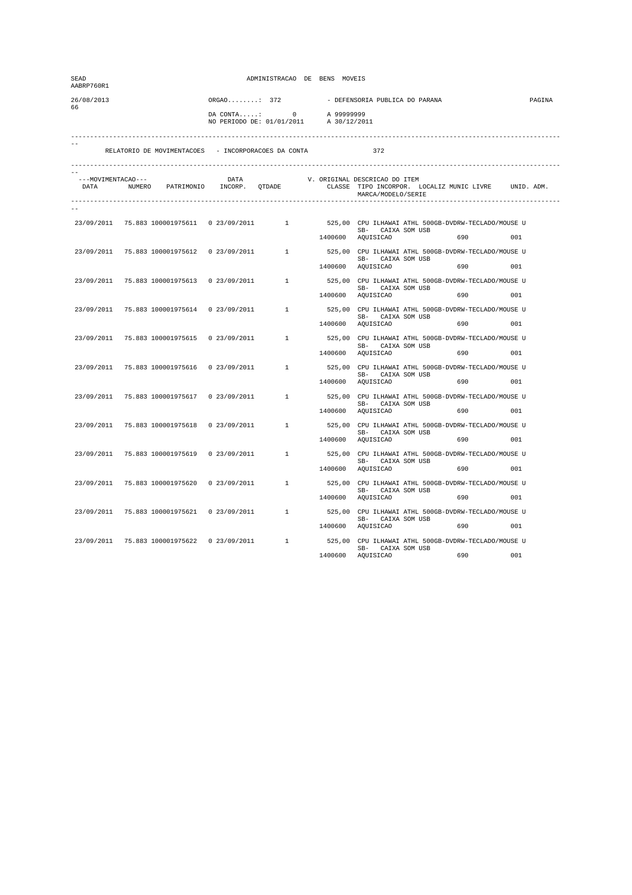SEAD
AABRP760R1

ADMINISTRACAO DE BENS MOVEIS

26/08/2013 ORGAO........: 372 - DEFENSORIA PUBLICA DO PARANA PAGINA 66

DA CONTA.....: 0 A 99999999
NO PERIODO DE: 01/01/2011 A 30/12/2011

RELATORIO DE MOVIMENTACOES - INCORPORACOES DA CONTA 372

| ---MOVIMENTACAO--- DATA | NUMERO | PATRIMONIO | DATA INCORP. | QTDADE | V. ORIGINAL CLASSE | DESCRICAO DO ITEM TIPO INCORPOR. MARCA/MODELO/SERIE | LOCALIZ MUNIC LIVRE | UNID. ADM. |
|---|---|---|---|---|---|---|---|---|
| 23/09/2011 | 75.883 | 100001975611 | 0 23/09/2011 | 1 | 525,00 1400600 | CPU ILHAWAI ATHL 500GB-DVDRW-TECLADO/MOUSE U SB- CAIXA SOM USB AQUISICAO | 690 | 001 |
| 23/09/2011 | 75.883 | 100001975612 | 0 23/09/2011 | 1 | 525,00 1400600 | CPU ILHAWAI ATHL 500GB-DVDRW-TECLADO/MOUSE U SB- CAIXA SOM USB AQUISICAO | 690 | 001 |
| 23/09/2011 | 75.883 | 100001975613 | 0 23/09/2011 | 1 | 525,00 1400600 | CPU ILHAWAI ATHL 500GB-DVDRW-TECLADO/MOUSE U SB- CAIXA SOM USB AQUISICAO | 690 | 001 |
| 23/09/2011 | 75.883 | 100001975614 | 0 23/09/2011 | 1 | 525,00 1400600 | CPU ILHAWAI ATHL 500GB-DVDRW-TECLADO/MOUSE U SB- CAIXA SOM USB AQUISICAO | 690 | 001 |
| 23/09/2011 | 75.883 | 100001975615 | 0 23/09/2011 | 1 | 525,00 1400600 | CPU ILHAWAI ATHL 500GB-DVDRW-TECLADO/MOUSE U SB- CAIXA SOM USB AQUISICAO | 690 | 001 |
| 23/09/2011 | 75.883 | 100001975616 | 0 23/09/2011 | 1 | 525,00 1400600 | CPU ILHAWAI ATHL 500GB-DVDRW-TECLADO/MOUSE U SB- CAIXA SOM USB AQUISICAO | 690 | 001 |
| 23/09/2011 | 75.883 | 100001975617 | 0 23/09/2011 | 1 | 525,00 1400600 | CPU ILHAWAI ATHL 500GB-DVDRW-TECLADO/MOUSE U SB- CAIXA SOM USB AQUISICAO | 690 | 001 |
| 23/09/2011 | 75.883 | 100001975618 | 0 23/09/2011 | 1 | 525,00 1400600 | CPU ILHAWAI ATHL 500GB-DVDRW-TECLADO/MOUSE U SB- CAIXA SOM USB AQUISICAO | 690 | 001 |
| 23/09/2011 | 75.883 | 100001975619 | 0 23/09/2011 | 1 | 525,00 1400600 | CPU ILHAWAI ATHL 500GB-DVDRW-TECLADO/MOUSE U SB- CAIXA SOM USB AQUISICAO | 690 | 001 |
| 23/09/2011 | 75.883 | 100001975620 | 0 23/09/2011 | 1 | 525,00 1400600 | CPU ILHAWAI ATHL 500GB-DVDRW-TECLADO/MOUSE U SB- CAIXA SOM USB AQUISICAO | 690 | 001 |
| 23/09/2011 | 75.883 | 100001975621 | 0 23/09/2011 | 1 | 525,00 1400600 | CPU ILHAWAI ATHL 500GB-DVDRW-TECLADO/MOUSE U SB- CAIXA SOM USB AQUISICAO | 690 | 001 |
| 23/09/2011 | 75.883 | 100001975622 | 0 23/09/2011 | 1 | 525,00 1400600 | CPU ILHAWAI ATHL 500GB-DVDRW-TECLADO/MOUSE U SB- CAIXA SOM USB AQUISICAO | 690 | 001 |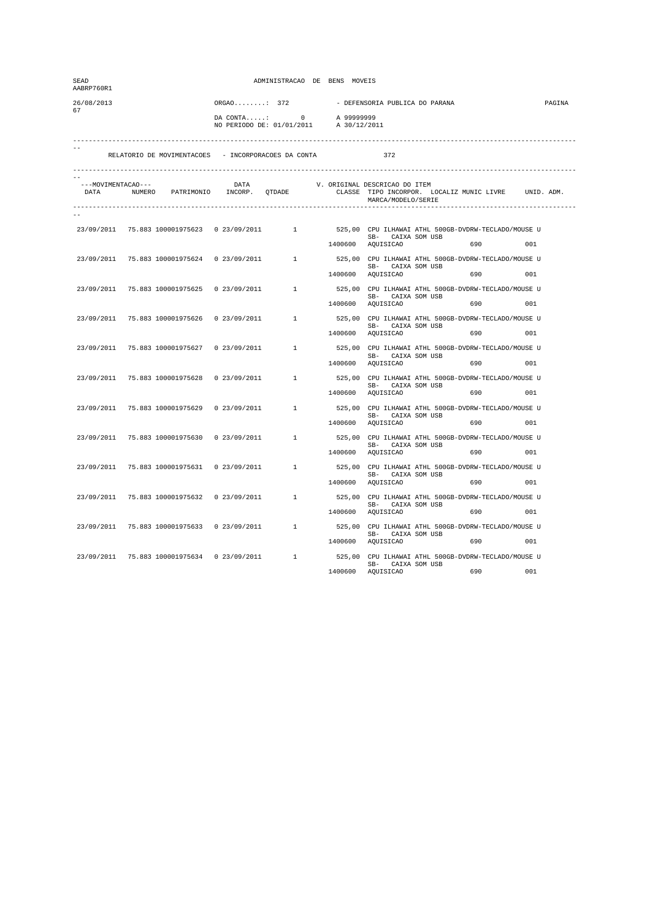SEAD ADMINISTRACAO DE BENS MOVEIS
AABRP760R1

26/08/2013 ORGAO........: 372 - DEFENSORIA PUBLICA DO PARANA PAGINA 67

DA CONTA.....: 0 A 99999999
NO PERIODO DE: 01/01/2011 A 30/12/2011

RELATORIO DE MOVIMENTACOES - INCORPORACOES DA CONTA 372

| ---MOVIMENTACAO--- DATA | NUMERO | PATRIMONIO | DATA INCORP. | QTDADE | V. ORIGINAL CLASSE | DESCRICAO DO ITEM TIPO INCORPOR. MARCA/MODELO/SERIE | LOCALIZ MUNIC | LIVRE | UNID. ADM. |
|---|---|---|---|---|---|---|---|---|---|
| 23/09/2011 | 75.883 | 100001975623 | 0 23/09/2011 | 1 | 525,00 1400600 | CPU ILHAWAI ATHL 500GB-DVDRW-TECLADO/MOUSE U SB- CAIXA SOM USB AQUISICAO | 690 | | 001 |
| 23/09/2011 | 75.883 | 100001975624 | 0 23/09/2011 | 1 | 525,00 1400600 | CPU ILHAWAI ATHL 500GB-DVDRW-TECLADO/MOUSE U SB- CAIXA SOM USB AQUISICAO | 690 | | 001 |
| 23/09/2011 | 75.883 | 100001975625 | 0 23/09/2011 | 1 | 525,00 1400600 | CPU ILHAWAI ATHL 500GB-DVDRW-TECLADO/MOUSE U SB- CAIXA SOM USB AQUISICAO | 690 | | 001 |
| 23/09/2011 | 75.883 | 100001975626 | 0 23/09/2011 | 1 | 525,00 1400600 | CPU ILHAWAI ATHL 500GB-DVDRW-TECLADO/MOUSE U SB- CAIXA SOM USB AQUISICAO | 690 | | 001 |
| 23/09/2011 | 75.883 | 100001975627 | 0 23/09/2011 | 1 | 525,00 1400600 | CPU ILHAWAI ATHL 500GB-DVDRW-TECLADO/MOUSE U SB- CAIXA SOM USB AQUISICAO | 690 | | 001 |
| 23/09/2011 | 75.883 | 100001975628 | 0 23/09/2011 | 1 | 525,00 1400600 | CPU ILHAWAI ATHL 500GB-DVDRW-TECLADO/MOUSE U SB- CAIXA SOM USB AQUISICAO | 690 | | 001 |
| 23/09/2011 | 75.883 | 100001975629 | 0 23/09/2011 | 1 | 525,00 1400600 | CPU ILHAWAI ATHL 500GB-DVDRW-TECLADO/MOUSE U SB- CAIXA SOM USB AQUISICAO | 690 | | 001 |
| 23/09/2011 | 75.883 | 100001975630 | 0 23/09/2011 | 1 | 525,00 1400600 | CPU ILHAWAI ATHL 500GB-DVDRW-TECLADO/MOUSE U SB- CAIXA SOM USB AQUISICAO | 690 | | 001 |
| 23/09/2011 | 75.883 | 100001975631 | 0 23/09/2011 | 1 | 525,00 1400600 | CPU ILHAWAI ATHL 500GB-DVDRW-TECLADO/MOUSE U SB- CAIXA SOM USB AQUISICAO | 690 | | 001 |
| 23/09/2011 | 75.883 | 100001975632 | 0 23/09/2011 | 1 | 525,00 1400600 | CPU ILHAWAI ATHL 500GB-DVDRW-TECLADO/MOUSE U SB- CAIXA SOM USB AQUISICAO | 690 | | 001 |
| 23/09/2011 | 75.883 | 100001975633 | 0 23/09/2011 | 1 | 525,00 1400600 | CPU ILHAWAI ATHL 500GB-DVDRW-TECLADO/MOUSE U SB- CAIXA SOM USB AQUISICAO | 690 | | 001 |
| 23/09/2011 | 75.883 | 100001975634 | 0 23/09/2011 | 1 | 525,00 1400600 | CPU ILHAWAI ATHL 500GB-DVDRW-TECLADO/MOUSE U SB- CAIXA SOM USB AQUISICAO | 690 | | 001 |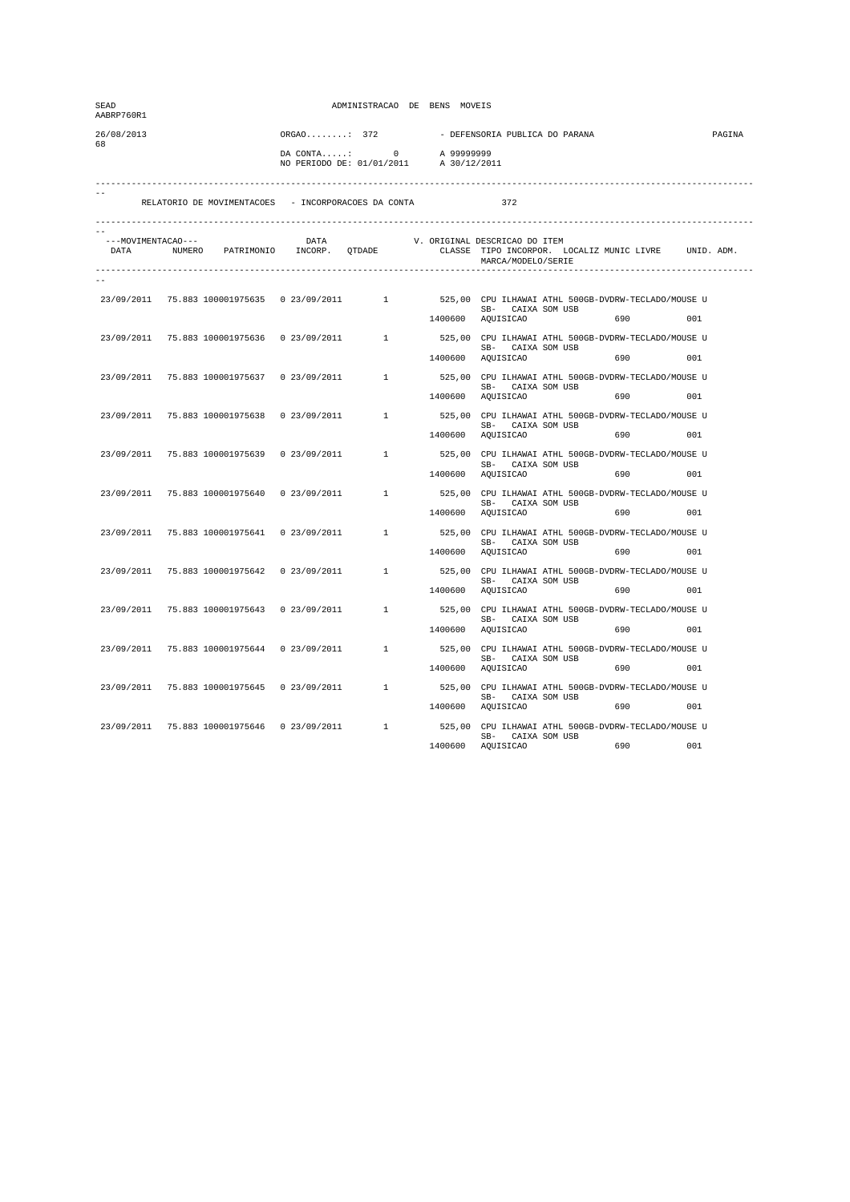SEAD
AABRP760R1

ADMINISTRACAO DE BENS MOVEIS

26/08/2013 ORGAO........: 372 - DEFENSORIA PUBLICA DO PARANA PAGINA 68

DA CONTA.....: 0 A 99999999
NO PERIODO DE: 01/01/2011 A 30/12/2011

RELATORIO DE MOVIMENTACOES - INCORPORACOES DA CONTA 372

| ---MOVIMENTACAO--- DATA | NUMERO | PATRIMONIO | DATA INCORP. | QTDADE | V. ORIGINAL CLASSE | DESCRICAO DO ITEM TIPO INCORPOR. MARCA/MODELO/SERIE | LOCALIZ MUNIC LIVRE | UNID. ADM. |
|---|---|---|---|---|---|---|---|---|
| 23/09/2011 | 75.883 | 100001975635 | 0 23/09/2011 | 1 | 525,00 1400600 | CPU ILHAWAI ATHL 500GB-DVDRW-TECLADO/MOUSE U SB- CAIXA SOM USB AQUISICAO | 690 | 001 |
| 23/09/2011 | 75.883 | 100001975636 | 0 23/09/2011 | 1 | 525,00 1400600 | CPU ILHAWAI ATHL 500GB-DVDRW-TECLADO/MOUSE U SB- CAIXA SOM USB AQUISICAO | 690 | 001 |
| 23/09/2011 | 75.883 | 100001975637 | 0 23/09/2011 | 1 | 525,00 1400600 | CPU ILHAWAI ATHL 500GB-DVDRW-TECLADO/MOUSE U SB- CAIXA SOM USB AQUISICAO | 690 | 001 |
| 23/09/2011 | 75.883 | 100001975638 | 0 23/09/2011 | 1 | 525,00 1400600 | CPU ILHAWAI ATHL 500GB-DVDRW-TECLADO/MOUSE U SB- CAIXA SOM USB AQUISICAO | 690 | 001 |
| 23/09/2011 | 75.883 | 100001975639 | 0 23/09/2011 | 1 | 525,00 1400600 | CPU ILHAWAI ATHL 500GB-DVDRW-TECLADO/MOUSE U SB- CAIXA SOM USB AQUISICAO | 690 | 001 |
| 23/09/2011 | 75.883 | 100001975640 | 0 23/09/2011 | 1 | 525,00 1400600 | CPU ILHAWAI ATHL 500GB-DVDRW-TECLADO/MOUSE U SB- CAIXA SOM USB AQUISICAO | 690 | 001 |
| 23/09/2011 | 75.883 | 100001975641 | 0 23/09/2011 | 1 | 525,00 1400600 | CPU ILHAWAI ATHL 500GB-DVDRW-TECLADO/MOUSE U SB- CAIXA SOM USB AQUISICAO | 690 | 001 |
| 23/09/2011 | 75.883 | 100001975642 | 0 23/09/2011 | 1 | 525,00 1400600 | CPU ILHAWAI ATHL 500GB-DVDRW-TECLADO/MOUSE U SB- CAIXA SOM USB AQUISICAO | 690 | 001 |
| 23/09/2011 | 75.883 | 100001975643 | 0 23/09/2011 | 1 | 525,00 1400600 | CPU ILHAWAI ATHL 500GB-DVDRW-TECLADO/MOUSE U SB- CAIXA SOM USB AQUISICAO | 690 | 001 |
| 23/09/2011 | 75.883 | 100001975644 | 0 23/09/2011 | 1 | 525,00 1400600 | CPU ILHAWAI ATHL 500GB-DVDRW-TECLADO/MOUSE U SB- CAIXA SOM USB AQUISICAO | 690 | 001 |
| 23/09/2011 | 75.883 | 100001975645 | 0 23/09/2011 | 1 | 525,00 1400600 | CPU ILHAWAI ATHL 500GB-DVDRW-TECLADO/MOUSE U SB- CAIXA SOM USB AQUISICAO | 690 | 001 |
| 23/09/2011 | 75.883 | 100001975646 | 0 23/09/2011 | 1 | 525,00 1400600 | CPU ILHAWAI ATHL 500GB-DVDRW-TECLADO/MOUSE U SB- CAIXA SOM USB AQUISICAO | 690 | 001 |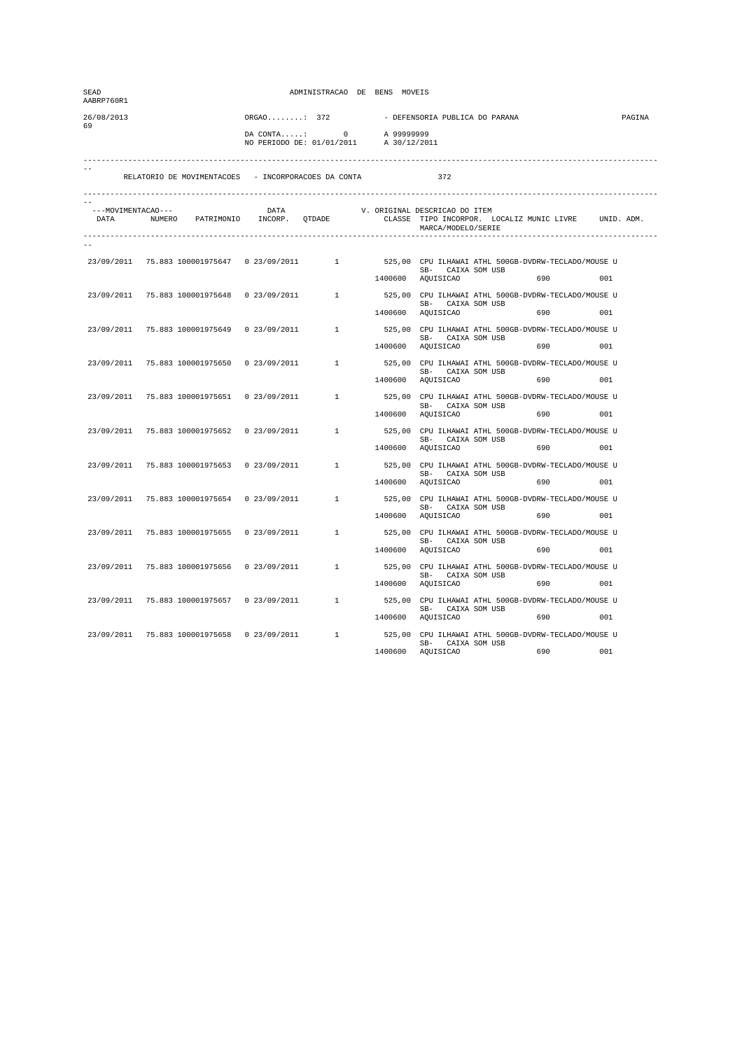SEAD
AABRP760R1

ADMINISTRACAO DE BENS MOVEIS

26/08/2013 ORGAO........: 372 - DEFENSORIA PUBLICA DO PARANA PAGINA 69

DA CONTA.....: 0 A 99999999
NO PERIODO DE: 01/01/2011 A 30/12/2011

RELATORIO DE MOVIMENTACOES - INCORPORACOES DA CONTA 372

| ---MOVIMENTACAO--- DATA | NUMERO | PATRIMONIO | DATA INCORP. | QTDADE | V. ORIGINAL / CLASSE | DESCRICAO DO ITEM / TIPO INCORPOR. / MARCA/MODELO/SERIE | LOCALIZ MUNIC | LIVRE | UNID. ADM. |
|---|---|---|---|---|---|---|---|---|---|
| 23/09/2011 | 75.883 | 100001975647 | 0 23/09/2011 | 1 | 525,00 / 1400600 | CPU ILHAWAI ATHL 500GB-DVDRW-TECLADO/MOUSE U SB- CAIXA SOM USB / AQUISICAO | 690 | | 001 |
| 23/09/2011 | 75.883 | 100001975648 | 0 23/09/2011 | 1 | 525,00 / 1400600 | CPU ILHAWAI ATHL 500GB-DVDRW-TECLADO/MOUSE U SB- CAIXA SOM USB / AQUISICAO | 690 | | 001 |
| 23/09/2011 | 75.883 | 100001975649 | 0 23/09/2011 | 1 | 525,00 / 1400600 | CPU ILHAWAI ATHL 500GB-DVDRW-TECLADO/MOUSE U SB- CAIXA SOM USB / AQUISICAO | 690 | | 001 |
| 23/09/2011 | 75.883 | 100001975650 | 0 23/09/2011 | 1 | 525,00 / 1400600 | CPU ILHAWAI ATHL 500GB-DVDRW-TECLADO/MOUSE U SB- CAIXA SOM USB / AQUISICAO | 690 | | 001 |
| 23/09/2011 | 75.883 | 100001975651 | 0 23/09/2011 | 1 | 525,00 / 1400600 | CPU ILHAWAI ATHL 500GB-DVDRW-TECLADO/MOUSE U SB- CAIXA SOM USB / AQUISICAO | 690 | | 001 |
| 23/09/2011 | 75.883 | 100001975652 | 0 23/09/2011 | 1 | 525,00 / 1400600 | CPU ILHAWAI ATHL 500GB-DVDRW-TECLADO/MOUSE U SB- CAIXA SOM USB / AQUISICAO | 690 | | 001 |
| 23/09/2011 | 75.883 | 100001975653 | 0 23/09/2011 | 1 | 525,00 / 1400600 | CPU ILHAWAI ATHL 500GB-DVDRW-TECLADO/MOUSE U SB- CAIXA SOM USB / AQUISICAO | 690 | | 001 |
| 23/09/2011 | 75.883 | 100001975654 | 0 23/09/2011 | 1 | 525,00 / 1400600 | CPU ILHAWAI ATHL 500GB-DVDRW-TECLADO/MOUSE U SB- CAIXA SOM USB / AQUISICAO | 690 | | 001 |
| 23/09/2011 | 75.883 | 100001975655 | 0 23/09/2011 | 1 | 525,00 / 1400600 | CPU ILHAWAI ATHL 500GB-DVDRW-TECLADO/MOUSE U SB- CAIXA SOM USB / AQUISICAO | 690 | | 001 |
| 23/09/2011 | 75.883 | 100001975656 | 0 23/09/2011 | 1 | 525,00 / 1400600 | CPU ILHAWAI ATHL 500GB-DVDRW-TECLADO/MOUSE U SB- CAIXA SOM USB / AQUISICAO | 690 | | 001 |
| 23/09/2011 | 75.883 | 100001975657 | 0 23/09/2011 | 1 | 525,00 / 1400600 | CPU ILHAWAI ATHL 500GB-DVDRW-TECLADO/MOUSE U SB- CAIXA SOM USB / AQUISICAO | 690 | | 001 |
| 23/09/2011 | 75.883 | 100001975658 | 0 23/09/2011 | 1 | 525,00 / 1400600 | CPU ILHAWAI ATHL 500GB-DVDRW-TECLADO/MOUSE U SB- CAIXA SOM USB / AQUISICAO | 690 | | 001 |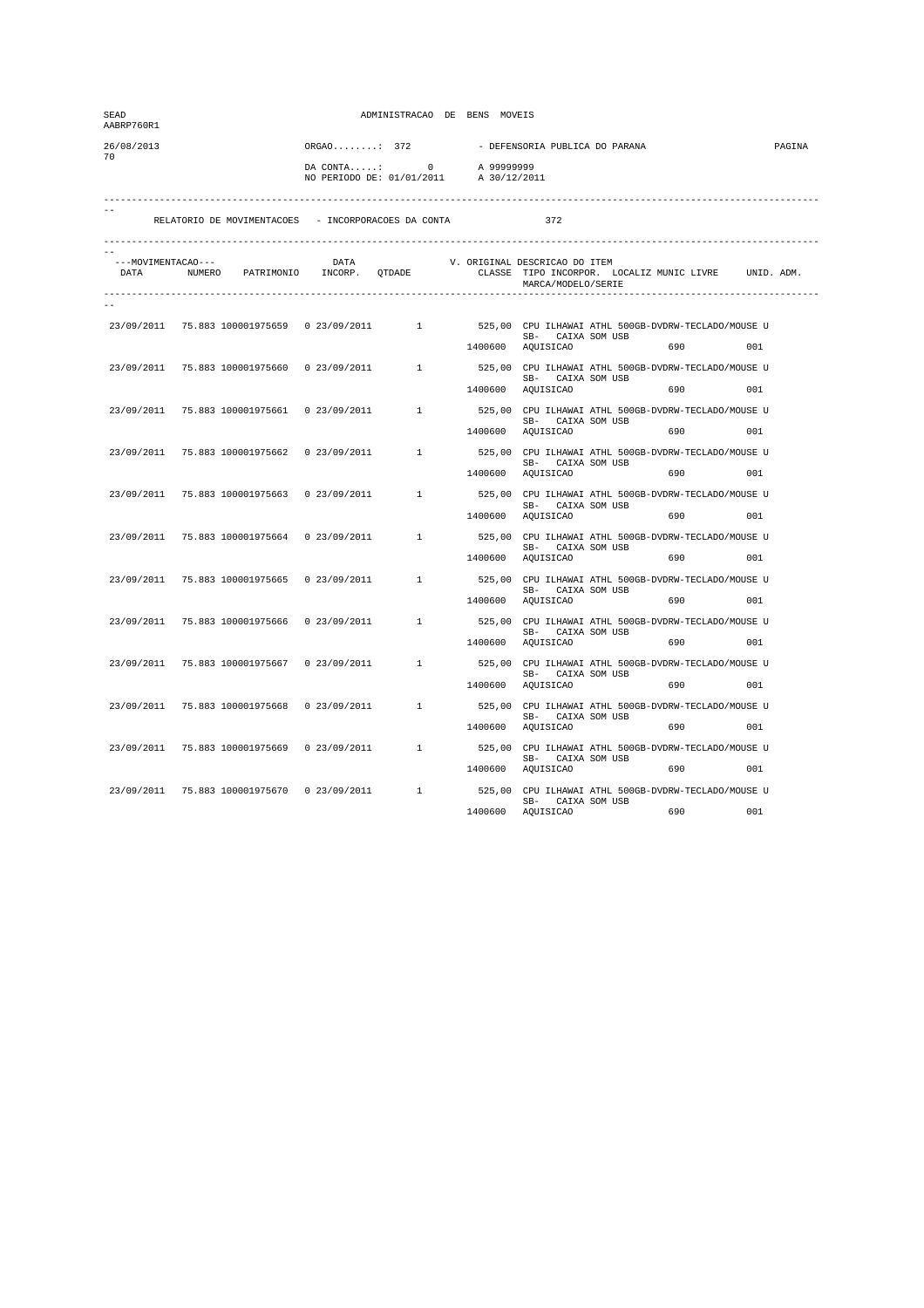SEAD                                    ADMINISTRACAO DE BENS MOVEIS
AABRP760R1

26/08/2013                    ORGAO........: 372          - DEFENSORIA PUBLICA DO PARANA                    PAGINA 70

DA CONTA.....: 0          A 99999999
NO PERIODO DE: 01/01/2011     A 30/12/2011

RELATORIO DE MOVIMENTACOES - INCORPORACOES DA CONTA 372

| ---MOVIMENTACAO--- DATA | NUMERO | PATRIMONIO | DATA INCORP. | QTDADE | V. ORIGINAL CLASSE | DESCRICAO DO ITEM TIPO INCORPOR. MARCA/MODELO/SERIE | LOCALIZ MUNIC | LIVRE | UNID. ADM. |
|---|---|---|---|---|---|---|---|---|---|
| 23/09/2011 | 75.883 | 100001975659 | 0 23/09/2011 | 1 | 525,00 1400600 | CPU ILHAWAI ATHL 500GB-DVDRW-TECLADO/MOUSE U SB- CAIXA SOM USB AQUISICAO | 690 | | 001 |
| 23/09/2011 | 75.883 | 100001975660 | 0 23/09/2011 | 1 | 525,00 1400600 | CPU ILHAWAI ATHL 500GB-DVDRW-TECLADO/MOUSE U SB- CAIXA SOM USB AQUISICAO | 690 | | 001 |
| 23/09/2011 | 75.883 | 100001975661 | 0 23/09/2011 | 1 | 525,00 1400600 | CPU ILHAWAI ATHL 500GB-DVDRW-TECLADO/MOUSE U SB- CAIXA SOM USB AQUISICAO | 690 | | 001 |
| 23/09/2011 | 75.883 | 100001975662 | 0 23/09/2011 | 1 | 525,00 1400600 | CPU ILHAWAI ATHL 500GB-DVDRW-TECLADO/MOUSE U SB- CAIXA SOM USB AQUISICAO | 690 | | 001 |
| 23/09/2011 | 75.883 | 100001975663 | 0 23/09/2011 | 1 | 525,00 1400600 | CPU ILHAWAI ATHL 500GB-DVDRW-TECLADO/MOUSE U SB- CAIXA SOM USB AQUISICAO | 690 | | 001 |
| 23/09/2011 | 75.883 | 100001975664 | 0 23/09/2011 | 1 | 525,00 1400600 | CPU ILHAWAI ATHL 500GB-DVDRW-TECLADO/MOUSE U SB- CAIXA SOM USB AQUISICAO | 690 | | 001 |
| 23/09/2011 | 75.883 | 100001975665 | 0 23/09/2011 | 1 | 525,00 1400600 | CPU ILHAWAI ATHL 500GB-DVDRW-TECLADO/MOUSE U SB- CAIXA SOM USB AQUISICAO | 690 | | 001 |
| 23/09/2011 | 75.883 | 100001975666 | 0 23/09/2011 | 1 | 525,00 1400600 | CPU ILHAWAI ATHL 500GB-DVDRW-TECLADO/MOUSE U SB- CAIXA SOM USB AQUISICAO | 690 | | 001 |
| 23/09/2011 | 75.883 | 100001975667 | 0 23/09/2011 | 1 | 525,00 1400600 | CPU ILHAWAI ATHL 500GB-DVDRW-TECLADO/MOUSE U SB- CAIXA SOM USB AQUISICAO | 690 | | 001 |
| 23/09/2011 | 75.883 | 100001975668 | 0 23/09/2011 | 1 | 525,00 1400600 | CPU ILHAWAI ATHL 500GB-DVDRW-TECLADO/MOUSE U SB- CAIXA SOM USB AQUISICAO | 690 | | 001 |
| 23/09/2011 | 75.883 | 100001975669 | 0 23/09/2011 | 1 | 525,00 1400600 | CPU ILHAWAI ATHL 500GB-DVDRW-TECLADO/MOUSE U SB- CAIXA SOM USB AQUISICAO | 690 | | 001 |
| 23/09/2011 | 75.883 | 100001975670 | 0 23/09/2011 | 1 | 525,00 1400600 | CPU ILHAWAI ATHL 500GB-DVDRW-TECLADO/MOUSE U SB- CAIXA SOM USB AQUISICAO | 690 | | 001 |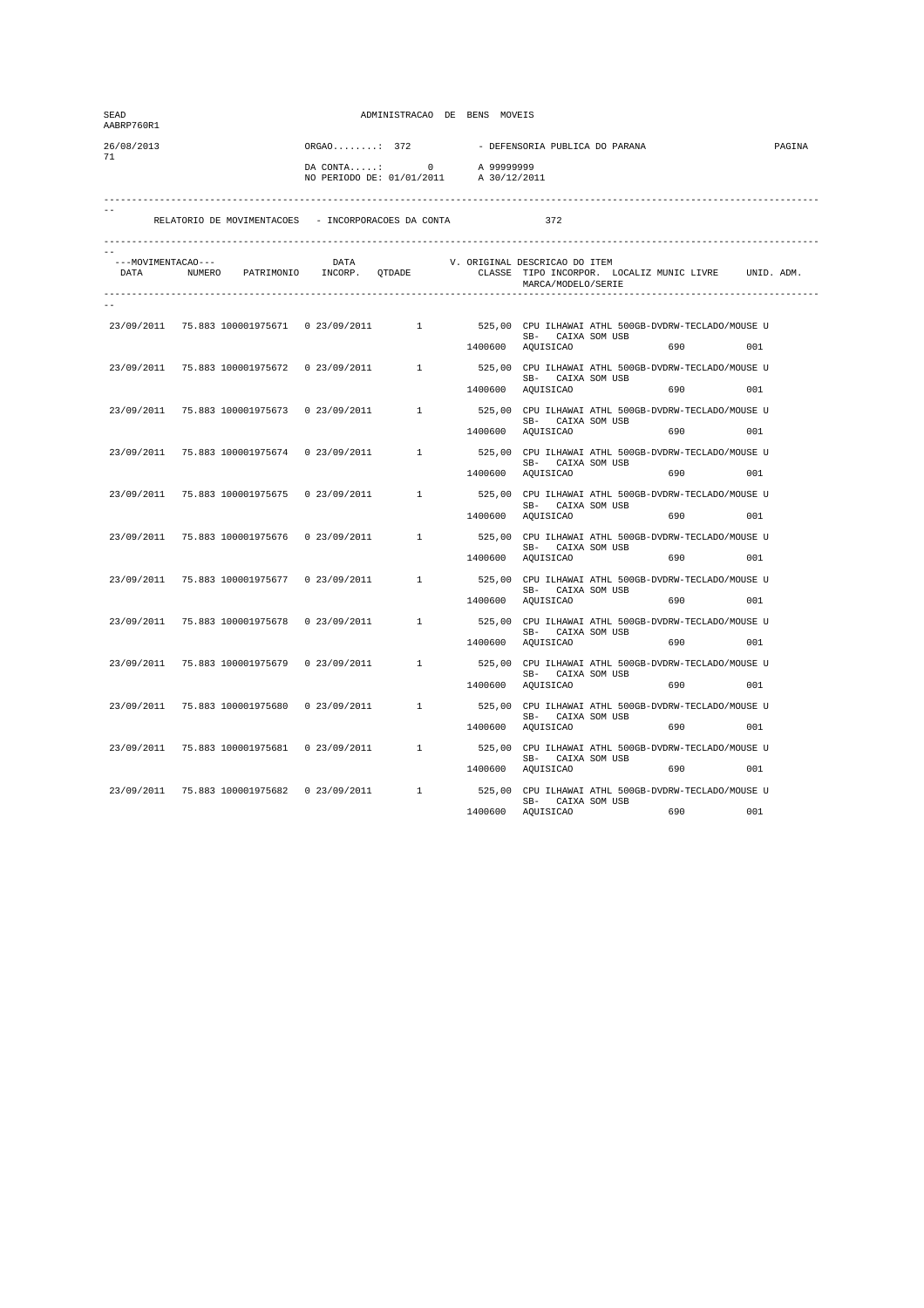SEAD
AABRP760R1

ADMINISTRACAO DE BENS MOVEIS

26/08/2013 ORGAO........: 372 - DEFENSORIA PUBLICA DO PARANA PAGINA 71

DA CONTA.....: 0 A 99999999
NO PERIODO DE: 01/01/2011 A 30/12/2011

RELATORIO DE MOVIMENTACOES - INCORPORACOES DA CONTA 372

| ---MOVIMENTACAO--- DATA | NUMERO | PATRIMONIO | DATA INCORP. | QTDADE | V. ORIGINAL CLASSE | DESCRICAO DO ITEM TIPO INCORPOR. MARCA/MODELO/SERIE | LOCALIZ MUNIC | LIVRE | UNID. ADM. |
|---|---|---|---|---|---|---|---|---|---|
| 23/09/2011 | 75.883 | 100001975671 | 0 23/09/2011 | 1 | 525,00 1400600 | CPU ILHAWAI ATHL 500GB-DVDRW-TECLADO/MOUSE U SB- CAIXA SOM USB AQUISICAO | 690 | | 001 |
| 23/09/2011 | 75.883 | 100001975672 | 0 23/09/2011 | 1 | 525,00 1400600 | CPU ILHAWAI ATHL 500GB-DVDRW-TECLADO/MOUSE U SB- CAIXA SOM USB AQUISICAO | 690 | | 001 |
| 23/09/2011 | 75.883 | 100001975673 | 0 23/09/2011 | 1 | 525,00 1400600 | CPU ILHAWAI ATHL 500GB-DVDRW-TECLADO/MOUSE U SB- CAIXA SOM USB AQUISICAO | 690 | | 001 |
| 23/09/2011 | 75.883 | 100001975674 | 0 23/09/2011 | 1 | 525,00 1400600 | CPU ILHAWAI ATHL 500GB-DVDRW-TECLADO/MOUSE U SB- CAIXA SOM USB AQUISICAO | 690 | | 001 |
| 23/09/2011 | 75.883 | 100001975675 | 0 23/09/2011 | 1 | 525,00 1400600 | CPU ILHAWAI ATHL 500GB-DVDRW-TECLADO/MOUSE U SB- CAIXA SOM USB AQUISICAO | 690 | | 001 |
| 23/09/2011 | 75.883 | 100001975676 | 0 23/09/2011 | 1 | 525,00 1400600 | CPU ILHAWAI ATHL 500GB-DVDRW-TECLADO/MOUSE U SB- CAIXA SOM USB AQUISICAO | 690 | | 001 |
| 23/09/2011 | 75.883 | 100001975677 | 0 23/09/2011 | 1 | 525,00 1400600 | CPU ILHAWAI ATHL 500GB-DVDRW-TECLADO/MOUSE U SB- CAIXA SOM USB AQUISICAO | 690 | | 001 |
| 23/09/2011 | 75.883 | 100001975678 | 0 23/09/2011 | 1 | 525,00 1400600 | CPU ILHAWAI ATHL 500GB-DVDRW-TECLADO/MOUSE U SB- CAIXA SOM USB AQUISICAO | 690 | | 001 |
| 23/09/2011 | 75.883 | 100001975679 | 0 23/09/2011 | 1 | 525,00 1400600 | CPU ILHAWAI ATHL 500GB-DVDRW-TECLADO/MOUSE U SB- CAIXA SOM USB AQUISICAO | 690 | | 001 |
| 23/09/2011 | 75.883 | 100001975680 | 0 23/09/2011 | 1 | 525,00 1400600 | CPU ILHAWAI ATHL 500GB-DVDRW-TECLADO/MOUSE U SB- CAIXA SOM USB AQUISICAO | 690 | | 001 |
| 23/09/2011 | 75.883 | 100001975681 | 0 23/09/2011 | 1 | 525,00 1400600 | CPU ILHAWAI ATHL 500GB-DVDRW-TECLADO/MOUSE U SB- CAIXA SOM USB AQUISICAO | 690 | | 001 |
| 23/09/2011 | 75.883 | 100001975682 | 0 23/09/2011 | 1 | 525,00 1400600 | CPU ILHAWAI ATHL 500GB-DVDRW-TECLADO/MOUSE U SB- CAIXA SOM USB AQUISICAO | 690 | | 001 |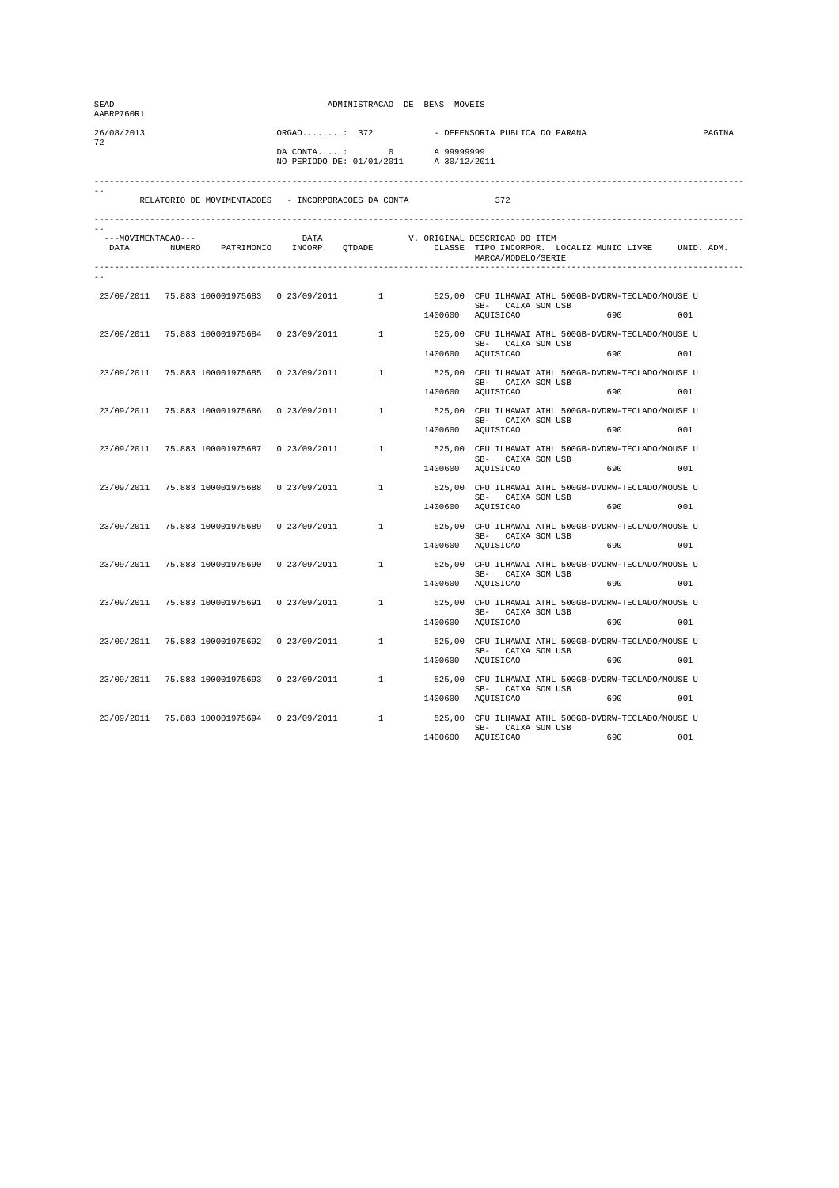SEAD
AABRP760R1

ADMINISTRACAO DE BENS MOVEIS

26/08/2013 ORGAO........: 372 - DEFENSORIA PUBLICA DO PARANA PAGINA 72

DA CONTA.....: 0 A 99999999
NO PERIODO DE: 01/01/2011 A 30/12/2011

RELATORIO DE MOVIMENTACOES - INCORPORACOES DA CONTA 372

| ---MOVIMENTACAO--- DATA | NUMERO | PATRIMONIO | DATA INCORP. | QTDADE | V. ORIGINAL CLASSE | DESCRICAO DO ITEM TIPO INCORPOR. MARCA/MODELO/SERIE | LOCALIZ MUNIC | LIVRE | UNID. ADM. |
|---|---|---|---|---|---|---|---|---|---|
| 23/09/2011 | 75.883 | 100001975683 | 0 23/09/2011 | 1 | 525,00 1400600 | CPU ILHAWAI ATHL 500GB-DVDRW-TECLADO/MOUSE U SB- CAIXA SOM USB AQUISICAO | 690 | | 001 |
| 23/09/2011 | 75.883 | 100001975684 | 0 23/09/2011 | 1 | 525,00 1400600 | CPU ILHAWAI ATHL 500GB-DVDRW-TECLADO/MOUSE U SB- CAIXA SOM USB AQUISICAO | 690 | | 001 |
| 23/09/2011 | 75.883 | 100001975685 | 0 23/09/2011 | 1 | 525,00 1400600 | CPU ILHAWAI ATHL 500GB-DVDRW-TECLADO/MOUSE U SB- CAIXA SOM USB AQUISICAO | 690 | | 001 |
| 23/09/2011 | 75.883 | 100001975686 | 0 23/09/2011 | 1 | 525,00 1400600 | CPU ILHAWAI ATHL 500GB-DVDRW-TECLADO/MOUSE U SB- CAIXA SOM USB AQUISICAO | 690 | | 001 |
| 23/09/2011 | 75.883 | 100001975687 | 0 23/09/2011 | 1 | 525,00 1400600 | CPU ILHAWAI ATHL 500GB-DVDRW-TECLADO/MOUSE U SB- CAIXA SOM USB AQUISICAO | 690 | | 001 |
| 23/09/2011 | 75.883 | 100001975688 | 0 23/09/2011 | 1 | 525,00 1400600 | CPU ILHAWAI ATHL 500GB-DVDRW-TECLADO/MOUSE U SB- CAIXA SOM USB AQUISICAO | 690 | | 001 |
| 23/09/2011 | 75.883 | 100001975689 | 0 23/09/2011 | 1 | 525,00 1400600 | CPU ILHAWAI ATHL 500GB-DVDRW-TECLADO/MOUSE U SB- CAIXA SOM USB AQUISICAO | 690 | | 001 |
| 23/09/2011 | 75.883 | 100001975690 | 0 23/09/2011 | 1 | 525,00 1400600 | CPU ILHAWAI ATHL 500GB-DVDRW-TECLADO/MOUSE U SB- CAIXA SOM USB AQUISICAO | 690 | | 001 |
| 23/09/2011 | 75.883 | 100001975691 | 0 23/09/2011 | 1 | 525,00 1400600 | CPU ILHAWAI ATHL 500GB-DVDRW-TECLADO/MOUSE U SB- CAIXA SOM USB AQUISICAO | 690 | | 001 |
| 23/09/2011 | 75.883 | 100001975692 | 0 23/09/2011 | 1 | 525,00 1400600 | CPU ILHAWAI ATHL 500GB-DVDRW-TECLADO/MOUSE U SB- CAIXA SOM USB AQUISICAO | 690 | | 001 |
| 23/09/2011 | 75.883 | 100001975693 | 0 23/09/2011 | 1 | 525,00 1400600 | CPU ILHAWAI ATHL 500GB-DVDRW-TECLADO/MOUSE U SB- CAIXA SOM USB AQUISICAO | 690 | | 001 |
| 23/09/2011 | 75.883 | 100001975694 | 0 23/09/2011 | 1 | 525,00 1400600 | CPU ILHAWAI ATHL 500GB-DVDRW-TECLADO/MOUSE U SB- CAIXA SOM USB AQUISICAO | 690 | | 001 |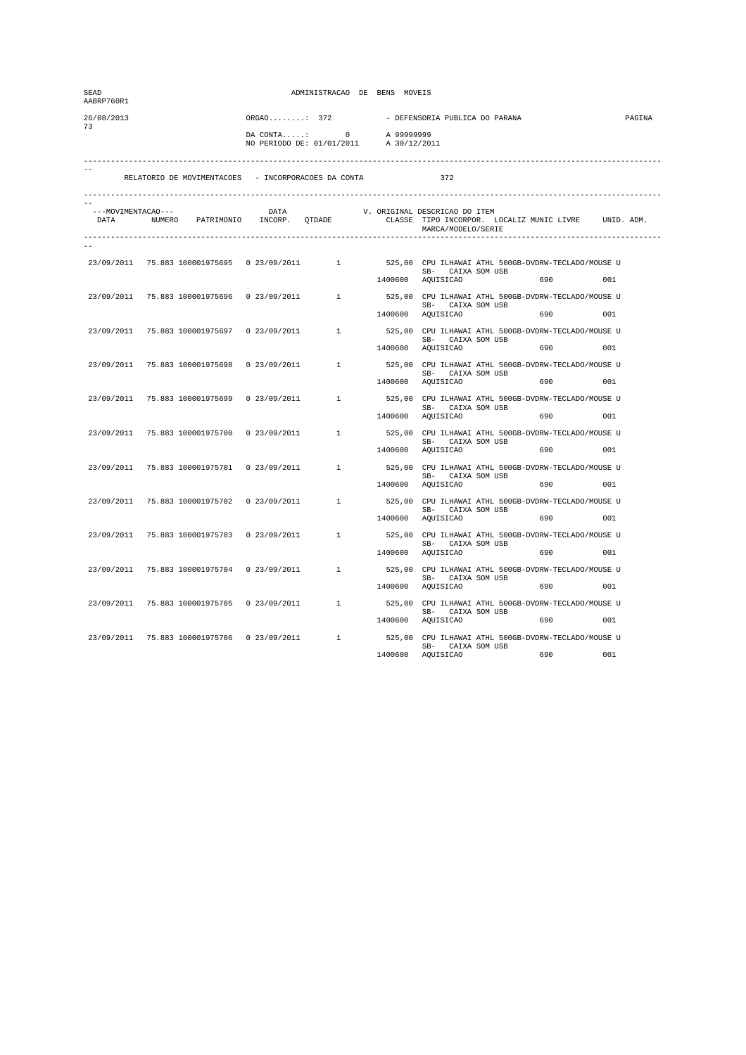SEAD
AABRP760R1

ADMINISTRACAO DE BENS MOVEIS

26/08/2013 ORGAO........: 372 - DEFENSORIA PUBLICA DO PARANA PAGINA 73

DA CONTA.....: 0 A 99999999
NO PERIODO DE: 01/01/2011 A 30/12/2011

RELATORIO DE MOVIMENTACOES - INCORPORACOES DA CONTA 372

| ---MOVIMENTACAO--- DATA | NUMERO | PATRIMONIO | DATA INCORP. | QTDADE | V. ORIGINAL CLASSE | DESCRICAO DO ITEM TIPO INCORPOR. MARCA/MODELO/SERIE | LOCALIZ MUNIC LIVRE | UNID. ADM. |
|---|---|---|---|---|---|---|---|---|
| 23/09/2011 | 75.883 | 100001975695 | 0 23/09/2011 | 1 | 525,00 1400600 | CPU ILHAWAI ATHL 500GB-DVDRW-TECLADO/MOUSE U SB- CAIXA SOM USB AQUISICAO | 690 | 001 |
| 23/09/2011 | 75.883 | 100001975696 | 0 23/09/2011 | 1 | 525,00 1400600 | CPU ILHAWAI ATHL 500GB-DVDRW-TECLADO/MOUSE U SB- CAIXA SOM USB AQUISICAO | 690 | 001 |
| 23/09/2011 | 75.883 | 100001975697 | 0 23/09/2011 | 1 | 525,00 1400600 | CPU ILHAWAI ATHL 500GB-DVDRW-TECLADO/MOUSE U SB- CAIXA SOM USB AQUISICAO | 690 | 001 |
| 23/09/2011 | 75.883 | 100001975698 | 0 23/09/2011 | 1 | 525,00 1400600 | CPU ILHAWAI ATHL 500GB-DVDRW-TECLADO/MOUSE U SB- CAIXA SOM USB AQUISICAO | 690 | 001 |
| 23/09/2011 | 75.883 | 100001975699 | 0 23/09/2011 | 1 | 525,00 1400600 | CPU ILHAWAI ATHL 500GB-DVDRW-TECLADO/MOUSE U SB- CAIXA SOM USB AQUISICAO | 690 | 001 |
| 23/09/2011 | 75.883 | 100001975700 | 0 23/09/2011 | 1 | 525,00 1400600 | CPU ILHAWAI ATHL 500GB-DVDRW-TECLADO/MOUSE U SB- CAIXA SOM USB AQUISICAO | 690 | 001 |
| 23/09/2011 | 75.883 | 100001975701 | 0 23/09/2011 | 1 | 525,00 1400600 | CPU ILHAWAI ATHL 500GB-DVDRW-TECLADO/MOUSE U SB- CAIXA SOM USB AQUISICAO | 690 | 001 |
| 23/09/2011 | 75.883 | 100001975702 | 0 23/09/2011 | 1 | 525,00 1400600 | CPU ILHAWAI ATHL 500GB-DVDRW-TECLADO/MOUSE U SB- CAIXA SOM USB AQUISICAO | 690 | 001 |
| 23/09/2011 | 75.883 | 100001975703 | 0 23/09/2011 | 1 | 525,00 1400600 | CPU ILHAWAI ATHL 500GB-DVDRW-TECLADO/MOUSE U SB- CAIXA SOM USB AQUISICAO | 690 | 001 |
| 23/09/2011 | 75.883 | 100001975704 | 0 23/09/2011 | 1 | 525,00 1400600 | CPU ILHAWAI ATHL 500GB-DVDRW-TECLADO/MOUSE U SB- CAIXA SOM USB AQUISICAO | 690 | 001 |
| 23/09/2011 | 75.883 | 100001975705 | 0 23/09/2011 | 1 | 525,00 1400600 | CPU ILHAWAI ATHL 500GB-DVDRW-TECLADO/MOUSE U SB- CAIXA SOM USB AQUISICAO | 690 | 001 |
| 23/09/2011 | 75.883 | 100001975706 | 0 23/09/2011 | 1 | 525,00 1400600 | CPU ILHAWAI ATHL 500GB-DVDRW-TECLADO/MOUSE U SB- CAIXA SOM USB AQUISICAO | 690 | 001 |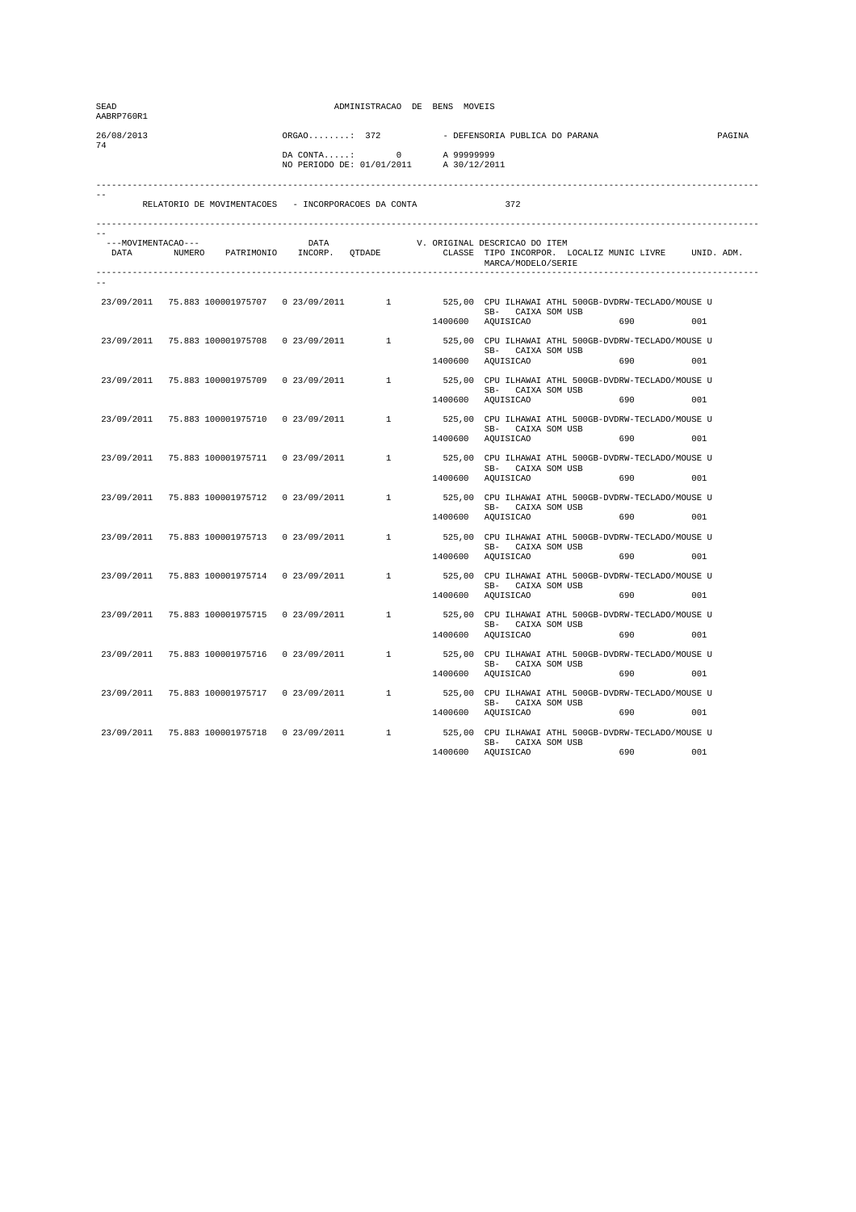SEAD ADMINISTRACAO DE BENS MOVEIS
AABRP760R1

26/08/2013 ORGAO........: 372 - DEFENSORIA PUBLICA DO PARANA PAGINA 74

DA CONTA.....: 0 A 99999999
NO PERIODO DE: 01/01/2011 A 30/12/2011

RELATORIO DE MOVIMENTACOES - INCORPORACOES DA CONTA 372

| ---MOVIMENTACAO--- DATA | NUMERO | PATRIMONIO | DATA INCORP. | QTDADE | V. ORIGINAL CLASSE | DESCRICAO DO ITEM TIPO INCORPOR. MARCA/MODELO/SERIE | LOCALIZ MUNIC | LIVRE | UNID. ADM. |
|---|---|---|---|---|---|---|---|---|---|
| 23/09/2011 | 75.883 | 100001975707 | 0 23/09/2011 | 1 | 525,00<br>1400600 | CPU ILHAWAI ATHL 500GB-DVDRW-TECLADO/MOUSE U SB- CAIXA SOM USB<br>AQUISICAO | 690 | | 001 |
| 23/09/2011 | 75.883 | 100001975708 | 0 23/09/2011 | 1 | 525,00<br>1400600 | CPU ILHAWAI ATHL 500GB-DVDRW-TECLADO/MOUSE U SB- CAIXA SOM USB<br>AQUISICAO | 690 | | 001 |
| 23/09/2011 | 75.883 | 100001975709 | 0 23/09/2011 | 1 | 525,00<br>1400600 | CPU ILHAWAI ATHL 500GB-DVDRW-TECLADO/MOUSE U SB- CAIXA SOM USB<br>AQUISICAO | 690 | | 001 |
| 23/09/2011 | 75.883 | 100001975710 | 0 23/09/2011 | 1 | 525,00<br>1400600 | CPU ILHAWAI ATHL 500GB-DVDRW-TECLADO/MOUSE U SB- CAIXA SOM USB<br>AQUISICAO | 690 | | 001 |
| 23/09/2011 | 75.883 | 100001975711 | 0 23/09/2011 | 1 | 525,00<br>1400600 | CPU ILHAWAI ATHL 500GB-DVDRW-TECLADO/MOUSE U SB- CAIXA SOM USB<br>AQUISICAO | 690 | | 001 |
| 23/09/2011 | 75.883 | 100001975712 | 0 23/09/2011 | 1 | 525,00<br>1400600 | CPU ILHAWAI ATHL 500GB-DVDRW-TECLADO/MOUSE U SB- CAIXA SOM USB<br>AQUISICAO | 690 | | 001 |
| 23/09/2011 | 75.883 | 100001975713 | 0 23/09/2011 | 1 | 525,00<br>1400600 | CPU ILHAWAI ATHL 500GB-DVDRW-TECLADO/MOUSE U SB- CAIXA SOM USB<br>AQUISICAO | 690 | | 001 |
| 23/09/2011 | 75.883 | 100001975714 | 0 23/09/2011 | 1 | 525,00<br>1400600 | CPU ILHAWAI ATHL 500GB-DVDRW-TECLADO/MOUSE U SB- CAIXA SOM USB<br>AQUISICAO | 690 | | 001 |
| 23/09/2011 | 75.883 | 100001975715 | 0 23/09/2011 | 1 | 525,00<br>1400600 | CPU ILHAWAI ATHL 500GB-DVDRW-TECLADO/MOUSE U SB- CAIXA SOM USB<br>AQUISICAO | 690 | | 001 |
| 23/09/2011 | 75.883 | 100001975716 | 0 23/09/2011 | 1 | 525,00<br>1400600 | CPU ILHAWAI ATHL 500GB-DVDRW-TECLADO/MOUSE U SB- CAIXA SOM USB<br>AQUISICAO | 690 | | 001 |
| 23/09/2011 | 75.883 | 100001975717 | 0 23/09/2011 | 1 | 525,00<br>1400600 | CPU ILHAWAI ATHL 500GB-DVDRW-TECLADO/MOUSE U SB- CAIXA SOM USB<br>AQUISICAO | 690 | | 001 |
| 23/09/2011 | 75.883 | 100001975718 | 0 23/09/2011 | 1 | 525,00<br>1400600 | CPU ILHAWAI ATHL 500GB-DVDRW-TECLADO/MOUSE U SB- CAIXA SOM USB<br>AQUISICAO | 690 | | 001 |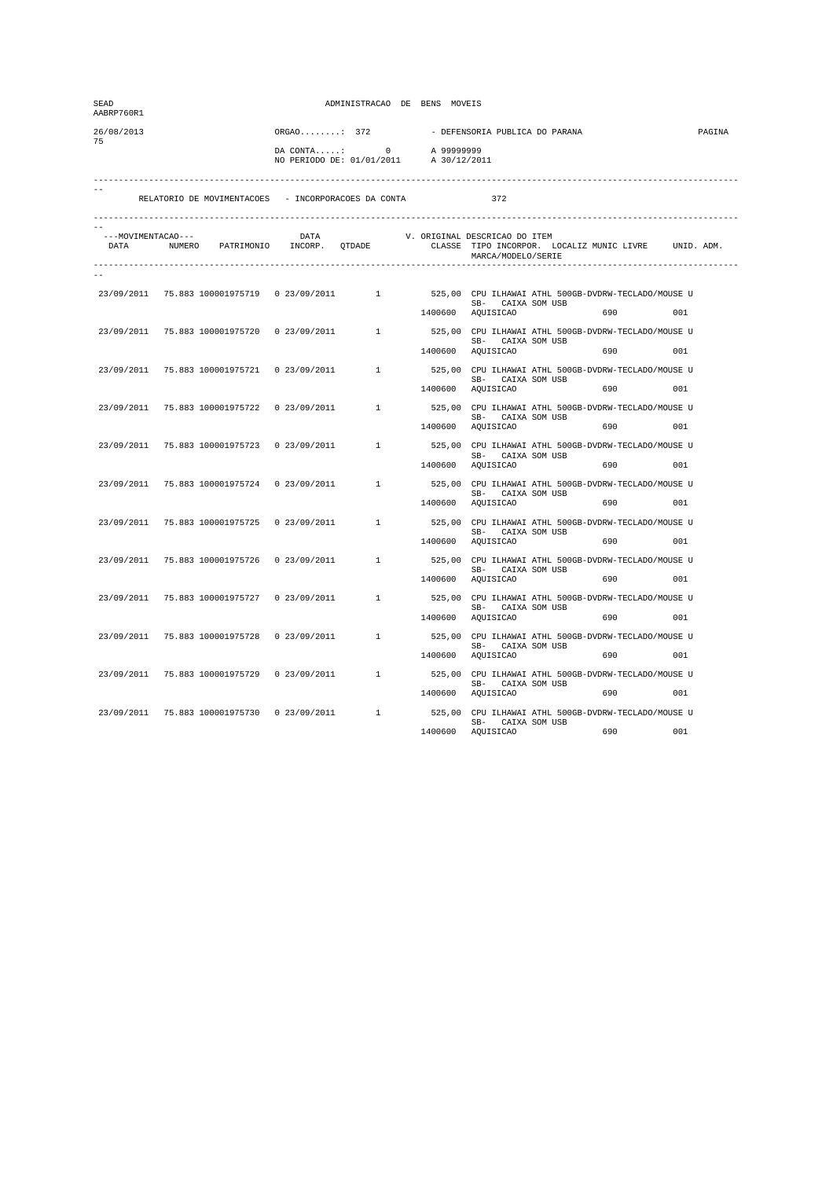SEAD
AABRP760R1

ADMINISTRACAO DE BENS MOVEIS

26/08/2013 ORGAO........: 372 - DEFENSORIA PUBLICA DO PARANA PAGINA 75

DA CONTA.....: 0 A 99999999
NO PERIODO DE: 01/01/2011 A 30/12/2011

RELATORIO DE MOVIMENTACOES - INCORPORACOES DA CONTA 372

| ---MOVIMENTACAO--- DATA | NUMERO | PATRIMONIO | DATA INCORP. | QTDADE | V. ORIGINAL CLASSE | DESCRICAO DO ITEM TIPO INCORPOR. MARCA/MODELO/SERIE | LOCALIZ MUNIC LIVRE | UNID. ADM. |
|---|---|---|---|---|---|---|---|---|
| 23/09/2011 | 75.883 | 100001975719 | 0 23/09/2011 | 1 | 525,00 | CPU ILHAWAI ATHL 500GB-DVDRW-TECLADO/MOUSE U SB- CAIXA SOM USB | | |
| | | | | | 1400600 | AQUISICAO | 690 | 001 |
| 23/09/2011 | 75.883 | 100001975720 | 0 23/09/2011 | 1 | 525,00 | CPU ILHAWAI ATHL 500GB-DVDRW-TECLADO/MOUSE U SB- CAIXA SOM USB | | |
| | | | | | 1400600 | AQUISICAO | 690 | 001 |
| 23/09/2011 | 75.883 | 100001975721 | 0 23/09/2011 | 1 | 525,00 | CPU ILHAWAI ATHL 500GB-DVDRW-TECLADO/MOUSE U SB- CAIXA SOM USB | | |
| | | | | | 1400600 | AQUISICAO | 690 | 001 |
| 23/09/2011 | 75.883 | 100001975722 | 0 23/09/2011 | 1 | 525,00 | CPU ILHAWAI ATHL 500GB-DVDRW-TECLADO/MOUSE U SB- CAIXA SOM USB | | |
| | | | | | 1400600 | AQUISICAO | 690 | 001 |
| 23/09/2011 | 75.883 | 100001975723 | 0 23/09/2011 | 1 | 525,00 | CPU ILHAWAI ATHL 500GB-DVDRW-TECLADO/MOUSE U SB- CAIXA SOM USB | | |
| | | | | | 1400600 | AQUISICAO | 690 | 001 |
| 23/09/2011 | 75.883 | 100001975724 | 0 23/09/2011 | 1 | 525,00 | CPU ILHAWAI ATHL 500GB-DVDRW-TECLADO/MOUSE U SB- CAIXA SOM USB | | |
| | | | | | 1400600 | AQUISICAO | 690 | 001 |
| 23/09/2011 | 75.883 | 100001975725 | 0 23/09/2011 | 1 | 525,00 | CPU ILHAWAI ATHL 500GB-DVDRW-TECLADO/MOUSE U SB- CAIXA SOM USB | | |
| | | | | | 1400600 | AQUISICAO | 690 | 001 |
| 23/09/2011 | 75.883 | 100001975726 | 0 23/09/2011 | 1 | 525,00 | CPU ILHAWAI ATHL 500GB-DVDRW-TECLADO/MOUSE U SB- CAIXA SOM USB | | |
| | | | | | 1400600 | AQUISICAO | 690 | 001 |
| 23/09/2011 | 75.883 | 100001975727 | 0 23/09/2011 | 1 | 525,00 | CPU ILHAWAI ATHL 500GB-DVDRW-TECLADO/MOUSE U SB- CAIXA SOM USB | | |
| | | | | | 1400600 | AQUISICAO | 690 | 001 |
| 23/09/2011 | 75.883 | 100001975728 | 0 23/09/2011 | 1 | 525,00 | CPU ILHAWAI ATHL 500GB-DVDRW-TECLADO/MOUSE U SB- CAIXA SOM USB | | |
| | | | | | 1400600 | AQUISICAO | 690 | 001 |
| 23/09/2011 | 75.883 | 100001975729 | 0 23/09/2011 | 1 | 525,00 | CPU ILHAWAI ATHL 500GB-DVDRW-TECLADO/MOUSE U SB- CAIXA SOM USB | | |
| | | | | | 1400600 | AQUISICAO | 690 | 001 |
| 23/09/2011 | 75.883 | 100001975730 | 0 23/09/2011 | 1 | 525,00 | CPU ILHAWAI ATHL 500GB-DVDRW-TECLADO/MOUSE U SB- CAIXA SOM USB | | |
| | | | | | 1400600 | AQUISICAO | 690 | 001 |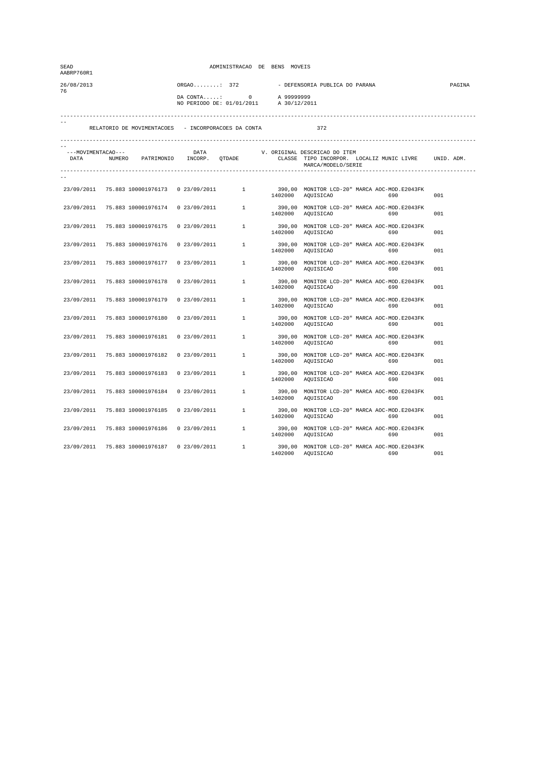SEAD
AABRP760R1

ADMINISTRACAO DE BENS MOVEIS

26/08/2013 ORGAO........: 372 - DEFENSORIA PUBLICA DO PARANA PAGINA 76

DA CONTA.....: 0 A 99999999
NO PERIODO DE: 01/01/2011 A 30/12/2011

RELATORIO DE MOVIMENTACOES - INCORPORACOES DA CONTA 372

| ---MOVIMENTACAO--- DATA | NUMERO | PATRIMONIO | DATA INCORP. | QTDADE | V. ORIGINAL CLASSE | DESCRICAO DO ITEM TIPO INCORPOR. | LOCALIZ | MUNIC | LIVRE MARCA/MODELO/SERIE | UNID. ADM. |
|---|---|---|---|---|---|---|---|---|---|---|
| 23/09/2011 | 75.883 | 100001976173 | 0 23/09/2011 | 1 | 390,00 1402000 | MONITOR LCD-20" MARCA AOC-MOD.E2043FK AQUISICAO | | 690 | | 001 |
| 23/09/2011 | 75.883 | 100001976174 | 0 23/09/2011 | 1 | 390,00 1402000 | MONITOR LCD-20" MARCA AOC-MOD.E2043FK AQUISICAO | | 690 | | 001 |
| 23/09/2011 | 75.883 | 100001976175 | 0 23/09/2011 | 1 | 390,00 1402000 | MONITOR LCD-20" MARCA AOC-MOD.E2043FK AQUISICAO | | 690 | | 001 |
| 23/09/2011 | 75.883 | 100001976176 | 0 23/09/2011 | 1 | 390,00 1402000 | MONITOR LCD-20" MARCA AOC-MOD.E2043FK AQUISICAO | | 690 | | 001 |
| 23/09/2011 | 75.883 | 100001976177 | 0 23/09/2011 | 1 | 390,00 1402000 | MONITOR LCD-20" MARCA AOC-MOD.E2043FK AQUISICAO | | 690 | | 001 |
| 23/09/2011 | 75.883 | 100001976178 | 0 23/09/2011 | 1 | 390,00 1402000 | MONITOR LCD-20" MARCA AOC-MOD.E2043FK AQUISICAO | | 690 | | 001 |
| 23/09/2011 | 75.883 | 100001976179 | 0 23/09/2011 | 1 | 390,00 1402000 | MONITOR LCD-20" MARCA AOC-MOD.E2043FK AQUISICAO | | 690 | | 001 |
| 23/09/2011 | 75.883 | 100001976180 | 0 23/09/2011 | 1 | 390,00 1402000 | MONITOR LCD-20" MARCA AOC-MOD.E2043FK AQUISICAO | | 690 | | 001 |
| 23/09/2011 | 75.883 | 100001976181 | 0 23/09/2011 | 1 | 390,00 1402000 | MONITOR LCD-20" MARCA AOC-MOD.E2043FK AQUISICAO | | 690 | | 001 |
| 23/09/2011 | 75.883 | 100001976182 | 0 23/09/2011 | 1 | 390,00 1402000 | MONITOR LCD-20" MARCA AOC-MOD.E2043FK AQUISICAO | | 690 | | 001 |
| 23/09/2011 | 75.883 | 100001976183 | 0 23/09/2011 | 1 | 390,00 1402000 | MONITOR LCD-20" MARCA AOC-MOD.E2043FK AQUISICAO | | 690 | | 001 |
| 23/09/2011 | 75.883 | 100001976184 | 0 23/09/2011 | 1 | 390,00 1402000 | MONITOR LCD-20" MARCA AOC-MOD.E2043FK AQUISICAO | | 690 | | 001 |
| 23/09/2011 | 75.883 | 100001976185 | 0 23/09/2011 | 1 | 390,00 1402000 | MONITOR LCD-20" MARCA AOC-MOD.E2043FK AQUISICAO | | 690 | | 001 |
| 23/09/2011 | 75.883 | 100001976186 | 0 23/09/2011 | 1 | 390,00 1402000 | MONITOR LCD-20" MARCA AOC-MOD.E2043FK AQUISICAO | | 690 | | 001 |
| 23/09/2011 | 75.883 | 100001976187 | 0 23/09/2011 | 1 | 390,00 1402000 | MONITOR LCD-20" MARCA AOC-MOD.E2043FK AQUISICAO | | 690 | | 001 |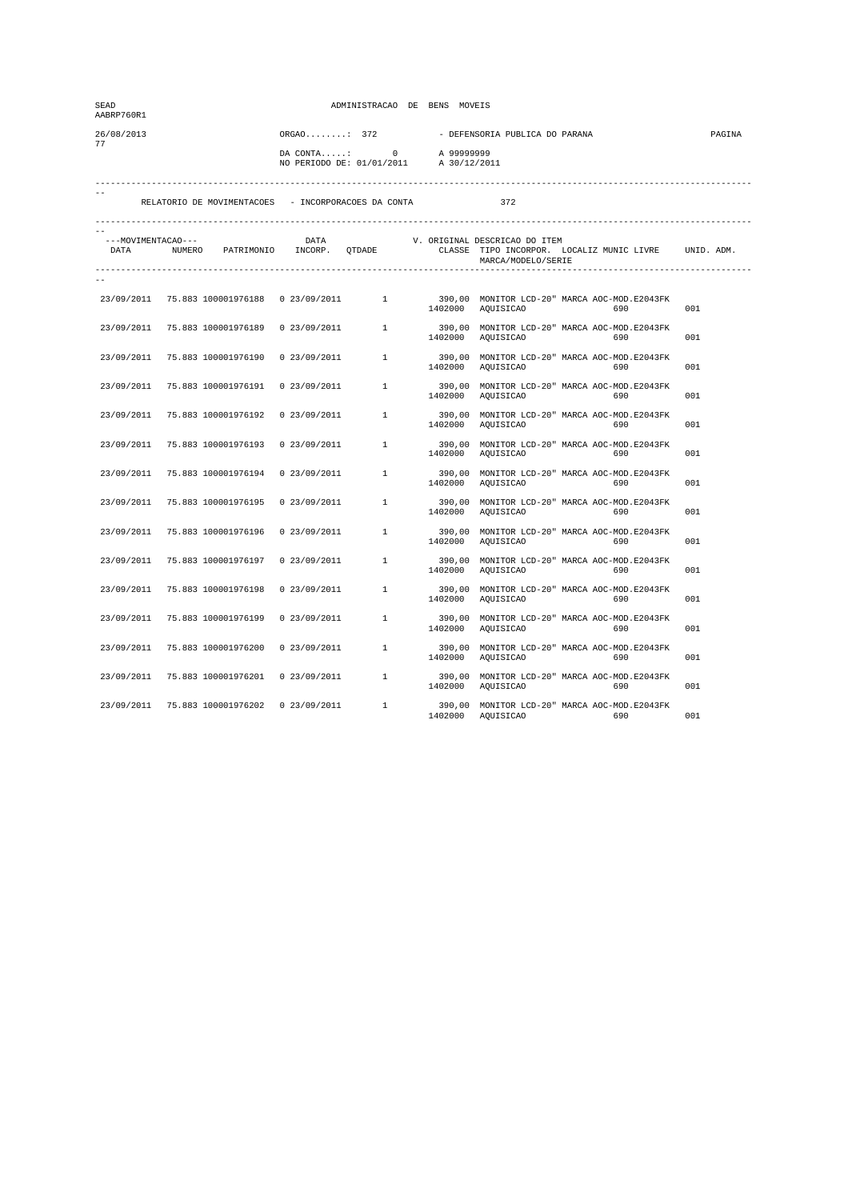SEAD  
AABRP760R1

ADMINISTRACAO DE BENS MOVEIS

26/08/2013 ORGAO........: 372 - DEFENSORIA PUBLICA DO PARANA PAGINA 77

DA CONTA.....: 0 A 99999999  
NO PERIODO DE: 01/01/2011 A 30/12/2011

RELATORIO DE MOVIMENTACOES - INCORPORACOES DA CONTA 372

| ---MOVIMENTACAO--- DATA | NUMERO | PATRIMONIO | DATA INCORP. | QTDADE | V. ORIGINAL CLASSE | DESCRICAO DO ITEM TIPO INCORPOR. MARCA/MODELO/SERIE | LOCALIZ MUNIC | LIVRE | UNID. ADM. |
|---|---|---|---|---|---|---|---|---|---|
| 23/09/2011 | 75.883 | 100001976188 | 0 23/09/2011 | 1 | 390,00 1402000 | MONITOR LCD-20" MARCA AOC-MOD.E2043FK AQUISICAO | 690 | | 001 |
| 23/09/2011 | 75.883 | 100001976189 | 0 23/09/2011 | 1 | 390,00 1402000 | MONITOR LCD-20" MARCA AOC-MOD.E2043FK AQUISICAO | 690 | | 001 |
| 23/09/2011 | 75.883 | 100001976190 | 0 23/09/2011 | 1 | 390,00 1402000 | MONITOR LCD-20" MARCA AOC-MOD.E2043FK AQUISICAO | 690 | | 001 |
| 23/09/2011 | 75.883 | 100001976191 | 0 23/09/2011 | 1 | 390,00 1402000 | MONITOR LCD-20" MARCA AOC-MOD.E2043FK AQUISICAO | 690 | | 001 |
| 23/09/2011 | 75.883 | 100001976192 | 0 23/09/2011 | 1 | 390,00 1402000 | MONITOR LCD-20" MARCA AOC-MOD.E2043FK AQUISICAO | 690 | | 001 |
| 23/09/2011 | 75.883 | 100001976193 | 0 23/09/2011 | 1 | 390,00 1402000 | MONITOR LCD-20" MARCA AOC-MOD.E2043FK AQUISICAO | 690 | | 001 |
| 23/09/2011 | 75.883 | 100001976194 | 0 23/09/2011 | 1 | 390,00 1402000 | MONITOR LCD-20" MARCA AOC-MOD.E2043FK AQUISICAO | 690 | | 001 |
| 23/09/2011 | 75.883 | 100001976195 | 0 23/09/2011 | 1 | 390,00 1402000 | MONITOR LCD-20" MARCA AOC-MOD.E2043FK AQUISICAO | 690 | | 001 |
| 23/09/2011 | 75.883 | 100001976196 | 0 23/09/2011 | 1 | 390,00 1402000 | MONITOR LCD-20" MARCA AOC-MOD.E2043FK AQUISICAO | 690 | | 001 |
| 23/09/2011 | 75.883 | 100001976197 | 0 23/09/2011 | 1 | 390,00 1402000 | MONITOR LCD-20" MARCA AOC-MOD.E2043FK AQUISICAO | 690 | | 001 |
| 23/09/2011 | 75.883 | 100001976198 | 0 23/09/2011 | 1 | 390,00 1402000 | MONITOR LCD-20" MARCA AOC-MOD.E2043FK AQUISICAO | 690 | | 001 |
| 23/09/2011 | 75.883 | 100001976199 | 0 23/09/2011 | 1 | 390,00 1402000 | MONITOR LCD-20" MARCA AOC-MOD.E2043FK AQUISICAO | 690 | | 001 |
| 23/09/2011 | 75.883 | 100001976200 | 0 23/09/2011 | 1 | 390,00 1402000 | MONITOR LCD-20" MARCA AOC-MOD.E2043FK AQUISICAO | 690 | | 001 |
| 23/09/2011 | 75.883 | 100001976201 | 0 23/09/2011 | 1 | 390,00 1402000 | MONITOR LCD-20" MARCA AOC-MOD.E2043FK AQUISICAO | 690 | | 001 |
| 23/09/2011 | 75.883 | 100001976202 | 0 23/09/2011 | 1 | 390,00 1402000 | MONITOR LCD-20" MARCA AOC-MOD.E2043FK AQUISICAO | 690 | | 001 |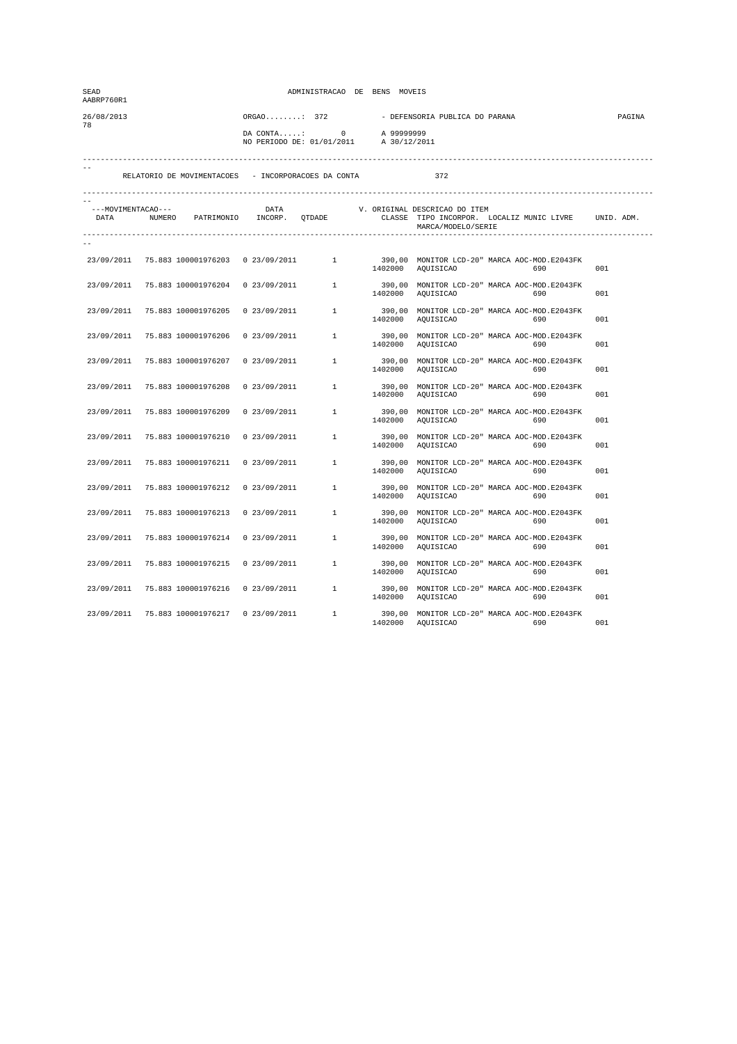SEAD ADMINISTRACAO DE BENS MOVEIS
AABRP760R1

26/08/2013 ORGAO........: 372 - DEFENSORIA PUBLICA DO PARANA PAGINA 78

DA CONTA.....: 0 A 99999999
NO PERIODO DE: 01/01/2011 A 30/12/2011

RELATORIO DE MOVIMENTACOES - INCORPORACOES DA CONTA 372

| ---MOVIMENTACAO--- DATA | NUMERO | PATRIMONIO | DATA INCORP. | QTDADE | V. ORIGINAL CLASSE | DESCRICAO DO ITEM TIPO INCORPOR. MARCA/MODELO/SERIE | LOCALIZ MUNIC LIVRE | UNID. ADM. |
|---|---|---|---|---|---|---|---|---|
| 23/09/2011 | 75.883 | 100001976203 | 0 23/09/2011 | 1 | 390,00 1402000 | MONITOR LCD-20" MARCA AOC-MOD.E2043FK AQUISICAO | 690 | 001 |
| 23/09/2011 | 75.883 | 100001976204 | 0 23/09/2011 | 1 | 390,00 1402000 | MONITOR LCD-20" MARCA AOC-MOD.E2043FK AQUISICAO | 690 | 001 |
| 23/09/2011 | 75.883 | 100001976205 | 0 23/09/2011 | 1 | 390,00 1402000 | MONITOR LCD-20" MARCA AOC-MOD.E2043FK AQUISICAO | 690 | 001 |
| 23/09/2011 | 75.883 | 100001976206 | 0 23/09/2011 | 1 | 390,00 1402000 | MONITOR LCD-20" MARCA AOC-MOD.E2043FK AQUISICAO | 690 | 001 |
| 23/09/2011 | 75.883 | 100001976207 | 0 23/09/2011 | 1 | 390,00 1402000 | MONITOR LCD-20" MARCA AOC-MOD.E2043FK AQUISICAO | 690 | 001 |
| 23/09/2011 | 75.883 | 100001976208 | 0 23/09/2011 | 1 | 390,00 1402000 | MONITOR LCD-20" MARCA AOC-MOD.E2043FK AQUISICAO | 690 | 001 |
| 23/09/2011 | 75.883 | 100001976209 | 0 23/09/2011 | 1 | 390,00 1402000 | MONITOR LCD-20" MARCA AOC-MOD.E2043FK AQUISICAO | 690 | 001 |
| 23/09/2011 | 75.883 | 100001976210 | 0 23/09/2011 | 1 | 390,00 1402000 | MONITOR LCD-20" MARCA AOC-MOD.E2043FK AQUISICAO | 690 | 001 |
| 23/09/2011 | 75.883 | 100001976211 | 0 23/09/2011 | 1 | 390,00 1402000 | MONITOR LCD-20" MARCA AOC-MOD.E2043FK AQUISICAO | 690 | 001 |
| 23/09/2011 | 75.883 | 100001976212 | 0 23/09/2011 | 1 | 390,00 1402000 | MONITOR LCD-20" MARCA AOC-MOD.E2043FK AQUISICAO | 690 | 001 |
| 23/09/2011 | 75.883 | 100001976213 | 0 23/09/2011 | 1 | 390,00 1402000 | MONITOR LCD-20" MARCA AOC-MOD.E2043FK AQUISICAO | 690 | 001 |
| 23/09/2011 | 75.883 | 100001976214 | 0 23/09/2011 | 1 | 390,00 1402000 | MONITOR LCD-20" MARCA AOC-MOD.E2043FK AQUISICAO | 690 | 001 |
| 23/09/2011 | 75.883 | 100001976215 | 0 23/09/2011 | 1 | 390,00 1402000 | MONITOR LCD-20" MARCA AOC-MOD.E2043FK AQUISICAO | 690 | 001 |
| 23/09/2011 | 75.883 | 100001976216 | 0 23/09/2011 | 1 | 390,00 1402000 | MONITOR LCD-20" MARCA AOC-MOD.E2043FK AQUISICAO | 690 | 001 |
| 23/09/2011 | 75.883 | 100001976217 | 0 23/09/2011 | 1 | 390,00 1402000 | MONITOR LCD-20" MARCA AOC-MOD.E2043FK AQUISICAO | 690 | 001 |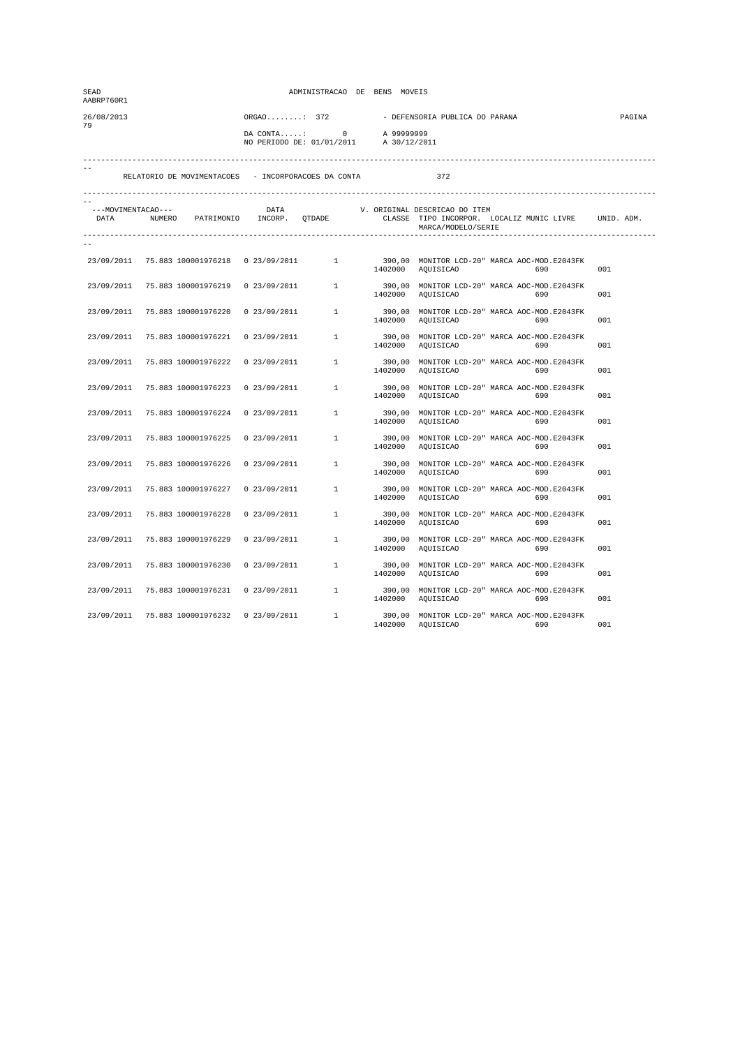SEAD
AABRP760R1

ADMINISTRACAO DE BENS MOVEIS

26/08/2013 ORGAO........: 372 - DEFENSORIA PUBLICA DO PARANA PAGINA 79

DA CONTA.....: 0 A 99999999
NO PERIODO DE: 01/01/2011 A 30/12/2011

RELATORIO DE MOVIMENTACOES - INCORPORACOES DA CONTA 372

| ---MOVIMENTACAO--- DATA | NUMERO | PATRIMONIO | DATA INCORP. | QTDADE | V. ORIGINAL CLASSE | DESCRICAO DO ITEM TIPO INCORPOR. MARCA/MODELO/SERIE | LOCALIZ MUNIC | LIVRE | UNID. ADM. |
|---|---|---|---|---|---|---|---|---|---|
| 23/09/2011 | 75.883 | 100001976218 | 0 23/09/2011 | 1 | 390,00 1402000 | MONITOR LCD-20" MARCA AOC-MOD.E2043FK AQUISICAO | 690 | | 001 |
| 23/09/2011 | 75.883 | 100001976219 | 0 23/09/2011 | 1 | 390,00 1402000 | MONITOR LCD-20" MARCA AOC-MOD.E2043FK AQUISICAO | 690 | | 001 |
| 23/09/2011 | 75.883 | 100001976220 | 0 23/09/2011 | 1 | 390,00 1402000 | MONITOR LCD-20" MARCA AOC-MOD.E2043FK AQUISICAO | 690 | | 001 |
| 23/09/2011 | 75.883 | 100001976221 | 0 23/09/2011 | 1 | 390,00 1402000 | MONITOR LCD-20" MARCA AOC-MOD.E2043FK AQUISICAO | 690 | | 001 |
| 23/09/2011 | 75.883 | 100001976222 | 0 23/09/2011 | 1 | 390,00 1402000 | MONITOR LCD-20" MARCA AOC-MOD.E2043FK AQUISICAO | 690 | | 001 |
| 23/09/2011 | 75.883 | 100001976223 | 0 23/09/2011 | 1 | 390,00 1402000 | MONITOR LCD-20" MARCA AOC-MOD.E2043FK AQUISICAO | 690 | | 001 |
| 23/09/2011 | 75.883 | 100001976224 | 0 23/09/2011 | 1 | 390,00 1402000 | MONITOR LCD-20" MARCA AOC-MOD.E2043FK AQUISICAO | 690 | | 001 |
| 23/09/2011 | 75.883 | 100001976225 | 0 23/09/2011 | 1 | 390,00 1402000 | MONITOR LCD-20" MARCA AOC-MOD.E2043FK AQUISICAO | 690 | | 001 |
| 23/09/2011 | 75.883 | 100001976226 | 0 23/09/2011 | 1 | 390,00 1402000 | MONITOR LCD-20" MARCA AOC-MOD.E2043FK AQUISICAO | 690 | | 001 |
| 23/09/2011 | 75.883 | 100001976227 | 0 23/09/2011 | 1 | 390,00 1402000 | MONITOR LCD-20" MARCA AOC-MOD.E2043FK AQUISICAO | 690 | | 001 |
| 23/09/2011 | 75.883 | 100001976228 | 0 23/09/2011 | 1 | 390,00 1402000 | MONITOR LCD-20" MARCA AOC-MOD.E2043FK AQUISICAO | 690 | | 001 |
| 23/09/2011 | 75.883 | 100001976229 | 0 23/09/2011 | 1 | 390,00 1402000 | MONITOR LCD-20" MARCA AOC-MOD.E2043FK AQUISICAO | 690 | | 001 |
| 23/09/2011 | 75.883 | 100001976230 | 0 23/09/2011 | 1 | 390,00 1402000 | MONITOR LCD-20" MARCA AOC-MOD.E2043FK AQUISICAO | 690 | | 001 |
| 23/09/2011 | 75.883 | 100001976231 | 0 23/09/2011 | 1 | 390,00 1402000 | MONITOR LCD-20" MARCA AOC-MOD.E2043FK AQUISICAO | 690 | | 001 |
| 23/09/2011 | 75.883 | 100001976232 | 0 23/09/2011 | 1 | 390,00 1402000 | MONITOR LCD-20" MARCA AOC-MOD.E2043FK AQUISICAO | 690 | | 001 |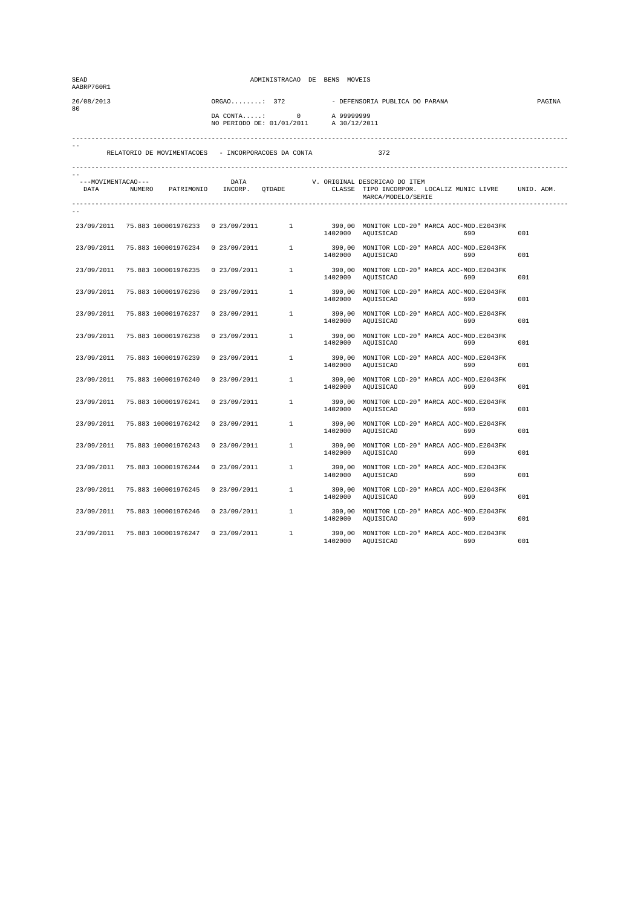SEAD
AABRP760R1

ADMINISTRACAO DE BENS MOVEIS

26/08/2013 ORGAO........: 372 - DEFENSORIA PUBLICA DO PARANA PAGINA 80

DA CONTA.....: 0 A 99999999
NO PERIODO DE: 01/01/2011 A 30/12/2011

RELATORIO DE MOVIMENTACOES - INCORPORACOES DA CONTA 372

| ---MOVIMENTACAO--- DATA | NUMERO | PATRIMONIO | DATA INCORP. | QTDADE | V. ORIGINAL CLASSE | DESCRICAO DO ITEM TIPO INCORPOR. MARCA/MODELO/SERIE | LOCALIZ MUNIC LIVRE | UNID. ADM. |
|---|---|---|---|---|---|---|---|---|
| 23/09/2011 | 75.883 | 100001976233 | 0 23/09/2011 | 1 | 390,00 1402000 | MONITOR LCD-20" MARCA AOC-MOD.E2043FK AQUISICAO | 690 | 001 |
| 23/09/2011 | 75.883 | 100001976234 | 0 23/09/2011 | 1 | 390,00 1402000 | MONITOR LCD-20" MARCA AOC-MOD.E2043FK AQUISICAO | 690 | 001 |
| 23/09/2011 | 75.883 | 100001976235 | 0 23/09/2011 | 1 | 390,00 1402000 | MONITOR LCD-20" MARCA AOC-MOD.E2043FK AQUISICAO | 690 | 001 |
| 23/09/2011 | 75.883 | 100001976236 | 0 23/09/2011 | 1 | 390,00 1402000 | MONITOR LCD-20" MARCA AOC-MOD.E2043FK AQUISICAO | 690 | 001 |
| 23/09/2011 | 75.883 | 100001976237 | 0 23/09/2011 | 1 | 390,00 1402000 | MONITOR LCD-20" MARCA AOC-MOD.E2043FK AQUISICAO | 690 | 001 |
| 23/09/2011 | 75.883 | 100001976238 | 0 23/09/2011 | 1 | 390,00 1402000 | MONITOR LCD-20" MARCA AOC-MOD.E2043FK AQUISICAO | 690 | 001 |
| 23/09/2011 | 75.883 | 100001976239 | 0 23/09/2011 | 1 | 390,00 1402000 | MONITOR LCD-20" MARCA AOC-MOD.E2043FK AQUISICAO | 690 | 001 |
| 23/09/2011 | 75.883 | 100001976240 | 0 23/09/2011 | 1 | 390,00 1402000 | MONITOR LCD-20" MARCA AOC-MOD.E2043FK AQUISICAO | 690 | 001 |
| 23/09/2011 | 75.883 | 100001976241 | 0 23/09/2011 | 1 | 390,00 1402000 | MONITOR LCD-20" MARCA AOC-MOD.E2043FK AQUISICAO | 690 | 001 |
| 23/09/2011 | 75.883 | 100001976242 | 0 23/09/2011 | 1 | 390,00 1402000 | MONITOR LCD-20" MARCA AOC-MOD.E2043FK AQUISICAO | 690 | 001 |
| 23/09/2011 | 75.883 | 100001976243 | 0 23/09/2011 | 1 | 390,00 1402000 | MONITOR LCD-20" MARCA AOC-MOD.E2043FK AQUISICAO | 690 | 001 |
| 23/09/2011 | 75.883 | 100001976244 | 0 23/09/2011 | 1 | 390,00 1402000 | MONITOR LCD-20" MARCA AOC-MOD.E2043FK AQUISICAO | 690 | 001 |
| 23/09/2011 | 75.883 | 100001976245 | 0 23/09/2011 | 1 | 390,00 1402000 | MONITOR LCD-20" MARCA AOC-MOD.E2043FK AQUISICAO | 690 | 001 |
| 23/09/2011 | 75.883 | 100001976246 | 0 23/09/2011 | 1 | 390,00 1402000 | MONITOR LCD-20" MARCA AOC-MOD.E2043FK AQUISICAO | 690 | 001 |
| 23/09/2011 | 75.883 | 100001976247 | 0 23/09/2011 | 1 | 390,00 1402000 | MONITOR LCD-20" MARCA AOC-MOD.E2043FK AQUISICAO | 690 | 001 |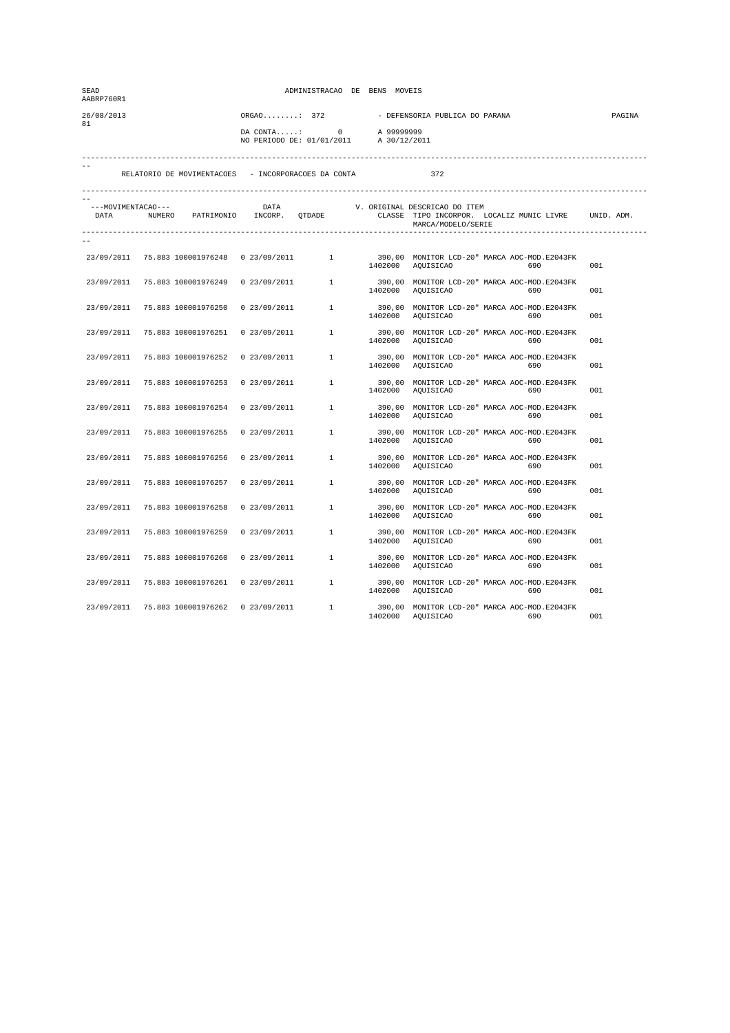SEAD
AABRP760R1

ADMINISTRACAO DE BENS MOVEIS

26/08/2013 ORGAO........: 372 - DEFENSORIA PUBLICA DO PARANA PAGINA 81

DA CONTA.....: 0 A 99999999
NO PERIODO DE: 01/01/2011 A 30/12/2011

RELATORIO DE MOVIMENTACOES - INCORPORACOES DA CONTA 372

| ---MOVIMENTACAO--- DATA | NUMERO | PATRIMONIO | DATA INCORP. | QTDADE | V. ORIGINAL CLASSE | DESCRICAO DO ITEM TIPO INCORPOR. MARCA/MODELO/SERIE | LOCALIZ MUNIC | LIVRE | UNID. ADM. |
|---|---|---|---|---|---|---|---|---|---|
| 23/09/2011 | 75.883 | 100001976248 | 0 23/09/2011 | 1 | 390,00 1402000 | MONITOR LCD-20" MARCA AOC-MOD.E2043FK AQUISICAO | 690 | | 001 |
| 23/09/2011 | 75.883 | 100001976249 | 0 23/09/2011 | 1 | 390,00 1402000 | MONITOR LCD-20" MARCA AOC-MOD.E2043FK AQUISICAO | 690 | | 001 |
| 23/09/2011 | 75.883 | 100001976250 | 0 23/09/2011 | 1 | 390,00 1402000 | MONITOR LCD-20" MARCA AOC-MOD.E2043FK AQUISICAO | 690 | | 001 |
| 23/09/2011 | 75.883 | 100001976251 | 0 23/09/2011 | 1 | 390,00 1402000 | MONITOR LCD-20" MARCA AOC-MOD.E2043FK AQUISICAO | 690 | | 001 |
| 23/09/2011 | 75.883 | 100001976252 | 0 23/09/2011 | 1 | 390,00 1402000 | MONITOR LCD-20" MARCA AOC-MOD.E2043FK AQUISICAO | 690 | | 001 |
| 23/09/2011 | 75.883 | 100001976253 | 0 23/09/2011 | 1 | 390,00 1402000 | MONITOR LCD-20" MARCA AOC-MOD.E2043FK AQUISICAO | 690 | | 001 |
| 23/09/2011 | 75.883 | 100001976254 | 0 23/09/2011 | 1 | 390,00 1402000 | MONITOR LCD-20" MARCA AOC-MOD.E2043FK AQUISICAO | 690 | | 001 |
| 23/09/2011 | 75.883 | 100001976255 | 0 23/09/2011 | 1 | 390,00 1402000 | MONITOR LCD-20" MARCA AOC-MOD.E2043FK AQUISICAO | 690 | | 001 |
| 23/09/2011 | 75.883 | 100001976256 | 0 23/09/2011 | 1 | 390,00 1402000 | MONITOR LCD-20" MARCA AOC-MOD.E2043FK AQUISICAO | 690 | | 001 |
| 23/09/2011 | 75.883 | 100001976257 | 0 23/09/2011 | 1 | 390,00 1402000 | MONITOR LCD-20" MARCA AOC-MOD.E2043FK AQUISICAO | 690 | | 001 |
| 23/09/2011 | 75.883 | 100001976258 | 0 23/09/2011 | 1 | 390,00 1402000 | MONITOR LCD-20" MARCA AOC-MOD.E2043FK AQUISICAO | 690 | | 001 |
| 23/09/2011 | 75.883 | 100001976259 | 0 23/09/2011 | 1 | 390,00 1402000 | MONITOR LCD-20" MARCA AOC-MOD.E2043FK AQUISICAO | 690 | | 001 |
| 23/09/2011 | 75.883 | 100001976260 | 0 23/09/2011 | 1 | 390,00 1402000 | MONITOR LCD-20" MARCA AOC-MOD.E2043FK AQUISICAO | 690 | | 001 |
| 23/09/2011 | 75.883 | 100001976261 | 0 23/09/2011 | 1 | 390,00 1402000 | MONITOR LCD-20" MARCA AOC-MOD.E2043FK AQUISICAO | 690 | | 001 |
| 23/09/2011 | 75.883 | 100001976262 | 0 23/09/2011 | 1 | 390,00 1402000 | MONITOR LCD-20" MARCA AOC-MOD.E2043FK AQUISICAO | 690 | | 001 |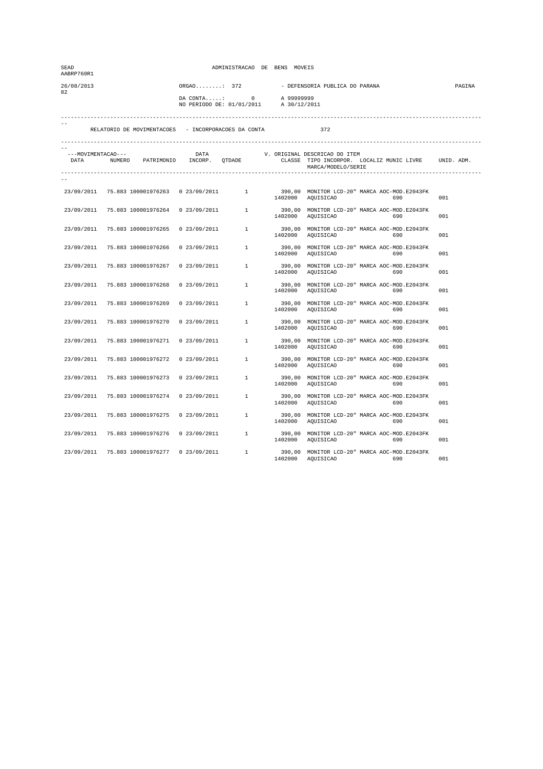SEAD
AABRP760R1

ADMINISTRACAO DE BENS MOVEIS

26/08/2013 ORGAO........: 372 - DEFENSORIA PUBLICA DO PARANA PAGINA 82

DA CONTA.....: 0 A 99999999
NO PERIODO DE: 01/01/2011 A 30/12/2011

RELATORIO DE MOVIMENTACOES - INCORPORACOES DA CONTA 372

| ---MOVIMENTACAO--- DATA | NUMERO | PATRIMONIO | DATA INCORP. | QTDADE | V. ORIGINAL CLASSE | DESCRICAO DO ITEM TIPO INCORPOR. MARCA/MODELO/SERIE | LOCALIZ MUNIC | LIVRE | UNID. ADM. |
|---|---|---|---|---|---|---|---|---|---|
| 23/09/2011 | 75.883 | 100001976263 | 0 23/09/2011 | 1 | 390,00 1402000 | MONITOR LCD-20" MARCA AOC-MOD.E2043FK AQUISICAO | 690 | | 001 |
| 23/09/2011 | 75.883 | 100001976264 | 0 23/09/2011 | 1 | 390,00 1402000 | MONITOR LCD-20" MARCA AOC-MOD.E2043FK AQUISICAO | 690 | | 001 |
| 23/09/2011 | 75.883 | 100001976265 | 0 23/09/2011 | 1 | 390,00 1402000 | MONITOR LCD-20" MARCA AOC-MOD.E2043FK AQUISICAO | 690 | | 001 |
| 23/09/2011 | 75.883 | 100001976266 | 0 23/09/2011 | 1 | 390,00 1402000 | MONITOR LCD-20" MARCA AOC-MOD.E2043FK AQUISICAO | 690 | | 001 |
| 23/09/2011 | 75.883 | 100001976267 | 0 23/09/2011 | 1 | 390,00 1402000 | MONITOR LCD-20" MARCA AOC-MOD.E2043FK AQUISICAO | 690 | | 001 |
| 23/09/2011 | 75.883 | 100001976268 | 0 23/09/2011 | 1 | 390,00 1402000 | MONITOR LCD-20" MARCA AOC-MOD.E2043FK AQUISICAO | 690 | | 001 |
| 23/09/2011 | 75.883 | 100001976269 | 0 23/09/2011 | 1 | 390,00 1402000 | MONITOR LCD-20" MARCA AOC-MOD.E2043FK AQUISICAO | 690 | | 001 |
| 23/09/2011 | 75.883 | 100001976270 | 0 23/09/2011 | 1 | 390,00 1402000 | MONITOR LCD-20" MARCA AOC-MOD.E2043FK AQUISICAO | 690 | | 001 |
| 23/09/2011 | 75.883 | 100001976271 | 0 23/09/2011 | 1 | 390,00 1402000 | MONITOR LCD-20" MARCA AOC-MOD.E2043FK AQUISICAO | 690 | | 001 |
| 23/09/2011 | 75.883 | 100001976272 | 0 23/09/2011 | 1 | 390,00 1402000 | MONITOR LCD-20" MARCA AOC-MOD.E2043FK AQUISICAO | 690 | | 001 |
| 23/09/2011 | 75.883 | 100001976273 | 0 23/09/2011 | 1 | 390,00 1402000 | MONITOR LCD-20" MARCA AOC-MOD.E2043FK AQUISICAO | 690 | | 001 |
| 23/09/2011 | 75.883 | 100001976274 | 0 23/09/2011 | 1 | 390,00 1402000 | MONITOR LCD-20" MARCA AOC-MOD.E2043FK AQUISICAO | 690 | | 001 |
| 23/09/2011 | 75.883 | 100001976275 | 0 23/09/2011 | 1 | 390,00 1402000 | MONITOR LCD-20" MARCA AOC-MOD.E2043FK AQUISICAO | 690 | | 001 |
| 23/09/2011 | 75.883 | 100001976276 | 0 23/09/2011 | 1 | 390,00 1402000 | MONITOR LCD-20" MARCA AOC-MOD.E2043FK AQUISICAO | 690 | | 001 |
| 23/09/2011 | 75.883 | 100001976277 | 0 23/09/2011 | 1 | 390,00 1402000 | MONITOR LCD-20" MARCA AOC-MOD.E2043FK AQUISICAO | 690 | | 001 |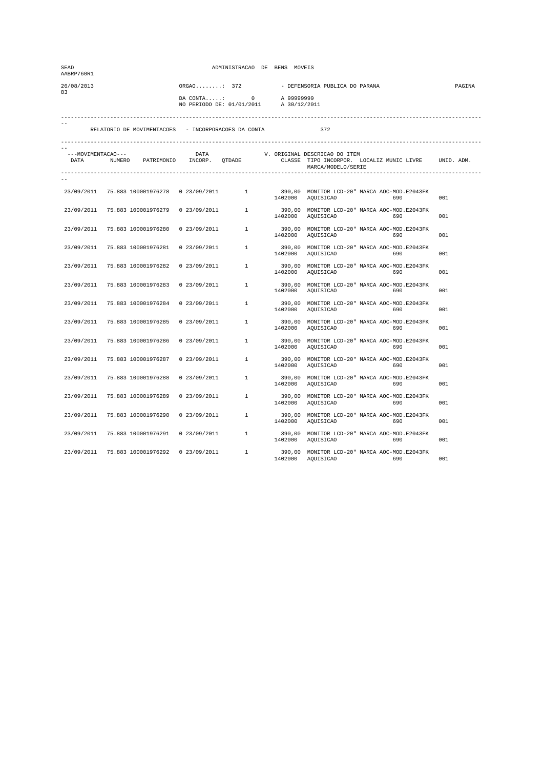SEAD
AABRP760R1

ADMINISTRACAO DE BENS MOVEIS

26/08/2013 — ORGAO........: 372 - DEFENSORIA PUBLICA DO PARANA

DA CONTA.....: 0 A 99999999
NO PERIODO DE: 01/01/2011 A 30/12/2011

RELATORIO DE MOVIMENTACOES - INCORPORACOES DA CONTA 372

| ---MOVIMENTACAO--- DATA | NUMERO | PATRIMONIO | DATA INCORP. | QTDADE | V. ORIGINAL CLASSE | DESCRICAO DO ITEM TIPO INCORPOR. MARCA/MODELO/SERIE | LOCALIZ | MUNIC | LIVRE | UNID. ADM. |
|---|---|---|---|---|---|---|---|---|---|---|
| 23/09/2011 | 75.883 | 100001976278 | 0 23/09/2011 | 1 | 390,00 1402000 | MONITOR LCD-20" MARCA AOC-MOD.E2043FK AQUISICAO | | 690 | | 001 |
| 23/09/2011 | 75.883 | 100001976279 | 0 23/09/2011 | 1 | 390,00 1402000 | MONITOR LCD-20" MARCA AOC-MOD.E2043FK AQUISICAO | | 690 | | 001 |
| 23/09/2011 | 75.883 | 100001976280 | 0 23/09/2011 | 1 | 390,00 1402000 | MONITOR LCD-20" MARCA AOC-MOD.E2043FK AQUISICAO | | 690 | | 001 |
| 23/09/2011 | 75.883 | 100001976281 | 0 23/09/2011 | 1 | 390,00 1402000 | MONITOR LCD-20" MARCA AOC-MOD.E2043FK AQUISICAO | | 690 | | 001 |
| 23/09/2011 | 75.883 | 100001976282 | 0 23/09/2011 | 1 | 390,00 1402000 | MONITOR LCD-20" MARCA AOC-MOD.E2043FK AQUISICAO | | 690 | | 001 |
| 23/09/2011 | 75.883 | 100001976283 | 0 23/09/2011 | 1 | 390,00 1402000 | MONITOR LCD-20" MARCA AOC-MOD.E2043FK AQUISICAO | | 690 | | 001 |
| 23/09/2011 | 75.883 | 100001976284 | 0 23/09/2011 | 1 | 390,00 1402000 | MONITOR LCD-20" MARCA AOC-MOD.E2043FK AQUISICAO | | 690 | | 001 |
| 23/09/2011 | 75.883 | 100001976285 | 0 23/09/2011 | 1 | 390,00 1402000 | MONITOR LCD-20" MARCA AOC-MOD.E2043FK AQUISICAO | | 690 | | 001 |
| 23/09/2011 | 75.883 | 100001976286 | 0 23/09/2011 | 1 | 390,00 1402000 | MONITOR LCD-20" MARCA AOC-MOD.E2043FK AQUISICAO | | 690 | | 001 |
| 23/09/2011 | 75.883 | 100001976287 | 0 23/09/2011 | 1 | 390,00 1402000 | MONITOR LCD-20" MARCA AOC-MOD.E2043FK AQUISICAO | | 690 | | 001 |
| 23/09/2011 | 75.883 | 100001976288 | 0 23/09/2011 | 1 | 390,00 1402000 | MONITOR LCD-20" MARCA AOC-MOD.E2043FK AQUISICAO | | 690 | | 001 |
| 23/09/2011 | 75.883 | 100001976289 | 0 23/09/2011 | 1 | 390,00 1402000 | MONITOR LCD-20" MARCA AOC-MOD.E2043FK AQUISICAO | | 690 | | 001 |
| 23/09/2011 | 75.883 | 100001976290 | 0 23/09/2011 | 1 | 390,00 1402000 | MONITOR LCD-20" MARCA AOC-MOD.E2043FK AQUISICAO | | 690 | | 001 |
| 23/09/2011 | 75.883 | 100001976291 | 0 23/09/2011 | 1 | 390,00 1402000 | MONITOR LCD-20" MARCA AOC-MOD.E2043FK AQUISICAO | | 690 | | 001 |
| 23/09/2011 | 75.883 | 100001976292 | 0 23/09/2011 | 1 | 390,00 1402000 | MONITOR LCD-20" MARCA AOC-MOD.E2043FK AQUISICAO | | 690 | | 001 |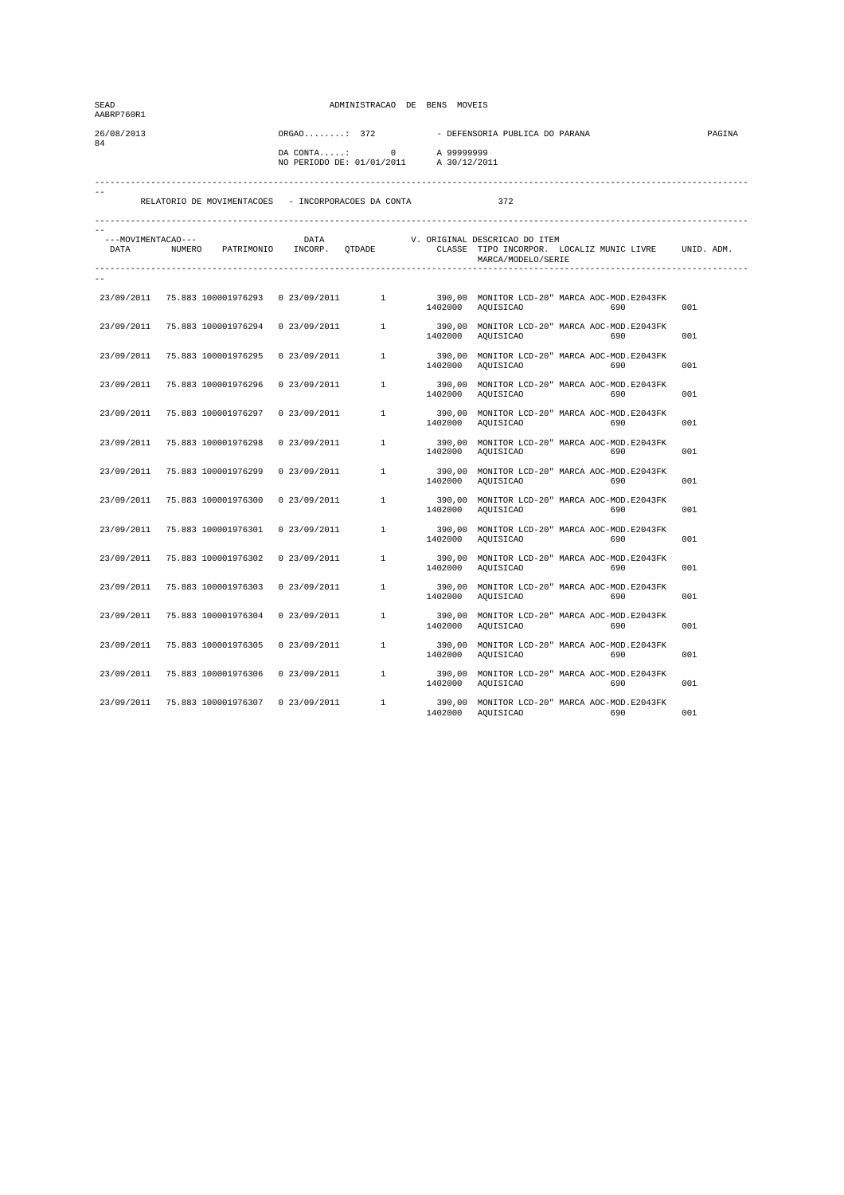SEAD
AABRP760R1

ADMINISTRACAO DE BENS MOVEIS

26/08/2013 ORGAO........: 372 - DEFENSORIA PUBLICA DO PARANA PAGINA 84

DA CONTA.....: 0 A 99999999
NO PERIODO DE: 01/01/2011 A 30/12/2011

RELATORIO DE MOVIMENTACOES - INCORPORACOES DA CONTA 372

| ---MOVIMENTACAO--- DATA | NUMERO | PATRIMONIO | DATA INCORP. | QTDADE | V. ORIGINAL CLASSE | DESCRICAO DO ITEM TIPO INCORPOR. MARCA/MODELO/SERIE | LOCALIZ MUNIC LIVRE | UNID. ADM. |
|---|---|---|---|---|---|---|---|---|
| 23/09/2011 | 75.883 | 100001976293 | 0 23/09/2011 | 1 | 390,00 1402000 | MONITOR LCD-20" MARCA AOC-MOD.E2043FK AQUISICAO | 690 | 001 |
| 23/09/2011 | 75.883 | 100001976294 | 0 23/09/2011 | 1 | 390,00 1402000 | MONITOR LCD-20" MARCA AOC-MOD.E2043FK AQUISICAO | 690 | 001 |
| 23/09/2011 | 75.883 | 100001976295 | 0 23/09/2011 | 1 | 390,00 1402000 | MONITOR LCD-20" MARCA AOC-MOD.E2043FK AQUISICAO | 690 | 001 |
| 23/09/2011 | 75.883 | 100001976296 | 0 23/09/2011 | 1 | 390,00 1402000 | MONITOR LCD-20" MARCA AOC-MOD.E2043FK AQUISICAO | 690 | 001 |
| 23/09/2011 | 75.883 | 100001976297 | 0 23/09/2011 | 1 | 390,00 1402000 | MONITOR LCD-20" MARCA AOC-MOD.E2043FK AQUISICAO | 690 | 001 |
| 23/09/2011 | 75.883 | 100001976298 | 0 23/09/2011 | 1 | 390,00 1402000 | MONITOR LCD-20" MARCA AOC-MOD.E2043FK AQUISICAO | 690 | 001 |
| 23/09/2011 | 75.883 | 100001976299 | 0 23/09/2011 | 1 | 390,00 1402000 | MONITOR LCD-20" MARCA AOC-MOD.E2043FK AQUISICAO | 690 | 001 |
| 23/09/2011 | 75.883 | 100001976300 | 0 23/09/2011 | 1 | 390,00 1402000 | MONITOR LCD-20" MARCA AOC-MOD.E2043FK AQUISICAO | 690 | 001 |
| 23/09/2011 | 75.883 | 100001976301 | 0 23/09/2011 | 1 | 390,00 1402000 | MONITOR LCD-20" MARCA AOC-MOD.E2043FK AQUISICAO | 690 | 001 |
| 23/09/2011 | 75.883 | 100001976302 | 0 23/09/2011 | 1 | 390,00 1402000 | MONITOR LCD-20" MARCA AOC-MOD.E2043FK AQUISICAO | 690 | 001 |
| 23/09/2011 | 75.883 | 100001976303 | 0 23/09/2011 | 1 | 390,00 1402000 | MONITOR LCD-20" MARCA AOC-MOD.E2043FK AQUISICAO | 690 | 001 |
| 23/09/2011 | 75.883 | 100001976304 | 0 23/09/2011 | 1 | 390,00 1402000 | MONITOR LCD-20" MARCA AOC-MOD.E2043FK AQUISICAO | 690 | 001 |
| 23/09/2011 | 75.883 | 100001976305 | 0 23/09/2011 | 1 | 390,00 1402000 | MONITOR LCD-20" MARCA AOC-MOD.E2043FK AQUISICAO | 690 | 001 |
| 23/09/2011 | 75.883 | 100001976306 | 0 23/09/2011 | 1 | 390,00 1402000 | MONITOR LCD-20" MARCA AOC-MOD.E2043FK AQUISICAO | 690 | 001 |
| 23/09/2011 | 75.883 | 100001976307 | 0 23/09/2011 | 1 | 390,00 1402000 | MONITOR LCD-20" MARCA AOC-MOD.E2043FK AQUISICAO | 690 | 001 |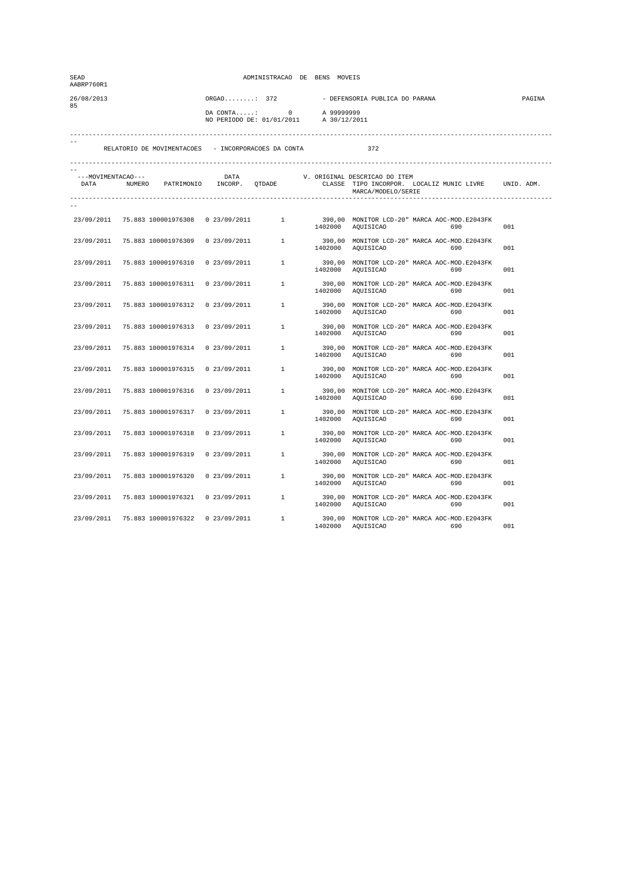SEAD
AABRP760R1

ADMINISTRACAO DE BENS MOVEIS

26/08/2013 ORGAO........: 372 - DEFENSORIA PUBLICA DO PARANA

DA CONTA.....: 0 A 99999999
NO PERIODO DE: 01/01/2011 A 30/12/2011

RELATORIO DE MOVIMENTACOES - INCORPORACOES DA CONTA 372

| ---MOVIMENTACAO--- DATA | NUMERO | PATRIMONIO | DATA INCORP. | QTDADE | V. ORIGINAL CLASSE | DESCRICAO DO ITEM TIPO INCORPOR. MARCA/MODELO/SERIE | LOCALIZ MUNIC | LIVRE | UNID. ADM. |
|---|---|---|---|---|---|---|---|---|---|
| 23/09/2011 | 75.883 | 100001976308 | 0 23/09/2011 | 1 | 390,00 1402000 | MONITOR LCD-20" MARCA AOC-MOD.E2043FK AQUISICAO | 690 | | 001 |
| 23/09/2011 | 75.883 | 100001976309 | 0 23/09/2011 | 1 | 390,00 1402000 | MONITOR LCD-20" MARCA AOC-MOD.E2043FK AQUISICAO | 690 | | 001 |
| 23/09/2011 | 75.883 | 100001976310 | 0 23/09/2011 | 1 | 390,00 1402000 | MONITOR LCD-20" MARCA AOC-MOD.E2043FK AQUISICAO | 690 | | 001 |
| 23/09/2011 | 75.883 | 100001976311 | 0 23/09/2011 | 1 | 390,00 1402000 | MONITOR LCD-20" MARCA AOC-MOD.E2043FK AQUISICAO | 690 | | 001 |
| 23/09/2011 | 75.883 | 100001976312 | 0 23/09/2011 | 1 | 390,00 1402000 | MONITOR LCD-20" MARCA AOC-MOD.E2043FK AQUISICAO | 690 | | 001 |
| 23/09/2011 | 75.883 | 100001976313 | 0 23/09/2011 | 1 | 390,00 1402000 | MONITOR LCD-20" MARCA AOC-MOD.E2043FK AQUISICAO | 690 | | 001 |
| 23/09/2011 | 75.883 | 100001976314 | 0 23/09/2011 | 1 | 390,00 1402000 | MONITOR LCD-20" MARCA AOC-MOD.E2043FK AQUISICAO | 690 | | 001 |
| 23/09/2011 | 75.883 | 100001976315 | 0 23/09/2011 | 1 | 390,00 1402000 | MONITOR LCD-20" MARCA AOC-MOD.E2043FK AQUISICAO | 690 | | 001 |
| 23/09/2011 | 75.883 | 100001976316 | 0 23/09/2011 | 1 | 390,00 1402000 | MONITOR LCD-20" MARCA AOC-MOD.E2043FK AQUISICAO | 690 | | 001 |
| 23/09/2011 | 75.883 | 100001976317 | 0 23/09/2011 | 1 | 390,00 1402000 | MONITOR LCD-20" MARCA AOC-MOD.E2043FK AQUISICAO | 690 | | 001 |
| 23/09/2011 | 75.883 | 100001976318 | 0 23/09/2011 | 1 | 390,00 1402000 | MONITOR LCD-20" MARCA AOC-MOD.E2043FK AQUISICAO | 690 | | 001 |
| 23/09/2011 | 75.883 | 100001976319 | 0 23/09/2011 | 1 | 390,00 1402000 | MONITOR LCD-20" MARCA AOC-MOD.E2043FK AQUISICAO | 690 | | 001 |
| 23/09/2011 | 75.883 | 100001976320 | 0 23/09/2011 | 1 | 390,00 1402000 | MONITOR LCD-20" MARCA AOC-MOD.E2043FK AQUISICAO | 690 | | 001 |
| 23/09/2011 | 75.883 | 100001976321 | 0 23/09/2011 | 1 | 390,00 1402000 | MONITOR LCD-20" MARCA AOC-MOD.E2043FK AQUISICAO | 690 | | 001 |
| 23/09/2011 | 75.883 | 100001976322 | 0 23/09/2011 | 1 | 390,00 1402000 | MONITOR LCD-20" MARCA AOC-MOD.E2043FK AQUISICAO | 690 | | 001 |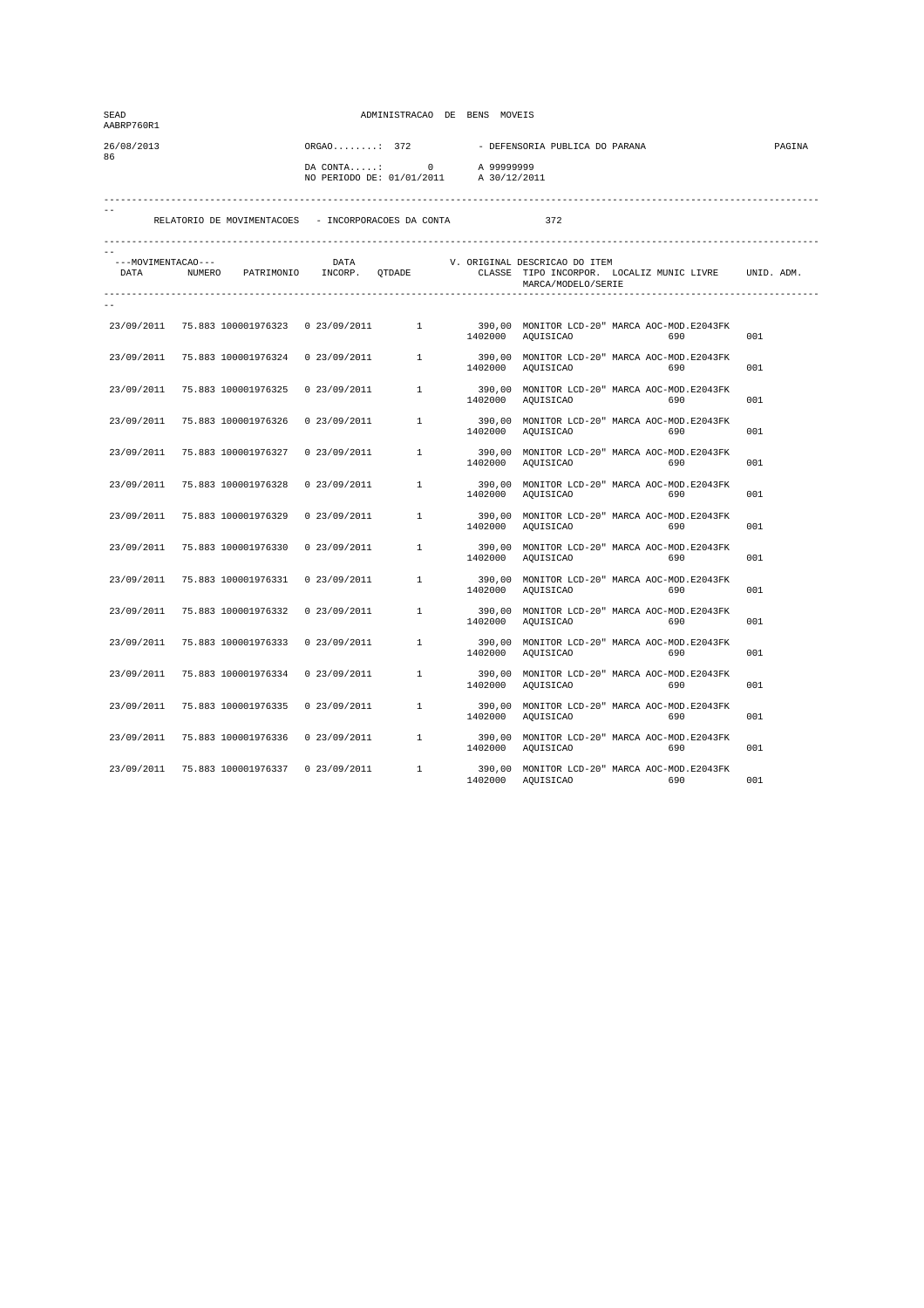SEAD
AABRP760R1

ADMINISTRACAO DE BENS MOVEIS

26/08/2013 ORGAO........: 372 - DEFENSORIA PUBLICA DO PARANA PAGINA 86

DA CONTA.....: 0 A 99999999
NO PERIODO DE: 01/01/2011 A 30/12/2011

RELATORIO DE MOVIMENTACOES - INCORPORACOES DA CONTA 372

| ---MOVIMENTACAO--- DATA | NUMERO | PATRIMONIO | DATA INCORP. | QTDADE | V. ORIGINAL CLASSE | DESCRICAO DO ITEM TIPO INCORPOR. MARCA/MODELO/SERIE | LOCALIZ MUNIC LIVRE | UNID. ADM. |
|---|---|---|---|---|---|---|---|---|
| 23/09/2011 | 75.883 | 100001976323 | 0 23/09/2011 | 1 | 390,00 1402000 | MONITOR LCD-20" MARCA AOC-MOD.E2043FK AQUISICAO | 690 | 001 |
| 23/09/2011 | 75.883 | 100001976324 | 0 23/09/2011 | 1 | 390,00 1402000 | MONITOR LCD-20" MARCA AOC-MOD.E2043FK AQUISICAO | 690 | 001 |
| 23/09/2011 | 75.883 | 100001976325 | 0 23/09/2011 | 1 | 390,00 1402000 | MONITOR LCD-20" MARCA AOC-MOD.E2043FK AQUISICAO | 690 | 001 |
| 23/09/2011 | 75.883 | 100001976326 | 0 23/09/2011 | 1 | 390,00 1402000 | MONITOR LCD-20" MARCA AOC-MOD.E2043FK AQUISICAO | 690 | 001 |
| 23/09/2011 | 75.883 | 100001976327 | 0 23/09/2011 | 1 | 390,00 1402000 | MONITOR LCD-20" MARCA AOC-MOD.E2043FK AQUISICAO | 690 | 001 |
| 23/09/2011 | 75.883 | 100001976328 | 0 23/09/2011 | 1 | 390,00 1402000 | MONITOR LCD-20" MARCA AOC-MOD.E2043FK AQUISICAO | 690 | 001 |
| 23/09/2011 | 75.883 | 100001976329 | 0 23/09/2011 | 1 | 390,00 1402000 | MONITOR LCD-20" MARCA AOC-MOD.E2043FK AQUISICAO | 690 | 001 |
| 23/09/2011 | 75.883 | 100001976330 | 0 23/09/2011 | 1 | 390,00 1402000 | MONITOR LCD-20" MARCA AOC-MOD.E2043FK AQUISICAO | 690 | 001 |
| 23/09/2011 | 75.883 | 100001976331 | 0 23/09/2011 | 1 | 390,00 1402000 | MONITOR LCD-20" MARCA AOC-MOD.E2043FK AQUISICAO | 690 | 001 |
| 23/09/2011 | 75.883 | 100001976332 | 0 23/09/2011 | 1 | 390,00 1402000 | MONITOR LCD-20" MARCA AOC-MOD.E2043FK AQUISICAO | 690 | 001 |
| 23/09/2011 | 75.883 | 100001976333 | 0 23/09/2011 | 1 | 390,00 1402000 | MONITOR LCD-20" MARCA AOC-MOD.E2043FK AQUISICAO | 690 | 001 |
| 23/09/2011 | 75.883 | 100001976334 | 0 23/09/2011 | 1 | 390,00 1402000 | MONITOR LCD-20" MARCA AOC-MOD.E2043FK AQUISICAO | 690 | 001 |
| 23/09/2011 | 75.883 | 100001976335 | 0 23/09/2011 | 1 | 390,00 1402000 | MONITOR LCD-20" MARCA AOC-MOD.E2043FK AQUISICAO | 690 | 001 |
| 23/09/2011 | 75.883 | 100001976336 | 0 23/09/2011 | 1 | 390,00 1402000 | MONITOR LCD-20" MARCA AOC-MOD.E2043FK AQUISICAO | 690 | 001 |
| 23/09/2011 | 75.883 | 100001976337 | 0 23/09/2011 | 1 | 390,00 1402000 | MONITOR LCD-20" MARCA AOC-MOD.E2043FK AQUISICAO | 690 | 001 |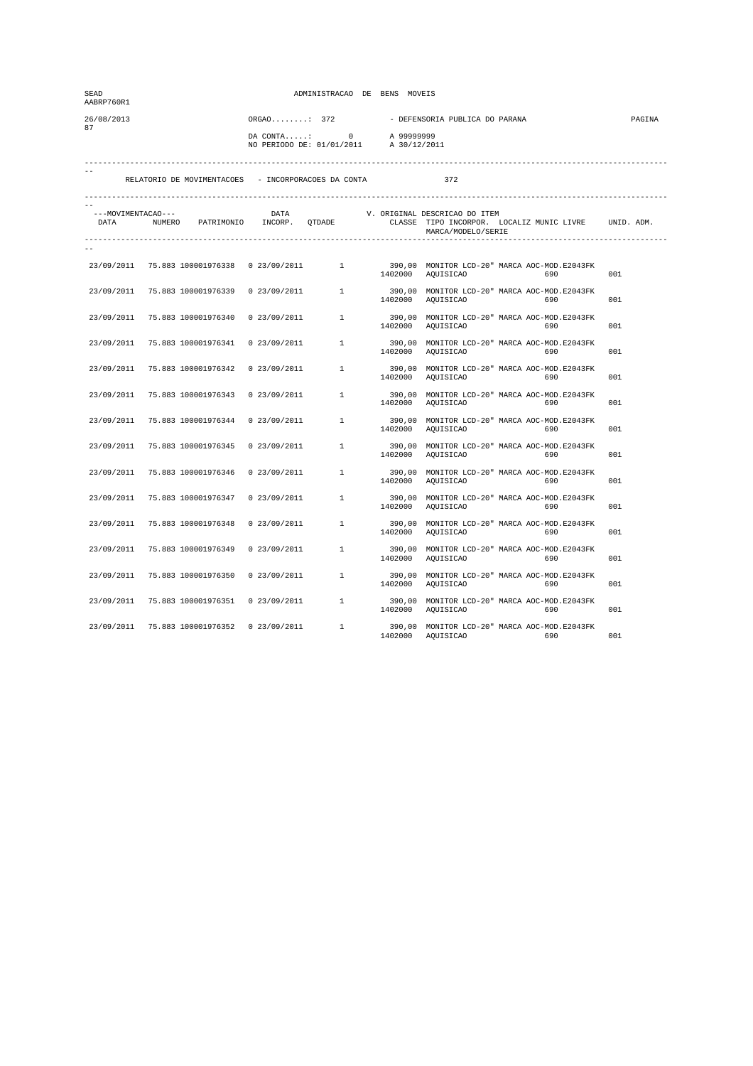SEAD
AABRP760R1

ADMINISTRACAO DE BENS MOVEIS

26/08/2013

ORGAO........: 372 - DEFENSORIA PUBLICA DO PARANA

DA CONTA.....: 0 A 99999999
NO PERIODO DE: 01/01/2011 A 30/12/2011

RELATORIO DE MOVIMENTACOES - INCORPORACOES DA CONTA 372

| ---MOVIMENTACAO--- DATA | NUMERO | PATRIMONIO | DATA INCORP. | QTDADE | V. ORIGINAL CLASSE | DESCRICAO DO ITEM TIPO INCORPOR. MARCA/MODELO/SERIE | LOCALIZ MUNIC | LIVRE | UNID. ADM. |
|---|---|---|---|---|---|---|---|---|---|
| 23/09/2011 | 75.883 | 100001976338 | 0 23/09/2011 | 1 | 390,00 1402000 | MONITOR LCD-20" MARCA AOC-MOD.E2043FK AQUISICAO | 690 | | 001 |
| 23/09/2011 | 75.883 | 100001976339 | 0 23/09/2011 | 1 | 390,00 1402000 | MONITOR LCD-20" MARCA AOC-MOD.E2043FK AQUISICAO | 690 | | 001 |
| 23/09/2011 | 75.883 | 100001976340 | 0 23/09/2011 | 1 | 390,00 1402000 | MONITOR LCD-20" MARCA AOC-MOD.E2043FK AQUISICAO | 690 | | 001 |
| 23/09/2011 | 75.883 | 100001976341 | 0 23/09/2011 | 1 | 390,00 1402000 | MONITOR LCD-20" MARCA AOC-MOD.E2043FK AQUISICAO | 690 | | 001 |
| 23/09/2011 | 75.883 | 100001976342 | 0 23/09/2011 | 1 | 390,00 1402000 | MONITOR LCD-20" MARCA AOC-MOD.E2043FK AQUISICAO | 690 | | 001 |
| 23/09/2011 | 75.883 | 100001976343 | 0 23/09/2011 | 1 | 390,00 1402000 | MONITOR LCD-20" MARCA AOC-MOD.E2043FK AQUISICAO | 690 | | 001 |
| 23/09/2011 | 75.883 | 100001976344 | 0 23/09/2011 | 1 | 390,00 1402000 | MONITOR LCD-20" MARCA AOC-MOD.E2043FK AQUISICAO | 690 | | 001 |
| 23/09/2011 | 75.883 | 100001976345 | 0 23/09/2011 | 1 | 390,00 1402000 | MONITOR LCD-20" MARCA AOC-MOD.E2043FK AQUISICAO | 690 | | 001 |
| 23/09/2011 | 75.883 | 100001976346 | 0 23/09/2011 | 1 | 390,00 1402000 | MONITOR LCD-20" MARCA AOC-MOD.E2043FK AQUISICAO | 690 | | 001 |
| 23/09/2011 | 75.883 | 100001976347 | 0 23/09/2011 | 1 | 390,00 1402000 | MONITOR LCD-20" MARCA AOC-MOD.E2043FK AQUISICAO | 690 | | 001 |
| 23/09/2011 | 75.883 | 100001976348 | 0 23/09/2011 | 1 | 390,00 1402000 | MONITOR LCD-20" MARCA AOC-MOD.E2043FK AQUISICAO | 690 | | 001 |
| 23/09/2011 | 75.883 | 100001976349 | 0 23/09/2011 | 1 | 390,00 1402000 | MONITOR LCD-20" MARCA AOC-MOD.E2043FK AQUISICAO | 690 | | 001 |
| 23/09/2011 | 75.883 | 100001976350 | 0 23/09/2011 | 1 | 390,00 1402000 | MONITOR LCD-20" MARCA AOC-MOD.E2043FK AQUISICAO | 690 | | 001 |
| 23/09/2011 | 75.883 | 100001976351 | 0 23/09/2011 | 1 | 390,00 1402000 | MONITOR LCD-20" MARCA AOC-MOD.E2043FK AQUISICAO | 690 | | 001 |
| 23/09/2011 | 75.883 | 100001976352 | 0 23/09/2011 | 1 | 390,00 1402000 | MONITOR LCD-20" MARCA AOC-MOD.E2043FK AQUISICAO | 690 | | 001 |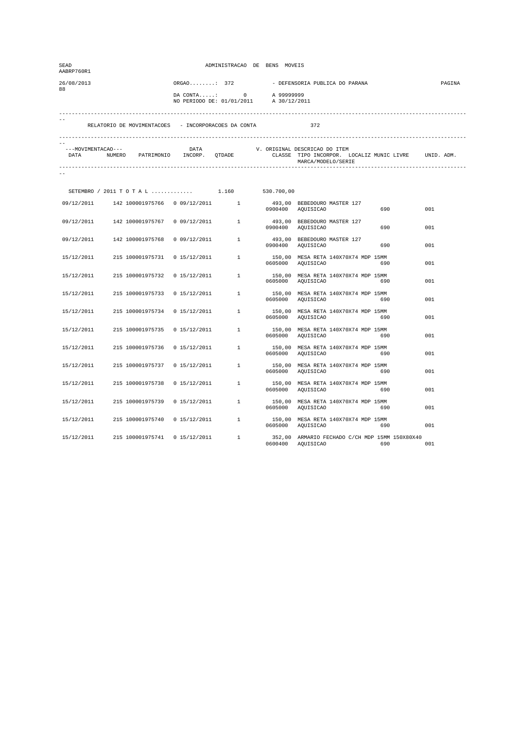SEAD
AABRP760R1

ADMINISTRACAO DE BENS MOVEIS

26/08/2013 ORGAO........: 372 - DEFENSORIA PUBLICA DO PARANA

DA CONTA.....: 0 A 99999999
NO PERIODO DE: 01/01/2011 A 30/12/2011

RELATORIO DE MOVIMENTACOES - INCORPORACOES DA CONTA 372

| ---MOVIMENTACAO--- DATA | NUMERO | PATRIMONIO | DATA INCORP. | QTDADE | V. ORIGINAL CLASSE | DESCRICAO DO ITEM TIPO INCORPOR. MARCA/MODELO/SERIE | LOCALIZ MUNIC | LIVRE | UNID. ADM. |
|---|---|---|---|---|---|---|---|---|---|
| SETEMBRO / 2011 T O T A L ............ | | | | 1.160 | 530.700,00 | | | | |
| 09/12/2011 | 142 | 100001975766 | 0 09/12/2011 | 1 | 493,00 0900400 | BEBEDOURO MASTER 127 AQUISICAO | 690 | | 001 |
| 09/12/2011 | 142 | 100001975767 | 0 09/12/2011 | 1 | 493,00 0900400 | BEBEDOURO MASTER 127 AQUISICAO | 690 | | 001 |
| 09/12/2011 | 142 | 100001975768 | 0 09/12/2011 | 1 | 493,00 0900400 | BEBEDOURO MASTER 127 AQUISICAO | 690 | | 001 |
| 15/12/2011 | 215 | 100001975731 | 0 15/12/2011 | 1 | 150,00 0605000 | MESA RETA 140X70X74 MDP 15MM AQUISICAO | 690 | | 001 |
| 15/12/2011 | 215 | 100001975732 | 0 15/12/2011 | 1 | 150,00 0605000 | MESA RETA 140X70X74 MDP 15MM AQUISICAO | 690 | | 001 |
| 15/12/2011 | 215 | 100001975733 | 0 15/12/2011 | 1 | 150,00 0605000 | MESA RETA 140X70X74 MDP 15MM AQUISICAO | 690 | | 001 |
| 15/12/2011 | 215 | 100001975734 | 0 15/12/2011 | 1 | 150,00 0605000 | MESA RETA 140X70X74 MDP 15MM AQUISICAO | 690 | | 001 |
| 15/12/2011 | 215 | 100001975735 | 0 15/12/2011 | 1 | 150,00 0605000 | MESA RETA 140X70X74 MDP 15MM AQUISICAO | 690 | | 001 |
| 15/12/2011 | 215 | 100001975736 | 0 15/12/2011 | 1 | 150,00 0605000 | MESA RETA 140X70X74 MDP 15MM AQUISICAO | 690 | | 001 |
| 15/12/2011 | 215 | 100001975737 | 0 15/12/2011 | 1 | 150,00 0605000 | MESA RETA 140X70X74 MDP 15MM AQUISICAO | 690 | | 001 |
| 15/12/2011 | 215 | 100001975738 | 0 15/12/2011 | 1 | 150,00 0605000 | MESA RETA 140X70X74 MDP 15MM AQUISICAO | 690 | | 001 |
| 15/12/2011 | 215 | 100001975739 | 0 15/12/2011 | 1 | 150,00 0605000 | MESA RETA 140X70X74 MDP 15MM AQUISICAO | 690 | | 001 |
| 15/12/2011 | 215 | 100001975740 | 0 15/12/2011 | 1 | 150,00 0605000 | MESA RETA 140X70X74 MDP 15MM AQUISICAO | 690 | | 001 |
| 15/12/2011 | 215 | 100001975741 | 0 15/12/2011 | 1 | 352,00 0600400 | ARMARIO FECHADO C/CH MDP 15MM 150X80X40 AQUISICAO | 690 | | 001 |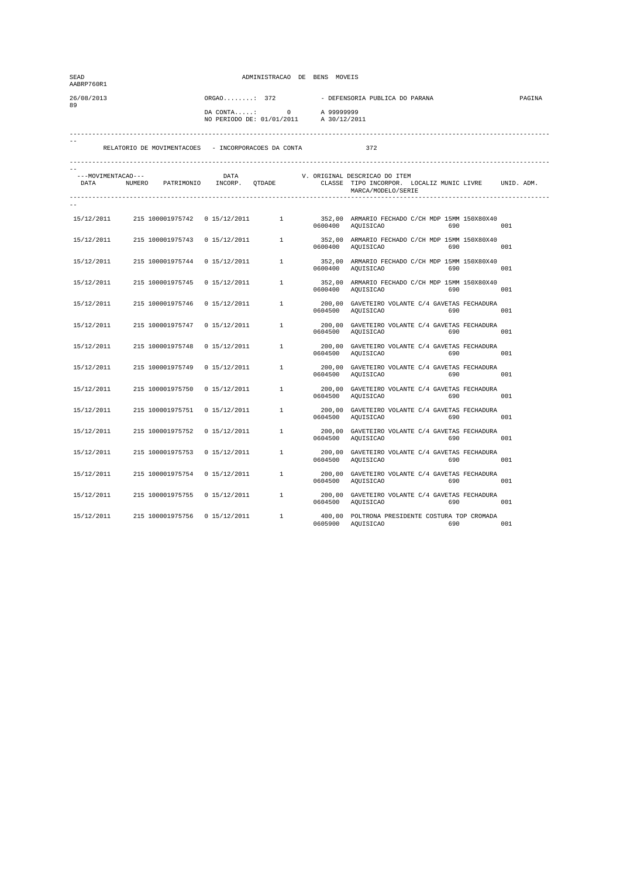SEAD
AABRP760R1

ADMINISTRACAO DE BENS MOVEIS

26/08/2013

ORGAO........: 372 - DEFENSORIA PUBLICA DO PARANA

DA CONTA.....: 0 A 99999999
NO PERIODO DE: 01/01/2011 A 30/12/2011

RELATORIO DE MOVIMENTACOES - INCORPORACOES DA CONTA 372

| ---MOVIMENTACAO--- DATA | NUMERO | PATRIMONIO | DATA INCORP. | QTDADE | V. ORIGINAL CLASSE | DESCRICAO DO ITEM TIPO INCORPOR. MARCA/MODELO/SERIE | LOCALIZ MUNIC | LIVRE | UNID. ADM. |
|---|---|---|---|---|---|---|---|---|---|
| 15/12/2011 | 215 | 100001975742 | 0 15/12/2011 | 1 | 352,00 0600400 | ARMARIO FECHADO C/CH MDP 15MM 150X80X40 AQUISICAO | 690 | | 001 |
| 15/12/2011 | 215 | 100001975743 | 0 15/12/2011 | 1 | 352,00 0600400 | ARMARIO FECHADO C/CH MDP 15MM 150X80X40 AQUISICAO | 690 | | 001 |
| 15/12/2011 | 215 | 100001975744 | 0 15/12/2011 | 1 | 352,00 0600400 | ARMARIO FECHADO C/CH MDP 15MM 150X80X40 AQUISICAO | 690 | | 001 |
| 15/12/2011 | 215 | 100001975745 | 0 15/12/2011 | 1 | 352,00 0600400 | ARMARIO FECHADO C/CH MDP 15MM 150X80X40 AQUISICAO | 690 | | 001 |
| 15/12/2011 | 215 | 100001975746 | 0 15/12/2011 | 1 | 200,00 0604500 | GAVETEIRO VOLANTE C/4 GAVETAS FECHADURA AQUISICAO | 690 | | 001 |
| 15/12/2011 | 215 | 100001975747 | 0 15/12/2011 | 1 | 200,00 0604500 | GAVETEIRO VOLANTE C/4 GAVETAS FECHADURA AQUISICAO | 690 | | 001 |
| 15/12/2011 | 215 | 100001975748 | 0 15/12/2011 | 1 | 200,00 0604500 | GAVETEIRO VOLANTE C/4 GAVETAS FECHADURA AQUISICAO | 690 | | 001 |
| 15/12/2011 | 215 | 100001975749 | 0 15/12/2011 | 1 | 200,00 0604500 | GAVETEIRO VOLANTE C/4 GAVETAS FECHADURA AQUISICAO | 690 | | 001 |
| 15/12/2011 | 215 | 100001975750 | 0 15/12/2011 | 1 | 200,00 0604500 | GAVETEIRO VOLANTE C/4 GAVETAS FECHADURA AQUISICAO | 690 | | 001 |
| 15/12/2011 | 215 | 100001975751 | 0 15/12/2011 | 1 | 200,00 0604500 | GAVETEIRO VOLANTE C/4 GAVETAS FECHADURA AQUISICAO | 690 | | 001 |
| 15/12/2011 | 215 | 100001975752 | 0 15/12/2011 | 1 | 200,00 0604500 | GAVETEIRO VOLANTE C/4 GAVETAS FECHADURA AQUISICAO | 690 | | 001 |
| 15/12/2011 | 215 | 100001975753 | 0 15/12/2011 | 1 | 200,00 0604500 | GAVETEIRO VOLANTE C/4 GAVETAS FECHADURA AQUISICAO | 690 | | 001 |
| 15/12/2011 | 215 | 100001975754 | 0 15/12/2011 | 1 | 200,00 0604500 | GAVETEIRO VOLANTE C/4 GAVETAS FECHADURA AQUISICAO | 690 | | 001 |
| 15/12/2011 | 215 | 100001975755 | 0 15/12/2011 | 1 | 200,00 0604500 | GAVETEIRO VOLANTE C/4 GAVETAS FECHADURA AQUISICAO | 690 | | 001 |
| 15/12/2011 | 215 | 100001975756 | 0 15/12/2011 | 1 | 400,00 0605900 | POLTRONA PRESIDENTE COSTURA TOP CROMADA AQUISICAO | 690 | | 001 |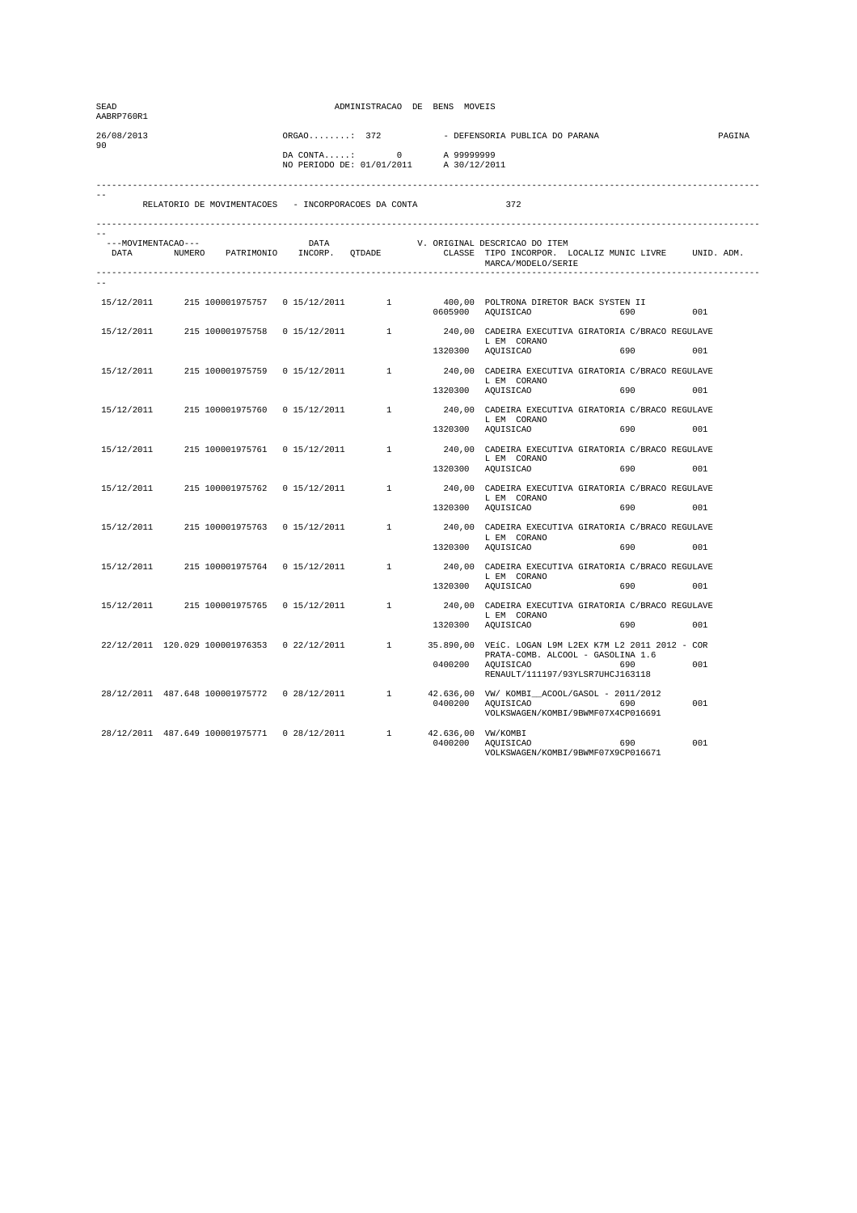SEAD
AABRP760R1

ADMINISTRACAO DE BENS MOVEIS

26/08/2013 ORGAO........: 372 - DEFENSORIA PUBLICA DO PARANA PAGINA 90

DA CONTA.....: 0 A 99999999
NO PERIODO DE: 01/01/2011 A 30/12/2011

RELATORIO DE MOVIMENTACOES - INCORPORACOES DA CONTA 372

| ---MOVIMENTACAO--- DATA | NUMERO | PATRIMONIO | DATA INCORP. | QTDADE | V. ORIGINAL / CLASSE | DESCRICAO DO ITEM / TIPO INCORPOR. / MARCA/MODELO/SERIE | LOCALIZ MUNIC LIVRE | UNID. ADM. |
|---|---|---|---|---|---|---|---|---|
| 15/12/2011 | 215 | 100001975757 | 0 15/12/2011 | 1 | 400,00 / 0605900 | POLTRONA DIRETOR BACK SYSTEN II / AQUISICAO | 690 | 001 |
| 15/12/2011 | 215 | 100001975758 | 0 15/12/2011 | 1 | 240,00 / 1320300 | CADEIRA EXECUTIVA GIRATORIA C/BRACO REGULAVE L EM CORANO / AQUISICAO | 690 | 001 |
| 15/12/2011 | 215 | 100001975759 | 0 15/12/2011 | 1 | 240,00 / 1320300 | CADEIRA EXECUTIVA GIRATORIA C/BRACO REGULAVE L EM CORANO / AQUISICAO | 690 | 001 |
| 15/12/2011 | 215 | 100001975760 | 0 15/12/2011 | 1 | 240,00 / 1320300 | CADEIRA EXECUTIVA GIRATORIA C/BRACO REGULAVE L EM CORANO / AQUISICAO | 690 | 001 |
| 15/12/2011 | 215 | 100001975761 | 0 15/12/2011 | 1 | 240,00 / 1320300 | CADEIRA EXECUTIVA GIRATORIA C/BRACO REGULAVE L EM CORANO / AQUISICAO | 690 | 001 |
| 15/12/2011 | 215 | 100001975762 | 0 15/12/2011 | 1 | 240,00 / 1320300 | CADEIRA EXECUTIVA GIRATORIA C/BRACO REGULAVE L EM CORANO / AQUISICAO | 690 | 001 |
| 15/12/2011 | 215 | 100001975763 | 0 15/12/2011 | 1 | 240,00 / 1320300 | CADEIRA EXECUTIVA GIRATORIA C/BRACO REGULAVE L EM CORANO / AQUISICAO | 690 | 001 |
| 15/12/2011 | 215 | 100001975764 | 0 15/12/2011 | 1 | 240,00 / 1320300 | CADEIRA EXECUTIVA GIRATORIA C/BRACO REGULAVE L EM CORANO / AQUISICAO | 690 | 001 |
| 15/12/2011 | 215 | 100001975765 | 0 15/12/2011 | 1 | 240,00 / 1320300 | CADEIRA EXECUTIVA GIRATORIA C/BRACO REGULAVE L EM CORANO / AQUISICAO | 690 | 001 |
| 22/12/2011 | 120.029 | 100001976353 | 0 22/12/2011 | 1 | 35.890,00 / 0400200 | VEIC. LOGAN L9M L2EX K7M L2 2011 2012 - COR PRATA-COMB. ALCOOL - GASOLINA 1.6 / AQUISICAO / RENAULT/111197/93YLSR7UHCJ163118 | 690 | 001 |
| 28/12/2011 | 487.648 | 100001975772 | 0 28/12/2011 | 1 | 42.636,00 / 0400200 | VW/ KOMBI__ACOOL/GASOL - 2011/2012 / AQUISICAO / VOLKSWAGEN/KOMBI/9BWMF07X4CP016691 | 690 | 001 |
| 28/12/2011 | 487.649 | 100001975771 | 0 28/12/2011 | 1 | 42.636,00 / 0400200 | VW/KOMBI / AQUISICAO / VOLKSWAGEN/KOMBI/9BWMF07X9CP016671 | 690 | 001 |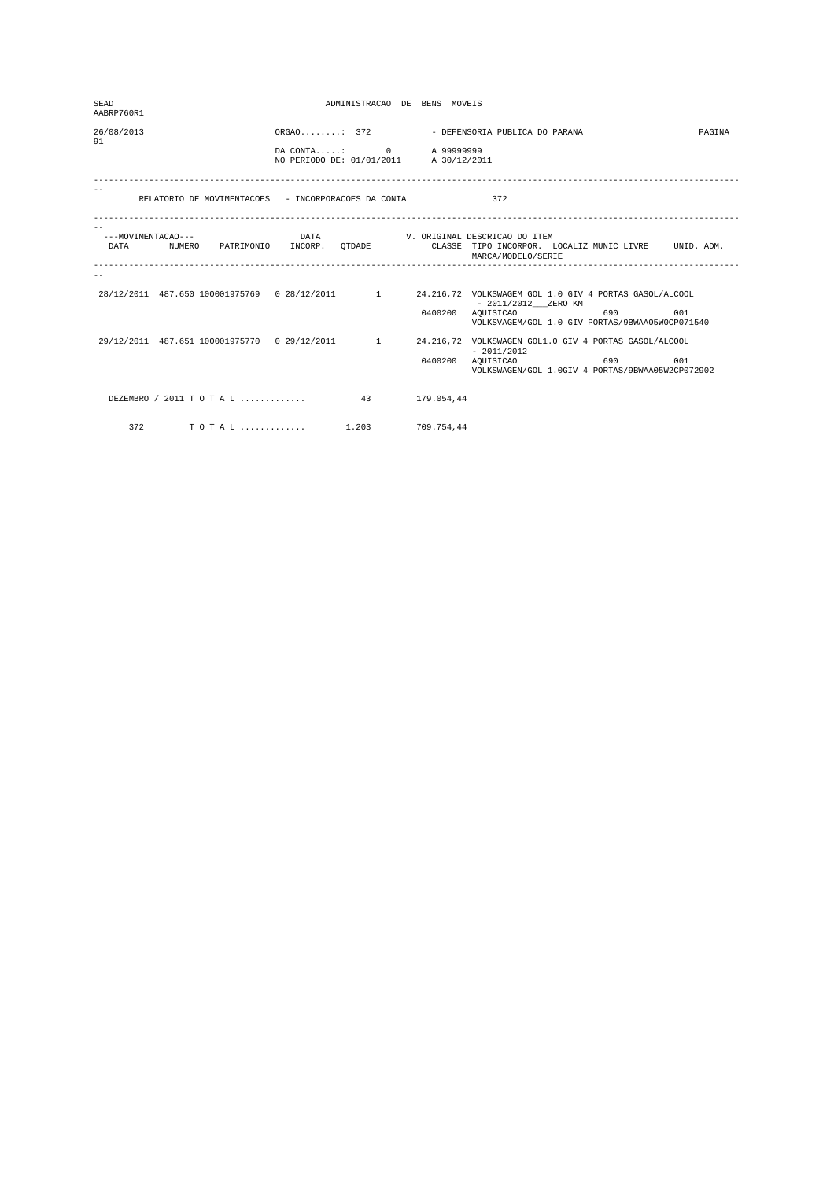SEAD ADMINISTRACAO DE BENS MOVEIS
AABRP760R1

ORGAO........: 372 - DEFENSORIA PUBLICA DO PARANA

DA CONTA.....: 0 A 99999999
NO PERIODO DE: 01/01/2011 A 30/12/2011

RELATORIO DE MOVIMENTACOES - INCORPORACOES DA CONTA 372

| ---MOVIMENTACAO--- DATA | NUMERO | PATRIMONIO | DATA INCORP. | QTDADE | V. ORIGINAL | CLASSE | DESCRICAO DO ITEM / TIPO INCORPOR. | LOCALIZ | MUNIC | LIVRE | UNID. ADM. |
|---|---|---|---|---|---|---|---|---|---|---|---|
| 28/12/2011 | 487.650 | 100001975769 | 0 28/12/2011 | 1 | 24.216,72 | 0400200 | VOLKSWAGEM GOL 1.0 GIV 4 PORTAS GASOL/ALCOOL - 2011/2012___ZERO KM<br>AQUISICAO<br>VOLKSVAGEM/GOL 1.0 GIV PORTAS/9BWAA05W0CP071540 | | 690 | | 001 |
| 29/12/2011 | 487.651 | 100001975770 | 0 29/12/2011 | 1 | 24.216,72 | 0400200 | VOLKSWAGEN GOL1.0 GIV 4 PORTAS GASOL/ALCOOL - 2011/2012<br>AQUISICAO<br>VOLKSWAGEN/GOL 1.0GIV 4 PORTAS/9BWAA05W2CP072902 | | 690 | | 001 |

DEZEMBRO / 2011 T O T A L ............. 43 179.054,44

372 T O T A L ............. 1.203 709.754,44